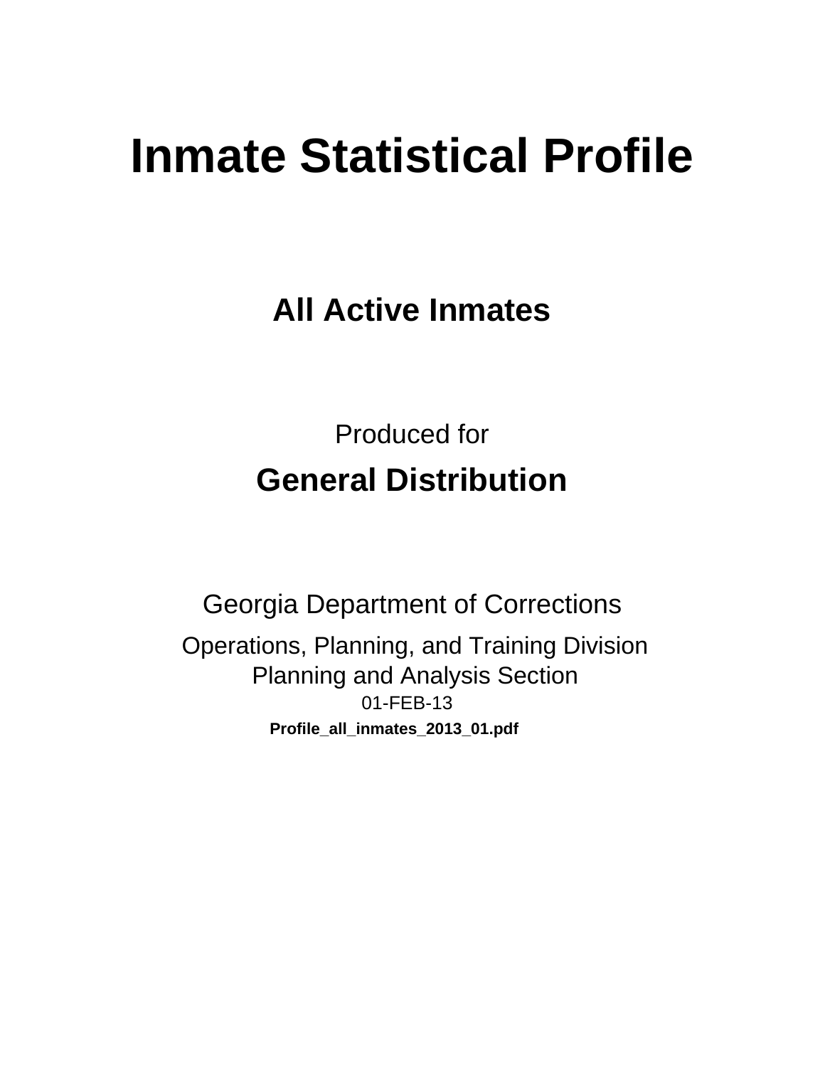# Inmate Statistical Profile

## All Active Inmates

Produced for

## General Distribution

Georgia Department of Corrections

Operations, Planning, and Training Division
Planning and Analysis Section
01-FEB-13

**Profile_all_inmates_2013_01.pdf**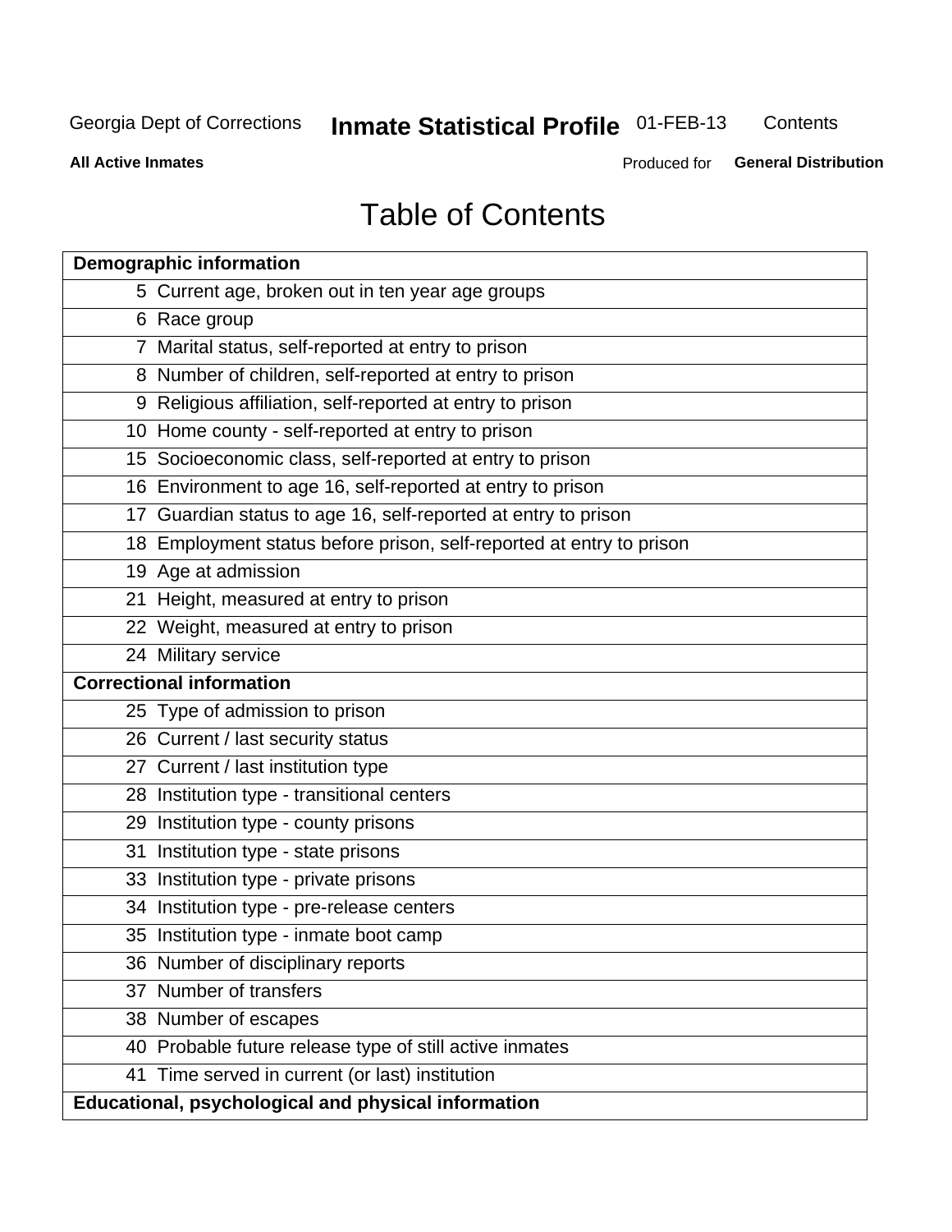Georgia Dept of Corrections **Inmate Statistical Profile** 01-FEB-13 Contents

**All Active Inmates** Produced for **General Distribution**

# Table of Contents

| | |
|---|---|
| **Demographic information** | |
| 5 | Current age, broken out in ten year age groups |
| 6 | Race group |
| 7 | Marital status, self-reported at entry to prison |
| 8 | Number of children, self-reported at entry to prison |
| 9 | Religious affiliation, self-reported at entry to prison |
| 10 | Home county - self-reported at entry to prison |
| 15 | Socioeconomic class, self-reported at entry to prison |
| 16 | Environment to age 16, self-reported at entry to prison |
| 17 | Guardian status to age 16, self-reported at entry to prison |
| 18 | Employment status before prison, self-reported at entry to prison |
| 19 | Age at admission |
| 21 | Height, measured at entry to prison |
| 22 | Weight, measured at entry to prison |
| 24 | Military service |
| **Correctional information** | |
| 25 | Type of admission to prison |
| 26 | Current / last security status |
| 27 | Current / last institution type |
| 28 | Institution type - transitional centers |
| 29 | Institution type - county prisons |
| 31 | Institution type - state prisons |
| 33 | Institution type - private prisons |
| 34 | Institution type - pre-release centers |
| 35 | Institution type - inmate boot camp |
| 36 | Number of disciplinary reports |
| 37 | Number of transfers |
| 38 | Number of escapes |
| 40 | Probable future release type of still active inmates |
| 41 | Time served in current (or last) institution |
| **Educational, psychological and physical information** | |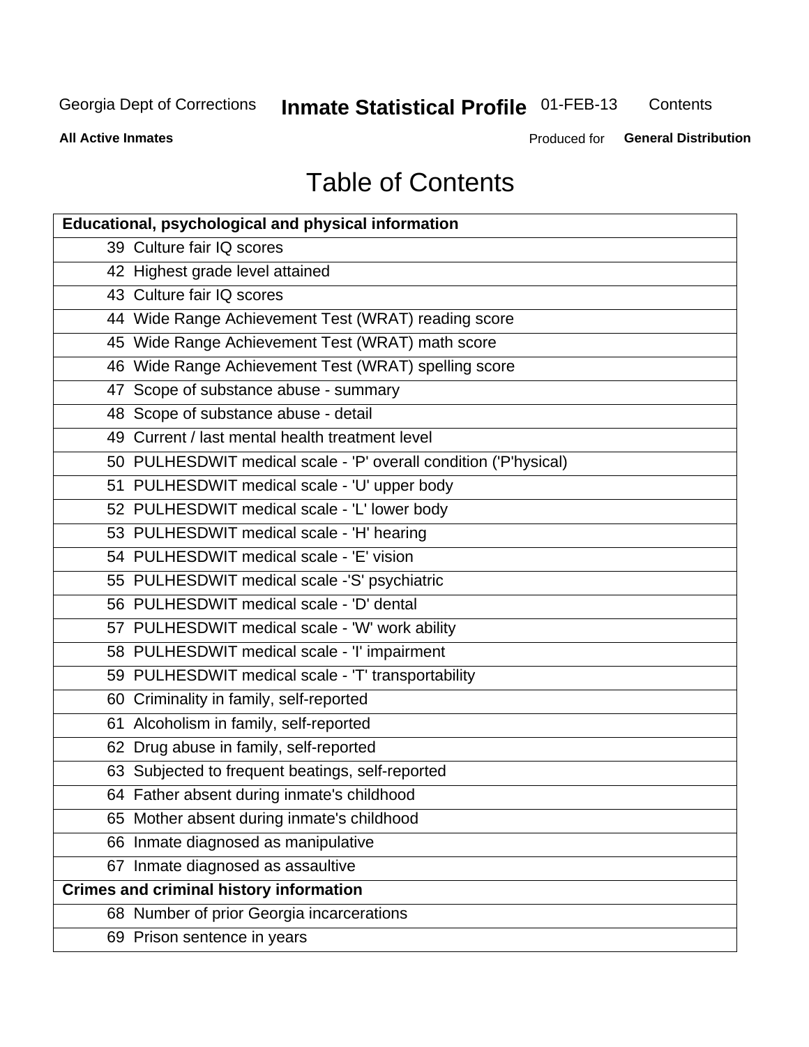# Table of Contents

| | |
|---|---|
| **Educational, psychological and physical information** | |
| 39 | Culture fair IQ scores |
| 42 | Highest grade level attained |
| 43 | Culture fair IQ scores |
| 44 | Wide Range Achievement Test (WRAT) reading score |
| 45 | Wide Range Achievement Test (WRAT) math score |
| 46 | Wide Range Achievement Test (WRAT) spelling score |
| 47 | Scope of substance abuse - summary |
| 48 | Scope of substance abuse - detail |
| 49 | Current / last mental health treatment level |
| 50 | PULHESDWIT medical scale - 'P' overall condition ('P'hysical) |
| 51 | PULHESDWIT medical scale - 'U' upper body |
| 52 | PULHESDWIT medical scale - 'L' lower body |
| 53 | PULHESDWIT medical scale - 'H' hearing |
| 54 | PULHESDWIT medical scale - 'E' vision |
| 55 | PULHESDWIT medical scale -'S' psychiatric |
| 56 | PULHESDWIT medical scale - 'D' dental |
| 57 | PULHESDWIT medical scale - 'W' work ability |
| 58 | PULHESDWIT medical scale - 'I' impairment |
| 59 | PULHESDWIT medical scale - 'T' transportability |
| 60 | Criminality in family, self-reported |
| 61 | Alcoholism in family, self-reported |
| 62 | Drug abuse in family, self-reported |
| 63 | Subjected to frequent beatings, self-reported |
| 64 | Father absent during inmate's childhood |
| 65 | Mother absent during inmate's childhood |
| 66 | Inmate diagnosed as manipulative |
| 67 | Inmate diagnosed as assaultive |
| **Crimes and criminal history information** | |
| 68 | Number of prior Georgia incarcerations |
| 69 | Prison sentence in years |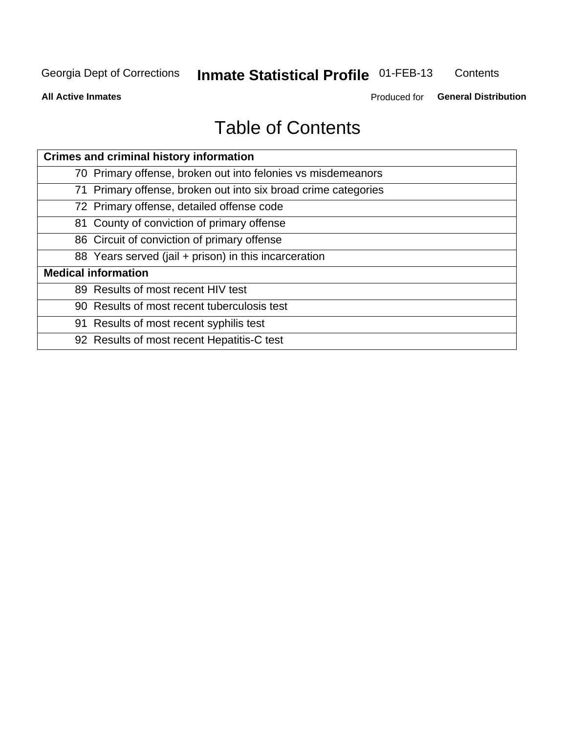# Table of Contents

| | |
|---|---|
| **Crimes and criminal history information** | |
| 70 | Primary offense, broken out into felonies vs misdemeanors |
| 71 | Primary offense, broken out into six broad crime categories |
| 72 | Primary offense, detailed offense code |
| 81 | County of conviction of primary offense |
| 86 | Circuit of conviction of primary offense |
| 88 | Years served (jail + prison) in this incarceration |
| **Medical information** | |
| 89 | Results of most recent HIV test |
| 90 | Results of most recent tuberculosis test |
| 91 | Results of most recent syphilis test |
| 92 | Results of most recent Hepatitis-C test |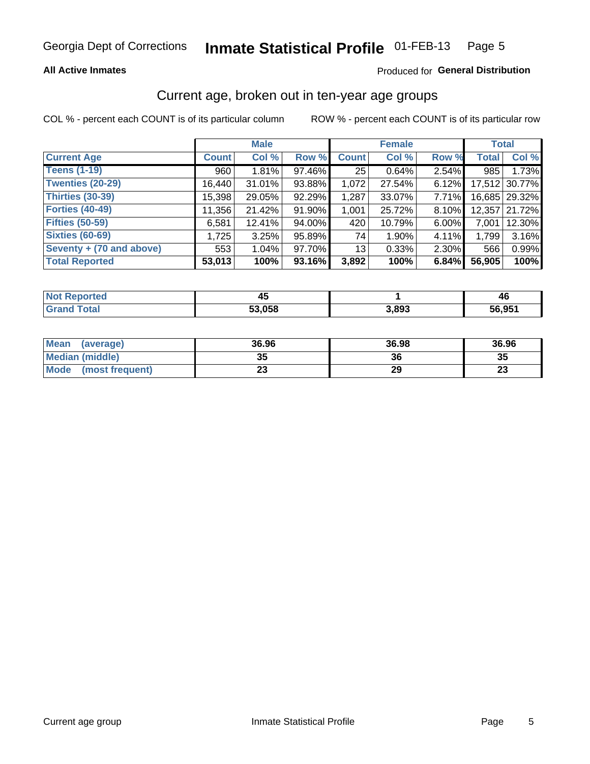Georgia Dept of Corrections **Inmate Statistical Profile** 01-FEB-13

**All Active Inmates**

Produced for **General Distribution**

## Current age, broken out in ten-year age groups

COL % - percent each COUNT is of its particular column ROW % - percent each COUNT is of its particular row

| | Male | | | Female | | | Total | |
|---|---|---|---|---|---|---|---|---|
| **Current Age** | **Count** | **Col %** | **Row %** | **Count** | **Col %** | **Row %** | **Total** | **Col %** |
| **Teens (1-19)** | 960 | 1.81% | 97.46% | 25 | 0.64% | 2.54% | 985 | 1.73% |
| **Twenties (20-29)** | 16,440 | 31.01% | 93.88% | 1,072 | 27.54% | 6.12% | 17,512 | 30.77% |
| **Thirties (30-39)** | 15,398 | 29.05% | 92.29% | 1,287 | 33.07% | 7.71% | 16,685 | 29.32% |
| **Forties (40-49)** | 11,356 | 21.42% | 91.90% | 1,001 | 25.72% | 8.10% | 12,357 | 21.72% |
| **Fifties (50-59)** | 6,581 | 12.41% | 94.00% | 420 | 10.79% | 6.00% | 7,001 | 12.30% |
| **Sixties (60-69)** | 1,725 | 3.25% | 95.89% | 74 | 1.90% | 4.11% | 1,799 | 3.16% |
| **Seventy + (70 and above)** | 553 | 1.04% | 97.70% | 13 | 0.33% | 2.30% | 566 | 0.99% |
| **Total Reported** | **53,013** | **100%** | **93.16%** | **3,892** | **100%** | **6.84%** | **56,905** | **100%** |

| | | | |
|---|---|---|---|
| **Not Reported** | **45** | **1** | **46** |
| **Grand Total** | **53,058** | **3,893** | **56,951** |

| | | | |
|---|---|---|---|
| **Mean (average)** | **36.96** | **36.98** | **36.96** |
| **Median (middle)** | **35** | **36** | **35** |
| **Mode (most frequent)** | **23** | **29** | **23** |

Current age group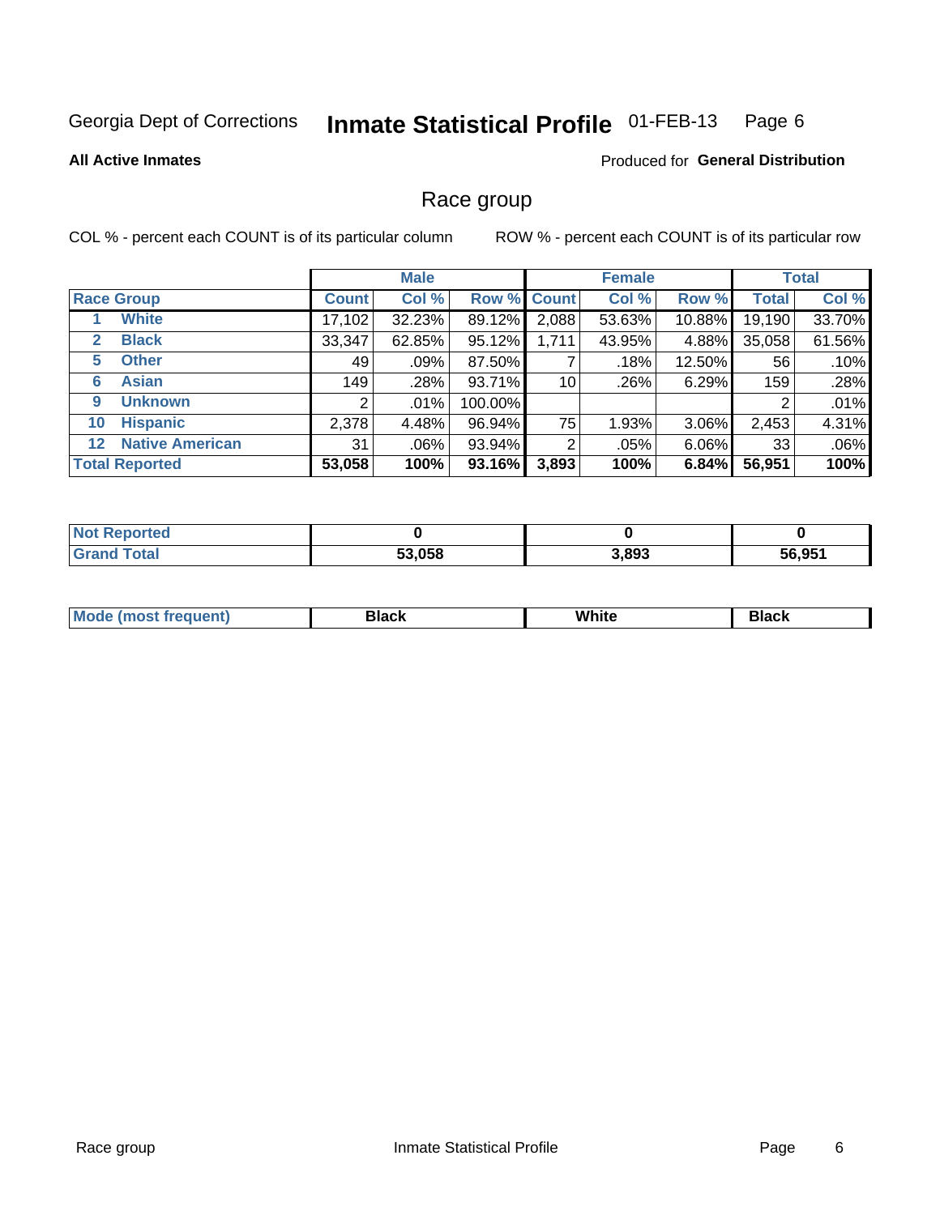Georgia Dept of Corrections **Inmate Statistical Profile** 01-FEB-13

**All Active Inmates**

Produced for **General Distribution**

## Race group

COL % - percent each COUNT is of its particular column

ROW % - percent each COUNT is of its particular row

| | | Male | | | Female | | | Total | |
|---|---|---|---|---|---|---|---|---|---|
| **Race Group** | | **Count** | **Col %** | **Row %** | **Count** | **Col %** | **Row %** | **Total** | **Col %** |
| 1 | White | 17,102 | 32.23% | 89.12% | 2,088 | 53.63% | 10.88% | 19,190 | 33.70% |
| 2 | Black | 33,347 | 62.85% | 95.12% | 1,711 | 43.95% | 4.88% | 35,058 | 61.56% |
| 5 | Other | 49 | .09% | 87.50% | 7 | .18% | 12.50% | 56 | .10% |
| 6 | Asian | 149 | .28% | 93.71% | 10 | .26% | 6.29% | 159 | .28% |
| 9 | Unknown | 2 | .01% | 100.00% | | | | 2 | .01% |
| 10 | Hispanic | 2,378 | 4.48% | 96.94% | 75 | 1.93% | 3.06% | 2,453 | 4.31% |
| 12 | Native American | 31 | .06% | 93.94% | 2 | .05% | 6.06% | 33 | .06% |
| **Total Reported** | | **53,058** | **100%** | **93.16%** | **3,893** | **100%** | **6.84%** | **56,951** | **100%** |

| | Male | Female | Total |
|---|---|---|---|
| Not Reported | 0 | 0 | 0 |
| Grand Total | 53,058 | 3,893 | 56,951 |

| | Male | Female | Total |
|---|---|---|---|
| Mode (most frequent) | Black | White | Black |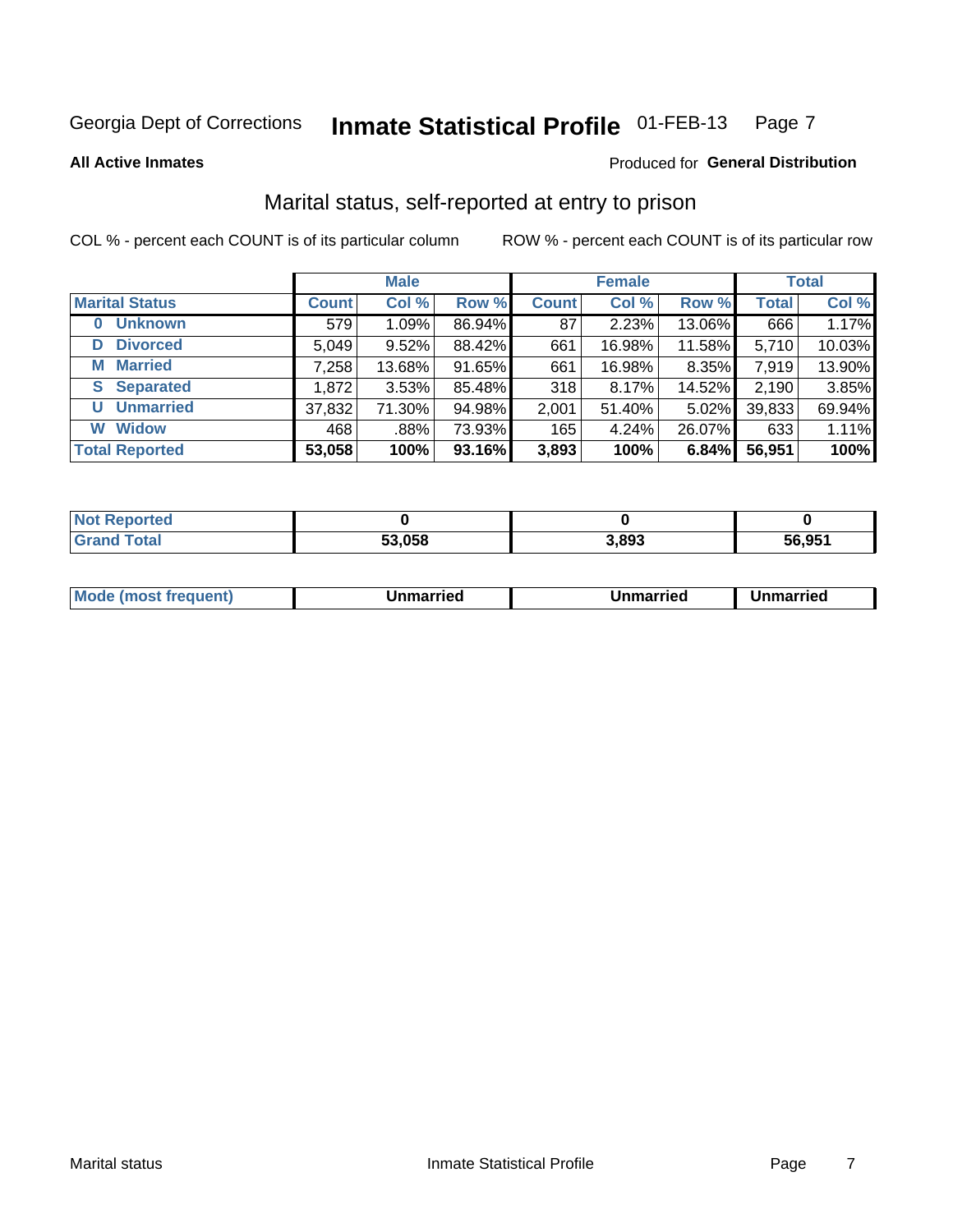Georgia Dept of Corrections **Inmate Statistical Profile** 01-FEB-13

**All Active Inmates**

Produced for **General Distribution**

## Marital status, self-reported at entry to prison

COL % - percent each COUNT is of its particular column ROW % - percent each COUNT is of its particular row

| | Male | | | Female | | | Total | |
|---|---|---|---|---|---|---|---|---|
| **Marital Status** | **Count** | **Col %** | **Row %** | **Count** | **Col %** | **Row %** | **Total** | **Col %** |
| **0 Unknown** | 579 | 1.09% | 86.94% | 87 | 2.23% | 13.06% | 666 | 1.17% |
| **D Divorced** | 5,049 | 9.52% | 88.42% | 661 | 16.98% | 11.58% | 5,710 | 10.03% |
| **M Married** | 7,258 | 13.68% | 91.65% | 661 | 16.98% | 8.35% | 7,919 | 13.90% |
| **S Separated** | 1,872 | 3.53% | 85.48% | 318 | 8.17% | 14.52% | 2,190 | 3.85% |
| **U Unmarried** | 37,832 | 71.30% | 94.98% | 2,001 | 51.40% | 5.02% | 39,833 | 69.94% |
| **W Widow** | 468 | .88% | 73.93% | 165 | 4.24% | 26.07% | 633 | 1.11% |
| **Total Reported** | **53,058** | **100%** | **93.16%** | **3,893** | **100%** | **6.84%** | **56,951** | **100%** |

| | Male | Female | Total |
|---|---|---|---|
| **Not Reported** | **0** | **0** | **0** |
| **Grand Total** | **53,058** | **3,893** | **56,951** |

| | Male | Female | Total |
|---|---|---|---|
| **Mode (most frequent)** | **Unmarried** | **Unmarried** | **Unmarried** |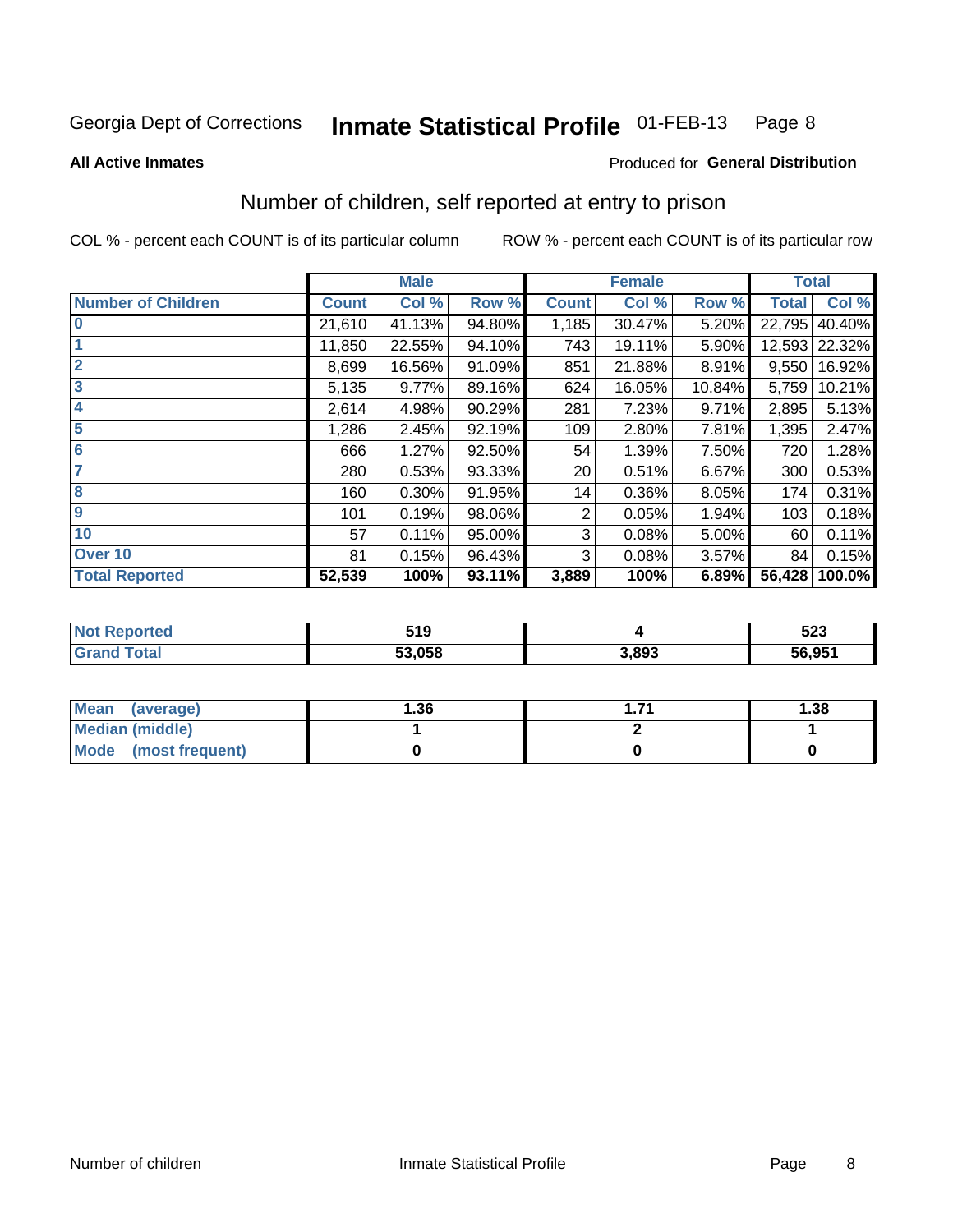Georgia Dept of Corrections **Inmate Statistical Profile** 01-FEB-13

**All Active Inmates**

Produced for **General Distribution**

## Number of children, self reported at entry to prison

COL % - percent each COUNT is of its particular column

ROW % - percent each COUNT is of its particular row

| | Male | | | Female | | | Total | |
|---|---|---|---|---|---|---|---|---|
| **Number of Children** | **Count** | **Col %** | **Row %** | **Count** | **Col %** | **Row %** | **Total** | **Col %** |
| **0** | 21,610 | 41.13% | 94.80% | 1,185 | 30.47% | 5.20% | 22,795 | 40.40% |
| **1** | 11,850 | 22.55% | 94.10% | 743 | 19.11% | 5.90% | 12,593 | 22.32% |
| **2** | 8,699 | 16.56% | 91.09% | 851 | 21.88% | 8.91% | 9,550 | 16.92% |
| **3** | 5,135 | 9.77% | 89.16% | 624 | 16.05% | 10.84% | 5,759 | 10.21% |
| **4** | 2,614 | 4.98% | 90.29% | 281 | 7.23% | 9.71% | 2,895 | 5.13% |
| **5** | 1,286 | 2.45% | 92.19% | 109 | 2.80% | 7.81% | 1,395 | 2.47% |
| **6** | 666 | 1.27% | 92.50% | 54 | 1.39% | 7.50% | 720 | 1.28% |
| **7** | 280 | 0.53% | 93.33% | 20 | 0.51% | 6.67% | 300 | 0.53% |
| **8** | 160 | 0.30% | 91.95% | 14 | 0.36% | 8.05% | 174 | 0.31% |
| **9** | 101 | 0.19% | 98.06% | 2 | 0.05% | 1.94% | 103 | 0.18% |
| **10** | 57 | 0.11% | 95.00% | 3 | 0.08% | 5.00% | 60 | 0.11% |
| **Over 10** | 81 | 0.15% | 96.43% | 3 | 0.08% | 3.57% | 84 | 0.15% |
| **Total Reported** | **52,539** | **100%** | **93.11%** | **3,889** | **100%** | **6.89%** | **56,428** | **100.0%** |

| | Male | Female | Total |
|---|---|---|---|
| **Not Reported** | **519** | **4** | **523** |
| **Grand Total** | **53,058** | **3,893** | **56,951** |

| | Male | Female | Total |
|---|---|---|---|
| **Mean (average)** | **1.36** | **1.71** | **1.38** |
| **Median (middle)** | **1** | **2** | **1** |
| **Mode (most frequent)** | **0** | **0** | **0** |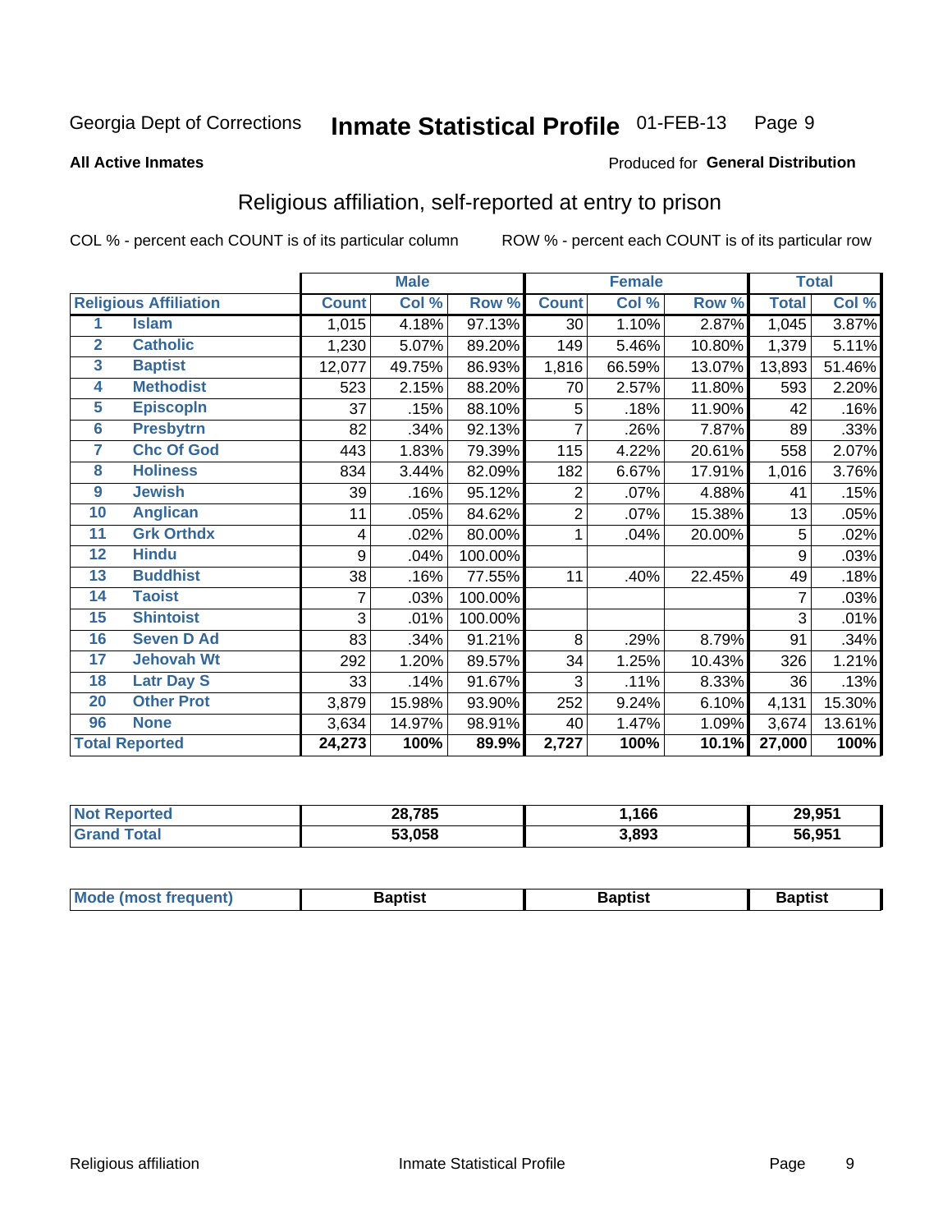Georgia Dept of Corrections **Inmate Statistical Profile** 01-FEB-13

**All Active Inmates**

Produced for **General Distribution**

## Religious affiliation, self-reported at entry to prison

COL % - percent each COUNT is of its particular column ROW % - percent each COUNT is of its particular row

| | | Male | | | Female | | | Total | |
|---|---|---|---|---|---|---|---|---|---|
| Religious Affiliation | | Count | Col % | Row % | Count | Col % | Row % | Total | Col % |
| 1 | Islam | 1,015 | 4.18% | 97.13% | 30 | 1.10% | 2.87% | 1,045 | 3.87% |
| 2 | Catholic | 1,230 | 5.07% | 89.20% | 149 | 5.46% | 10.80% | 1,379 | 5.11% |
| 3 | Baptist | 12,077 | 49.75% | 86.93% | 1,816 | 66.59% | 13.07% | 13,893 | 51.46% |
| 4 | Methodist | 523 | 2.15% | 88.20% | 70 | 2.57% | 11.80% | 593 | 2.20% |
| 5 | Episcopln | 37 | .15% | 88.10% | 5 | .18% | 11.90% | 42 | .16% |
| 6 | Presbytrn | 82 | .34% | 92.13% | 7 | .26% | 7.87% | 89 | .33% |
| 7 | Chc Of God | 443 | 1.83% | 79.39% | 115 | 4.22% | 20.61% | 558 | 2.07% |
| 8 | Holiness | 834 | 3.44% | 82.09% | 182 | 6.67% | 17.91% | 1,016 | 3.76% |
| 9 | Jewish | 39 | .16% | 95.12% | 2 | .07% | 4.88% | 41 | .15% |
| 10 | Anglican | 11 | .05% | 84.62% | 2 | .07% | 15.38% | 13 | .05% |
| 11 | Grk Orthdx | 4 | .02% | 80.00% | 1 | .04% | 20.00% | 5 | .02% |
| 12 | Hindu | 9 | .04% | 100.00% | | | | 9 | .03% |
| 13 | Buddhist | 38 | .16% | 77.55% | 11 | .40% | 22.45% | 49 | .18% |
| 14 | Taoist | 7 | .03% | 100.00% | | | | 7 | .03% |
| 15 | Shintoist | 3 | .01% | 100.00% | | | | 3 | .01% |
| 16 | Seven D Ad | 83 | .34% | 91.21% | 8 | .29% | 8.79% | 91 | .34% |
| 17 | Jehovah Wt | 292 | 1.20% | 89.57% | 34 | 1.25% | 10.43% | 326 | 1.21% |
| 18 | Latr Day S | 33 | .14% | 91.67% | 3 | .11% | 8.33% | 36 | .13% |
| 20 | Other Prot | 3,879 | 15.98% | 93.90% | 252 | 9.24% | 6.10% | 4,131 | 15.30% |
| 96 | None | 3,634 | 14.97% | 98.91% | 40 | 1.47% | 1.09% | 3,674 | 13.61% |
| Total Reported | | **24,273** | **100%** | **89.9%** | **2,727** | **100%** | **10.1%** | **27,000** | **100%** |

| | | | |
|---|---|---|---|
| Not Reported | **28,785** | **1,166** | **29,951** |
| Grand Total | **53,058** | **3,893** | **56,951** |

| | | | |
|---|---|---|---|
| Mode (most frequent) | **Baptist** | **Baptist** | **Baptist** |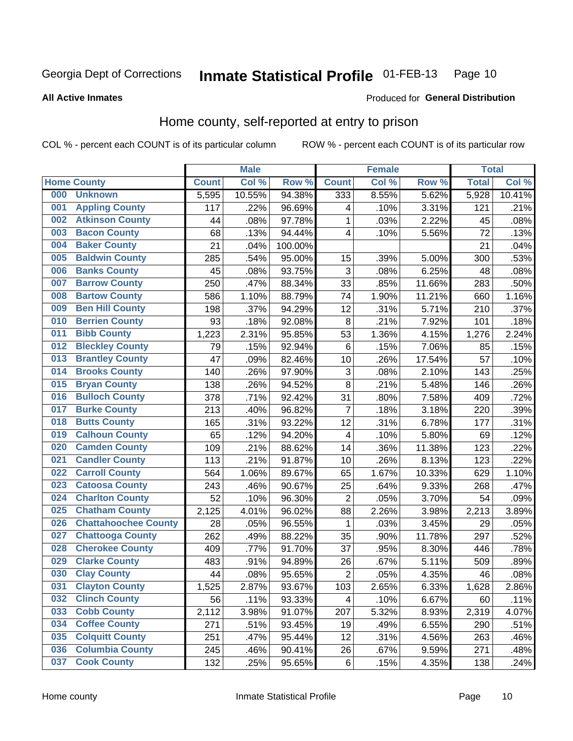Georgia Dept of Corrections **Inmate Statistical Profile** 01-FEB-13

**All Active Inmates**

Produced for **General Distribution**

## Home county, self-reported at entry to prison

COL % - percent each COUNT is of its particular column ROW % - percent each COUNT is of its particular row

| Home County | | Male | | | Female | | | Total | |
|---|---|---|---|---|---|---|---|---|---|
| | | Count | Col % | Row % | Count | Col % | Row % | Total | Col % |
| 000 | Unknown | 5,595 | 10.55% | 94.38% | 333 | 8.55% | 5.62% | 5,928 | 10.41% |
| 001 | Appling County | 117 | .22% | 96.69% | 4 | .10% | 3.31% | 121 | .21% |
| 002 | Atkinson County | 44 | .08% | 97.78% | 1 | .03% | 2.22% | 45 | .08% |
| 003 | Bacon County | 68 | .13% | 94.44% | 4 | .10% | 5.56% | 72 | .13% |
| 004 | Baker County | 21 | .04% | 100.00% | | | | 21 | .04% |
| 005 | Baldwin County | 285 | .54% | 95.00% | 15 | .39% | 5.00% | 300 | .53% |
| 006 | Banks County | 45 | .08% | 93.75% | 3 | .08% | 6.25% | 48 | .08% |
| 007 | Barrow County | 250 | .47% | 88.34% | 33 | .85% | 11.66% | 283 | .50% |
| 008 | Bartow County | 586 | 1.10% | 88.79% | 74 | 1.90% | 11.21% | 660 | 1.16% |
| 009 | Ben Hill County | 198 | .37% | 94.29% | 12 | .31% | 5.71% | 210 | .37% |
| 010 | Berrien County | 93 | .18% | 92.08% | 8 | .21% | 7.92% | 101 | .18% |
| 011 | Bibb County | 1,223 | 2.31% | 95.85% | 53 | 1.36% | 4.15% | 1,276 | 2.24% |
| 012 | Bleckley County | 79 | .15% | 92.94% | 6 | .15% | 7.06% | 85 | .15% |
| 013 | Brantley County | 47 | .09% | 82.46% | 10 | .26% | 17.54% | 57 | .10% |
| 014 | Brooks County | 140 | .26% | 97.90% | 3 | .08% | 2.10% | 143 | .25% |
| 015 | Bryan County | 138 | .26% | 94.52% | 8 | .21% | 5.48% | 146 | .26% |
| 016 | Bulloch County | 378 | .71% | 92.42% | 31 | .80% | 7.58% | 409 | .72% |
| 017 | Burke County | 213 | .40% | 96.82% | 7 | .18% | 3.18% | 220 | .39% |
| 018 | Butts County | 165 | .31% | 93.22% | 12 | .31% | 6.78% | 177 | .31% |
| 019 | Calhoun County | 65 | .12% | 94.20% | 4 | .10% | 5.80% | 69 | .12% |
| 020 | Camden County | 109 | .21% | 88.62% | 14 | .36% | 11.38% | 123 | .22% |
| 021 | Candler County | 113 | .21% | 91.87% | 10 | .26% | 8.13% | 123 | .22% |
| 022 | Carroll County | 564 | 1.06% | 89.67% | 65 | 1.67% | 10.33% | 629 | 1.10% |
| 023 | Catoosa County | 243 | .46% | 90.67% | 25 | .64% | 9.33% | 268 | .47% |
| 024 | Charlton County | 52 | .10% | 96.30% | 2 | .05% | 3.70% | 54 | .09% |
| 025 | Chatham County | 2,125 | 4.01% | 96.02% | 88 | 2.26% | 3.98% | 2,213 | 3.89% |
| 026 | Chattahoochee County | 28 | .05% | 96.55% | 1 | .03% | 3.45% | 29 | .05% |
| 027 | Chattooga County | 262 | .49% | 88.22% | 35 | .90% | 11.78% | 297 | .52% |
| 028 | Cherokee County | 409 | .77% | 91.70% | 37 | .95% | 8.30% | 446 | .78% |
| 029 | Clarke County | 483 | .91% | 94.89% | 26 | .67% | 5.11% | 509 | .89% |
| 030 | Clay County | 44 | .08% | 95.65% | 2 | .05% | 4.35% | 46 | .08% |
| 031 | Clayton County | 1,525 | 2.87% | 93.67% | 103 | 2.65% | 6.33% | 1,628 | 2.86% |
| 032 | Clinch County | 56 | .11% | 93.33% | 4 | .10% | 6.67% | 60 | .11% |
| 033 | Cobb County | 2,112 | 3.98% | 91.07% | 207 | 5.32% | 8.93% | 2,319 | 4.07% |
| 034 | Coffee County | 271 | .51% | 93.45% | 19 | .49% | 6.55% | 290 | .51% |
| 035 | Colquitt County | 251 | .47% | 95.44% | 12 | .31% | 4.56% | 263 | .46% |
| 036 | Columbia County | 245 | .46% | 90.41% | 26 | .67% | 9.59% | 271 | .48% |
| 037 | Cook County | 132 | .25% | 95.65% | 6 | .15% | 4.35% | 138 | .24% |

Home county Inmate Statistical Profile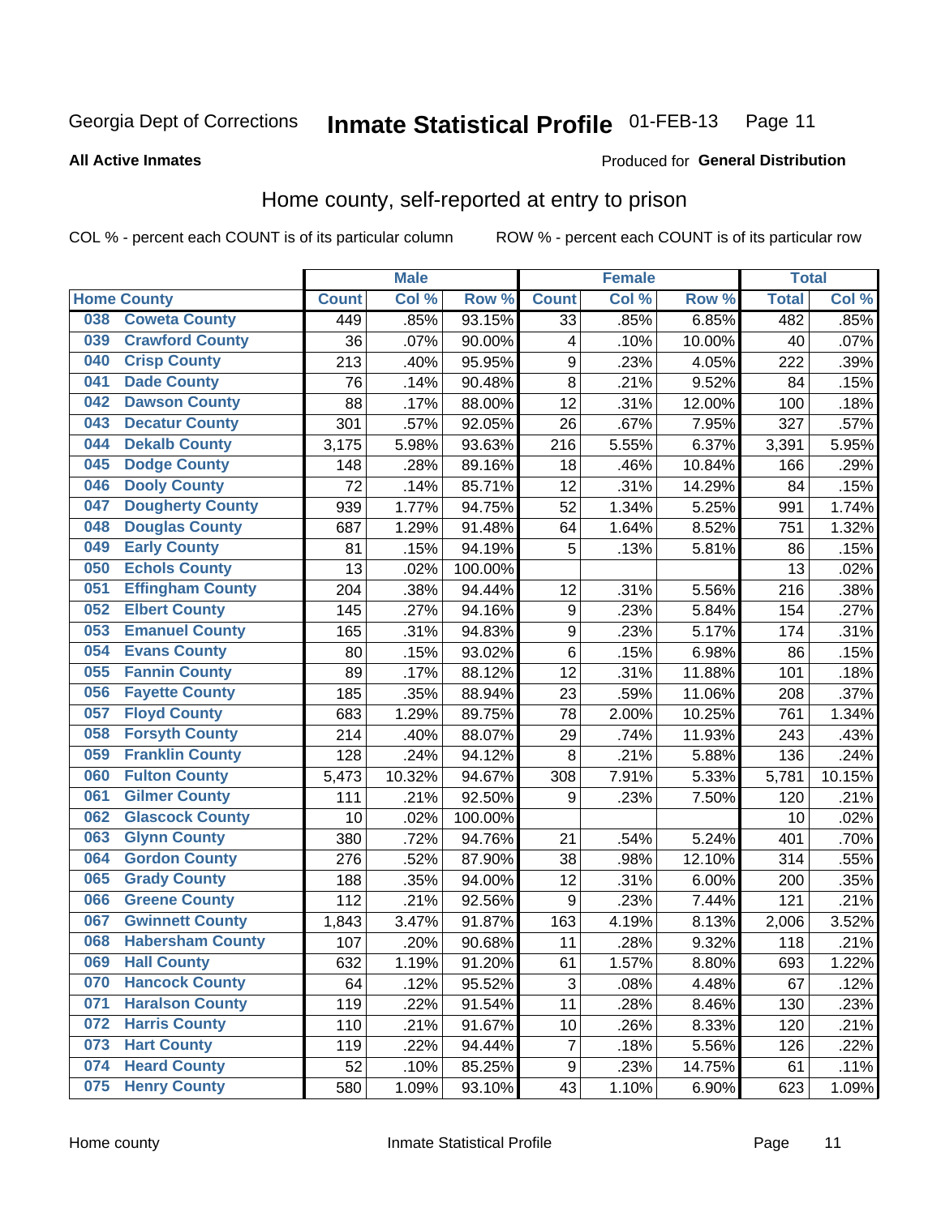Georgia Dept of Corrections **Inmate Statistical Profile** 01-FEB-13

**All Active Inmates**

Produced for **General Distribution**

## Home county, self-reported at entry to prison

COL % - percent each COUNT is of its particular column ROW % - percent each COUNT is of its particular row

| | | Male | | | Female | | | Total | |
|---|---|---|---|---|---|---|---|---|---|
| **Home County** | | **Count** | **Col %** | **Row %** | **Count** | **Col %** | **Row %** | **Total** | **Col %** |
| 038 | Coweta County | 449 | .85% | 93.15% | 33 | .85% | 6.85% | 482 | .85% |
| 039 | Crawford County | 36 | .07% | 90.00% | 4 | .10% | 10.00% | 40 | .07% |
| 040 | Crisp County | 213 | .40% | 95.95% | 9 | .23% | 4.05% | 222 | .39% |
| 041 | Dade County | 76 | .14% | 90.48% | 8 | .21% | 9.52% | 84 | .15% |
| 042 | Dawson County | 88 | .17% | 88.00% | 12 | .31% | 12.00% | 100 | .18% |
| 043 | Decatur County | 301 | .57% | 92.05% | 26 | .67% | 7.95% | 327 | .57% |
| 044 | Dekalb County | 3,175 | 5.98% | 93.63% | 216 | 5.55% | 6.37% | 3,391 | 5.95% |
| 045 | Dodge County | 148 | .28% | 89.16% | 18 | .46% | 10.84% | 166 | .29% |
| 046 | Dooly County | 72 | .14% | 85.71% | 12 | .31% | 14.29% | 84 | .15% |
| 047 | Dougherty County | 939 | 1.77% | 94.75% | 52 | 1.34% | 5.25% | 991 | 1.74% |
| 048 | Douglas County | 687 | 1.29% | 91.48% | 64 | 1.64% | 8.52% | 751 | 1.32% |
| 049 | Early County | 81 | .15% | 94.19% | 5 | .13% | 5.81% | 86 | .15% |
| 050 | Echols County | 13 | .02% | 100.00% | | | | 13 | .02% |
| 051 | Effingham County | 204 | .38% | 94.44% | 12 | .31% | 5.56% | 216 | .38% |
| 052 | Elbert County | 145 | .27% | 94.16% | 9 | .23% | 5.84% | 154 | .27% |
| 053 | Emanuel County | 165 | .31% | 94.83% | 9 | .23% | 5.17% | 174 | .31% |
| 054 | Evans County | 80 | .15% | 93.02% | 6 | .15% | 6.98% | 86 | .15% |
| 055 | Fannin County | 89 | .17% | 88.12% | 12 | .31% | 11.88% | 101 | .18% |
| 056 | Fayette County | 185 | .35% | 88.94% | 23 | .59% | 11.06% | 208 | .37% |
| 057 | Floyd County | 683 | 1.29% | 89.75% | 78 | 2.00% | 10.25% | 761 | 1.34% |
| 058 | Forsyth County | 214 | .40% | 88.07% | 29 | .74% | 11.93% | 243 | .43% |
| 059 | Franklin County | 128 | .24% | 94.12% | 8 | .21% | 5.88% | 136 | .24% |
| 060 | Fulton County | 5,473 | 10.32% | 94.67% | 308 | 7.91% | 5.33% | 5,781 | 10.15% |
| 061 | Gilmer County | 111 | .21% | 92.50% | 9 | .23% | 7.50% | 120 | .21% |
| 062 | Glascock County | 10 | .02% | 100.00% | | | | 10 | .02% |
| 063 | Glynn County | 380 | .72% | 94.76% | 21 | .54% | 5.24% | 401 | .70% |
| 064 | Gordon County | 276 | .52% | 87.90% | 38 | .98% | 12.10% | 314 | .55% |
| 065 | Grady County | 188 | .35% | 94.00% | 12 | .31% | 6.00% | 200 | .35% |
| 066 | Greene County | 112 | .21% | 92.56% | 9 | .23% | 7.44% | 121 | .21% |
| 067 | Gwinnett County | 1,843 | 3.47% | 91.87% | 163 | 4.19% | 8.13% | 2,006 | 3.52% |
| 068 | Habersham County | 107 | .20% | 90.68% | 11 | .28% | 9.32% | 118 | .21% |
| 069 | Hall County | 632 | 1.19% | 91.20% | 61 | 1.57% | 8.80% | 693 | 1.22% |
| 070 | Hancock County | 64 | .12% | 95.52% | 3 | .08% | 4.48% | 67 | .12% |
| 071 | Haralson County | 119 | .22% | 91.54% | 11 | .28% | 8.46% | 130 | .23% |
| 072 | Harris County | 110 | .21% | 91.67% | 10 | .26% | 8.33% | 120 | .21% |
| 073 | Hart County | 119 | .22% | 94.44% | 7 | .18% | 5.56% | 126 | .22% |
| 074 | Heard County | 52 | .10% | 85.25% | 9 | .23% | 14.75% | 61 | .11% |
| 075 | Henry County | 580 | 1.09% | 93.10% | 43 | 1.10% | 6.90% | 623 | 1.09% |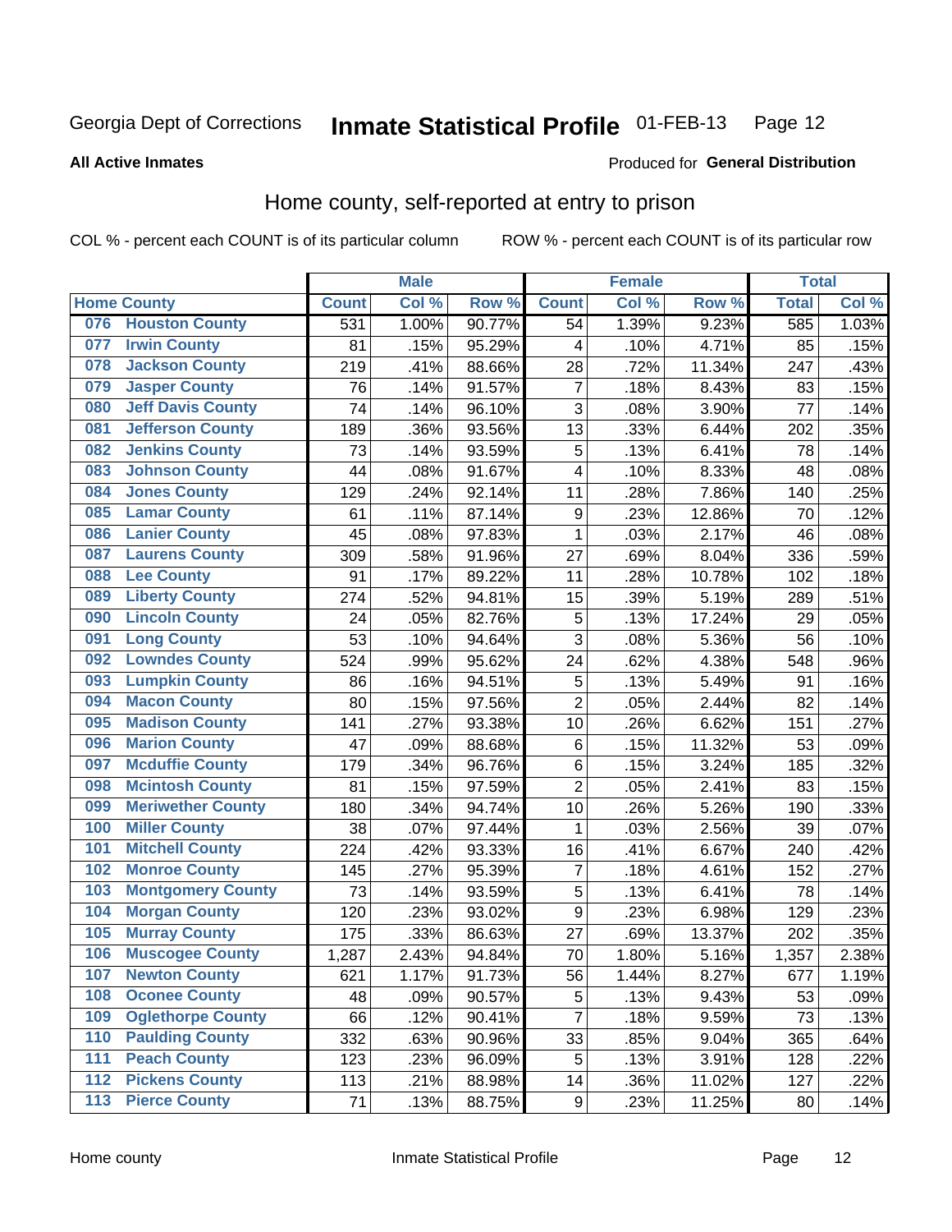Georgia Dept of Corrections **Inmate Statistical Profile** 01-FEB-13

**All Active Inmates**

Produced for **General Distribution**

## Home county, self-reported at entry to prison

COL % - percent each COUNT is of its particular column    ROW % - percent each COUNT is of its particular row

| Home County | | Male | | | Female | | | Total | |
|---|---|---|---|---|---|---|---|---|---|
| | | Count | Col % | Row % | Count | Col % | Row % | Total | Col % |
| 076 | Houston County | 531 | 1.00% | 90.77% | 54 | 1.39% | 9.23% | 585 | 1.03% |
| 077 | Irwin County | 81 | .15% | 95.29% | 4 | .10% | 4.71% | 85 | .15% |
| 078 | Jackson County | 219 | .41% | 88.66% | 28 | .72% | 11.34% | 247 | .43% |
| 079 | Jasper County | 76 | .14% | 91.57% | 7 | .18% | 8.43% | 83 | .15% |
| 080 | Jeff Davis County | 74 | .14% | 96.10% | 3 | .08% | 3.90% | 77 | .14% |
| 081 | Jefferson County | 189 | .36% | 93.56% | 13 | .33% | 6.44% | 202 | .35% |
| 082 | Jenkins County | 73 | .14% | 93.59% | 5 | .13% | 6.41% | 78 | .14% |
| 083 | Johnson County | 44 | .08% | 91.67% | 4 | .10% | 8.33% | 48 | .08% |
| 084 | Jones County | 129 | .24% | 92.14% | 11 | .28% | 7.86% | 140 | .25% |
| 085 | Lamar County | 61 | .11% | 87.14% | 9 | .23% | 12.86% | 70 | .12% |
| 086 | Lanier County | 45 | .08% | 97.83% | 1 | .03% | 2.17% | 46 | .08% |
| 087 | Laurens County | 309 | .58% | 91.96% | 27 | .69% | 8.04% | 336 | .59% |
| 088 | Lee County | 91 | .17% | 89.22% | 11 | .28% | 10.78% | 102 | .18% |
| 089 | Liberty County | 274 | .52% | 94.81% | 15 | .39% | 5.19% | 289 | .51% |
| 090 | Lincoln County | 24 | .05% | 82.76% | 5 | .13% | 17.24% | 29 | .05% |
| 091 | Long County | 53 | .10% | 94.64% | 3 | .08% | 5.36% | 56 | .10% |
| 092 | Lowndes County | 524 | .99% | 95.62% | 24 | .62% | 4.38% | 548 | .96% |
| 093 | Lumpkin County | 86 | .16% | 94.51% | 5 | .13% | 5.49% | 91 | .16% |
| 094 | Macon County | 80 | .15% | 97.56% | 2 | .05% | 2.44% | 82 | .14% |
| 095 | Madison County | 141 | .27% | 93.38% | 10 | .26% | 6.62% | 151 | .27% |
| 096 | Marion County | 47 | .09% | 88.68% | 6 | .15% | 11.32% | 53 | .09% |
| 097 | Mcduffie County | 179 | .34% | 96.76% | 6 | .15% | 3.24% | 185 | .32% |
| 098 | Mcintosh County | 81 | .15% | 97.59% | 2 | .05% | 2.41% | 83 | .15% |
| 099 | Meriwether County | 180 | .34% | 94.74% | 10 | .26% | 5.26% | 190 | .33% |
| 100 | Miller County | 38 | .07% | 97.44% | 1 | .03% | 2.56% | 39 | .07% |
| 101 | Mitchell County | 224 | .42% | 93.33% | 16 | .41% | 6.67% | 240 | .42% |
| 102 | Monroe County | 145 | .27% | 95.39% | 7 | .18% | 4.61% | 152 | .27% |
| 103 | Montgomery County | 73 | .14% | 93.59% | 5 | .13% | 6.41% | 78 | .14% |
| 104 | Morgan County | 120 | .23% | 93.02% | 9 | .23% | 6.98% | 129 | .23% |
| 105 | Murray County | 175 | .33% | 86.63% | 27 | .69% | 13.37% | 202 | .35% |
| 106 | Muscogee County | 1,287 | 2.43% | 94.84% | 70 | 1.80% | 5.16% | 1,357 | 2.38% |
| 107 | Newton County | 621 | 1.17% | 91.73% | 56 | 1.44% | 8.27% | 677 | 1.19% |
| 108 | Oconee County | 48 | .09% | 90.57% | 5 | .13% | 9.43% | 53 | .09% |
| 109 | Oglethorpe County | 66 | .12% | 90.41% | 7 | .18% | 9.59% | 73 | .13% |
| 110 | Paulding County | 332 | .63% | 90.96% | 33 | .85% | 9.04% | 365 | .64% |
| 111 | Peach County | 123 | .23% | 96.09% | 5 | .13% | 3.91% | 128 | .22% |
| 112 | Pickens County | 113 | .21% | 88.98% | 14 | .36% | 11.02% | 127 | .22% |
| 113 | Pierce County | 71 | .13% | 88.75% | 9 | .23% | 11.25% | 80 | .14% |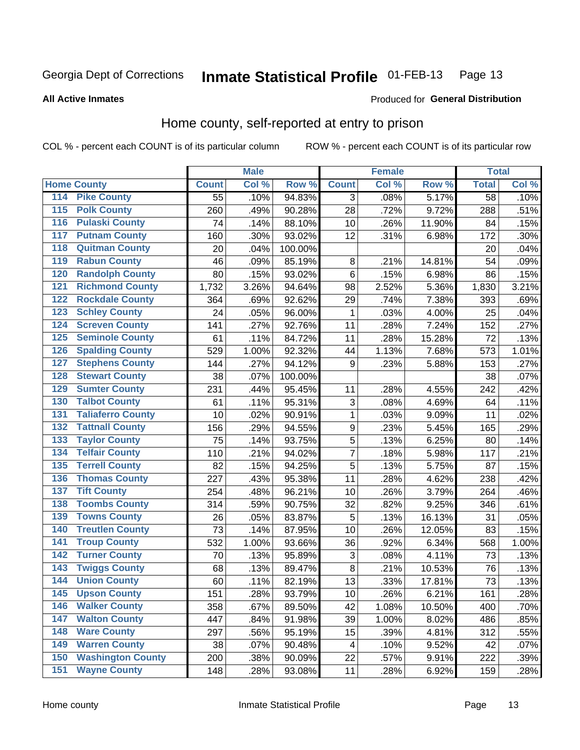Georgia Dept of Corrections **Inmate Statistical Profile** 01-FEB-13

**All Active Inmates**

Produced for **General Distribution**

## Home county, self-reported at entry to prison

COL % - percent each COUNT is of its particular column ROW % - percent each COUNT is of its particular row

| Home County | | Male | | | Female | | | Total | |
|---|---|---|---|---|---|---|---|---|---|
| | | Count | Col % | Row % | Count | Col % | Row % | Total | Col % |
| 114 | Pike County | 55 | .10% | 94.83% | 3 | .08% | 5.17% | 58 | .10% |
| 115 | Polk County | 260 | .49% | 90.28% | 28 | .72% | 9.72% | 288 | .51% |
| 116 | Pulaski County | 74 | .14% | 88.10% | 10 | .26% | 11.90% | 84 | .15% |
| 117 | Putnam County | 160 | .30% | 93.02% | 12 | .31% | 6.98% | 172 | .30% |
| 118 | Quitman County | 20 | .04% | 100.00% | | | | 20 | .04% |
| 119 | Rabun County | 46 | .09% | 85.19% | 8 | .21% | 14.81% | 54 | .09% |
| 120 | Randolph County | 80 | .15% | 93.02% | 6 | .15% | 6.98% | 86 | .15% |
| 121 | Richmond County | 1,732 | 3.26% | 94.64% | 98 | 2.52% | 5.36% | 1,830 | 3.21% |
| 122 | Rockdale County | 364 | .69% | 92.62% | 29 | .74% | 7.38% | 393 | .69% |
| 123 | Schley County | 24 | .05% | 96.00% | 1 | .03% | 4.00% | 25 | .04% |
| 124 | Screven County | 141 | .27% | 92.76% | 11 | .28% | 7.24% | 152 | .27% |
| 125 | Seminole County | 61 | .11% | 84.72% | 11 | .28% | 15.28% | 72 | .13% |
| 126 | Spalding County | 529 | 1.00% | 92.32% | 44 | 1.13% | 7.68% | 573 | 1.01% |
| 127 | Stephens County | 144 | .27% | 94.12% | 9 | .23% | 5.88% | 153 | .27% |
| 128 | Stewart County | 38 | .07% | 100.00% | | | | 38 | .07% |
| 129 | Sumter County | 231 | .44% | 95.45% | 11 | .28% | 4.55% | 242 | .42% |
| 130 | Talbot County | 61 | .11% | 95.31% | 3 | .08% | 4.69% | 64 | .11% |
| 131 | Taliaferro County | 10 | .02% | 90.91% | 1 | .03% | 9.09% | 11 | .02% |
| 132 | Tattnall County | 156 | .29% | 94.55% | 9 | .23% | 5.45% | 165 | .29% |
| 133 | Taylor County | 75 | .14% | 93.75% | 5 | .13% | 6.25% | 80 | .14% |
| 134 | Telfair County | 110 | .21% | 94.02% | 7 | .18% | 5.98% | 117 | .21% |
| 135 | Terrell County | 82 | .15% | 94.25% | 5 | .13% | 5.75% | 87 | .15% |
| 136 | Thomas County | 227 | .43% | 95.38% | 11 | .28% | 4.62% | 238 | .42% |
| 137 | Tift County | 254 | .48% | 96.21% | 10 | .26% | 3.79% | 264 | .46% |
| 138 | Toombs County | 314 | .59% | 90.75% | 32 | .82% | 9.25% | 346 | .61% |
| 139 | Towns County | 26 | .05% | 83.87% | 5 | .13% | 16.13% | 31 | .05% |
| 140 | Treutlen County | 73 | .14% | 87.95% | 10 | .26% | 12.05% | 83 | .15% |
| 141 | Troup County | 532 | 1.00% | 93.66% | 36 | .92% | 6.34% | 568 | 1.00% |
| 142 | Turner County | 70 | .13% | 95.89% | 3 | .08% | 4.11% | 73 | .13% |
| 143 | Twiggs County | 68 | .13% | 89.47% | 8 | .21% | 10.53% | 76 | .13% |
| 144 | Union County | 60 | .11% | 82.19% | 13 | .33% | 17.81% | 73 | .13% |
| 145 | Upson County | 151 | .28% | 93.79% | 10 | .26% | 6.21% | 161 | .28% |
| 146 | Walker County | 358 | .67% | 89.50% | 42 | 1.08% | 10.50% | 400 | .70% |
| 147 | Walton County | 447 | .84% | 91.98% | 39 | 1.00% | 8.02% | 486 | .85% |
| 148 | Ware County | 297 | .56% | 95.19% | 15 | .39% | 4.81% | 312 | .55% |
| 149 | Warren County | 38 | .07% | 90.48% | 4 | .10% | 9.52% | 42 | .07% |
| 150 | Washington County | 200 | .38% | 90.09% | 22 | .57% | 9.91% | 222 | .39% |
| 151 | Wayne County | 148 | .28% | 93.08% | 11 | .28% | 6.92% | 159 | .28% |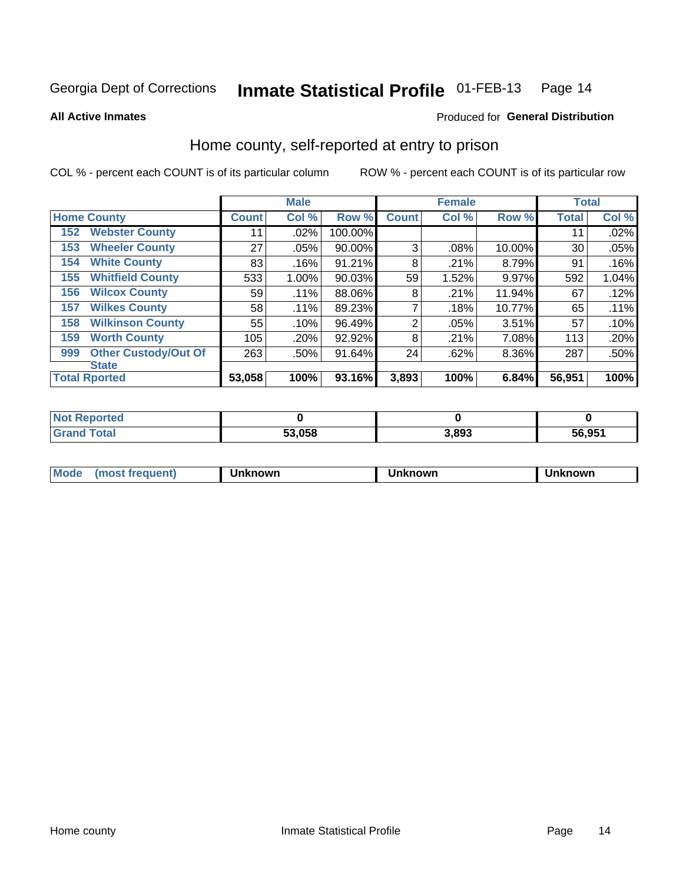Georgia Dept of Corrections **Inmate Statistical Profile** 01-FEB-13

**All Active Inmates**

Produced for **General Distribution**

## Home county, self-reported at entry to prison

COL % - percent each COUNT is of its particular column

ROW % - percent each COUNT is of its particular row

| | | Male | | | Female | | | Total | |
|---|---|---|---|---|---|---|---|---|---|
| Home County | | Count | Col % | Row % | Count | Col % | Row % | Total | Col % |
| 152 | Webster County | 11 | .02% | 100.00% | | | | 11 | .02% |
| 153 | Wheeler County | 27 | .05% | 90.00% | 3 | .08% | 10.00% | 30 | .05% |
| 154 | White County | 83 | .16% | 91.21% | 8 | .21% | 8.79% | 91 | .16% |
| 155 | Whitfield County | 533 | 1.00% | 90.03% | 59 | 1.52% | 9.97% | 592 | 1.04% |
| 156 | Wilcox County | 59 | .11% | 88.06% | 8 | .21% | 11.94% | 67 | .12% |
| 157 | Wilkes County | 58 | .11% | 89.23% | 7 | .18% | 10.77% | 65 | .11% |
| 158 | Wilkinson County | 55 | .10% | 96.49% | 2 | .05% | 3.51% | 57 | .10% |
| 159 | Worth County | 105 | .20% | 92.92% | 8 | .21% | 7.08% | 113 | .20% |
| 999 | Other Custody/Out Of State | 263 | .50% | 91.64% | 24 | .62% | 8.36% | 287 | .50% |
| Total Rported | | **53,058** | **100%** | **93.16%** | **3,893** | **100%** | **6.84%** | **56,951** | **100%** |

| | Male | Female | Total |
|---|---|---|---|
| Not Reported | **0** | **0** | **0** |
| Grand Total | **53,058** | **3,893** | **56,951** |

| | Male | Female | Total |
|---|---|---|---|
| Mode (most frequent) | **Unknown** | **Unknown** | **Unknown** |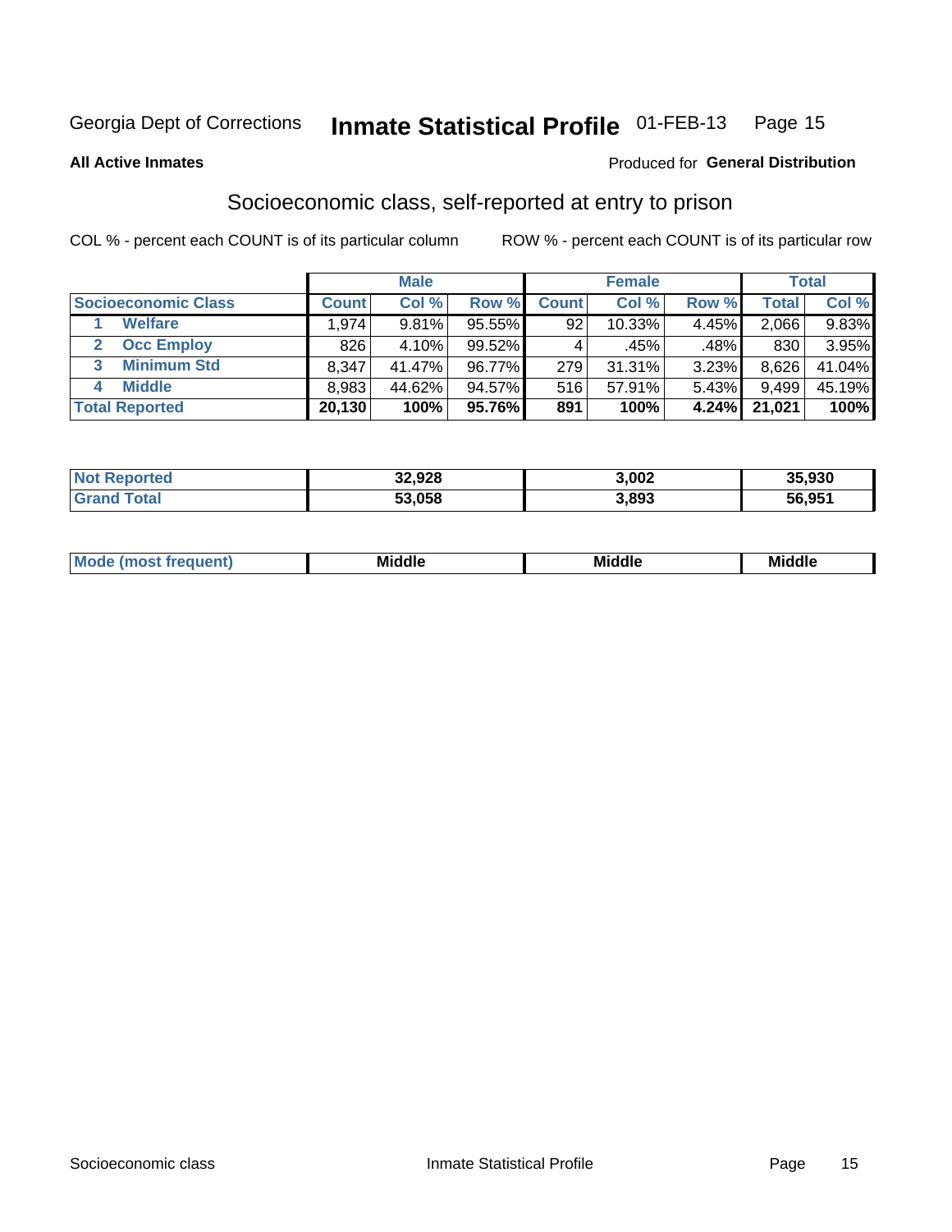Georgia Dept of Corrections **Inmate Statistical Profile** 01-FEB-13

**All Active Inmates**

Produced for **General Distribution**

## Socioeconomic class, self-reported at entry to prison

COL % - percent each COUNT is of its particular column ROW % - percent each COUNT is of its particular row

| | Male | | | Female | | | Total | |
|---|---|---|---|---|---|---|---|---|
| **Socioeconomic Class** | **Count** | **Col %** | **Row %** | **Count** | **Col %** | **Row %** | **Total** | **Col %** |
| 1 **Welfare** | 1,974 | 9.81% | 95.55% | 92 | 10.33% | 4.45% | 2,066 | 9.83% |
| 2 **Occ Employ** | 826 | 4.10% | 99.52% | 4 | .45% | .48% | 830 | 3.95% |
| 3 **Minimum Std** | 8,347 | 41.47% | 96.77% | 279 | 31.31% | 3.23% | 8,626 | 41.04% |
| 4 **Middle** | 8,983 | 44.62% | 94.57% | 516 | 57.91% | 5.43% | 9,499 | 45.19% |
| **Total Reported** | **20,130** | **100%** | **95.76%** | **891** | **100%** | **4.24%** | **21,021** | **100%** |

| | Male | Female | Total |
|---|---|---|---|
| **Not Reported** | **32,928** | **3,002** | **35,930** |
| **Grand Total** | **53,058** | **3,893** | **56,951** |

| | Male | Female | Total |
|---|---|---|---|
| **Mode (most frequent)** | **Middle** | **Middle** | **Middle** |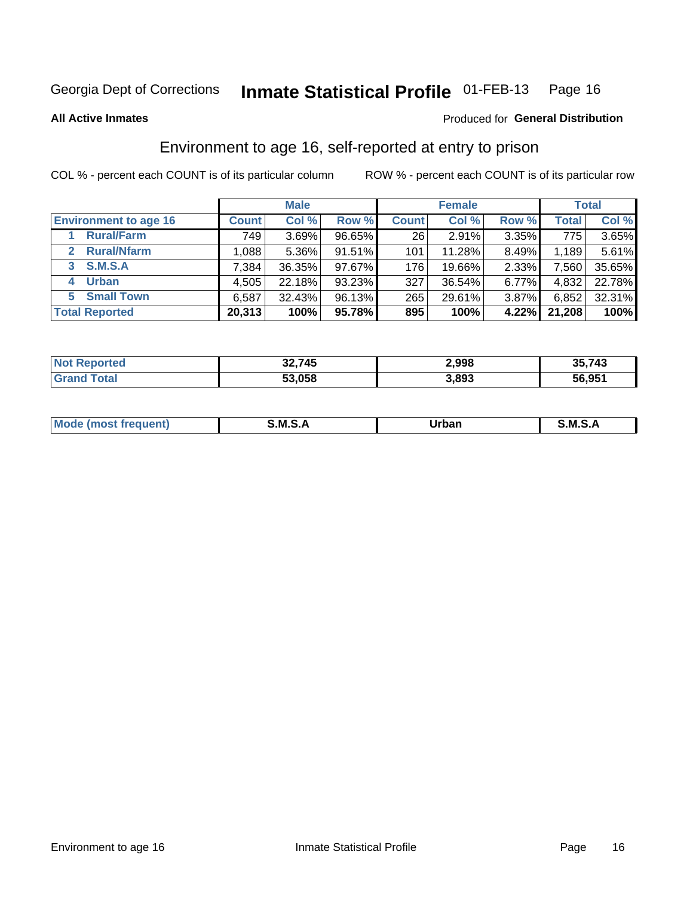Georgia Dept of Corrections **Inmate Statistical Profile** 01-FEB-13

**All Active Inmates**

Produced for **General Distribution**

## Environment to age 16, self-reported at entry to prison

COL % - percent each COUNT is of its particular column ROW % - percent each COUNT is of its particular row

| | Male | | | Female | | | Total | |
|---|---|---|---|---|---|---|---|---|
| **Environment to age 16** | **Count** | **Col %** | **Row %** | **Count** | **Col %** | **Row %** | **Total** | **Col %** |
| 1 **Rural/Farm** | 749 | 3.69% | 96.65% | 26 | 2.91% | 3.35% | 775 | 3.65% |
| 2 **Rural/Nfarm** | 1,088 | 5.36% | 91.51% | 101 | 11.28% | 8.49% | 1,189 | 5.61% |
| 3 **S.M.S.A** | 7,384 | 36.35% | 97.67% | 176 | 19.66% | 2.33% | 7,560 | 35.65% |
| 4 **Urban** | 4,505 | 22.18% | 93.23% | 327 | 36.54% | 6.77% | 4,832 | 22.78% |
| 5 **Small Town** | 6,587 | 32.43% | 96.13% | 265 | 29.61% | 3.87% | 6,852 | 32.31% |
| **Total Reported** | **20,313** | **100%** | **95.78%** | **895** | **100%** | **4.22%** | **21,208** | **100%** |

| | Male | Female | Total |
|---|---|---|---|
| **Not Reported** | **32,745** | **2,998** | **35,743** |
| **Grand Total** | **53,058** | **3,893** | **56,951** |

| | Male | Female | Total |
|---|---|---|---|
| **Mode (most frequent)** | **S.M.S.A** | **Urban** | **S.M.S.A** |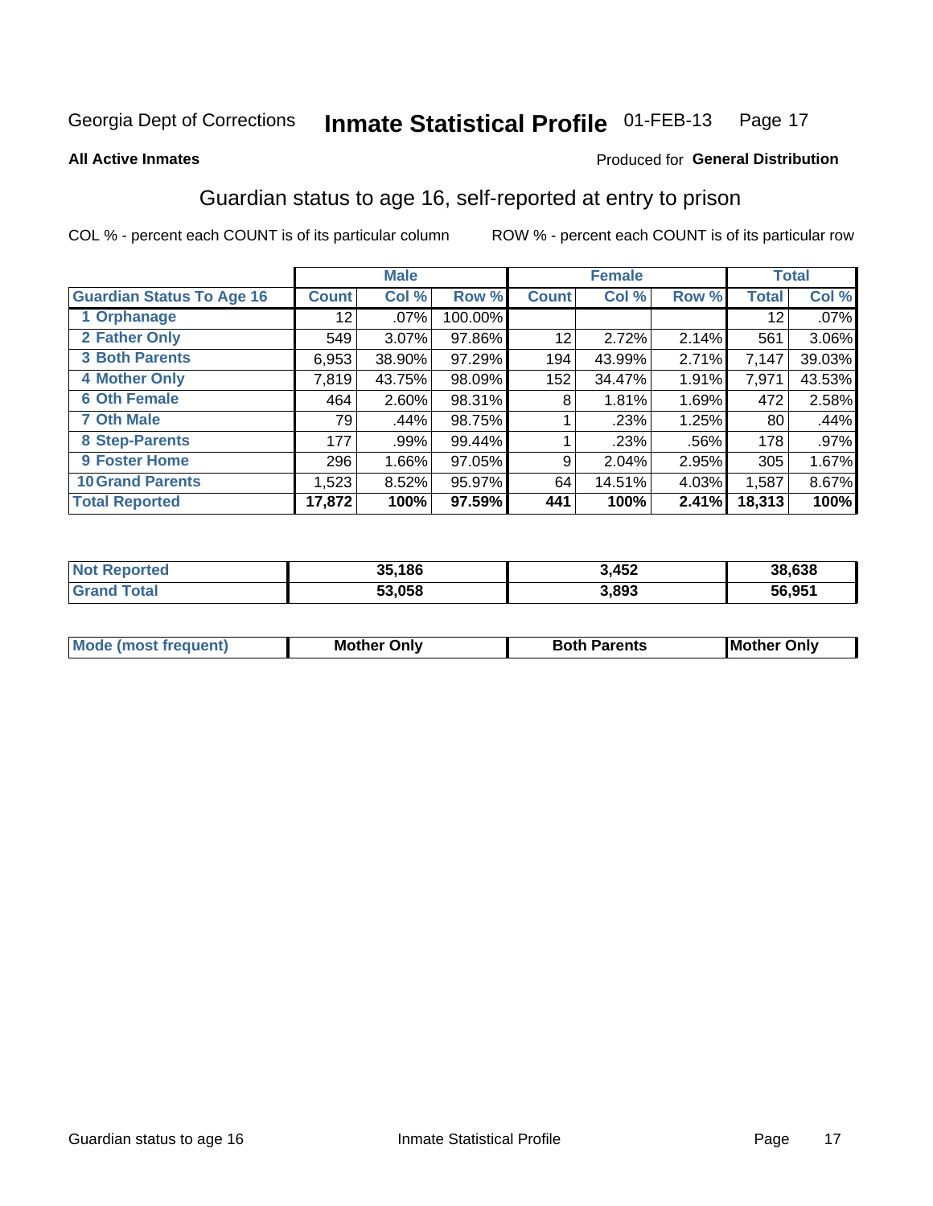Georgia Dept of Corrections **Inmate Statistical Profile** 01-FEB-13

**All Active Inmates**

Produced for **General Distribution**

## Guardian status to age 16, self-reported at entry to prison

COL % - percent each COUNT is of its particular column

ROW % - percent each COUNT is of its particular row

| | Male | | | Female | | | Total | |
|---|---|---|---|---|---|---|---|---|
| **Guardian Status To Age 16** | **Count** | **Col %** | **Row %** | **Count** | **Col %** | **Row %** | **Total** | **Col %** |
| 1 Orphanage | 12 | .07% | 100.00% | | | | 12 | .07% |
| 2 Father Only | 549 | 3.07% | 97.86% | 12 | 2.72% | 2.14% | 561 | 3.06% |
| 3 Both Parents | 6,953 | 38.90% | 97.29% | 194 | 43.99% | 2.71% | 7,147 | 39.03% |
| 4 Mother Only | 7,819 | 43.75% | 98.09% | 152 | 34.47% | 1.91% | 7,971 | 43.53% |
| 6 Oth Female | 464 | 2.60% | 98.31% | 8 | 1.81% | 1.69% | 472 | 2.58% |
| 7 Oth Male | 79 | .44% | 98.75% | 1 | .23% | 1.25% | 80 | .44% |
| 8 Step-Parents | 177 | .99% | 99.44% | 1 | .23% | .56% | 178 | .97% |
| 9 Foster Home | 296 | 1.66% | 97.05% | 9 | 2.04% | 2.95% | 305 | 1.67% |
| 10 Grand Parents | 1,523 | 8.52% | 95.97% | 64 | 14.51% | 4.03% | 1,587 | 8.67% |
| **Total Reported** | **17,872** | **100%** | **97.59%** | **441** | **100%** | **2.41%** | **18,313** | **100%** |

| | Male | Female | Total |
|---|---|---|---|
| Not Reported | 35,186 | 3,452 | 38,638 |
| Grand Total | 53,058 | 3,893 | 56,951 |

| | Male | Female | Total |
|---|---|---|---|
| Mode (most frequent) | Mother Only | Both Parents | Mother Only |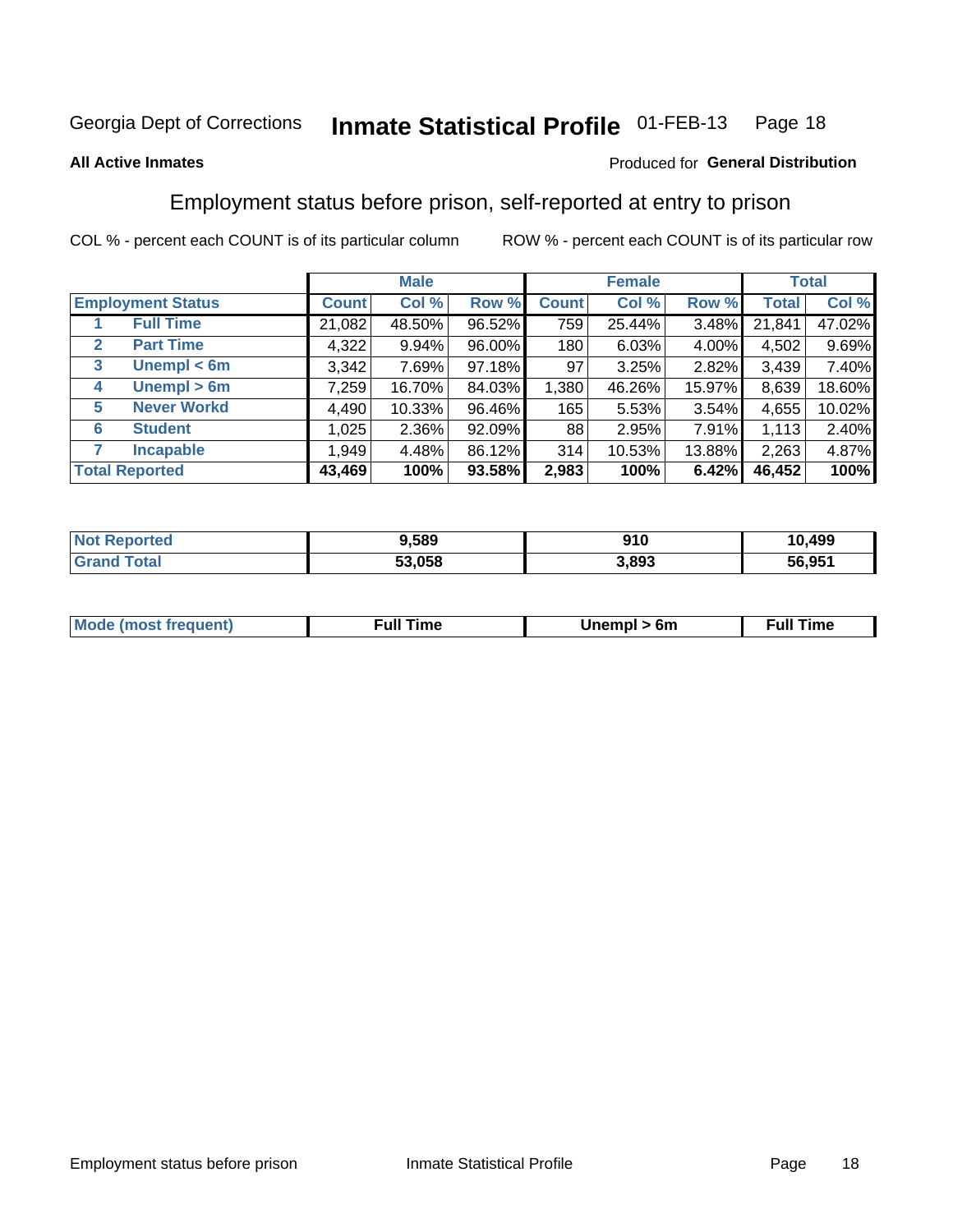Georgia Dept of Corrections **Inmate Statistical Profile** 01-FEB-13

**All Active Inmates**

Produced for **General Distribution**

## Employment status before prison, self-reported at entry to prison

COL % - percent each COUNT is of its particular column ROW % - percent each COUNT is of its particular row

| | | Male | | | Female | | | Total | |
|---|---|---|---|---|---|---|---|---|---|
| **Employment Status** | | **Count** | **Col %** | **Row %** | **Count** | **Col %** | **Row %** | **Total** | **Col %** |
| 1 | Full Time | 21,082 | 48.50% | 96.52% | 759 | 25.44% | 3.48% | 21,841 | 47.02% |
| 2 | Part Time | 4,322 | 9.94% | 96.00% | 180 | 6.03% | 4.00% | 4,502 | 9.69% |
| 3 | Unempl < 6m | 3,342 | 7.69% | 97.18% | 97 | 3.25% | 2.82% | 3,439 | 7.40% |
| 4 | Unempl > 6m | 7,259 | 16.70% | 84.03% | 1,380 | 46.26% | 15.97% | 8,639 | 18.60% |
| 5 | Never Workd | 4,490 | 10.33% | 96.46% | 165 | 5.53% | 3.54% | 4,655 | 10.02% |
| 6 | Student | 1,025 | 2.36% | 92.09% | 88 | 2.95% | 7.91% | 1,113 | 2.40% |
| 7 | Incapable | 1,949 | 4.48% | 86.12% | 314 | 10.53% | 13.88% | 2,263 | 4.87% |
| **Total Reported** | | **43,469** | **100%** | **93.58%** | **2,983** | **100%** | **6.42%** | **46,452** | **100%** |

| | Male | Female | Total |
|---|---|---|---|
| Not Reported | 9,589 | 910 | 10,499 |
| Grand Total | 53,058 | 3,893 | 56,951 |

| | Male | Female | Total |
|---|---|---|---|
| Mode (most frequent) | Full Time | Unempl > 6m | Full Time |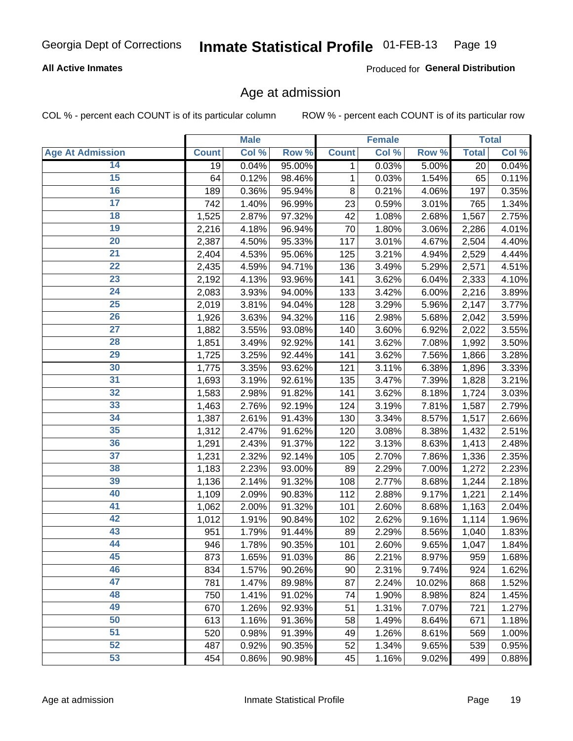Georgia Dept of Corrections **Inmate Statistical Profile** 01-FEB-13

**All Active Inmates**

Produced for **General Distribution**

## Age at admission

COL % - percent each COUNT is of its particular column ROW % - percent each COUNT is of its particular row

| | Male | | | Female | | | Total | |
|---|---|---|---|---|---|---|---|---|
| **Age At Admission** | **Count** | **Col %** | **Row %** | **Count** | **Col %** | **Row %** | **Total** | **Col %** |
| 14 | 19 | 0.04% | 95.00% | 1 | 0.03% | 5.00% | 20 | 0.04% |
| 15 | 64 | 0.12% | 98.46% | 1 | 0.03% | 1.54% | 65 | 0.11% |
| 16 | 189 | 0.36% | 95.94% | 8 | 0.21% | 4.06% | 197 | 0.35% |
| 17 | 742 | 1.40% | 96.99% | 23 | 0.59% | 3.01% | 765 | 1.34% |
| 18 | 1,525 | 2.87% | 97.32% | 42 | 1.08% | 2.68% | 1,567 | 2.75% |
| 19 | 2,216 | 4.18% | 96.94% | 70 | 1.80% | 3.06% | 2,286 | 4.01% |
| 20 | 2,387 | 4.50% | 95.33% | 117 | 3.01% | 4.67% | 2,504 | 4.40% |
| 21 | 2,404 | 4.53% | 95.06% | 125 | 3.21% | 4.94% | 2,529 | 4.44% |
| 22 | 2,435 | 4.59% | 94.71% | 136 | 3.49% | 5.29% | 2,571 | 4.51% |
| 23 | 2,192 | 4.13% | 93.96% | 141 | 3.62% | 6.04% | 2,333 | 4.10% |
| 24 | 2,083 | 3.93% | 94.00% | 133 | 3.42% | 6.00% | 2,216 | 3.89% |
| 25 | 2,019 | 3.81% | 94.04% | 128 | 3.29% | 5.96% | 2,147 | 3.77% |
| 26 | 1,926 | 3.63% | 94.32% | 116 | 2.98% | 5.68% | 2,042 | 3.59% |
| 27 | 1,882 | 3.55% | 93.08% | 140 | 3.60% | 6.92% | 2,022 | 3.55% |
| 28 | 1,851 | 3.49% | 92.92% | 141 | 3.62% | 7.08% | 1,992 | 3.50% |
| 29 | 1,725 | 3.25% | 92.44% | 141 | 3.62% | 7.56% | 1,866 | 3.28% |
| 30 | 1,775 | 3.35% | 93.62% | 121 | 3.11% | 6.38% | 1,896 | 3.33% |
| 31 | 1,693 | 3.19% | 92.61% | 135 | 3.47% | 7.39% | 1,828 | 3.21% |
| 32 | 1,583 | 2.98% | 91.82% | 141 | 3.62% | 8.18% | 1,724 | 3.03% |
| 33 | 1,463 | 2.76% | 92.19% | 124 | 3.19% | 7.81% | 1,587 | 2.79% |
| 34 | 1,387 | 2.61% | 91.43% | 130 | 3.34% | 8.57% | 1,517 | 2.66% |
| 35 | 1,312 | 2.47% | 91.62% | 120 | 3.08% | 8.38% | 1,432 | 2.51% |
| 36 | 1,291 | 2.43% | 91.37% | 122 | 3.13% | 8.63% | 1,413 | 2.48% |
| 37 | 1,231 | 2.32% | 92.14% | 105 | 2.70% | 7.86% | 1,336 | 2.35% |
| 38 | 1,183 | 2.23% | 93.00% | 89 | 2.29% | 7.00% | 1,272 | 2.23% |
| 39 | 1,136 | 2.14% | 91.32% | 108 | 2.77% | 8.68% | 1,244 | 2.18% |
| 40 | 1,109 | 2.09% | 90.83% | 112 | 2.88% | 9.17% | 1,221 | 2.14% |
| 41 | 1,062 | 2.00% | 91.32% | 101 | 2.60% | 8.68% | 1,163 | 2.04% |
| 42 | 1,012 | 1.91% | 90.84% | 102 | 2.62% | 9.16% | 1,114 | 1.96% |
| 43 | 951 | 1.79% | 91.44% | 89 | 2.29% | 8.56% | 1,040 | 1.83% |
| 44 | 946 | 1.78% | 90.35% | 101 | 2.60% | 9.65% | 1,047 | 1.84% |
| 45 | 873 | 1.65% | 91.03% | 86 | 2.21% | 8.97% | 959 | 1.68% |
| 46 | 834 | 1.57% | 90.26% | 90 | 2.31% | 9.74% | 924 | 1.62% |
| 47 | 781 | 1.47% | 89.98% | 87 | 2.24% | 10.02% | 868 | 1.52% |
| 48 | 750 | 1.41% | 91.02% | 74 | 1.90% | 8.98% | 824 | 1.45% |
| 49 | 670 | 1.26% | 92.93% | 51 | 1.31% | 7.07% | 721 | 1.27% |
| 50 | 613 | 1.16% | 91.36% | 58 | 1.49% | 8.64% | 671 | 1.18% |
| 51 | 520 | 0.98% | 91.39% | 49 | 1.26% | 8.61% | 569 | 1.00% |
| 52 | 487 | 0.92% | 90.35% | 52 | 1.34% | 9.65% | 539 | 0.95% |
| 53 | 454 | 0.86% | 90.98% | 45 | 1.16% | 9.02% | 499 | 0.88% |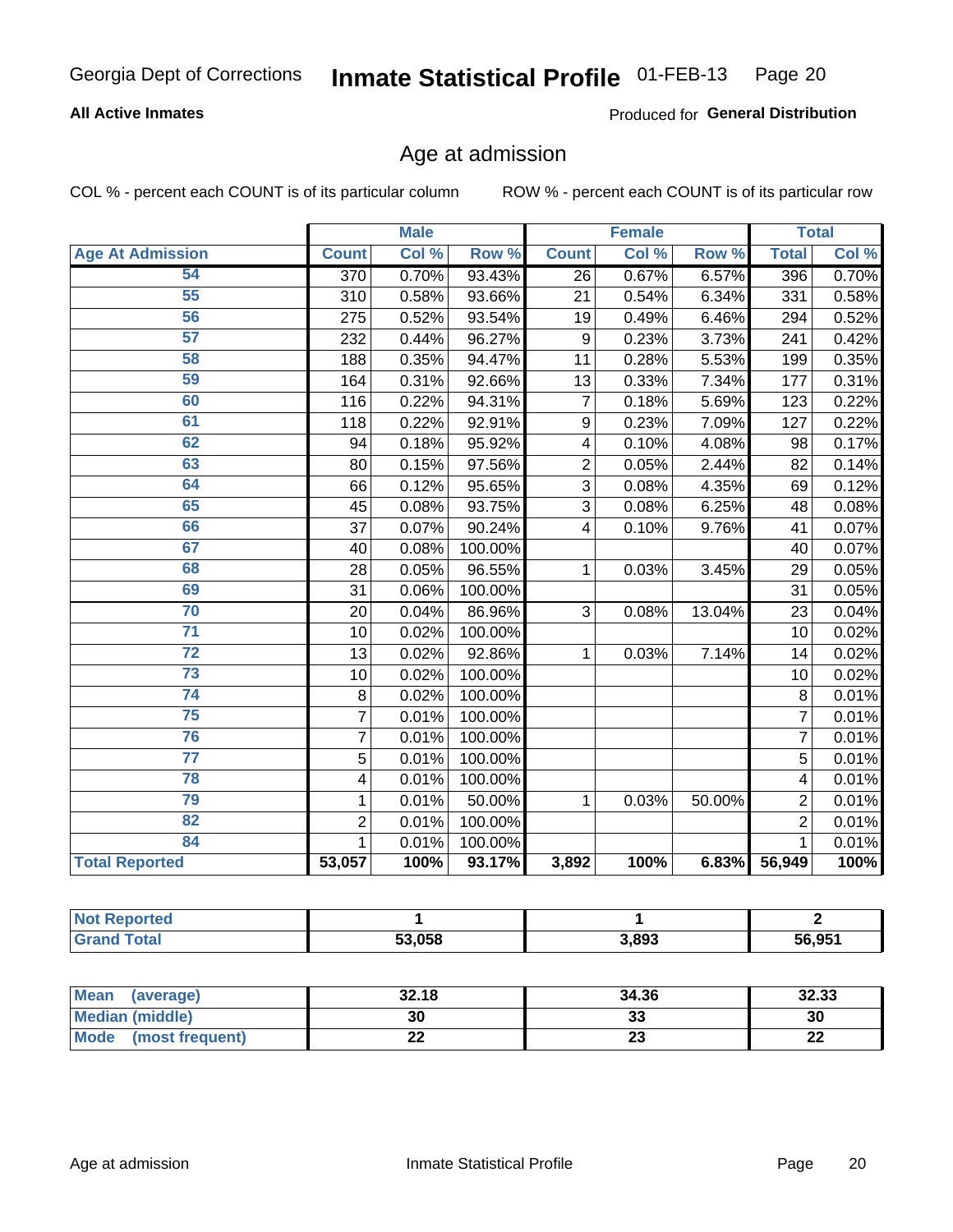Georgia Dept of Corrections **Inmate Statistical Profile** 01-FEB-13

**All Active Inmates**

Produced for **General Distribution**

## Age at admission

COL % - percent each COUNT is of its particular column ROW % - percent each COUNT is of its particular row

| | Male | | | Female | | | Total | |
|---|---|---|---|---|---|---|---|---|
| **Age At Admission** | **Count** | **Col %** | **Row %** | **Count** | **Col %** | **Row %** | **Total** | **Col %** |
| 54 | 370 | 0.70% | 93.43% | 26 | 0.67% | 6.57% | 396 | 0.70% |
| 55 | 310 | 0.58% | 93.66% | 21 | 0.54% | 6.34% | 331 | 0.58% |
| 56 | 275 | 0.52% | 93.54% | 19 | 0.49% | 6.46% | 294 | 0.52% |
| 57 | 232 | 0.44% | 96.27% | 9 | 0.23% | 3.73% | 241 | 0.42% |
| 58 | 188 | 0.35% | 94.47% | 11 | 0.28% | 5.53% | 199 | 0.35% |
| 59 | 164 | 0.31% | 92.66% | 13 | 0.33% | 7.34% | 177 | 0.31% |
| 60 | 116 | 0.22% | 94.31% | 7 | 0.18% | 5.69% | 123 | 0.22% |
| 61 | 118 | 0.22% | 92.91% | 9 | 0.23% | 7.09% | 127 | 0.22% |
| 62 | 94 | 0.18% | 95.92% | 4 | 0.10% | 4.08% | 98 | 0.17% |
| 63 | 80 | 0.15% | 97.56% | 2 | 0.05% | 2.44% | 82 | 0.14% |
| 64 | 66 | 0.12% | 95.65% | 3 | 0.08% | 4.35% | 69 | 0.12% |
| 65 | 45 | 0.08% | 93.75% | 3 | 0.08% | 6.25% | 48 | 0.08% |
| 66 | 37 | 0.07% | 90.24% | 4 | 0.10% | 9.76% | 41 | 0.07% |
| 67 | 40 | 0.08% | 100.00% | | | | 40 | 0.07% |
| 68 | 28 | 0.05% | 96.55% | 1 | 0.03% | 3.45% | 29 | 0.05% |
| 69 | 31 | 0.06% | 100.00% | | | | 31 | 0.05% |
| 70 | 20 | 0.04% | 86.96% | 3 | 0.08% | 13.04% | 23 | 0.04% |
| 71 | 10 | 0.02% | 100.00% | | | | 10 | 0.02% |
| 72 | 13 | 0.02% | 92.86% | 1 | 0.03% | 7.14% | 14 | 0.02% |
| 73 | 10 | 0.02% | 100.00% | | | | 10 | 0.02% |
| 74 | 8 | 0.02% | 100.00% | | | | 8 | 0.01% |
| 75 | 7 | 0.01% | 100.00% | | | | 7 | 0.01% |
| 76 | 7 | 0.01% | 100.00% | | | | 7 | 0.01% |
| 77 | 5 | 0.01% | 100.00% | | | | 5 | 0.01% |
| 78 | 4 | 0.01% | 100.00% | | | | 4 | 0.01% |
| 79 | 1 | 0.01% | 50.00% | 1 | 0.03% | 50.00% | 2 | 0.01% |
| 82 | 2 | 0.01% | 100.00% | | | | 2 | 0.01% |
| 84 | 1 | 0.01% | 100.00% | | | | 1 | 0.01% |
| **Total Reported** | **53,057** | **100%** | **93.17%** | **3,892** | **100%** | **6.83%** | **56,949** | **100%** |

| | Male | Female | Total |
|---|---|---|---|
| **Not Reported** | **1** | **1** | **2** |
| **Grand Total** | **53,058** | **3,893** | **56,951** |

| | Male | Female | Total |
|---|---|---|---|
| **Mean (average)** | **32.18** | **34.36** | **32.33** |
| **Median (middle)** | **30** | **33** | **30** |
| **Mode (most frequent)** | **22** | **23** | **22** |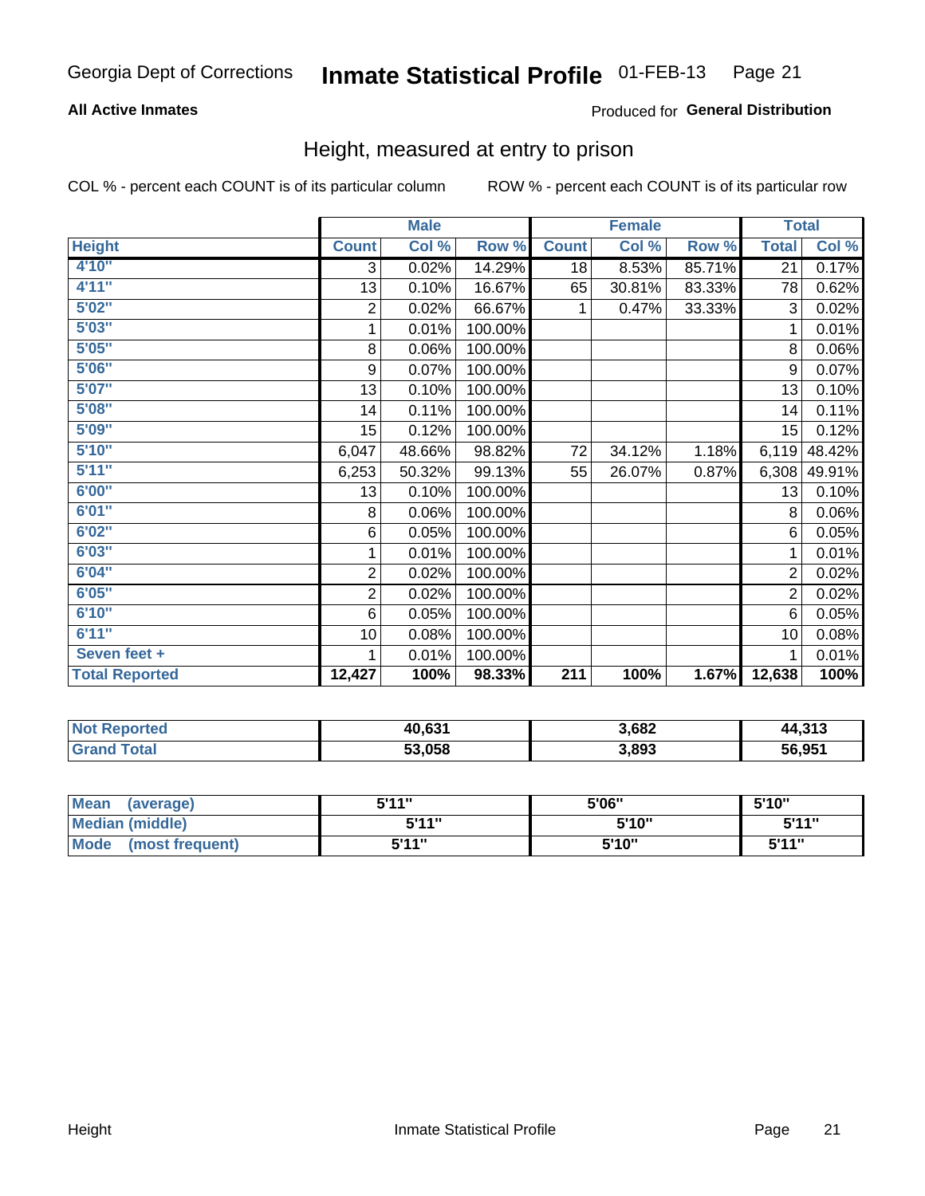Georgia Dept of Corrections **Inmate Statistical Profile** 01-FEB-13

**All Active Inmates** Produced for **General Distribution**

## Height, measured at entry to prison

COL % - percent each COUNT is of its particular column ROW % - percent each COUNT is of its particular row

| | Male | | | Female | | | Total | |
|---|---|---|---|---|---|---|---|---|
| **Height** | **Count** | **Col %** | **Row %** | **Count** | **Col %** | **Row %** | **Total** | **Col %** |
| 4'10" | 3 | 0.02% | 14.29% | 18 | 8.53% | 85.71% | 21 | 0.17% |
| 4'11" | 13 | 0.10% | 16.67% | 65 | 30.81% | 83.33% | 78 | 0.62% |
| 5'02" | 2 | 0.02% | 66.67% | 1 | 0.47% | 33.33% | 3 | 0.02% |
| 5'03" | 1 | 0.01% | 100.00% | | | | 1 | 0.01% |
| 5'05" | 8 | 0.06% | 100.00% | | | | 8 | 0.06% |
| 5'06" | 9 | 0.07% | 100.00% | | | | 9 | 0.07% |
| 5'07" | 13 | 0.10% | 100.00% | | | | 13 | 0.10% |
| 5'08" | 14 | 0.11% | 100.00% | | | | 14 | 0.11% |
| 5'09" | 15 | 0.12% | 100.00% | | | | 15 | 0.12% |
| 5'10" | 6,047 | 48.66% | 98.82% | 72 | 34.12% | 1.18% | 6,119 | 48.42% |
| 5'11" | 6,253 | 50.32% | 99.13% | 55 | 26.07% | 0.87% | 6,308 | 49.91% |
| 6'00" | 13 | 0.10% | 100.00% | | | | 13 | 0.10% |
| 6'01" | 8 | 0.06% | 100.00% | | | | 8 | 0.06% |
| 6'02" | 6 | 0.05% | 100.00% | | | | 6 | 0.05% |
| 6'03" | 1 | 0.01% | 100.00% | | | | 1 | 0.01% |
| 6'04" | 2 | 0.02% | 100.00% | | | | 2 | 0.02% |
| 6'05" | 2 | 0.02% | 100.00% | | | | 2 | 0.02% |
| 6'10" | 6 | 0.05% | 100.00% | | | | 6 | 0.05% |
| 6'11" | 10 | 0.08% | 100.00% | | | | 10 | 0.08% |
| Seven feet + | 1 | 0.01% | 100.00% | | | | 1 | 0.01% |
| **Total Reported** | **12,427** | **100%** | **98.33%** | **211** | **100%** | **1.67%** | **12,638** | **100%** |

| | Male | Female | Total |
|---|---|---|---|
| **Not Reported** | **40,631** | **3,682** | **44,313** |
| **Grand Total** | **53,058** | **3,893** | **56,951** |

| | Male | Female | Total |
|---|---|---|---|
| **Mean (average)** | **5'11"** | **5'06"** | **5'10"** |
| **Median (middle)** | **5'11"** | **5'10"** | **5'11"** |
| **Mode (most frequent)** | **5'11"** | **5'10"** | **5'11"** |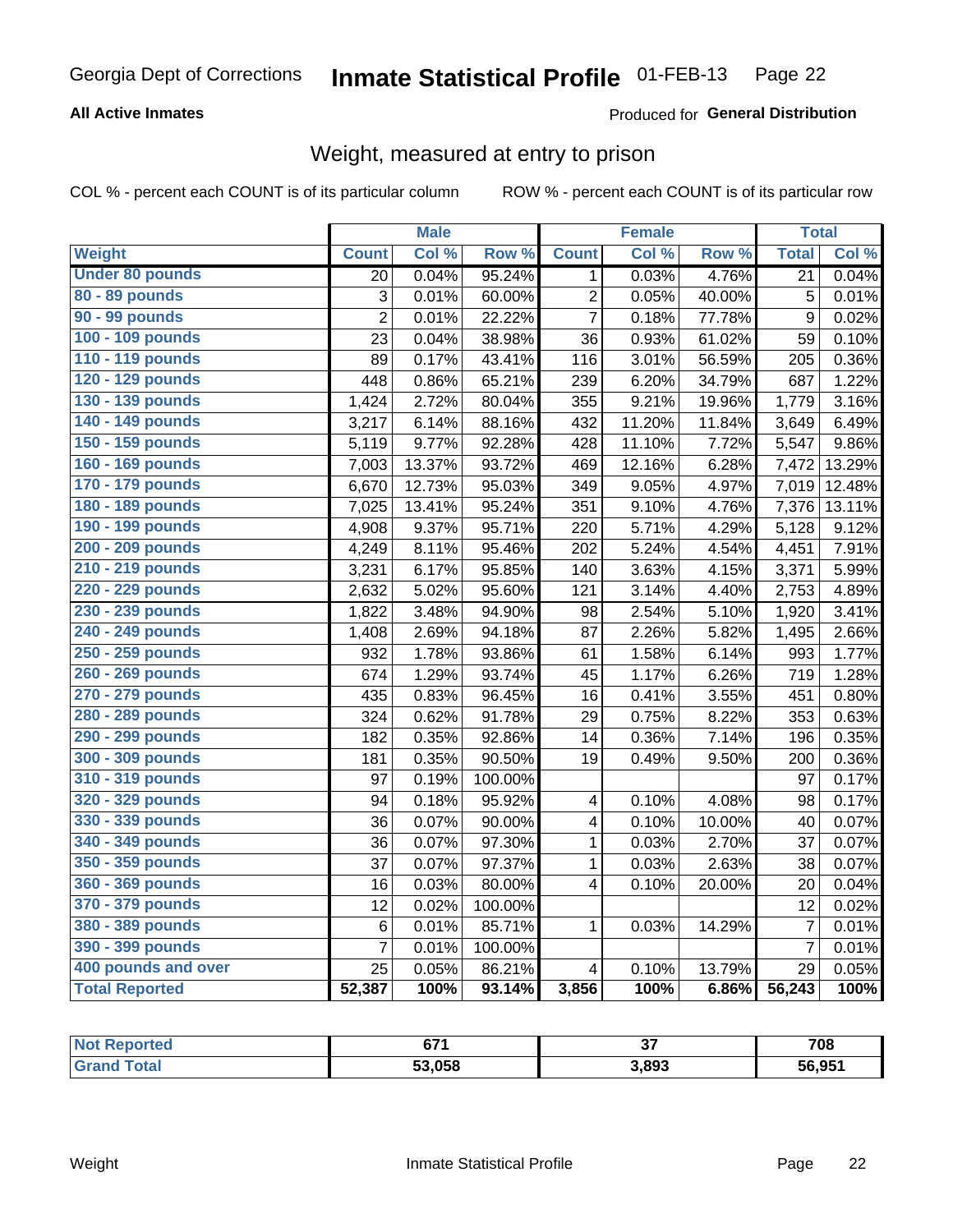Georgia Dept of Corrections **Inmate Statistical Profile** 01-FEB-13 Page 22

**All Active Inmates**

Produced for **General Distribution**

## Weight, measured at entry to prison

COL % - percent each COUNT is of its particular column ROW % - percent each COUNT is of its particular row

| | Male | | | Female | | | Total | |
|---|---|---|---|---|---|---|---|---|
| **Weight** | **Count** | **Col %** | **Row %** | **Count** | **Col %** | **Row %** | **Total** | **Col %** |
| Under 80 pounds | 20 | 0.04% | 95.24% | 1 | 0.03% | 4.76% | 21 | 0.04% |
| 80 - 89 pounds | 3 | 0.01% | 60.00% | 2 | 0.05% | 40.00% | 5 | 0.01% |
| 90 - 99 pounds | 2 | 0.01% | 22.22% | 7 | 0.18% | 77.78% | 9 | 0.02% |
| 100 - 109 pounds | 23 | 0.04% | 38.98% | 36 | 0.93% | 61.02% | 59 | 0.10% |
| 110 - 119 pounds | 89 | 0.17% | 43.41% | 116 | 3.01% | 56.59% | 205 | 0.36% |
| 120 - 129 pounds | 448 | 0.86% | 65.21% | 239 | 6.20% | 34.79% | 687 | 1.22% |
| 130 - 139 pounds | 1,424 | 2.72% | 80.04% | 355 | 9.21% | 19.96% | 1,779 | 3.16% |
| 140 - 149 pounds | 3,217 | 6.14% | 88.16% | 432 | 11.20% | 11.84% | 3,649 | 6.49% |
| 150 - 159 pounds | 5,119 | 9.77% | 92.28% | 428 | 11.10% | 7.72% | 5,547 | 9.86% |
| 160 - 169 pounds | 7,003 | 13.37% | 93.72% | 469 | 12.16% | 6.28% | 7,472 | 13.29% |
| 170 - 179 pounds | 6,670 | 12.73% | 95.03% | 349 | 9.05% | 4.97% | 7,019 | 12.48% |
| 180 - 189 pounds | 7,025 | 13.41% | 95.24% | 351 | 9.10% | 4.76% | 7,376 | 13.11% |
| 190 - 199 pounds | 4,908 | 9.37% | 95.71% | 220 | 5.71% | 4.29% | 5,128 | 9.12% |
| 200 - 209 pounds | 4,249 | 8.11% | 95.46% | 202 | 5.24% | 4.54% | 4,451 | 7.91% |
| 210 - 219 pounds | 3,231 | 6.17% | 95.85% | 140 | 3.63% | 4.15% | 3,371 | 5.99% |
| 220 - 229 pounds | 2,632 | 5.02% | 95.60% | 121 | 3.14% | 4.40% | 2,753 | 4.89% |
| 230 - 239 pounds | 1,822 | 3.48% | 94.90% | 98 | 2.54% | 5.10% | 1,920 | 3.41% |
| 240 - 249 pounds | 1,408 | 2.69% | 94.18% | 87 | 2.26% | 5.82% | 1,495 | 2.66% |
| 250 - 259 pounds | 932 | 1.78% | 93.86% | 61 | 1.58% | 6.14% | 993 | 1.77% |
| 260 - 269 pounds | 674 | 1.29% | 93.74% | 45 | 1.17% | 6.26% | 719 | 1.28% |
| 270 - 279 pounds | 435 | 0.83% | 96.45% | 16 | 0.41% | 3.55% | 451 | 0.80% |
| 280 - 289 pounds | 324 | 0.62% | 91.78% | 29 | 0.75% | 8.22% | 353 | 0.63% |
| 290 - 299 pounds | 182 | 0.35% | 92.86% | 14 | 0.36% | 7.14% | 196 | 0.35% |
| 300 - 309 pounds | 181 | 0.35% | 90.50% | 19 | 0.49% | 9.50% | 200 | 0.36% |
| 310 - 319 pounds | 97 | 0.19% | 100.00% | | | | 97 | 0.17% |
| 320 - 329 pounds | 94 | 0.18% | 95.92% | 4 | 0.10% | 4.08% | 98 | 0.17% |
| 330 - 339 pounds | 36 | 0.07% | 90.00% | 4 | 0.10% | 10.00% | 40 | 0.07% |
| 340 - 349 pounds | 36 | 0.07% | 97.30% | 1 | 0.03% | 2.70% | 37 | 0.07% |
| 350 - 359 pounds | 37 | 0.07% | 97.37% | 1 | 0.03% | 2.63% | 38 | 0.07% |
| 360 - 369 pounds | 16 | 0.03% | 80.00% | 4 | 0.10% | 20.00% | 20 | 0.04% |
| 370 - 379 pounds | 12 | 0.02% | 100.00% | | | | 12 | 0.02% |
| 380 - 389 pounds | 6 | 0.01% | 85.71% | 1 | 0.03% | 14.29% | 7 | 0.01% |
| 390 - 399 pounds | 7 | 0.01% | 100.00% | | | | 7 | 0.01% |
| 400 pounds and over | 25 | 0.05% | 86.21% | 4 | 0.10% | 13.79% | 29 | 0.05% |
| **Total Reported** | **52,387** | **100%** | **93.14%** | **3,856** | **100%** | **6.86%** | **56,243** | **100%** |

| | Male | Female | Total |
|---|---|---|---|
| Not Reported | 671 | 37 | 708 |
| Grand Total | 53,058 | 3,893 | 56,951 |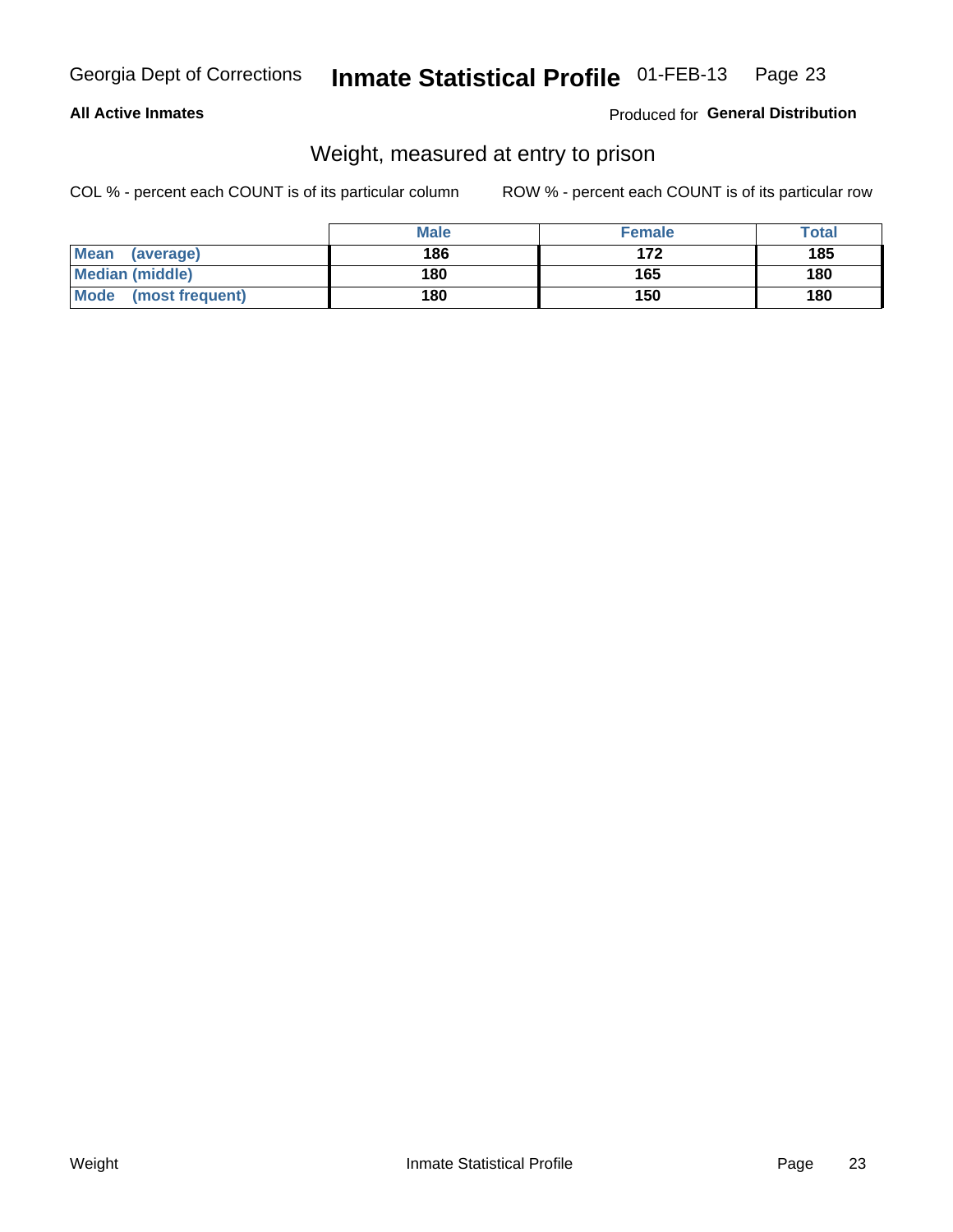Georgia Dept of Corrections **Inspect Statistical Profile** 01-FEB-13

**All Active Inmates**

Produced for **General Distribution**

## Weight, measured at entry to prison

COL % - percent each COUNT is of its particular column

ROW % - percent each COUNT is of its particular row

| | Male | Female | Total |
|---|---|---|---|
| **Mean (average)** | **186** | **172** | **185** |
| **Median (middle)** | **180** | **165** | **180** |
| **Mode (most frequent)** | **180** | **150** | **180** |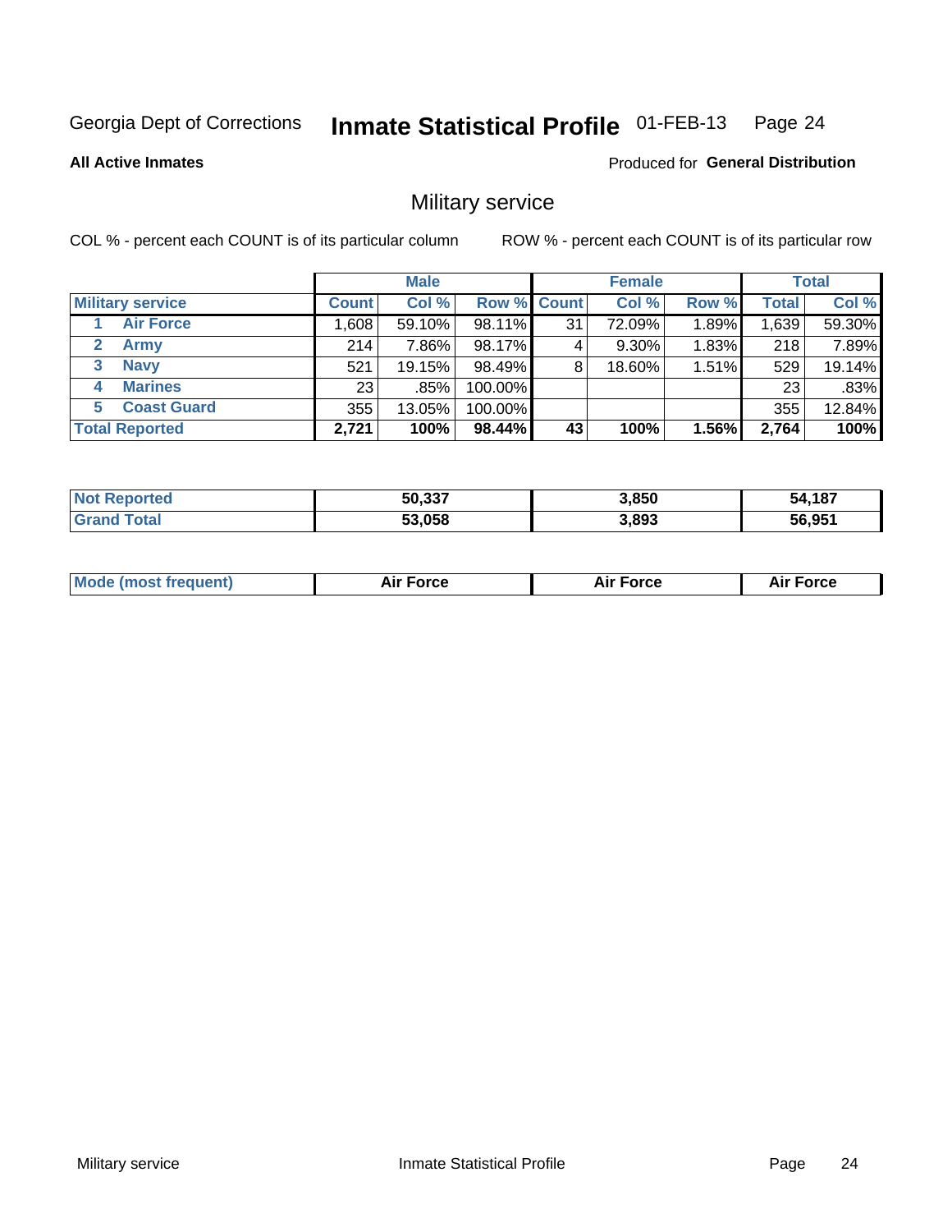Georgia Dept of Corrections **Inmate Statistical Profile** 01-FEB-13

**All Active Inmates**

Produced for **General Distribution**

## Military service

COL % - percent each COUNT is of its particular column

ROW % - percent each COUNT is of its particular row

| | Male | | | Female | | | Total | |
|---|---|---|---|---|---|---|---|---|
| **Military service** | **Count** | **Col %** | **Row %** | **Count** | **Col %** | **Row %** | **Total** | **Col %** |
| 1 **Air Force** | 1,608 | 59.10% | 98.11% | 31 | 72.09% | 1.89% | 1,639 | 59.30% |
| 2 **Army** | 214 | 7.86% | 98.17% | 4 | 9.30% | 1.83% | 218 | 7.89% |
| 3 **Navy** | 521 | 19.15% | 98.49% | 8 | 18.60% | 1.51% | 529 | 19.14% |
| 4 **Marines** | 23 | .85% | 100.00% | | | | 23 | .83% |
| 5 **Coast Guard** | 355 | 13.05% | 100.00% | | | | 355 | 12.84% |
| **Total Reported** | **2,721** | **100%** | **98.44%** | **43** | **100%** | **1.56%** | **2,764** | **100%** |

| | Male | Female | Total |
|---|---|---|---|
| **Not Reported** | **50,337** | **3,850** | **54,187** |
| **Grand Total** | **53,058** | **3,893** | **56,951** |

| | Male | Female | Total |
|---|---|---|---|
| **Mode (most frequent)** | **Air Force** | **Air Force** | **Air Force** |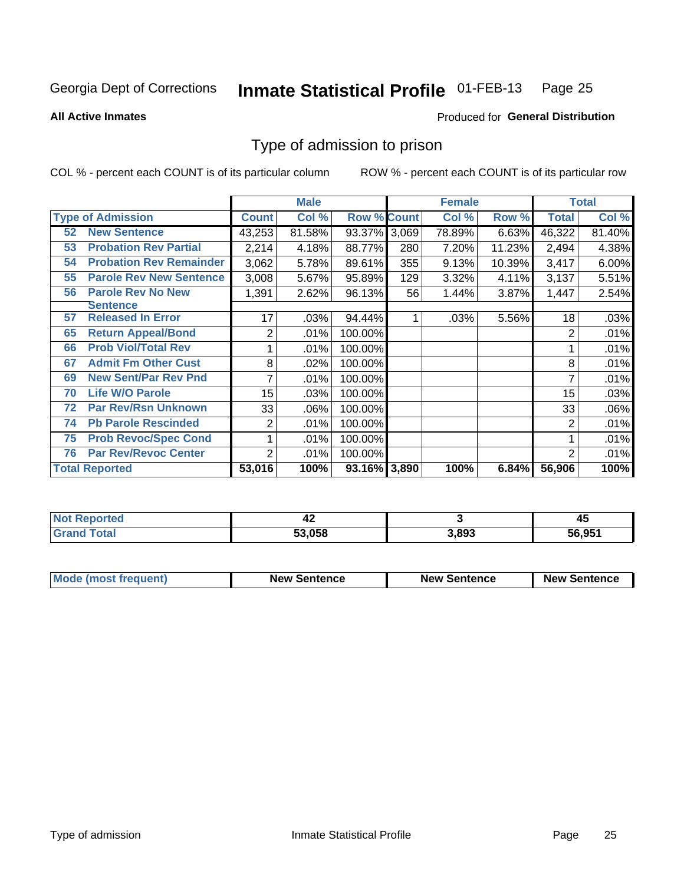Georgia Dept of Corrections **Inmate Statistical Profile** 01-FEB-13

**All Active Inmates** Produced for **General Distribution**

## Type of admission to prison

COL % - percent each COUNT is of its particular column ROW % - percent each COUNT is of its particular row

| | Male | | | Female | | | Total | |
|---|---|---|---|---|---|---|---|---|
| **Type of Admission** | **Count** | **Col %** | **Row %** | **Count** | **Col %** | **Row %** | **Total** | **Col %** |
| 52 New Sentence | 43,253 | 81.58% | 93.37% | 3,069 | 78.89% | 6.63% | 46,322 | 81.40% |
| 53 Probation Rev Partial | 2,214 | 4.18% | 88.77% | 280 | 7.20% | 11.23% | 2,494 | 4.38% |
| 54 Probation Rev Remainder | 3,062 | 5.78% | 89.61% | 355 | 9.13% | 10.39% | 3,417 | 6.00% |
| 55 Parole Rev New Sentence | 3,008 | 5.67% | 95.89% | 129 | 3.32% | 4.11% | 3,137 | 5.51% |
| 56 Parole Rev No New Sentence | 1,391 | 2.62% | 96.13% | 56 | 1.44% | 3.87% | 1,447 | 2.54% |
| 57 Released In Error | 17 | .03% | 94.44% | 1 | .03% | 5.56% | 18 | .03% |
| 65 Return Appeal/Bond | 2 | .01% | 100.00% | | | | 2 | .01% |
| 66 Prob Viol/Total Rev | 1 | .01% | 100.00% | | | | 1 | .01% |
| 67 Admit Fm Other Cust | 8 | .02% | 100.00% | | | | 8 | .01% |
| 69 New Sent/Par Rev Pnd | 7 | .01% | 100.00% | | | | 7 | .01% |
| 70 Life W/O Parole | 15 | .03% | 100.00% | | | | 15 | .03% |
| 72 Par Rev/Rsn Unknown | 33 | .06% | 100.00% | | | | 33 | .06% |
| 74 Pb Parole Rescinded | 2 | .01% | 100.00% | | | | 2 | .01% |
| 75 Prob Revoc/Spec Cond | 1 | .01% | 100.00% | | | | 1 | .01% |
| 76 Par Rev/Revoc Center | 2 | .01% | 100.00% | | | | 2 | .01% |
| **Total Reported** | **53,016** | **100%** | **93.16%** | **3,890** | **100%** | **6.84%** | **56,906** | **100%** |

| | Male | Female | Total |
|---|---|---|---|
| Not Reported | 42 | 3 | 45 |
| Grand Total | 53,058 | 3,893 | 56,951 |

| | Male | Female | Total |
|---|---|---|---|
| Mode (most frequent) | New Sentence | New Sentence | New Sentence |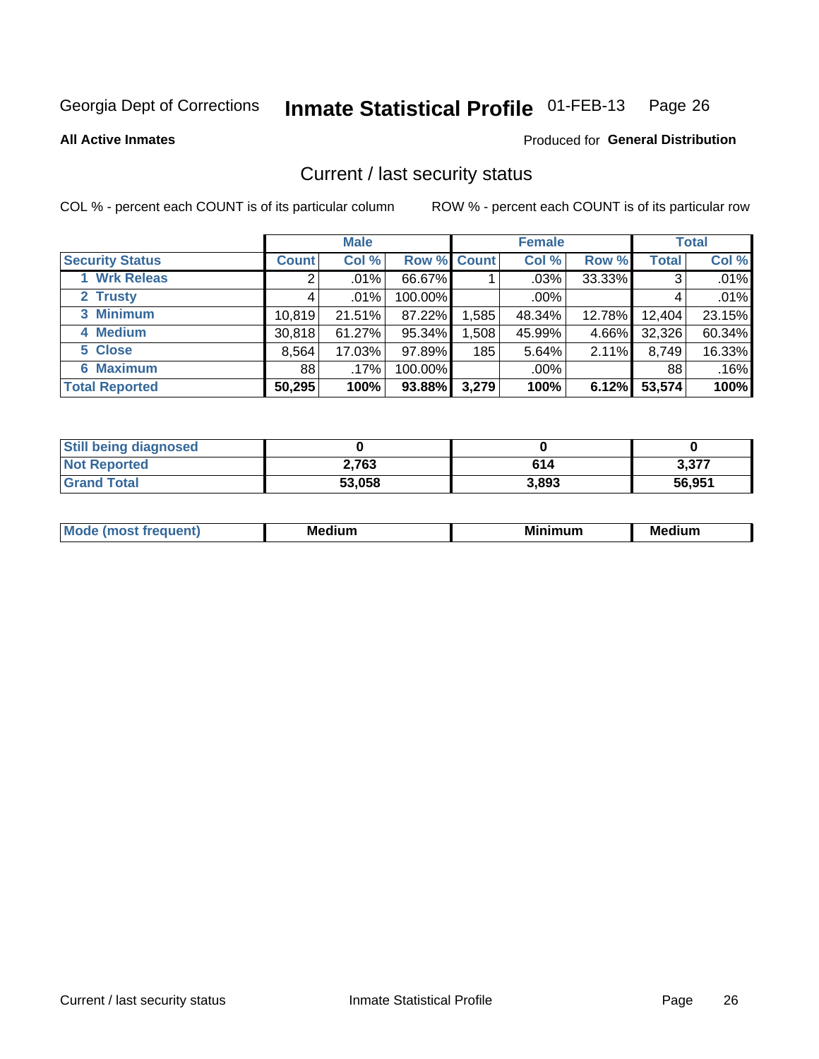Georgia Dept of Corrections **Inmate Statistical Profile** 01-FEB-13

**All Active Inmates**

Produced for **General Distribution**

## Current / last security status

COL % - percent each COUNT is of its particular column

ROW % - percent each COUNT is of its particular row

| | Male | | | Female | | | Total | |
|---|---|---|---|---|---|---|---|---|
| **Security Status** | **Count** | **Col %** | **Row %** | **Count** | **Col %** | **Row %** | **Total** | **Col %** |
| 1 Wrk Releas | 2 | .01% | 66.67% | 1 | .03% | 33.33% | 3 | .01% |
| 2 Trusty | 4 | .01% | 100.00% | | .00% | | 4 | .01% |
| 3 Minimum | 10,819 | 21.51% | 87.22% | 1,585 | 48.34% | 12.78% | 12,404 | 23.15% |
| 4 Medium | 30,818 | 61.27% | 95.34% | 1,508 | 45.99% | 4.66% | 32,326 | 60.34% |
| 5 Close | 8,564 | 17.03% | 97.89% | 185 | 5.64% | 2.11% | 8,749 | 16.33% |
| 6 Maximum | 88 | .17% | 100.00% | | .00% | | 88 | .16% |
| **Total Reported** | **50,295** | **100%** | **93.88%** | **3,279** | **100%** | **6.12%** | **53,574** | **100%** |

| | Male | Female | Total |
|---|---|---|---|
| Still being diagnosed | **0** | **0** | **0** |
| Not Reported | **2,763** | **614** | **3,377** |
| Grand Total | **53,058** | **3,893** | **56,951** |

| | Male | Female | Total |
|---|---|---|---|
| Mode (most frequent) | **Medium** | **Minimum** | **Medium** |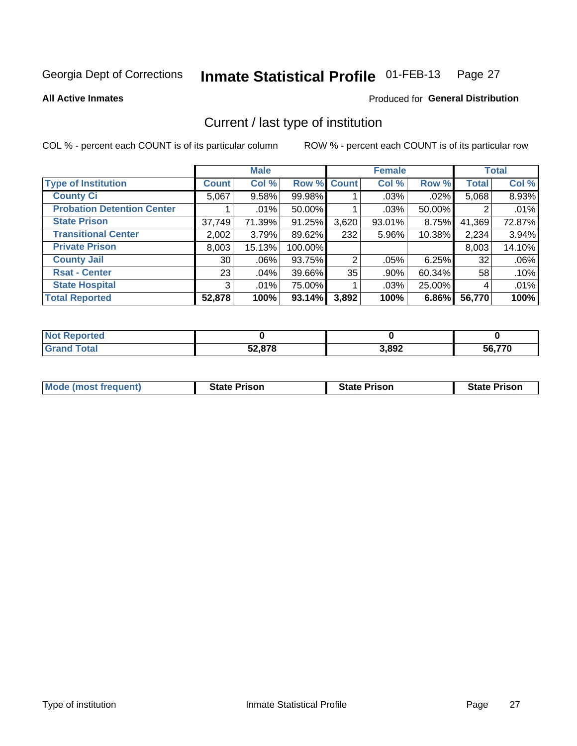Georgia Dept of Corrections **Inmate Statistical Profile** 01-FEB-13

**All Active Inmates** Produced for **General Distribution**

## Current / last type of institution

COL % - percent each COUNT is of its particular column ROW % - percent each COUNT is of its particular row

| | Male | | | Female | | | Total | |
|---|---|---|---|---|---|---|---|---|
| **Type of Institution** | **Count** | **Col %** | **Row %** | **Count** | **Col %** | **Row %** | **Total** | **Col %** |
| **County Ci** | 5,067 | 9.58% | 99.98% | 1 | .03% | .02% | 5,068 | 8.93% |
| **Probation Detention Center** | 1 | .01% | 50.00% | 1 | .03% | 50.00% | 2 | .01% |
| **State Prison** | 37,749 | 71.39% | 91.25% | 3,620 | 93.01% | 8.75% | 41,369 | 72.87% |
| **Transitional Center** | 2,002 | 3.79% | 89.62% | 232 | 5.96% | 10.38% | 2,234 | 3.94% |
| **Private Prison** | 8,003 | 15.13% | 100.00% | | | | 8,003 | 14.10% |
| **County Jail** | 30 | .06% | 93.75% | 2 | .05% | 6.25% | 32 | .06% |
| **Rsat - Center** | 23 | .04% | 39.66% | 35 | .90% | 60.34% | 58 | .10% |
| **State Hospital** | 3 | .01% | 75.00% | 1 | .03% | 25.00% | 4 | .01% |
| **Total Reported** | **52,878** | **100%** | **93.14%** | **3,892** | **100%** | **6.86%** | **56,770** | **100%** |

| | | | |
|---|---|---|---|
| **Not Reported** | **0** | **0** | **0** |
| **Grand Total** | **52,878** | **3,892** | **56,770** |

| | | | |
|---|---|---|---|
| **Mode (most frequent)** | **State Prison** | **State Prison** | **State Prison** |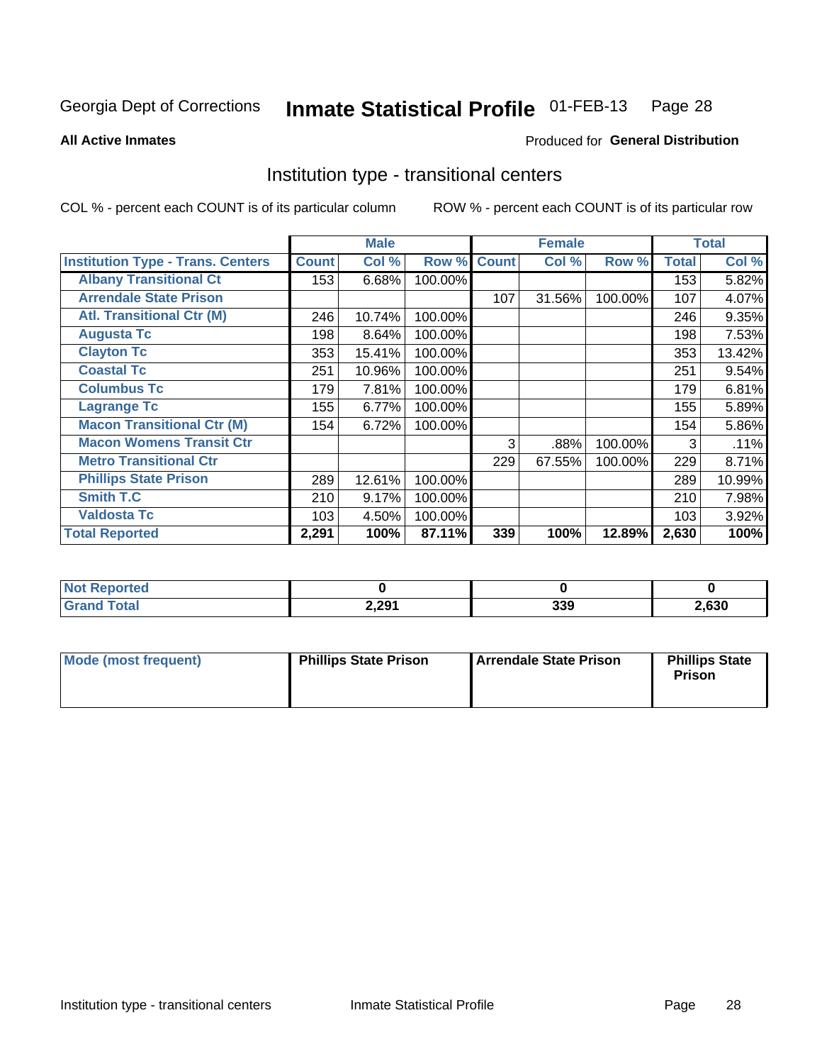Georgia Dept of Corrections **Inmate Statistical Profile** 01-FEB-13 Page 28

**All Active Inmates**

Produced for **General Distribution**

## Institution type - transitional centers

COL % - percent each COUNT is of its particular column

ROW % - percent each COUNT is of its particular row

| | Male | | | Female | | | Total | |
|---|---|---|---|---|---|---|---|---|
| **Institution Type - Trans. Centers** | **Count** | **Col %** | **Row %** | **Count** | **Col %** | **Row %** | **Total** | **Col %** |
| **Albany Transitional Ct** | 153 | 6.68% | 100.00% | | | | 153 | 5.82% |
| **Arrendale State Prison** | | | | 107 | 31.56% | 100.00% | 107 | 4.07% |
| **Atl. Transitional Ctr (M)** | 246 | 10.74% | 100.00% | | | | 246 | 9.35% |
| **Augusta Tc** | 198 | 8.64% | 100.00% | | | | 198 | 7.53% |
| **Clayton Tc** | 353 | 15.41% | 100.00% | | | | 353 | 13.42% |
| **Coastal Tc** | 251 | 10.96% | 100.00% | | | | 251 | 9.54% |
| **Columbus Tc** | 179 | 7.81% | 100.00% | | | | 179 | 6.81% |
| **Lagrange Tc** | 155 | 6.77% | 100.00% | | | | 155 | 5.89% |
| **Macon Transitional Ctr (M)** | 154 | 6.72% | 100.00% | | | | 154 | 5.86% |
| **Macon Womens Transit Ctr** | | | | 3 | .88% | 100.00% | 3 | .11% |
| **Metro Transitional Ctr** | | | | 229 | 67.55% | 100.00% | 229 | 8.71% |
| **Phillips State Prison** | 289 | 12.61% | 100.00% | | | | 289 | 10.99% |
| **Smith T.C** | 210 | 9.17% | 100.00% | | | | 210 | 7.98% |
| **Valdosta Tc** | 103 | 4.50% | 100.00% | | | | 103 | 3.92% |
| **Total Reported** | **2,291** | **100%** | **87.11%** | **339** | **100%** | **12.89%** | **2,630** | **100%** |

| | Male | Female | Total |
|---|---|---|---|
| **Not Reported** | **0** | **0** | **0** |
| **Grand Total** | **2,291** | **339** | **2,630** |

| | | | |
|---|---|---|---|
| **Mode (most frequent)** | **Phillips State Prison** | **Arrendale State Prison** | **Phillips State Prison** |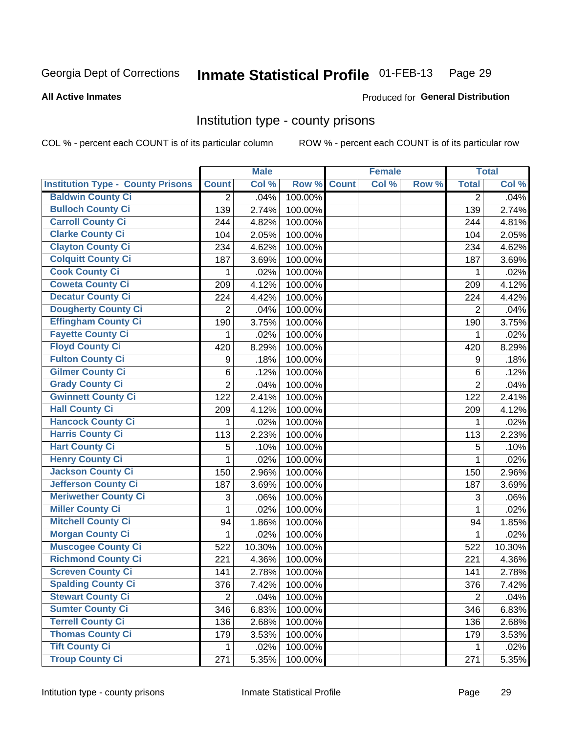Georgia Dept of Corrections **Inmate Statistical Profile** 01-FEB-13

**All Active Inmates**

Produced for **General Distribution**

## Institution type - county prisons

COL % - percent each COUNT is of its particular column

ROW % - percent each COUNT is of its particular row

| | Male | | | Female | | | Total | |
|---|---|---|---|---|---|---|---|---|
| Institution Type - County Prisons | Count | Col % | Row % | Count | Col % | Row % | Total | Col % |
| Baldwin County Ci | 2 | .04% | 100.00% | | | | 2 | .04% |
| Bulloch County Ci | 139 | 2.74% | 100.00% | | | | 139 | 2.74% |
| Carroll County Ci | 244 | 4.82% | 100.00% | | | | 244 | 4.81% |
| Clarke County Ci | 104 | 2.05% | 100.00% | | | | 104 | 2.05% |
| Clayton County Ci | 234 | 4.62% | 100.00% | | | | 234 | 4.62% |
| Colquitt County Ci | 187 | 3.69% | 100.00% | | | | 187 | 3.69% |
| Cook County Ci | 1 | .02% | 100.00% | | | | 1 | .02% |
| Coweta County Ci | 209 | 4.12% | 100.00% | | | | 209 | 4.12% |
| Decatur County Ci | 224 | 4.42% | 100.00% | | | | 224 | 4.42% |
| Dougherty County Ci | 2 | .04% | 100.00% | | | | 2 | .04% |
| Effingham County Ci | 190 | 3.75% | 100.00% | | | | 190 | 3.75% |
| Fayette County Ci | 1 | .02% | 100.00% | | | | 1 | .02% |
| Floyd County Ci | 420 | 8.29% | 100.00% | | | | 420 | 8.29% |
| Fulton County Ci | 9 | .18% | 100.00% | | | | 9 | .18% |
| Gilmer County Ci | 6 | .12% | 100.00% | | | | 6 | .12% |
| Grady County Ci | 2 | .04% | 100.00% | | | | 2 | .04% |
| Gwinnett County Ci | 122 | 2.41% | 100.00% | | | | 122 | 2.41% |
| Hall County Ci | 209 | 4.12% | 100.00% | | | | 209 | 4.12% |
| Hancock County Ci | 1 | .02% | 100.00% | | | | 1 | .02% |
| Harris County Ci | 113 | 2.23% | 100.00% | | | | 113 | 2.23% |
| Hart County Ci | 5 | .10% | 100.00% | | | | 5 | .10% |
| Henry County Ci | 1 | .02% | 100.00% | | | | 1 | .02% |
| Jackson County Ci | 150 | 2.96% | 100.00% | | | | 150 | 2.96% |
| Jefferson County Ci | 187 | 3.69% | 100.00% | | | | 187 | 3.69% |
| Meriwether County Ci | 3 | .06% | 100.00% | | | | 3 | .06% |
| Miller County Ci | 1 | .02% | 100.00% | | | | 1 | .02% |
| Mitchell County Ci | 94 | 1.86% | 100.00% | | | | 94 | 1.85% |
| Morgan County Ci | 1 | .02% | 100.00% | | | | 1 | .02% |
| Muscogee County Ci | 522 | 10.30% | 100.00% | | | | 522 | 10.30% |
| Richmond County Ci | 221 | 4.36% | 100.00% | | | | 221 | 4.36% |
| Screven County Ci | 141 | 2.78% | 100.00% | | | | 141 | 2.78% |
| Spalding County Ci | 376 | 7.42% | 100.00% | | | | 376 | 7.42% |
| Stewart County Ci | 2 | .04% | 100.00% | | | | 2 | .04% |
| Sumter County Ci | 346 | 6.83% | 100.00% | | | | 346 | 6.83% |
| Terrell County Ci | 136 | 2.68% | 100.00% | | | | 136 | 2.68% |
| Thomas County Ci | 179 | 3.53% | 100.00% | | | | 179 | 3.53% |
| Tift County Ci | 1 | .02% | 100.00% | | | | 1 | .02% |
| Troup County Ci | 271 | 5.35% | 100.00% | | | | 271 | 5.35% |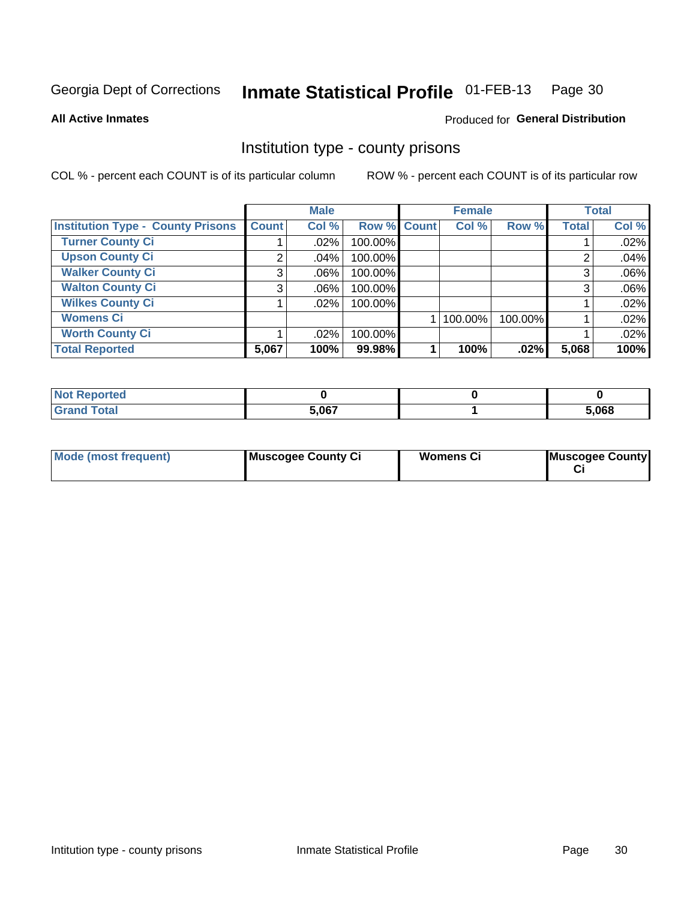Georgia Dept of Corrections **Inmate Statistical Profile** 01-FEB-13

**All Active Inmates**

Produced for **General Distribution**

## Institution type - county prisons

COL % - percent each COUNT is of its particular column

ROW % - percent each COUNT is of its particular row

| | Male | | | Female | | | Total | |
|---|---|---|---|---|---|---|---|---|
| **Institution Type - County Prisons** | **Count** | **Col %** | **Row %** | **Count** | **Col %** | **Row %** | **Total** | **Col %** |
| **Turner County Ci** | 1 | .02% | 100.00% | | | | 1 | .02% |
| **Upson County Ci** | 2 | .04% | 100.00% | | | | 2 | .04% |
| **Walker County Ci** | 3 | .06% | 100.00% | | | | 3 | .06% |
| **Walton County Ci** | 3 | .06% | 100.00% | | | | 3 | .06% |
| **Wilkes County Ci** | 1 | .02% | 100.00% | | | | 1 | .02% |
| **Womens Ci** | | | | 1 | 100.00% | 100.00% | 1 | .02% |
| **Worth County Ci** | 1 | .02% | 100.00% | | | | 1 | .02% |
| **Total Reported** | **5,067** | **100%** | **99.98%** | **1** | **100%** | **.02%** | **5,068** | **100%** |

| | Male | Female | Total |
|---|---|---|---|
| **Not Reported** | **0** | **0** | **0** |
| **Grand Total** | **5,067** | **1** | **5,068** |

| | Male | Female | Total |
|---|---|---|---|
| **Mode (most frequent)** | **Muscogee County Ci** | **Womens Ci** | **Muscogee County Ci** |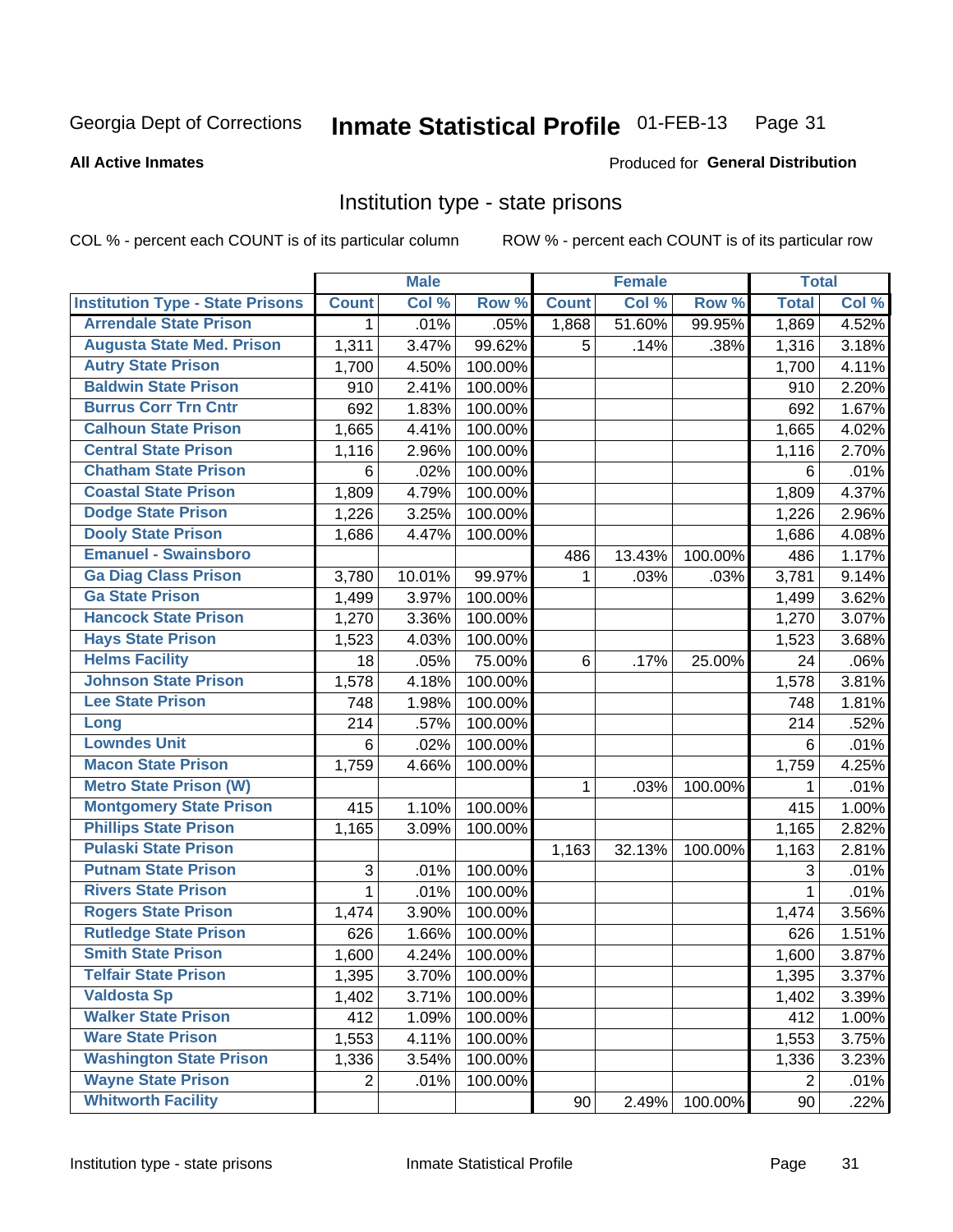Georgia Dept of Corrections **Inmate Statistical Profile** 01-FEB-13

**All Active Inmates**

Produced for **General Distribution**

## Institution type - state prisons

COL % - percent each COUNT is of its particular column ROW % - percent each COUNT is of its particular row

| | Male | | | Female | | | Total | |
|---|---|---|---|---|---|---|---|---|
| **Institution Type - State Prisons** | **Count** | **Col %** | **Row %** | **Count** | **Col %** | **Row %** | **Total** | **Col %** |
| Arrendale State Prison | 1 | .01% | .05% | 1,868 | 51.60% | 99.95% | 1,869 | 4.52% |
| Augusta State Med. Prison | 1,311 | 3.47% | 99.62% | 5 | .14% | .38% | 1,316 | 3.18% |
| Autry State Prison | 1,700 | 4.50% | 100.00% | | | | 1,700 | 4.11% |
| Baldwin State Prison | 910 | 2.41% | 100.00% | | | | 910 | 2.20% |
| Burrus Corr Trn Cntr | 692 | 1.83% | 100.00% | | | | 692 | 1.67% |
| Calhoun State Prison | 1,665 | 4.41% | 100.00% | | | | 1,665 | 4.02% |
| Central State Prison | 1,116 | 2.96% | 100.00% | | | | 1,116 | 2.70% |
| Chatham State Prison | 6 | .02% | 100.00% | | | | 6 | .01% |
| Coastal State Prison | 1,809 | 4.79% | 100.00% | | | | 1,809 | 4.37% |
| Dodge State Prison | 1,226 | 3.25% | 100.00% | | | | 1,226 | 2.96% |
| Dooly State Prison | 1,686 | 4.47% | 100.00% | | | | 1,686 | 4.08% |
| Emanuel - Swainsboro | | | | 486 | 13.43% | 100.00% | 486 | 1.17% |
| Ga Diag Class Prison | 3,780 | 10.01% | 99.97% | 1 | .03% | .03% | 3,781 | 9.14% |
| Ga State Prison | 1,499 | 3.97% | 100.00% | | | | 1,499 | 3.62% |
| Hancock State Prison | 1,270 | 3.36% | 100.00% | | | | 1,270 | 3.07% |
| Hays State Prison | 1,523 | 4.03% | 100.00% | | | | 1,523 | 3.68% |
| Helms Facility | 18 | .05% | 75.00% | 6 | .17% | 25.00% | 24 | .06% |
| Johnson State Prison | 1,578 | 4.18% | 100.00% | | | | 1,578 | 3.81% |
| Lee State Prison | 748 | 1.98% | 100.00% | | | | 748 | 1.81% |
| Long | 214 | .57% | 100.00% | | | | 214 | .52% |
| Lowndes Unit | 6 | .02% | 100.00% | | | | 6 | .01% |
| Macon State Prison | 1,759 | 4.66% | 100.00% | | | | 1,759 | 4.25% |
| Metro State Prison (W) | | | | 1 | .03% | 100.00% | 1 | .01% |
| Montgomery State Prison | 415 | 1.10% | 100.00% | | | | 415 | 1.00% |
| Phillips State Prison | 1,165 | 3.09% | 100.00% | | | | 1,165 | 2.82% |
| Pulaski State Prison | | | | 1,163 | 32.13% | 100.00% | 1,163 | 2.81% |
| Putnam State Prison | 3 | .01% | 100.00% | | | | 3 | .01% |
| Rivers State Prison | 1 | .01% | 100.00% | | | | 1 | .01% |
| Rogers State Prison | 1,474 | 3.90% | 100.00% | | | | 1,474 | 3.56% |
| Rutledge State Prison | 626 | 1.66% | 100.00% | | | | 626 | 1.51% |
| Smith State Prison | 1,600 | 4.24% | 100.00% | | | | 1,600 | 3.87% |
| Telfair State Prison | 1,395 | 3.70% | 100.00% | | | | 1,395 | 3.37% |
| Valdosta Sp | 1,402 | 3.71% | 100.00% | | | | 1,402 | 3.39% |
| Walker State Prison | 412 | 1.09% | 100.00% | | | | 412 | 1.00% |
| Ware State Prison | 1,553 | 4.11% | 100.00% | | | | 1,553 | 3.75% |
| Washington State Prison | 1,336 | 3.54% | 100.00% | | | | 1,336 | 3.23% |
| Wayne State Prison | 2 | .01% | 100.00% | | | | 2 | .01% |
| Whitworth Facility | | | | 90 | 2.49% | 100.00% | 90 | .22% |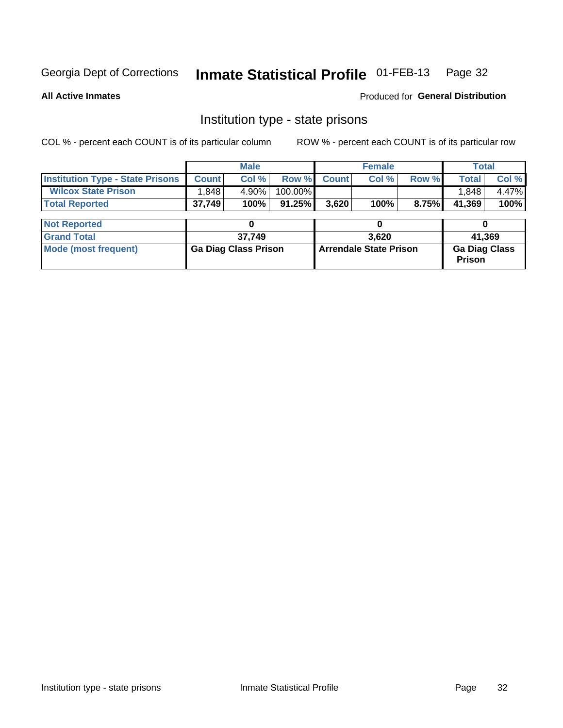Georgia Dept of Corrections **Inmate Statistical Profile** 01-FEB-13

**All Active Inmates**

Produced for **General Distribution**

## Institution type - state prisons

COL % - percent each COUNT is of its particular column

ROW % - percent each COUNT is of its particular row

| | Male | | | Female | | | Total | |
|---|---|---|---|---|---|---|---|---|
| **Institution Type - State Prisons** | **Count** | **Col %** | **Row %** | **Count** | **Col %** | **Row %** | **Total** | **Col %** |
| **Wilcox State Prison** | 1,848 | 4.90% | 100.00% | | | | 1,848 | 4.47% |
| **Total Reported** | **37,749** | **100%** | **91.25%** | **3,620** | **100%** | **8.75%** | **41,369** | **100%** |
| **Not Reported** | **0** | | | **0** | | | **0** | |
| **Grand Total** | **37,749** | | | **3,620** | | | **41,369** | |
| **Mode (most frequent)** | **Ga Diag Class Prison** | | | **Arrendale State Prison** | | | **Ga Diag Class Prison** | |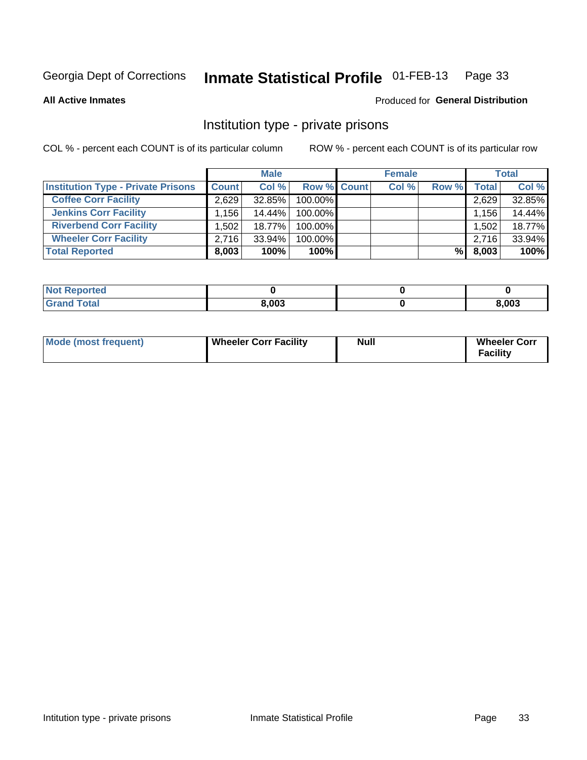Georgia Dept of Corrections **Inmate Statistical Profile** 01-FEB-13

**All Active Inmates**

Produced for **General Distribution**

## Institution type - private prisons

COL % - percent each COUNT is of its particular column

ROW % - percent each COUNT is of its particular row

| | Male | | | Female | | | Total | |
|---|---|---|---|---|---|---|---|---|
| Institution Type - Private Prisons | Count | Col % | Row % | Count | Col % | Row % | Total | Col % |
| Coffee Corr Facility | 2,629 | 32.85% | 100.00% | | | | 2,629 | 32.85% |
| Jenkins Corr Facility | 1,156 | 14.44% | 100.00% | | | | 1,156 | 14.44% |
| Riverbend Corr Facility | 1,502 | 18.77% | 100.00% | | | | 1,502 | 18.77% |
| Wheeler Corr Facility | 2,716 | 33.94% | 100.00% | | | | 2,716 | 33.94% |
| **Total Reported** | **8,003** | **100%** | **100%** | | | **%** | **8,003** | **100%** |

| | Male | Female | Total |
|---|---|---|---|
| Not Reported | 0 | 0 | 0 |
| Grand Total | 8,003 | 0 | 8,003 |

| | Male | Female | Total |
|---|---|---|---|
| Mode (most frequent) | Wheeler Corr Facility | Null | Wheeler Corr Facility |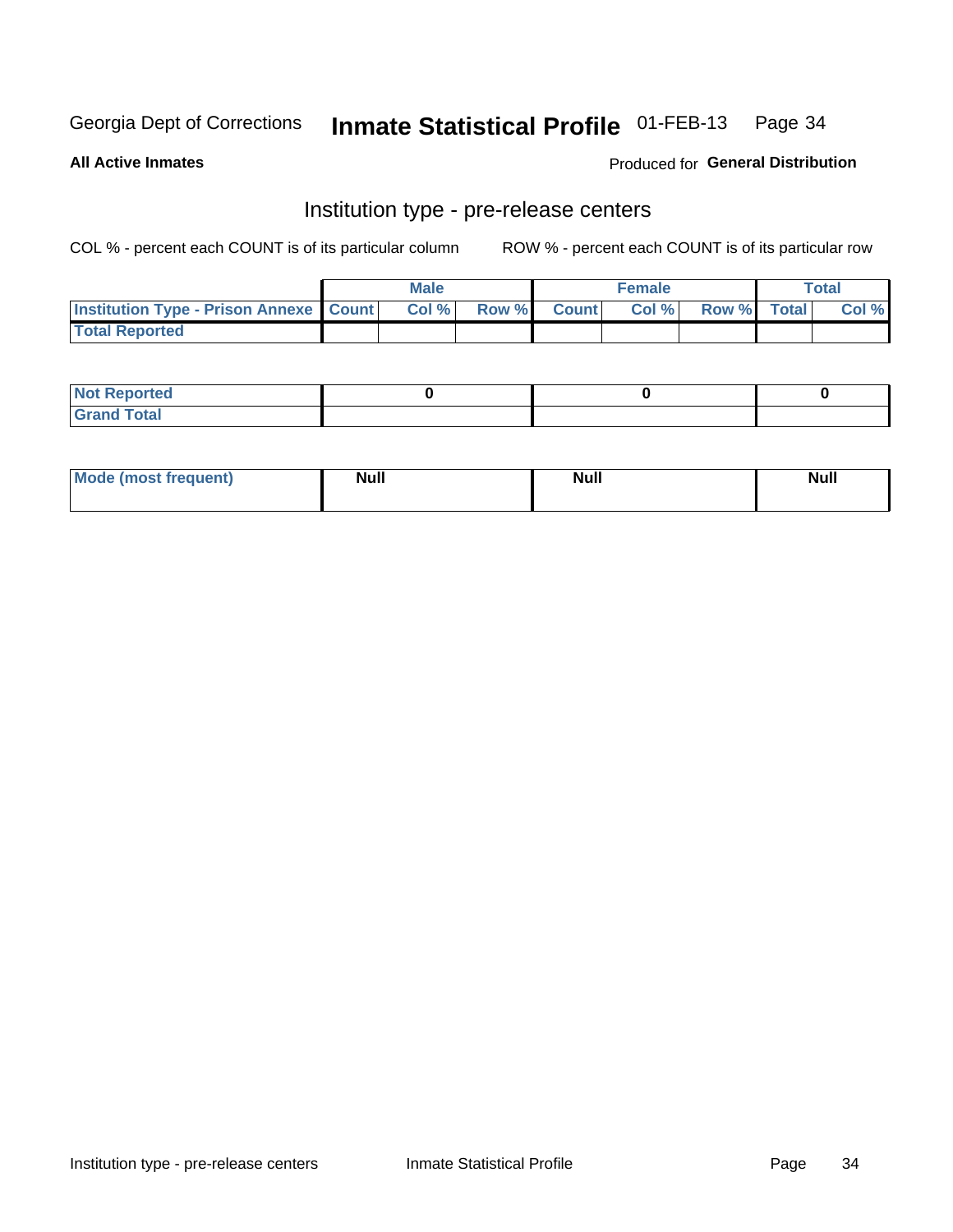Georgia Dept of Corrections **Inmate Statistical Profile** 01-FEB-13

**All Active Inmates**

Produced for **General Distribution**

## Institution type - pre-release centers

COL % - percent each COUNT is of its particular column ROW % - percent each COUNT is of its particular row

| | Male | | | Female | | | Total | |
|---|---|---|---|---|---|---|---|---|
| Institution Type - Prison Annexe | Count | Col % | Row % | Count | Col % | Row % | Total | Col % |
| Total Reported | | | | | | | | |

| | Male | Female | Total |
|---|---|---|---|
| Not Reported | 0 | 0 | 0 |
| Grand Total | | | |

| | Male | Female | Total |
|---|---|---|---|
| Mode (most frequent) | Null | Null | Null |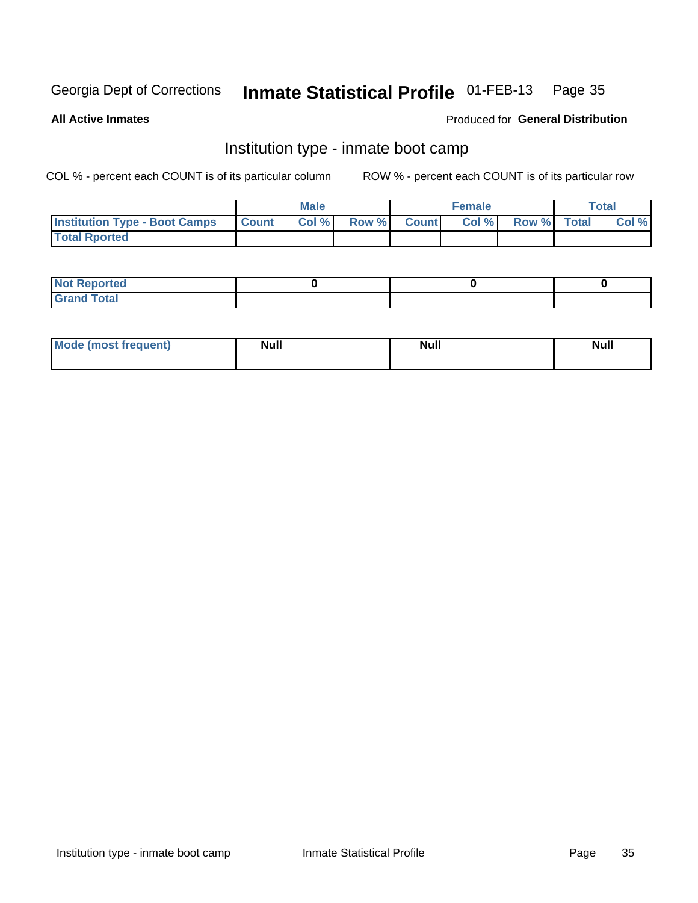Georgia Dept of Corrections **Inmate Statistical Profile** 01-FEB-13

**All Active Inmates**

Produced for **General Distribution**

## Institution type - inmate boot camp

COL % - percent each COUNT is of its particular column    ROW % - percent each COUNT is of its particular row

| | Male | | | Female | | | Total | |
|---|---|---|---|---|---|---|---|---|
| **Institution Type - Boot Camps** | **Count** | **Col %** | **Row %** | **Count** | **Col %** | **Row %** | **Total** | **Col %** |
| **Total Rported** | | | | | | | | |

| | Male | Female | Total |
|---|---|---|---|
| **Not Reported** | **0** | **0** | **0** |
| **Grand Total** | | | |

| | Male | Female | Total |
|---|---|---|---|
| **Mode (most frequent)** | **Null** | **Null** | **Null** |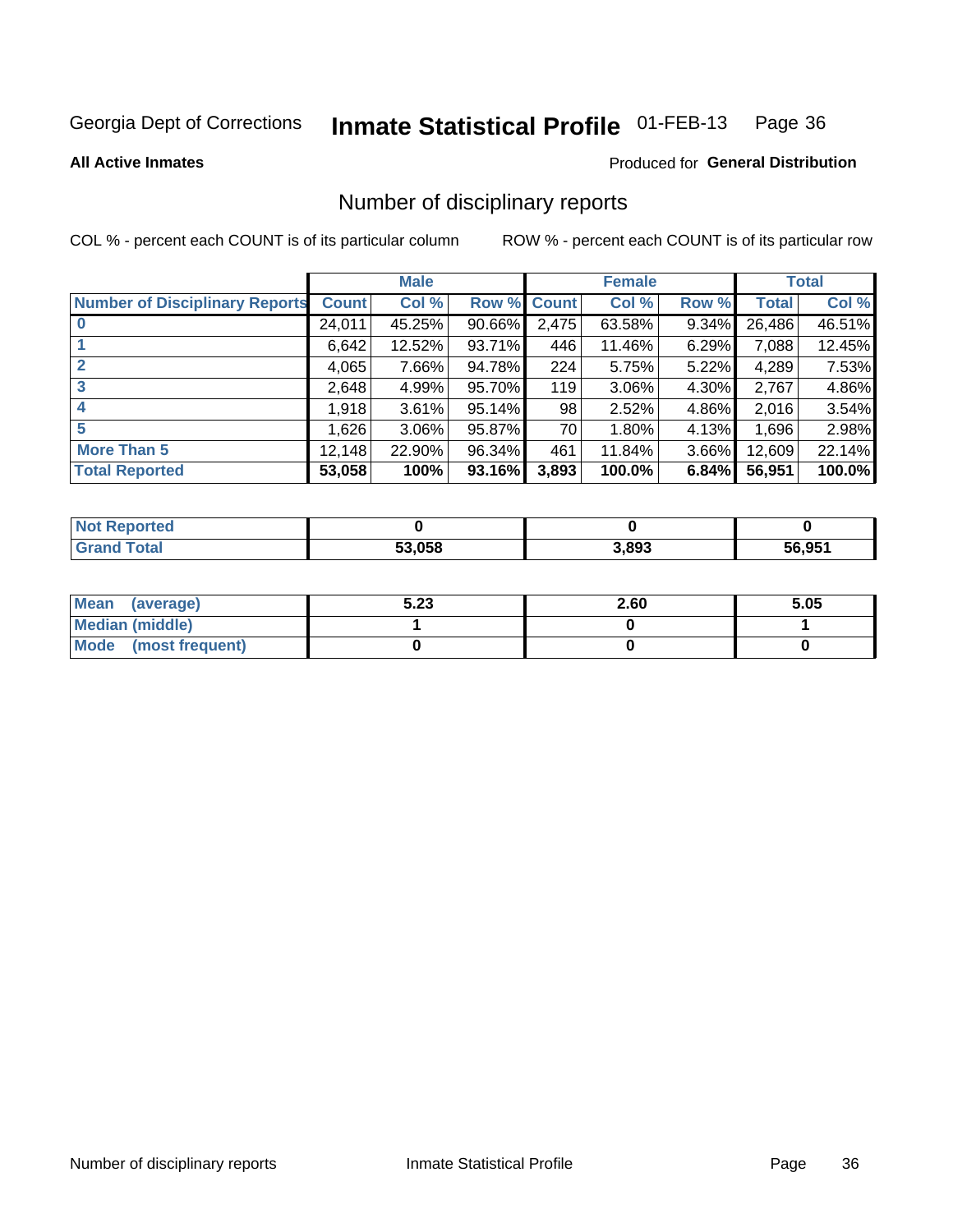Georgia Dept of Corrections **Inmate Statistical Profile** 01-FEB-13

**All Active Inmates**

Produced for **General Distribution**

# Number of disciplinary reports

COL % - percent each COUNT is of its particular column

ROW % - percent each COUNT is of its particular row

| | Male | | | Female | | | Total | |
|---|---|---|---|---|---|---|---|---|
| **Number of Disciplinary Reports** | **Count** | **Col %** | **Row %** | **Count** | **Col %** | **Row %** | **Total** | **Col %** |
| **0** | 24,011 | 45.25% | 90.66% | 2,475 | 63.58% | 9.34% | 26,486 | 46.51% |
| **1** | 6,642 | 12.52% | 93.71% | 446 | 11.46% | 6.29% | 7,088 | 12.45% |
| **2** | 4,065 | 7.66% | 94.78% | 224 | 5.75% | 5.22% | 4,289 | 7.53% |
| **3** | 2,648 | 4.99% | 95.70% | 119 | 3.06% | 4.30% | 2,767 | 4.86% |
| **4** | 1,918 | 3.61% | 95.14% | 98 | 2.52% | 4.86% | 2,016 | 3.54% |
| **5** | 1,626 | 3.06% | 95.87% | 70 | 1.80% | 4.13% | 1,696 | 2.98% |
| **More Than 5** | 12,148 | 22.90% | 96.34% | 461 | 11.84% | 3.66% | 12,609 | 22.14% |
| **Total Reported** | **53,058** | **100%** | **93.16%** | **3,893** | **100.0%** | **6.84%** | **56,951** | **100.0%** |

| | Male | Female | Total |
|---|---|---|---|
| **Not Reported** | **0** | **0** | **0** |
| **Grand Total** | **53,058** | **3,893** | **56,951** |

| | Male | Female | Total |
|---|---|---|---|
| **Mean (average)** | **5.23** | **2.60** | **5.05** |
| **Median (middle)** | **1** | **0** | **1** |
| **Mode (most frequent)** | **0** | **0** | **0** |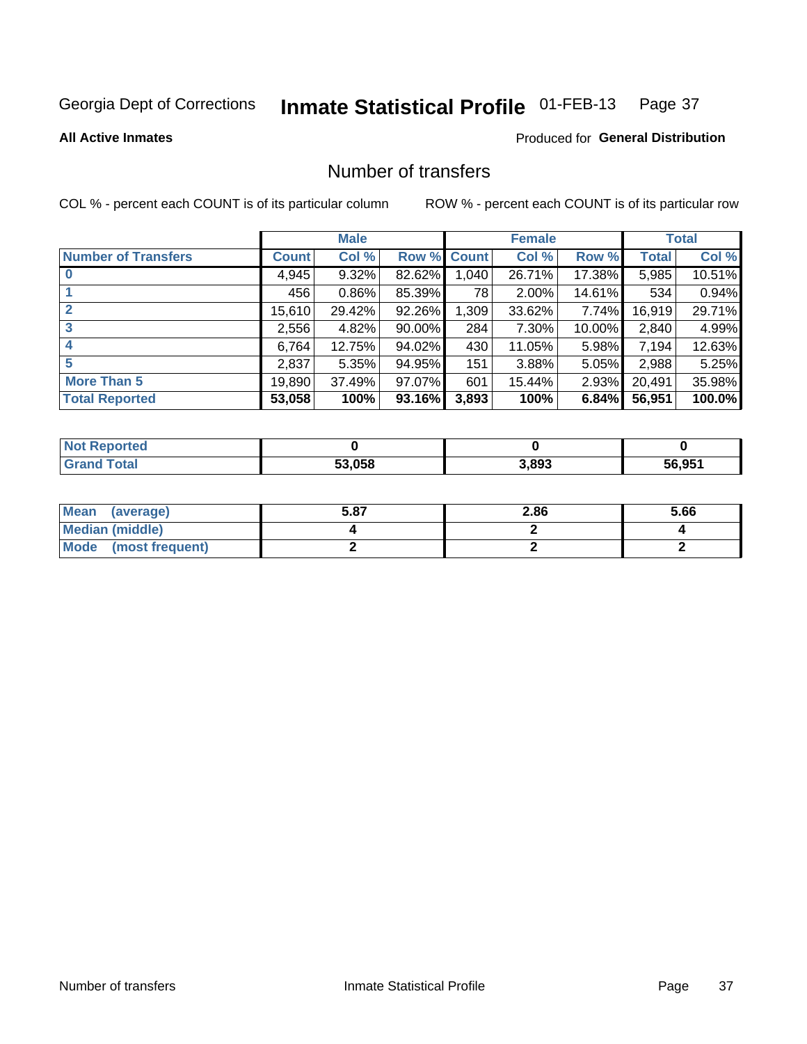Georgia Dept of Corrections **Inmate Statistical Profile** 01-FEB-13 Page 37

**All Active Inmates**

Produced for **General Distribution**

# Number of transfers

COL % - percent each COUNT is of its particular column ROW % - percent each COUNT is of its particular row

| | Male | | | Female | | | Total | |
|---|---|---|---|---|---|---|---|---|
| **Number of Transfers** | **Count** | **Col %** | **Row %** | **Count** | **Col %** | **Row %** | **Total** | **Col %** |
| **0** | 4,945 | 9.32% | 82.62% | 1,040 | 26.71% | 17.38% | 5,985 | 10.51% |
| **1** | 456 | 0.86% | 85.39% | 78 | 2.00% | 14.61% | 534 | 0.94% |
| **2** | 15,610 | 29.42% | 92.26% | 1,309 | 33.62% | 7.74% | 16,919 | 29.71% |
| **3** | 2,556 | 4.82% | 90.00% | 284 | 7.30% | 10.00% | 2,840 | 4.99% |
| **4** | 6,764 | 12.75% | 94.02% | 430 | 11.05% | 5.98% | 7,194 | 12.63% |
| **5** | 2,837 | 5.35% | 94.95% | 151 | 3.88% | 5.05% | 2,988 | 5.25% |
| **More Than 5** | 19,890 | 37.49% | 97.07% | 601 | 15.44% | 2.93% | 20,491 | 35.98% |
| **Total Reported** | **53,058** | **100%** | **93.16%** | **3,893** | **100%** | **6.84%** | **56,951** | **100.0%** |

| | | | |
|---|---|---|---|
| **Not Reported** | **0** | **0** | **0** |
| **Grand Total** | **53,058** | **3,893** | **56,951** |

| | | | |
|---|---|---|---|
| **Mean (average)** | **5.87** | **2.86** | **5.66** |
| **Median (middle)** | **4** | **2** | **4** |
| **Mode (most frequent)** | **2** | **2** | **2** |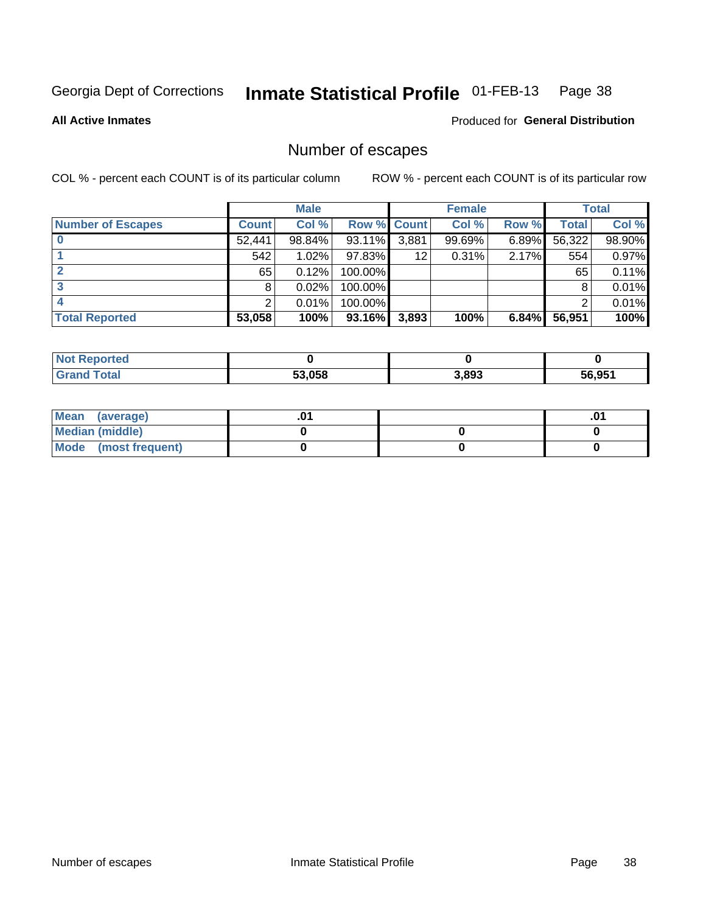Georgia Dept of Corrections **Inmate Statistical Profile** 01-FEB-13

**All Active Inmates**

Produced for **General Distribution**

## Number of escapes

COL % - percent each COUNT is of its particular column ROW % - percent each COUNT is of its particular row

| | Male | | | Female | | | Total | |
|---|---|---|---|---|---|---|---|---|
| **Number of Escapes** | **Count** | **Col %** | **Row %** | **Count** | **Col %** | **Row %** | **Total** | **Col %** |
| **0** | 52,441 | 98.84% | 93.11% | 3,881 | 99.69% | 6.89% | 56,322 | 98.90% |
| **1** | 542 | 1.02% | 97.83% | 12 | 0.31% | 2.17% | 554 | 0.97% |
| **2** | 65 | 0.12% | 100.00% | | | | 65 | 0.11% |
| **3** | 8 | 0.02% | 100.00% | | | | 8 | 0.01% |
| **4** | 2 | 0.01% | 100.00% | | | | 2 | 0.01% |
| **Total Reported** | **53,058** | **100%** | **93.16%** | **3,893** | **100%** | **6.84%** | **56,951** | **100%** |

| | Male | Female | Total |
|---|---|---|---|
| **Not Reported** | **0** | **0** | **0** |
| **Grand Total** | **53,058** | **3,893** | **56,951** |

| | Male | Female | Total |
|---|---|---|---|
| **Mean (average)** | **.01** | | **.01** |
| **Median (middle)** | **0** | **0** | **0** |
| **Mode (most frequent)** | **0** | **0** | **0** |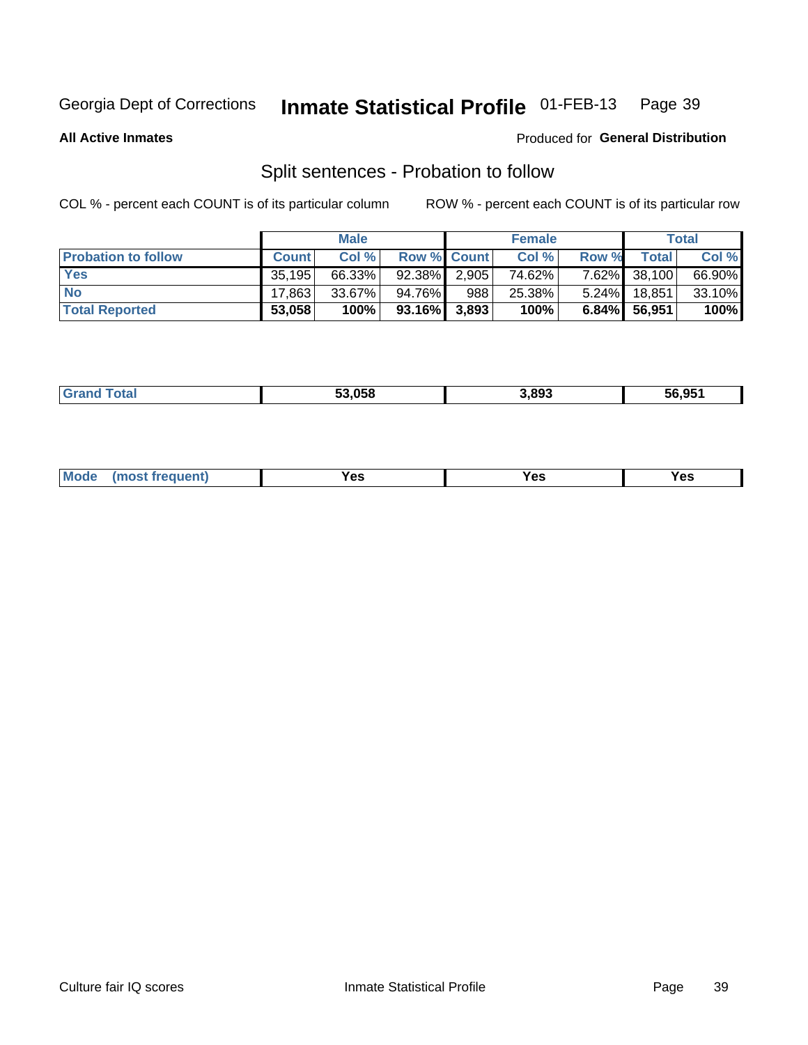Georgia Dept of Corrections **Inmate Statistical Profile** 01-FEB-13

**All Active Inmates**

Produced for **General Distribution**

## Split sentences - Probation to follow

COL % - percent each COUNT is of its particular column

ROW % - percent each COUNT is of its particular row

| | Male | | | Female | | | Total | |
|---|---|---|---|---|---|---|---|---|
| **Probation to follow** | **Count** | **Col %** | **Row %** | **Count** | **Col %** | **Row %** | **Total** | **Col %** |
| **Yes** | 35,195 | 66.33% | 92.38% | 2,905 | 74.62% | 7.62% | 38,100 | 66.90% |
| **No** | 17,863 | 33.67% | 94.76% | 988 | 25.38% | 5.24% | 18,851 | 33.10% |
| **Total Reported** | **53,058** | **100%** | **93.16%** | **3,893** | **100%** | **6.84%** | **56,951** | **100%** |

| | | | |
|---|---|---|---|
| **Grand Total** | **53,058** | **3,893** | **56,951** |

| | | | |
|---|---|---|---|
| **Mode (most frequent)** | **Yes** | **Yes** | **Yes** |

Culture fair IQ scores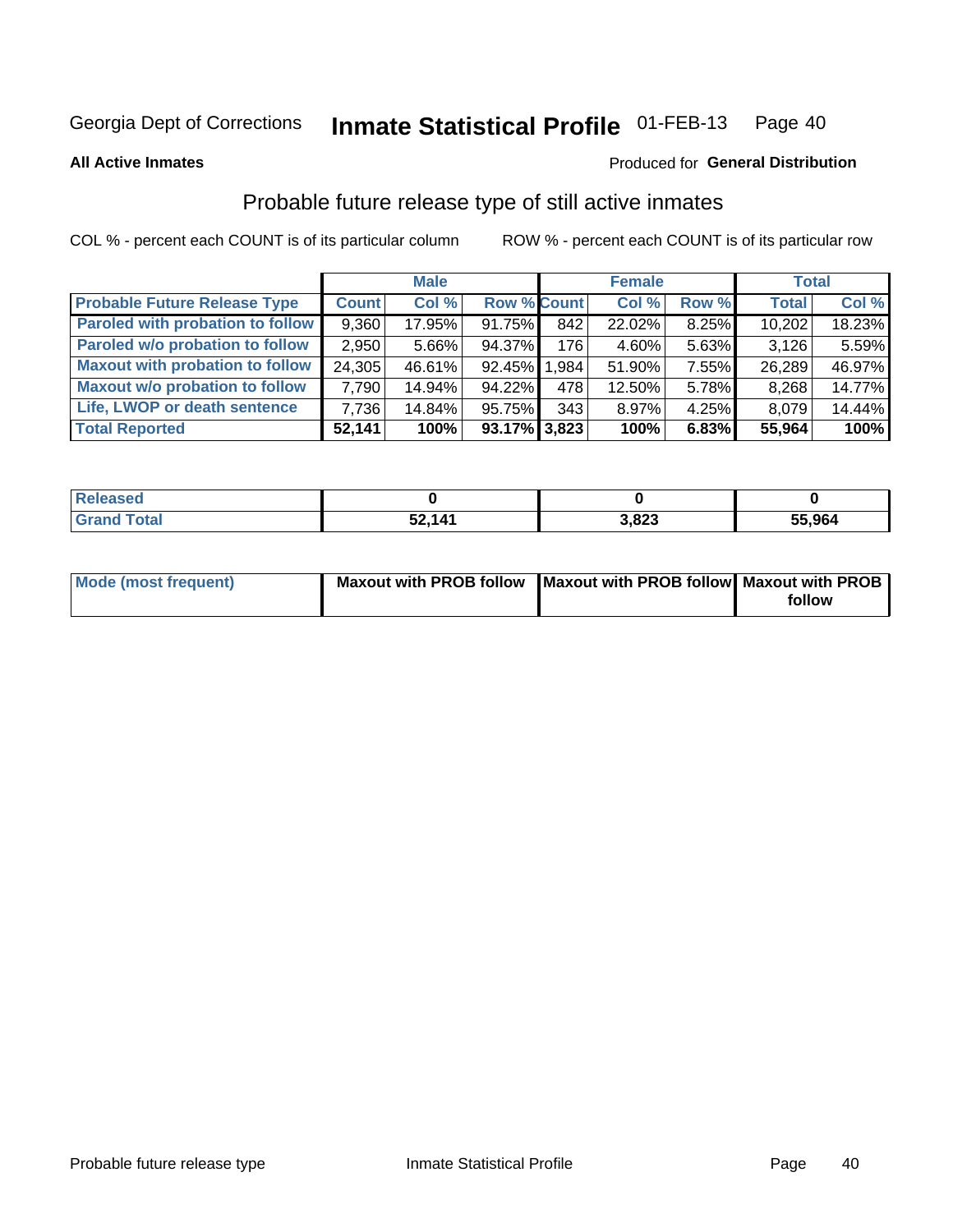Georgia Dept of Corrections **Inmate Statistical Profile** 01-FEB-13 Page 40

**All Active Inmates**

Produced for **General Distribution**

## Probable future release type of still active inmates

COL % - percent each COUNT is of its particular column

ROW % - percent each COUNT is of its particular row

| | Male | | | Female | | | Total | |
|---|---|---|---|---|---|---|---|---|
| **Probable Future Release Type** | **Count** | **Col %** | **Row %** | **Count** | **Col %** | **Row %** | **Total** | **Col %** |
| Paroled with probation to follow | 9,360 | 17.95% | 91.75% | 842 | 22.02% | 8.25% | 10,202 | 18.23% |
| Paroled w/o probation to follow | 2,950 | 5.66% | 94.37% | 176 | 4.60% | 5.63% | 3,126 | 5.59% |
| Maxout with probation to follow | 24,305 | 46.61% | 92.45% | 1,984 | 51.90% | 7.55% | 26,289 | 46.97% |
| Maxout w/o probation to follow | 7,790 | 14.94% | 94.22% | 478 | 12.50% | 5.78% | 8,268 | 14.77% |
| Life, LWOP or death sentence | 7,736 | 14.84% | 95.75% | 343 | 8.97% | 4.25% | 8,079 | 14.44% |
| **Total Reported** | **52,141** | **100%** | **93.17%** | **3,823** | **100%** | **6.83%** | **55,964** | **100%** |

| | | | |
|---|---|---|---|
| Released | **0** | **0** | **0** |
| Grand Total | **52,141** | **3,823** | **55,964** |

| | | | |
|---|---|---|---|
| Mode (most frequent) | **Maxout with PROB follow** | **Maxout with PROB follow** | **Maxout with PROB follow** |

Probable future release type Inmate Statistical Profile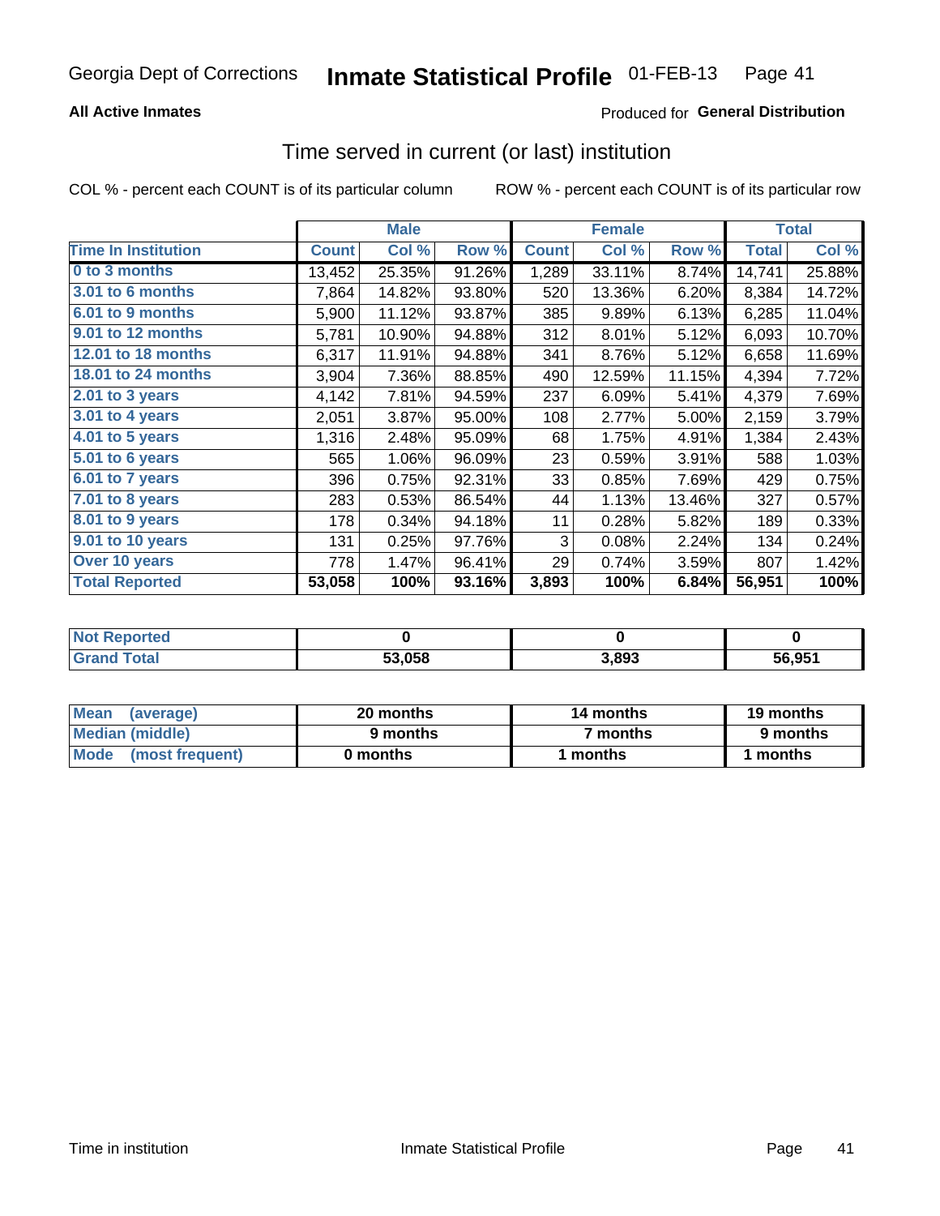Georgia Dept of Corrections **Inmate Statistical Profile** 01-FEB-13

**All Active Inmates**

Produced for **General Distribution**

## Time served in current (or last) institution

COL % - percent each COUNT is of its particular column     ROW % - percent each COUNT is of its particular row

| | Male | | | Female | | | Total | |
|---|---|---|---|---|---|---|---|---|
| **Time In Institution** | **Count** | **Col %** | **Row %** | **Count** | **Col %** | **Row %** | **Total** | **Col %** |
| 0 to 3 months | 13,452 | 25.35% | 91.26% | 1,289 | 33.11% | 8.74% | 14,741 | 25.88% |
| 3.01 to 6 months | 7,864 | 14.82% | 93.80% | 520 | 13.36% | 6.20% | 8,384 | 14.72% |
| 6.01 to 9 months | 5,900 | 11.12% | 93.87% | 385 | 9.89% | 6.13% | 6,285 | 11.04% |
| 9.01 to 12 months | 5,781 | 10.90% | 94.88% | 312 | 8.01% | 5.12% | 6,093 | 10.70% |
| 12.01 to 18 months | 6,317 | 11.91% | 94.88% | 341 | 8.76% | 5.12% | 6,658 | 11.69% |
| 18.01 to 24 months | 3,904 | 7.36% | 88.85% | 490 | 12.59% | 11.15% | 4,394 | 7.72% |
| 2.01 to 3 years | 4,142 | 7.81% | 94.59% | 237 | 6.09% | 5.41% | 4,379 | 7.69% |
| 3.01 to 4 years | 2,051 | 3.87% | 95.00% | 108 | 2.77% | 5.00% | 2,159 | 3.79% |
| 4.01 to 5 years | 1,316 | 2.48% | 95.09% | 68 | 1.75% | 4.91% | 1,384 | 2.43% |
| 5.01 to 6 years | 565 | 1.06% | 96.09% | 23 | 0.59% | 3.91% | 588 | 1.03% |
| 6.01 to 7 years | 396 | 0.75% | 92.31% | 33 | 0.85% | 7.69% | 429 | 0.75% |
| 7.01 to 8 years | 283 | 0.53% | 86.54% | 44 | 1.13% | 13.46% | 327 | 0.57% |
| 8.01 to 9 years | 178 | 0.34% | 94.18% | 11 | 0.28% | 5.82% | 189 | 0.33% |
| 9.01 to 10 years | 131 | 0.25% | 97.76% | 3 | 0.08% | 2.24% | 134 | 0.24% |
| Over 10 years | 778 | 1.47% | 96.41% | 29 | 0.74% | 3.59% | 807 | 1.42% |
| **Total Reported** | **53,058** | **100%** | **93.16%** | **3,893** | **100%** | **6.84%** | **56,951** | **100%** |

| | Male | Female | Total |
|---|---|---|---|
| Not Reported | **0** | **0** | **0** |
| Grand Total | **53,058** | **3,893** | **56,951** |

| | Male | Female | Total |
|---|---|---|---|
| Mean (average) | **20 months** | **14 months** | **19 months** |
| Median (middle) | **9 months** | **7 months** | **9 months** |
| Mode (most frequent) | **0 months** | **1 months** | **1 months** |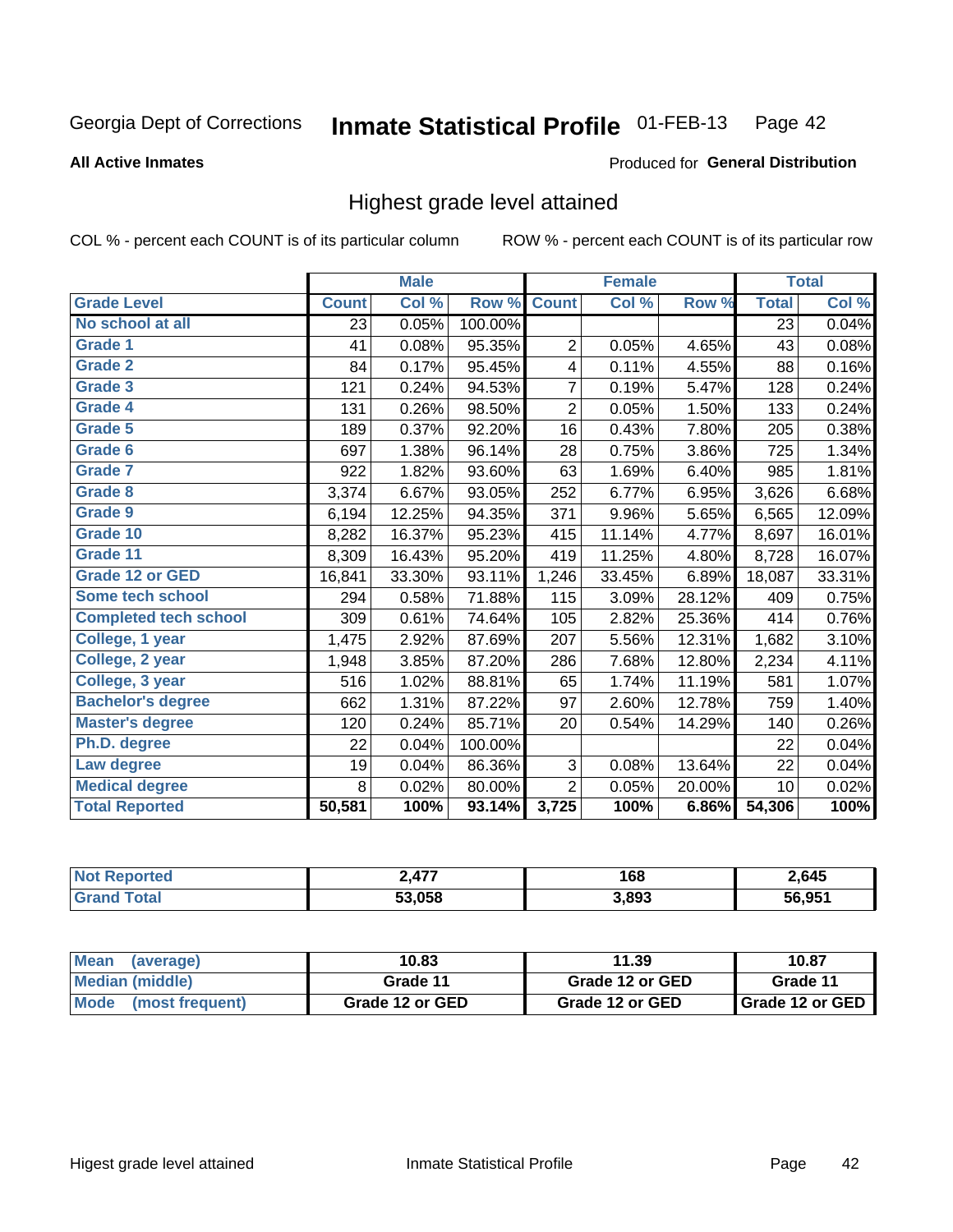Georgia Dept of Corrections **Inmate Statistical Profile** 01-FEB-13

**All Active Inmates**

Produced for **General Distribution**

## Highest grade level attained

COL % - percent each COUNT is of its particular column

ROW % - percent each COUNT is of its particular row

| | Male | | | Female | | | Total | |
|---|---|---|---|---|---|---|---|---|
| **Grade Level** | **Count** | **Col %** | **Row %** | **Count** | **Col %** | **Row %** | **Total** | **Col %** |
| No school at all | 23 | 0.05% | 100.00% | | | | 23 | 0.04% |
| Grade 1 | 41 | 0.08% | 95.35% | 2 | 0.05% | 4.65% | 43 | 0.08% |
| Grade 2 | 84 | 0.17% | 95.45% | 4 | 0.11% | 4.55% | 88 | 0.16% |
| Grade 3 | 121 | 0.24% | 94.53% | 7 | 0.19% | 5.47% | 128 | 0.24% |
| Grade 4 | 131 | 0.26% | 98.50% | 2 | 0.05% | 1.50% | 133 | 0.24% |
| Grade 5 | 189 | 0.37% | 92.20% | 16 | 0.43% | 7.80% | 205 | 0.38% |
| Grade 6 | 697 | 1.38% | 96.14% | 28 | 0.75% | 3.86% | 725 | 1.34% |
| Grade 7 | 922 | 1.82% | 93.60% | 63 | 1.69% | 6.40% | 985 | 1.81% |
| Grade 8 | 3,374 | 6.67% | 93.05% | 252 | 6.77% | 6.95% | 3,626 | 6.68% |
| Grade 9 | 6,194 | 12.25% | 94.35% | 371 | 9.96% | 5.65% | 6,565 | 12.09% |
| Grade 10 | 8,282 | 16.37% | 95.23% | 415 | 11.14% | 4.77% | 8,697 | 16.01% |
| Grade 11 | 8,309 | 16.43% | 95.20% | 419 | 11.25% | 4.80% | 8,728 | 16.07% |
| Grade 12 or GED | 16,841 | 33.30% | 93.11% | 1,246 | 33.45% | 6.89% | 18,087 | 33.31% |
| Some tech school | 294 | 0.58% | 71.88% | 115 | 3.09% | 28.12% | 409 | 0.75% |
| Completed tech school | 309 | 0.61% | 74.64% | 105 | 2.82% | 25.36% | 414 | 0.76% |
| College, 1 year | 1,475 | 2.92% | 87.69% | 207 | 5.56% | 12.31% | 1,682 | 3.10% |
| College, 2 year | 1,948 | 3.85% | 87.20% | 286 | 7.68% | 12.80% | 2,234 | 4.11% |
| College, 3 year | 516 | 1.02% | 88.81% | 65 | 1.74% | 11.19% | 581 | 1.07% |
| Bachelor's degree | 662 | 1.31% | 87.22% | 97 | 2.60% | 12.78% | 759 | 1.40% |
| Master's degree | 120 | 0.24% | 85.71% | 20 | 0.54% | 14.29% | 140 | 0.26% |
| Ph.D. degree | 22 | 0.04% | 100.00% | | | | 22 | 0.04% |
| Law degree | 19 | 0.04% | 86.36% | 3 | 0.08% | 13.64% | 22 | 0.04% |
| Medical degree | 8 | 0.02% | 80.00% | 2 | 0.05% | 20.00% | 10 | 0.02% |
| **Total Reported** | **50,581** | **100%** | **93.14%** | **3,725** | **100%** | **6.86%** | **54,306** | **100%** |

| | Male | Female | Total |
|---|---|---|---|
| Not Reported | 2,477 | 168 | 2,645 |
| Grand Total | 53,058 | 3,893 | 56,951 |

| | Male | Female | Total |
|---|---|---|---|
| Mean (average) | 10.83 | 11.39 | 10.87 |
| Median (middle) | Grade 11 | Grade 12 or GED | Grade 11 |
| Mode (most frequent) | Grade 12 or GED | Grade 12 or GED | Grade 12 or GED |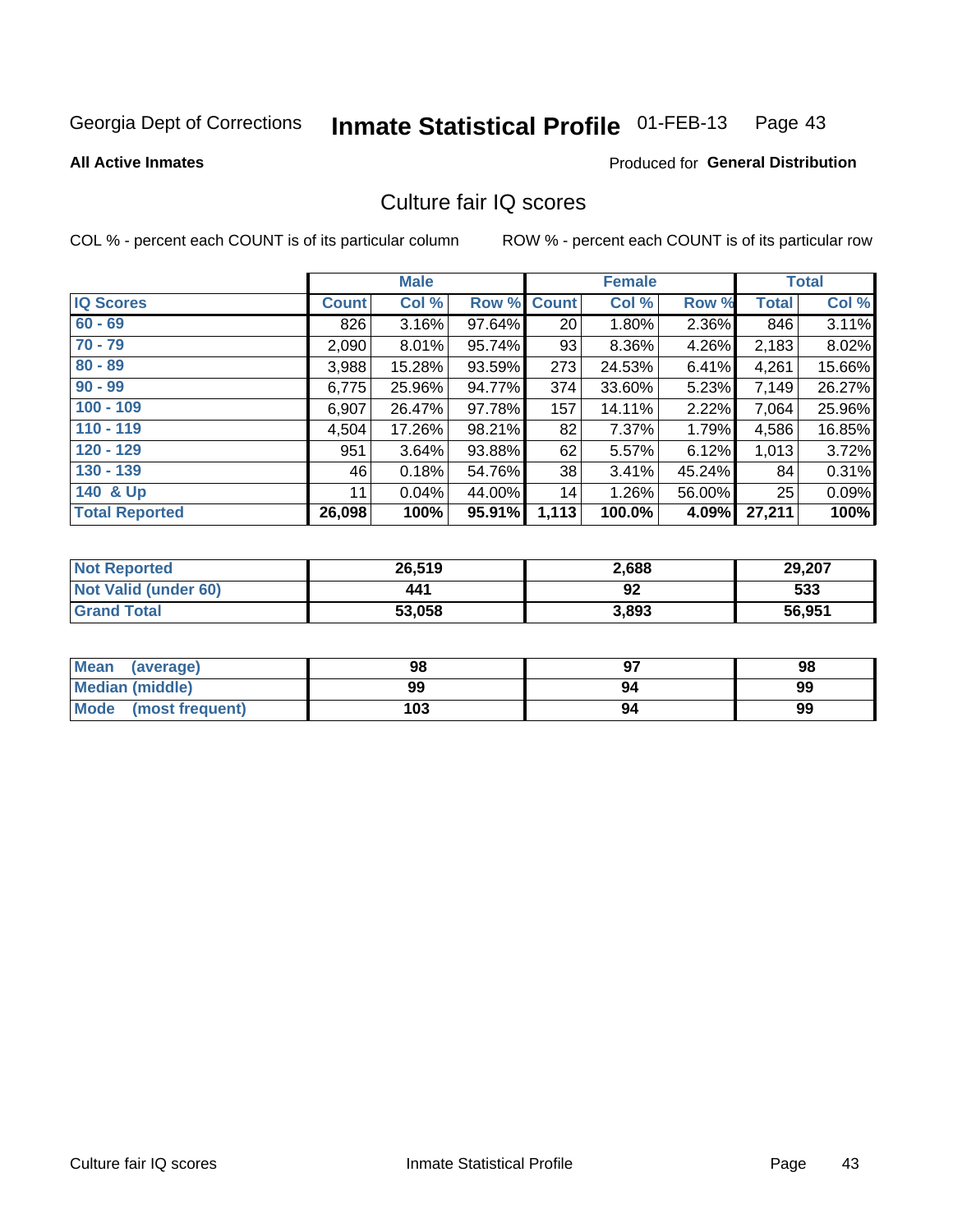Georgia Dept of Corrections **Inmate Statistical Profile** 01-FEB-13 Page 43

**All Active Inmates**

Produced for **General Distribution**

## Culture fair IQ scores

COL % - percent each COUNT is of its particular column

ROW % - percent each COUNT is of its particular row

| | Male | | | Female | | | Total | |
|---|---|---|---|---|---|---|---|---|
| **IQ Scores** | **Count** | **Col %** | **Row %** | **Count** | **Col %** | **Row %** | **Total** | **Col %** |
| 60 - 69 | 826 | 3.16% | 97.64% | 20 | 1.80% | 2.36% | 846 | 3.11% |
| 70 - 79 | 2,090 | 8.01% | 95.74% | 93 | 8.36% | 4.26% | 2,183 | 8.02% |
| 80 - 89 | 3,988 | 15.28% | 93.59% | 273 | 24.53% | 6.41% | 4,261 | 15.66% |
| 90 - 99 | 6,775 | 25.96% | 94.77% | 374 | 33.60% | 5.23% | 7,149 | 26.27% |
| 100 - 109 | 6,907 | 26.47% | 97.78% | 157 | 14.11% | 2.22% | 7,064 | 25.96% |
| 110 - 119 | 4,504 | 17.26% | 98.21% | 82 | 7.37% | 1.79% | 4,586 | 16.85% |
| 120 - 129 | 951 | 3.64% | 93.88% | 62 | 5.57% | 6.12% | 1,013 | 3.72% |
| 130 - 139 | 46 | 0.18% | 54.76% | 38 | 3.41% | 45.24% | 84 | 0.31% |
| 140 & Up | 11 | 0.04% | 44.00% | 14 | 1.26% | 56.00% | 25 | 0.09% |
| **Total Reported** | **26,098** | **100%** | **95.91%** | **1,113** | **100.0%** | **4.09%** | **27,211** | **100%** |

| | Male | Female | Total |
|---|---|---|---|
| Not Reported | 26,519 | 2,688 | 29,207 |
| Not Valid (under 60) | 441 | 92 | 533 |
| Grand Total | 53,058 | 3,893 | 56,951 |

| | Male | Female | Total |
|---|---|---|---|
| Mean (average) | 98 | 97 | 98 |
| Median (middle) | 99 | 94 | 99 |
| Mode (most frequent) | 103 | 94 | 99 |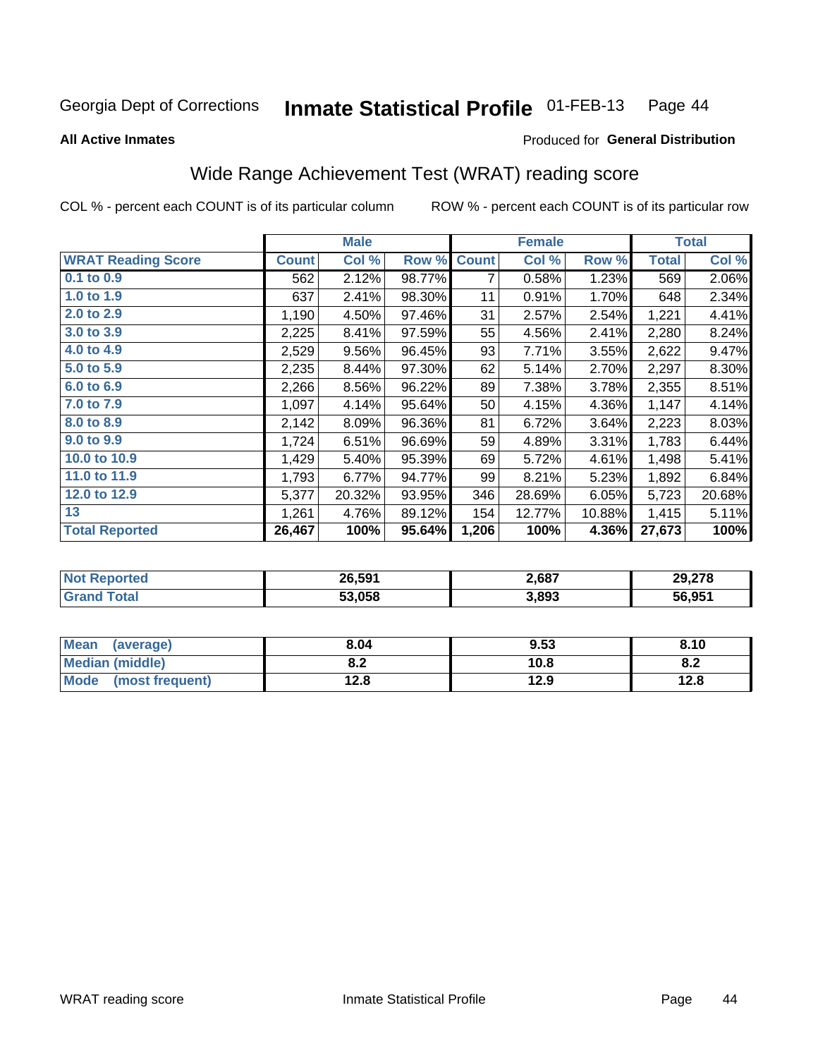Georgia Dept of Corrections **Inmate Statistical Profile** 01-FEB-13

**All Active Inmates**

Produced for **General Distribution**

## Wide Range Achievement Test (WRAT) reading score

COL % - percent each COUNT is of its particular column

ROW % - percent each COUNT is of its particular row

| | Male | | | Female | | | Total | |
|---|---|---|---|---|---|---|---|---|
| **WRAT Reading Score** | **Count** | **Col %** | **Row %** | **Count** | **Col %** | **Row %** | **Total** | **Col %** |
| **0.1 to 0.9** | 562 | 2.12% | 98.77% | 7 | 0.58% | 1.23% | 569 | 2.06% |
| **1.0 to 1.9** | 637 | 2.41% | 98.30% | 11 | 0.91% | 1.70% | 648 | 2.34% |
| **2.0 to 2.9** | 1,190 | 4.50% | 97.46% | 31 | 2.57% | 2.54% | 1,221 | 4.41% |
| **3.0 to 3.9** | 2,225 | 8.41% | 97.59% | 55 | 4.56% | 2.41% | 2,280 | 8.24% |
| **4.0 to 4.9** | 2,529 | 9.56% | 96.45% | 93 | 7.71% | 3.55% | 2,622 | 9.47% |
| **5.0 to 5.9** | 2,235 | 8.44% | 97.30% | 62 | 5.14% | 2.70% | 2,297 | 8.30% |
| **6.0 to 6.9** | 2,266 | 8.56% | 96.22% | 89 | 7.38% | 3.78% | 2,355 | 8.51% |
| **7.0 to 7.9** | 1,097 | 4.14% | 95.64% | 50 | 4.15% | 4.36% | 1,147 | 4.14% |
| **8.0 to 8.9** | 2,142 | 8.09% | 96.36% | 81 | 6.72% | 3.64% | 2,223 | 8.03% |
| **9.0 to 9.9** | 1,724 | 6.51% | 96.69% | 59 | 4.89% | 3.31% | 1,783 | 6.44% |
| **10.0 to 10.9** | 1,429 | 5.40% | 95.39% | 69 | 5.72% | 4.61% | 1,498 | 5.41% |
| **11.0 to 11.9** | 1,793 | 6.77% | 94.77% | 99 | 8.21% | 5.23% | 1,892 | 6.84% |
| **12.0 to 12.9** | 5,377 | 20.32% | 93.95% | 346 | 28.69% | 6.05% | 5,723 | 20.68% |
| **13** | 1,261 | 4.76% | 89.12% | 154 | 12.77% | 10.88% | 1,415 | 5.11% |
| **Total Reported** | **26,467** | **100%** | **95.64%** | **1,206** | **100%** | **4.36%** | **27,673** | **100%** |

| | Male | Female | Total |
|---|---|---|---|
| **Not Reported** | **26,591** | **2,687** | **29,278** |
| **Grand Total** | **53,058** | **3,893** | **56,951** |

| | Male | Female | Total |
|---|---|---|---|
| **Mean (average)** | **8.04** | **9.53** | **8.10** |
| **Median (middle)** | **8.2** | **10.8** | **8.2** |
| **Mode (most frequent)** | **12.8** | **12.9** | **12.8** |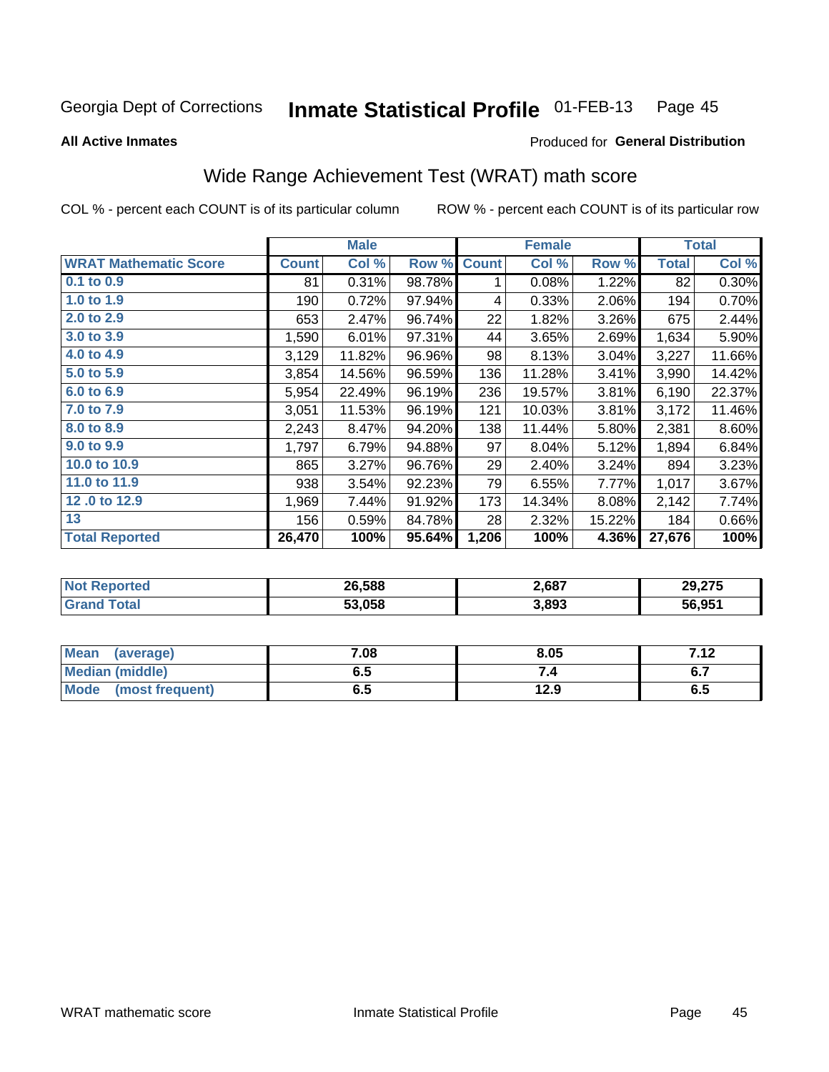Georgia Dept of Corrections **Inmate Statistical Profile** 01-FEB-13

**All Active Inmates**

Produced for **General Distribution**

## Wide Range Achievement Test (WRAT) math score

COL % - percent each COUNT is of its particular column

ROW % - percent each COUNT is of its particular row

| | Male | | | Female | | | Total | |
|---|---|---|---|---|---|---|---|---|
| **WRAT Mathematic Score** | **Count** | **Col %** | **Row %** | **Count** | **Col %** | **Row %** | **Total** | **Col %** |
| 0.1 to 0.9 | 81 | 0.31% | 98.78% | 1 | 0.08% | 1.22% | 82 | 0.30% |
| 1.0 to 1.9 | 190 | 0.72% | 97.94% | 4 | 0.33% | 2.06% | 194 | 0.70% |
| 2.0 to 2.9 | 653 | 2.47% | 96.74% | 22 | 1.82% | 3.26% | 675 | 2.44% |
| 3.0 to 3.9 | 1,590 | 6.01% | 97.31% | 44 | 3.65% | 2.69% | 1,634 | 5.90% |
| 4.0 to 4.9 | 3,129 | 11.82% | 96.96% | 98 | 8.13% | 3.04% | 3,227 | 11.66% |
| 5.0 to 5.9 | 3,854 | 14.56% | 96.59% | 136 | 11.28% | 3.41% | 3,990 | 14.42% |
| 6.0 to 6.9 | 5,954 | 22.49% | 96.19% | 236 | 19.57% | 3.81% | 6,190 | 22.37% |
| 7.0 to 7.9 | 3,051 | 11.53% | 96.19% | 121 | 10.03% | 3.81% | 3,172 | 11.46% |
| 8.0 to 8.9 | 2,243 | 8.47% | 94.20% | 138 | 11.44% | 5.80% | 2,381 | 8.60% |
| 9.0 to 9.9 | 1,797 | 6.79% | 94.88% | 97 | 8.04% | 5.12% | 1,894 | 6.84% |
| 10.0 to 10.9 | 865 | 3.27% | 96.76% | 29 | 2.40% | 3.24% | 894 | 3.23% |
| 11.0 to 11.9 | 938 | 3.54% | 92.23% | 79 | 6.55% | 7.77% | 1,017 | 3.67% |
| 12 .0 to 12.9 | 1,969 | 7.44% | 91.92% | 173 | 14.34% | 8.08% | 2,142 | 7.74% |
| 13 | 156 | 0.59% | 84.78% | 28 | 2.32% | 15.22% | 184 | 0.66% |
| **Total Reported** | **26,470** | **100%** | **95.64%** | **1,206** | **100%** | **4.36%** | **27,676** | **100%** |

| | Male | Female | Total |
|---|---|---|---|
| Not Reported | **26,588** | **2,687** | **29,275** |
| Grand Total | **53,058** | **3,893** | **56,951** |

| | Male | Female | Total |
|---|---|---|---|
| Mean (average) | **7.08** | **8.05** | **7.12** |
| Median (middle) | **6.5** | **7.4** | **6.7** |
| Mode (most frequent) | **6.5** | **12.9** | **6.5** |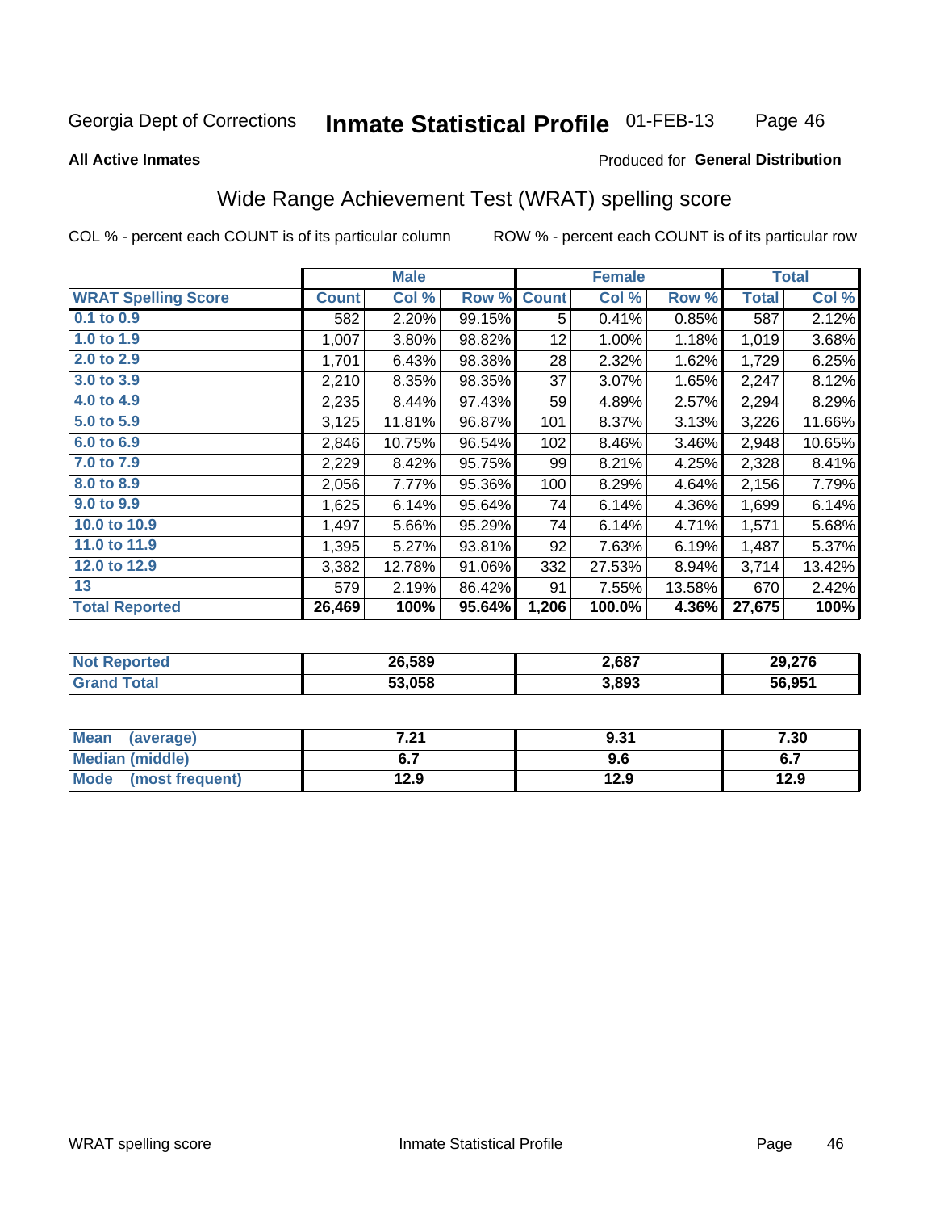Georgia Dept of Corrections **Inmate Statistical Profile** 01-FEB-13

**All Active Inmates**

Produced for **General Distribution**

## Wide Range Achievement Test (WRAT) spelling score

COL % - percent each COUNT is of its particular column ROW % - percent each COUNT is of its particular row

| | Male | | | Female | | | Total | |
|---|---|---|---|---|---|---|---|---|
| **WRAT Spelling Score** | **Count** | **Col %** | **Row %** | **Count** | **Col %** | **Row %** | **Total** | **Col %** |
| **0.1 to 0.9** | 582 | 2.20% | 99.15% | 5 | 0.41% | 0.85% | 587 | 2.12% |
| **1.0 to 1.9** | 1,007 | 3.80% | 98.82% | 12 | 1.00% | 1.18% | 1,019 | 3.68% |
| **2.0 to 2.9** | 1,701 | 6.43% | 98.38% | 28 | 2.32% | 1.62% | 1,729 | 6.25% |
| **3.0 to 3.9** | 2,210 | 8.35% | 98.35% | 37 | 3.07% | 1.65% | 2,247 | 8.12% |
| **4.0 to 4.9** | 2,235 | 8.44% | 97.43% | 59 | 4.89% | 2.57% | 2,294 | 8.29% |
| **5.0 to 5.9** | 3,125 | 11.81% | 96.87% | 101 | 8.37% | 3.13% | 3,226 | 11.66% |
| **6.0 to 6.9** | 2,846 | 10.75% | 96.54% | 102 | 8.46% | 3.46% | 2,948 | 10.65% |
| **7.0 to 7.9** | 2,229 | 8.42% | 95.75% | 99 | 8.21% | 4.25% | 2,328 | 8.41% |
| **8.0 to 8.9** | 2,056 | 7.77% | 95.36% | 100 | 8.29% | 4.64% | 2,156 | 7.79% |
| **9.0 to 9.9** | 1,625 | 6.14% | 95.64% | 74 | 6.14% | 4.36% | 1,699 | 6.14% |
| **10.0 to 10.9** | 1,497 | 5.66% | 95.29% | 74 | 6.14% | 4.71% | 1,571 | 5.68% |
| **11.0 to 11.9** | 1,395 | 5.27% | 93.81% | 92 | 7.63% | 6.19% | 1,487 | 5.37% |
| **12.0 to 12.9** | 3,382 | 12.78% | 91.06% | 332 | 27.53% | 8.94% | 3,714 | 13.42% |
| **13** | 579 | 2.19% | 86.42% | 91 | 7.55% | 13.58% | 670 | 2.42% |
| **Total Reported** | **26,469** | **100%** | **95.64%** | **1,206** | **100.0%** | **4.36%** | **27,675** | **100%** |

| | Male | Female | Total |
|---|---|---|---|
| **Not Reported** | **26,589** | **2,687** | **29,276** |
| **Grand Total** | **53,058** | **3,893** | **56,951** |

| | Male | Female | Total |
|---|---|---|---|
| **Mean (average)** | **7.21** | **9.31** | **7.30** |
| **Median (middle)** | **6.7** | **9.6** | **6.7** |
| **Mode (most frequent)** | **12.9** | **12.9** | **12.9** |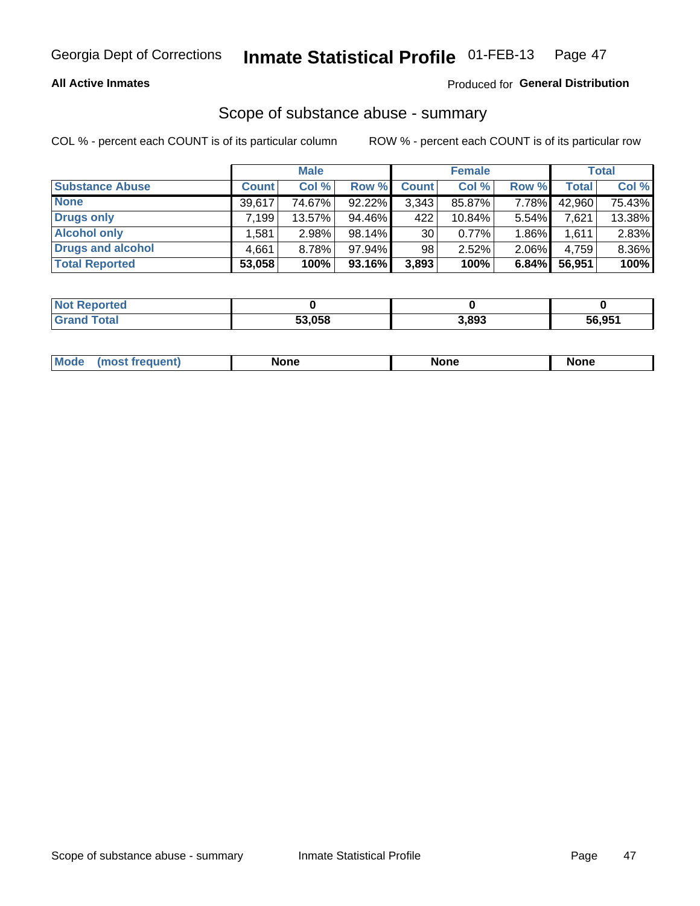**All Active Inmates**

Produced for **General Distribution**

## Scope of substance abuse - summary

COL % - percent each COUNT is of its particular column

ROW % - percent each COUNT is of its particular row

| | Male | | | Female | | | Total | |
|---|---|---|---|---|---|---|---|---|
| **Substance Abuse** | **Count** | **Col %** | **Row %** | **Count** | **Col %** | **Row %** | **Total** | **Col %** |
| **None** | 39,617 | 74.67% | 92.22% | 3,343 | 85.87% | 7.78% | 42,960 | 75.43% |
| **Drugs only** | 7,199 | 13.57% | 94.46% | 422 | 10.84% | 5.54% | 7,621 | 13.38% |
| **Alcohol only** | 1,581 | 2.98% | 98.14% | 30 | 0.77% | 1.86% | 1,611 | 2.83% |
| **Drugs and alcohol** | 4,661 | 8.78% | 97.94% | 98 | 2.52% | 2.06% | 4,759 | 8.36% |
| **Total Reported** | **53,058** | **100%** | **93.16%** | **3,893** | **100%** | **6.84%** | **56,951** | **100%** |

| | | | |
|---|---|---|---|
| **Not Reported** | **0** | **0** | **0** |
| **Grand Total** | **53,058** | **3,893** | **56,951** |

| | | | |
|---|---|---|---|
| **Mode (most frequent)** | **None** | **None** | **None** |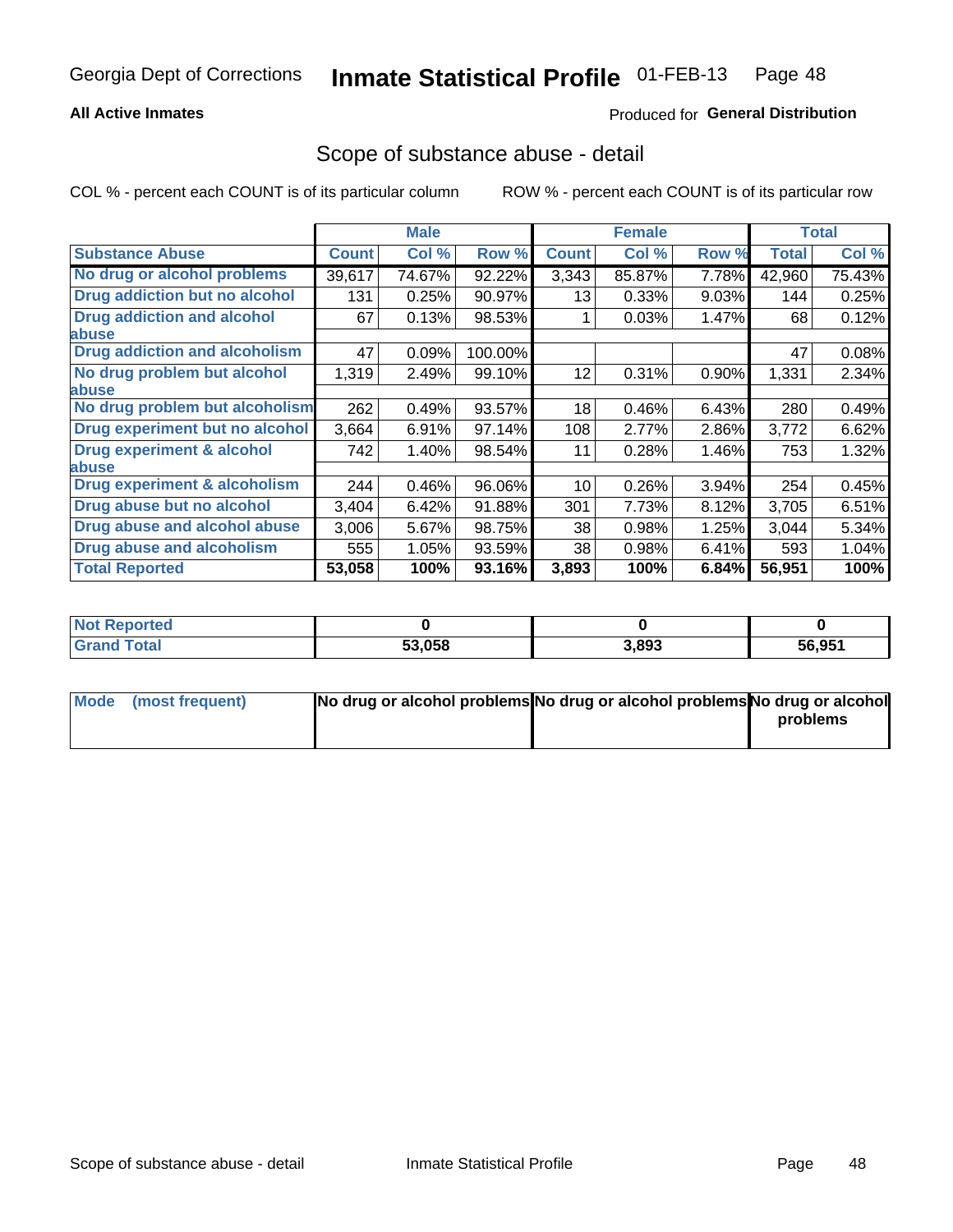Georgia Dept of Corrections **Inmate Statistical Profile** 01-FEB-13

**All Active Inmates**

Produced for **General Distribution**

## Scope of substance abuse - detail

COL % - percent each COUNT is of its particular column     ROW % - percent each COUNT is of its particular row

| | Male | | | Female | | | Total | |
|---|---|---|---|---|---|---|---|---|
| **Substance Abuse** | **Count** | **Col %** | **Row %** | **Count** | **Col %** | **Row %** | **Total** | **Col %** |
| **No drug or alcohol problems** | 39,617 | 74.67% | 92.22% | 3,343 | 85.87% | 7.78% | 42,960 | 75.43% |
| **Drug addiction but no alcohol** | 131 | 0.25% | 90.97% | 13 | 0.33% | 9.03% | 144 | 0.25% |
| **Drug addiction and alcohol abuse** | 67 | 0.13% | 98.53% | 1 | 0.03% | 1.47% | 68 | 0.12% |
| **Drug addiction and alcoholism** | 47 | 0.09% | 100.00% | | | | 47 | 0.08% |
| **No drug problem but alcohol abuse** | 1,319 | 2.49% | 99.10% | 12 | 0.31% | 0.90% | 1,331 | 2.34% |
| **No drug problem but alcoholism** | 262 | 0.49% | 93.57% | 18 | 0.46% | 6.43% | 280 | 0.49% |
| **Drug experiment but no alcohol** | 3,664 | 6.91% | 97.14% | 108 | 2.77% | 2.86% | 3,772 | 6.62% |
| **Drug experiment & alcohol abuse** | 742 | 1.40% | 98.54% | 11 | 0.28% | 1.46% | 753 | 1.32% |
| **Drug experiment & alcoholism** | 244 | 0.46% | 96.06% | 10 | 0.26% | 3.94% | 254 | 0.45% |
| **Drug abuse but no alcohol** | 3,404 | 6.42% | 91.88% | 301 | 7.73% | 8.12% | 3,705 | 6.51% |
| **Drug abuse and alcohol abuse** | 3,006 | 5.67% | 98.75% | 38 | 0.98% | 1.25% | 3,044 | 5.34% |
| **Drug abuse and alcoholism** | 555 | 1.05% | 93.59% | 38 | 0.98% | 6.41% | 593 | 1.04% |
| **Total Reported** | **53,058** | **100%** | **93.16%** | **3,893** | **100%** | **6.84%** | **56,951** | **100%** |

| | Male | Female | Total |
|---|---|---|---|
| **Not Reported** | **0** | **0** | **0** |
| **Grand Total** | **53,058** | **3,893** | **56,951** |

| | Male | Female | Total |
|---|---|---|---|
| **Mode (most frequent)** | **No drug or alcohol problems** | **No drug or alcohol problems** | **No drug or alcohol problems** |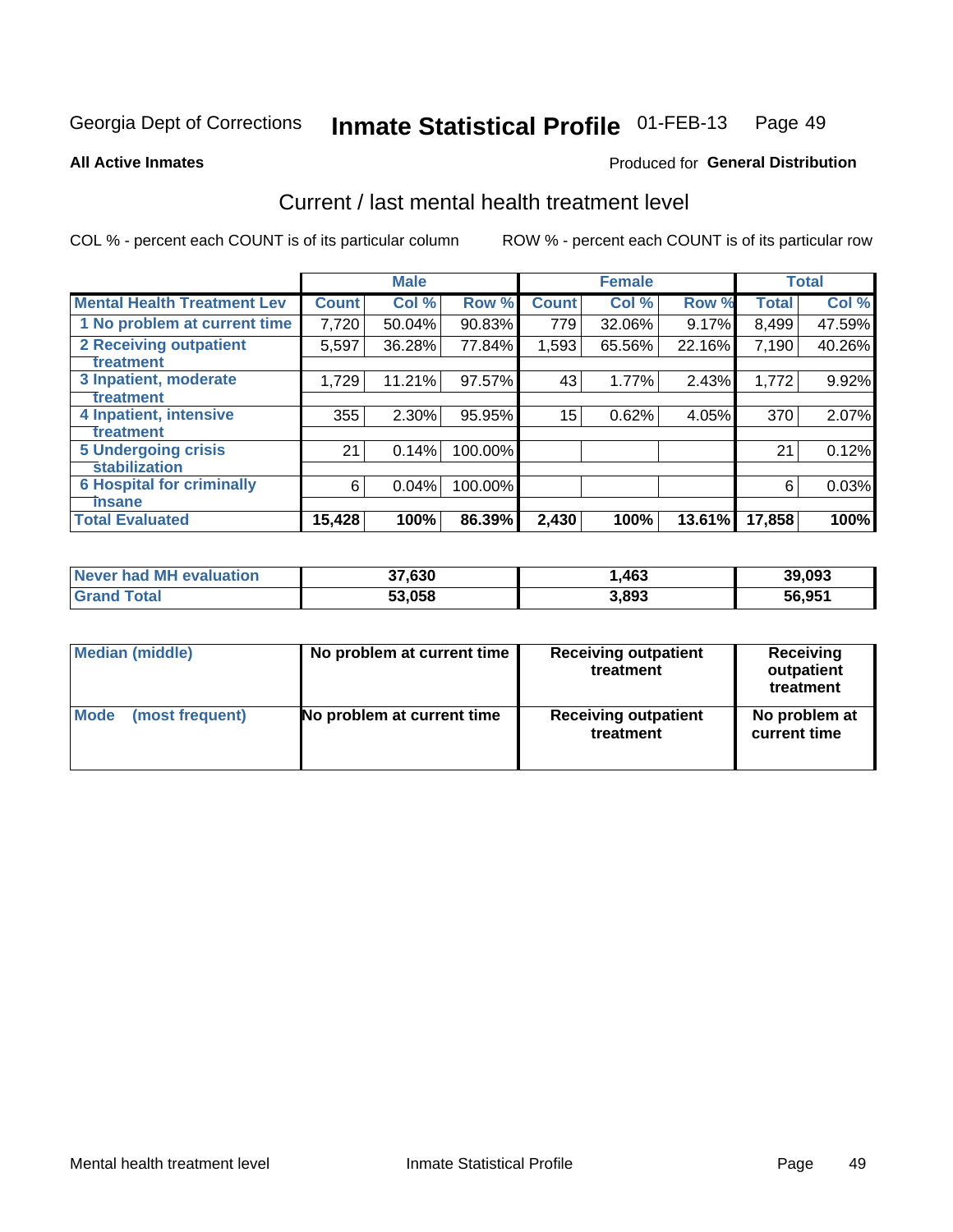Georgia Dept of Corrections **Inmate Statistical Profile** 01-FEB-13

**All Active Inmates**

Produced for **General Distribution**

## Current / last mental health treatment level

COL % - percent each COUNT is of its particular column

ROW % - percent each COUNT is of its particular row

| | Male | | | Female | | | Total | |
|---|---|---|---|---|---|---|---|---|
| **Mental Health Treatment Lev** | **Count** | **Col %** | **Row %** | **Count** | **Col %** | **Row %** | **Total** | **Col %** |
| 1 No problem at current time | 7,720 | 50.04% | 90.83% | 779 | 32.06% | 9.17% | 8,499 | 47.59% |
| 2 Receiving outpatient treatment | 5,597 | 36.28% | 77.84% | 1,593 | 65.56% | 22.16% | 7,190 | 40.26% |
| 3 Inpatient, moderate treatment | 1,729 | 11.21% | 97.57% | 43 | 1.77% | 2.43% | 1,772 | 9.92% |
| 4 Inpatient, intensive treatment | 355 | 2.30% | 95.95% | 15 | 0.62% | 4.05% | 370 | 2.07% |
| 5 Undergoing crisis stabilization | 21 | 0.14% | 100.00% | | | | 21 | 0.12% |
| 6 Hospital for criminally insane | 6 | 0.04% | 100.00% | | | | 6 | 0.03% |
| **Total Evaluated** | **15,428** | **100%** | **86.39%** | **2,430** | **100%** | **13.61%** | **17,858** | **100%** |

| | Male | Female | Total |
|---|---|---|---|
| Never had MH evaluation | **37,630** | **1,463** | **39,093** |
| Grand Total | **53,058** | **3,893** | **56,951** |

| | Male | Female | Total |
|---|---|---|---|
| Median (middle) | **No problem at current time** | **Receiving outpatient treatment** | **Receiving outpatient treatment** |
| Mode (most frequent) | **No problem at current time** | **Receiving outpatient treatment** | **No problem at current time** |

Mental health treatment level Inmate Statistical Profile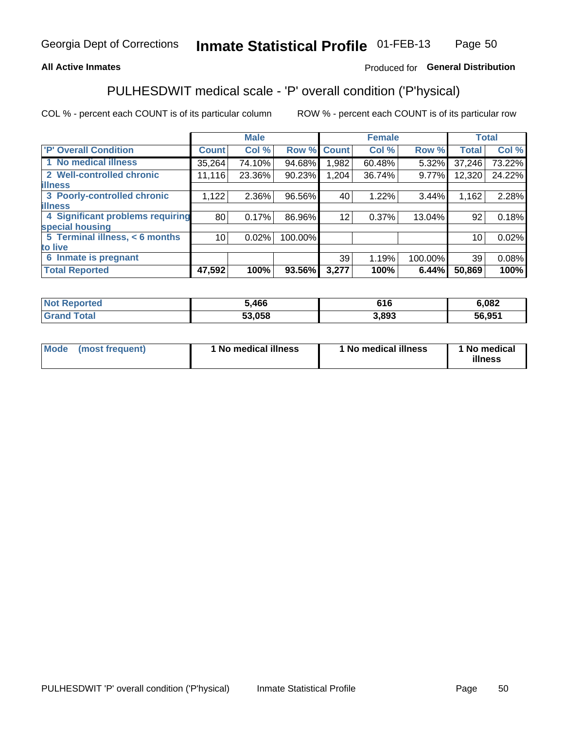Georgia Dept of Corrections **Inmate Statistical Profile** 01-FEB-13

**All Active Inmates**

Produced for **General Distribution**

## PULHESDWIT medical scale - 'P' overall condition ('P'hysical)

COL % - percent each COUNT is of its particular column ROW % - percent each COUNT is of its particular row

| | Male | | | Female | | | Total | |
|---|---|---|---|---|---|---|---|---|
| **'P' Overall Condition** | **Count** | **Col %** | **Row %** | **Count** | **Col %** | **Row %** | **Total** | **Col %** |
| **1 No medical illness** | 35,264 | 74.10% | 94.68% | 1,982 | 60.48% | 5.32% | 37,246 | 73.22% |
| **2 Well-controlled chronic illness** | 11,116 | 23.36% | 90.23% | 1,204 | 36.74% | 9.77% | 12,320 | 24.22% |
| **3 Poorly-controlled chronic illness** | 1,122 | 2.36% | 96.56% | 40 | 1.22% | 3.44% | 1,162 | 2.28% |
| **4 Significant problems requiring special housing** | 80 | 0.17% | 86.96% | 12 | 0.37% | 13.04% | 92 | 0.18% |
| **5 Terminal illness, < 6 months to live** | 10 | 0.02% | 100.00% | | | | 10 | 0.02% |
| **6 Inmate is pregnant** | | | | 39 | 1.19% | 100.00% | 39 | 0.08% |
| **Total Reported** | **47,592** | **100%** | **93.56%** | **3,277** | **100%** | **6.44%** | **50,869** | **100%** |

| | Male | Female | Total |
|---|---|---|---|
| **Not Reported** | **5,466** | **616** | **6,082** |
| **Grand Total** | **53,058** | **3,893** | **56,951** |

| | Male | Female | Total |
|---|---|---|---|
| **Mode (most frequent)** | **1 No medical illness** | **1 No medical illness** | **1 No medical illness** |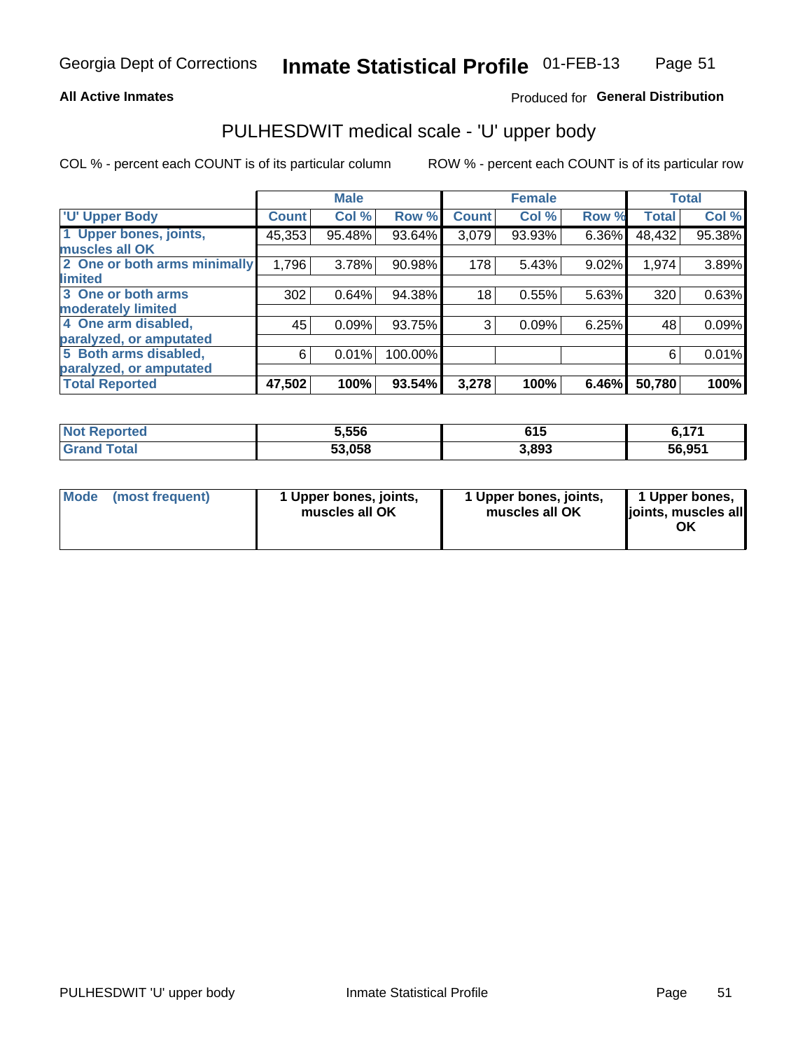Georgia Dept of Corrections **Inmate Statistical Profile** 01-FEB-13

**All Active Inmates**

Produced for **General Distribution**

## PULHESDWIT medical scale - 'U' upper body

COL % - percent each COUNT is of its particular column

ROW % - percent each COUNT is of its particular row

| | Male | | | Female | | | Total | |
|---|---|---|---|---|---|---|---|---|
| 'U' Upper Body | Count | Col % | Row % | Count | Col % | Row % | Total | Col % |
| 1 Upper bones, joints, muscles all OK | 45,353 | 95.48% | 93.64% | 3,079 | 93.93% | 6.36% | 48,432 | 95.38% |
| 2 One or both arms minimally limited | 1,796 | 3.78% | 90.98% | 178 | 5.43% | 9.02% | 1,974 | 3.89% |
| 3 One or both arms moderately limited | 302 | 0.64% | 94.38% | 18 | 0.55% | 5.63% | 320 | 0.63% |
| 4 One arm disabled, paralyzed, or amputated | 45 | 0.09% | 93.75% | 3 | 0.09% | 6.25% | 48 | 0.09% |
| 5 Both arms disabled, paralyzed, or amputated | 6 | 0.01% | 100.00% | | | | 6 | 0.01% |
| **Total Reported** | **47,502** | **100%** | **93.54%** | **3,278** | **100%** | **6.46%** | **50,780** | **100%** |

| | Male | Female | Total |
|---|---|---|---|
| **Not Reported** | **5,556** | **615** | **6,171** |
| **Grand Total** | **53,058** | **3,893** | **56,951** |

| | Male | Female | Total |
|---|---|---|---|
| **Mode (most frequent)** | **1 Upper bones, joints, muscles all OK** | **1 Upper bones, joints, muscles all OK** | **1 Upper bones, joints, muscles all OK** |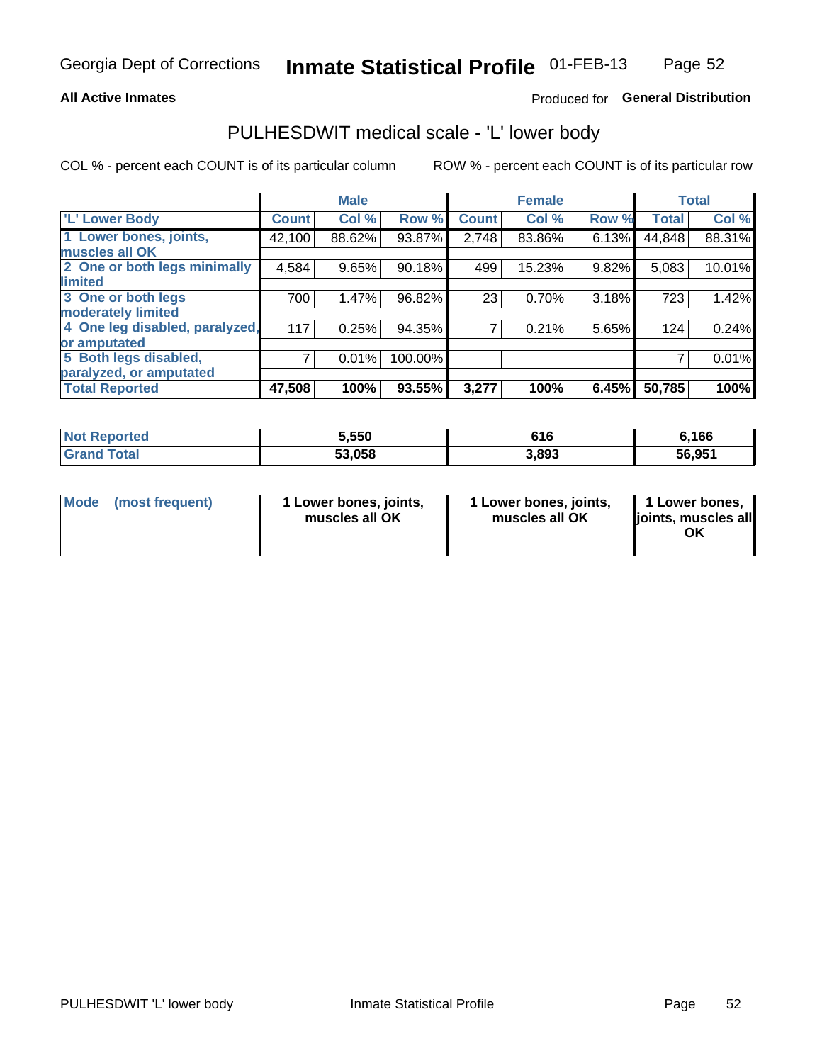Georgia Dept of Corrections **Inmate Statistical Profile** 01-FEB-13

**All Active Inmates**

Produced for **General Distribution**

## PULHESDWIT medical scale - 'L' lower body

COL % - percent each COUNT is of its particular column

ROW % - percent each COUNT is of its particular row

| | Male | | | Female | | | Total | |
|---|---|---|---|---|---|---|---|---|
| 'L' Lower Body | Count | Col % | Row % | Count | Col % | Row % | Total | Col % |
| 1 Lower bones, joints, muscles all OK | 42,100 | 88.62% | 93.87% | 2,748 | 83.86% | 6.13% | 44,848 | 88.31% |
| 2 One or both legs minimally limited | 4,584 | 9.65% | 90.18% | 499 | 15.23% | 9.82% | 5,083 | 10.01% |
| 3 One or both legs moderately limited | 700 | 1.47% | 96.82% | 23 | 0.70% | 3.18% | 723 | 1.42% |
| 4 One leg disabled, paralyzed, or amputated | 117 | 0.25% | 94.35% | 7 | 0.21% | 5.65% | 124 | 0.24% |
| 5 Both legs disabled, paralyzed, or amputated | 7 | 0.01% | 100.00% | | | | 7 | 0.01% |
| **Total Reported** | **47,508** | **100%** | **93.55%** | **3,277** | **100%** | **6.45%** | **50,785** | **100%** |

| | Male | Female | Total |
|---|---|---|---|
| Not Reported | 5,550 | 616 | 6,166 |
| Grand Total | 53,058 | 3,893 | 56,951 |

| | Male | Female | Total |
|---|---|---|---|
| Mode (most frequent) | 1 Lower bones, joints, muscles all OK | 1 Lower bones, joints, muscles all OK | 1 Lower bones, joints, muscles all OK |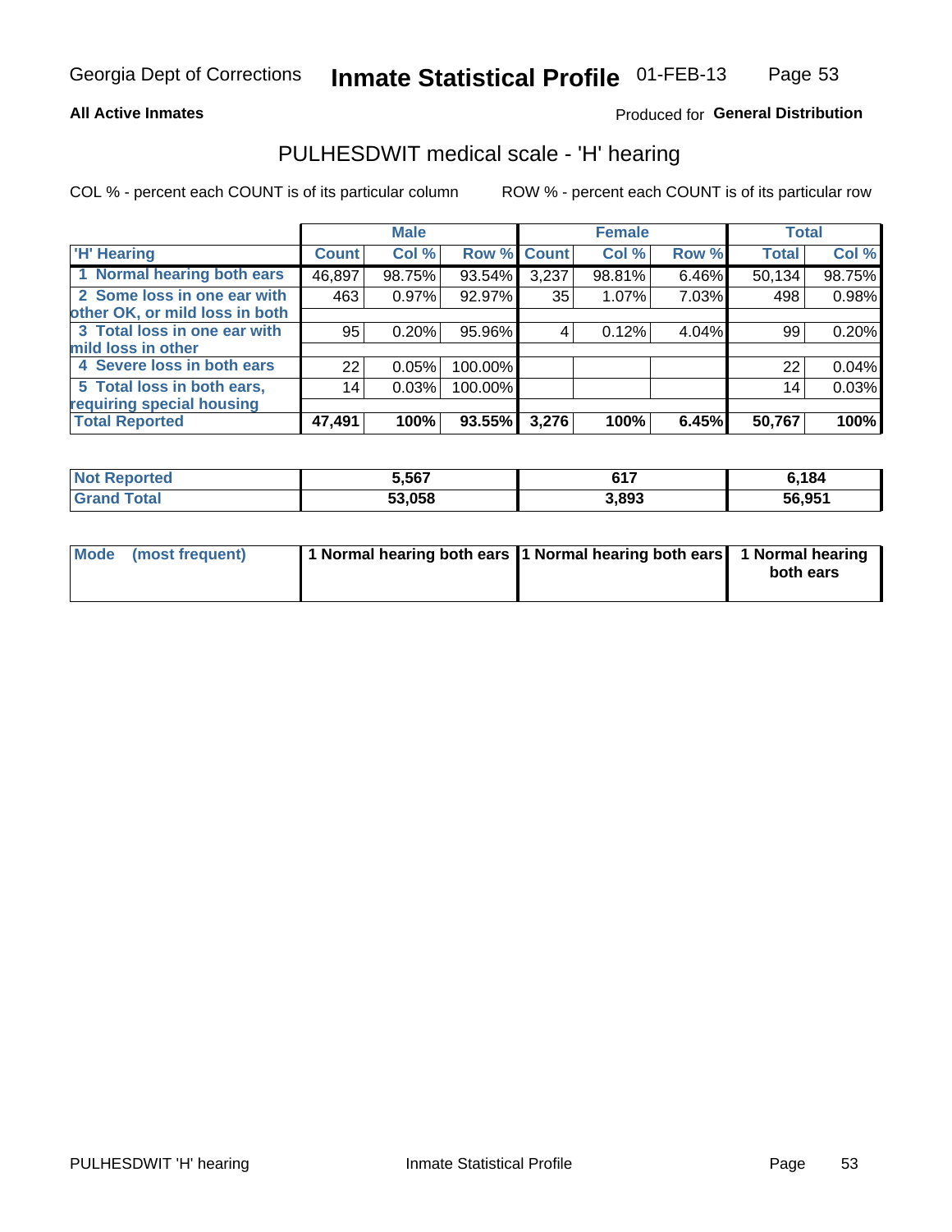**All Active Inmates**

Produced for **General Distribution**

## PULHESDWIT medical scale - 'H' hearing

COL % - percent each COUNT is of its particular column ROW % - percent each COUNT is of its particular row

| | Male | | | Female | | | Total | |
|---|---|---|---|---|---|---|---|---|
| 'H' Hearing | Count | Col % | Row % | Count | Col % | Row % | Total | Col % |
| 1 Normal hearing both ears | 46,897 | 98.75% | 93.54% | 3,237 | 98.81% | 6.46% | 50,134 | 98.75% |
| 2 Some loss in one ear with other OK, or mild loss in both | 463 | 0.97% | 92.97% | 35 | 1.07% | 7.03% | 498 | 0.98% |
| 3 Total loss in one ear with mild loss in other | 95 | 0.20% | 95.96% | 4 | 0.12% | 4.04% | 99 | 0.20% |
| 4 Severe loss in both ears | 22 | 0.05% | 100.00% | | | | 22 | 0.04% |
| 5 Total loss in both ears, requiring special housing | 14 | 0.03% | 100.00% | | | | 14 | 0.03% |
| **Total Reported** | **47,491** | **100%** | **93.55%** | **3,276** | **100%** | **6.45%** | **50,767** | **100%** |

| | Male | Female | Total |
|---|---|---|---|
| Not Reported | 5,567 | 617 | 6,184 |
| Grand Total | 53,058 | 3,893 | 56,951 |

| | Male | Female | Total |
|---|---|---|---|
| Mode (most frequent) | 1 Normal hearing both ears | 1 Normal hearing both ears | 1 Normal hearing both ears |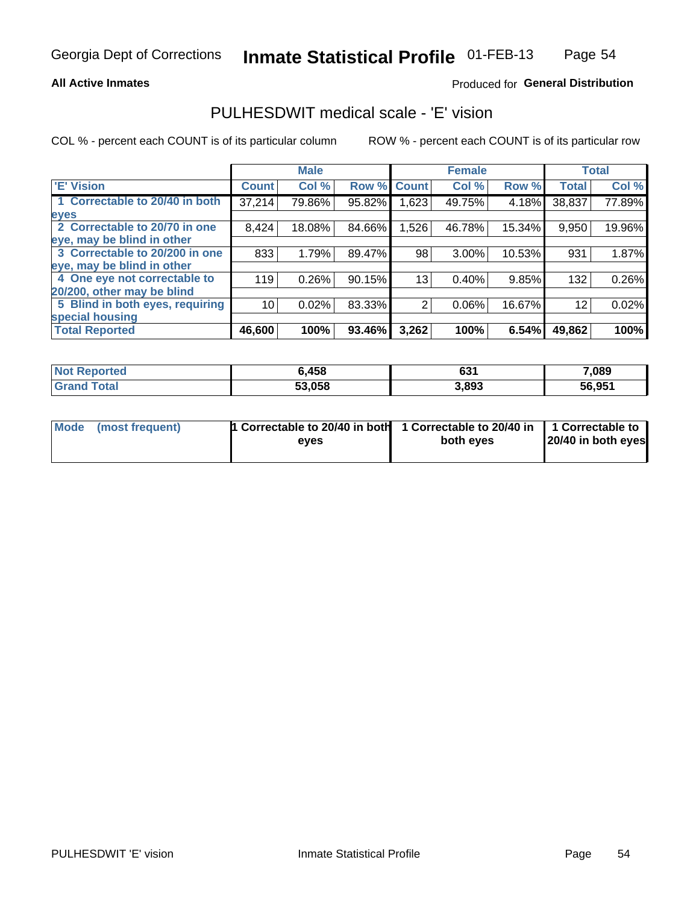Georgia Dept of Corrections **Inmate Statistical Profile** 01-FEB-13

**All Active Inmates**

Produced for **General Distribution**

## PULHESDWIT medical scale - 'E' vision

COL % - percent each COUNT is of its particular column

ROW % - percent each COUNT is of its particular row

| | Male | | | Female | | | Total | |
|---|---|---|---|---|---|---|---|---|
| 'E' Vision | Count | Col % | Row % | Count | Col % | Row % | Total | Col % |
| 1 Correctable to 20/40 in both eyes | 37,214 | 79.86% | 95.82% | 1,623 | 49.75% | 4.18% | 38,837 | 77.89% |
| 2 Correctable to 20/70 in one eye, may be blind in other | 8,424 | 18.08% | 84.66% | 1,526 | 46.78% | 15.34% | 9,950 | 19.96% |
| 3 Correctable to 20/200 in one eye, may be blind in other | 833 | 1.79% | 89.47% | 98 | 3.00% | 10.53% | 931 | 1.87% |
| 4 One eye not correctable to 20/200, other may be blind | 119 | 0.26% | 90.15% | 13 | 0.40% | 9.85% | 132 | 0.26% |
| 5 Blind in both eyes, requiring special housing | 10 | 0.02% | 83.33% | 2 | 0.06% | 16.67% | 12 | 0.02% |
| **Total Reported** | **46,600** | **100%** | **93.46%** | **3,262** | **100%** | **6.54%** | **49,862** | **100%** |

| | Male | Female | Total |
|---|---|---|---|
| Not Reported | **6,458** | **631** | **7,089** |
| Grand Total | **53,058** | **3,893** | **56,951** |

| | Male | Female | Total |
|---|---|---|---|
| Mode (most frequent) | **1 Correctable to 20/40 in both eyes** | **1 Correctable to 20/40 in both eyes** | **1 Correctable to 20/40 in both eyes** |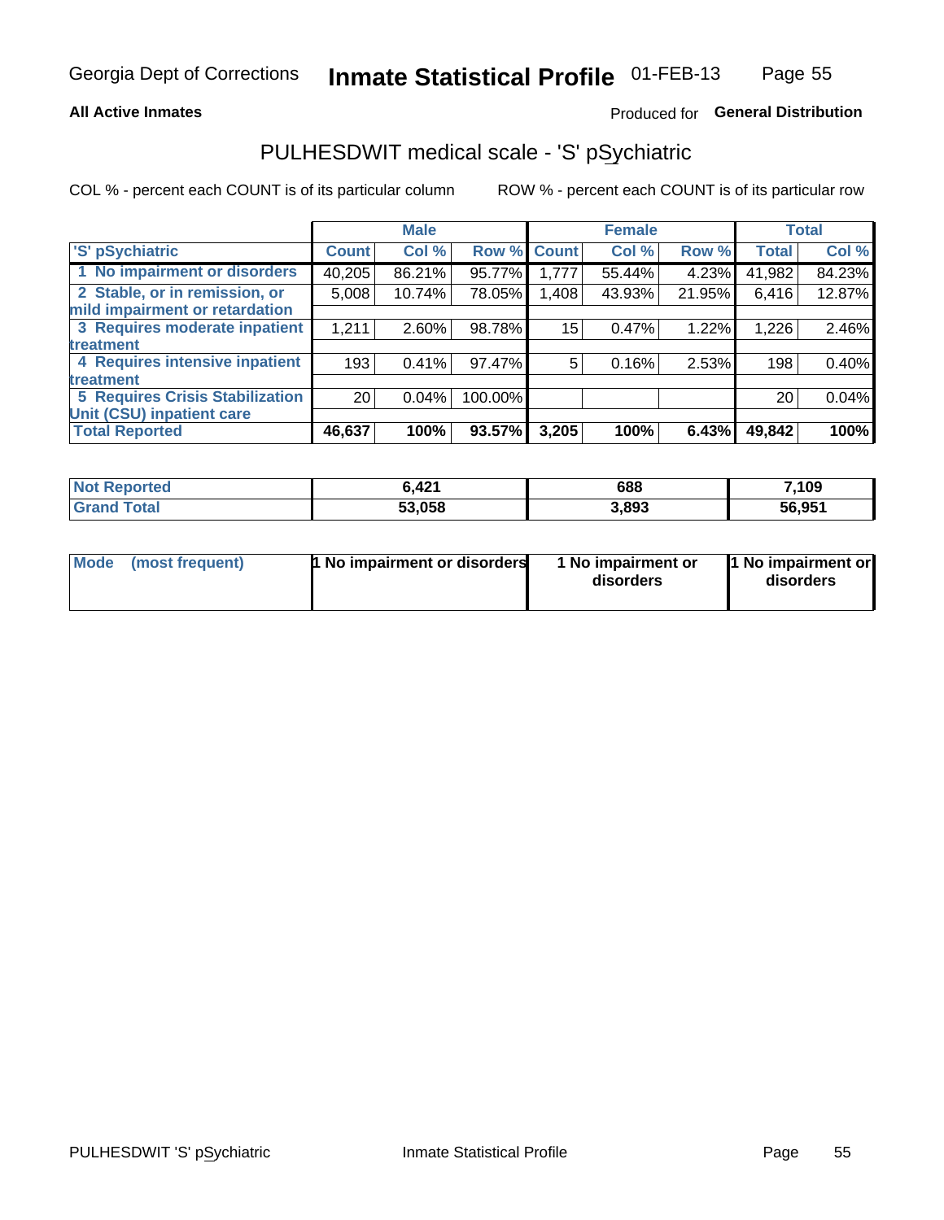Georgia Dept of Corrections **Inmate Statistical Profile** 01-FEB-13

**All Active Inmates**

Produced for **General Distribution**

## PULHESDWIT medical scale - 'S' pSychiatric

COL % - percent each COUNT is of its particular column

ROW % - percent each COUNT is of its particular row

| | Male | | | Female | | | Total | |
|---|---|---|---|---|---|---|---|---|
| 'S' pSychiatric | Count | Col % | Row % | Count | Col % | Row % | Total | Col % |
| 1 No impairment or disorders | 40,205 | 86.21% | 95.77% | 1,777 | 55.44% | 4.23% | 41,982 | 84.23% |
| 2 Stable, or in remission, or mild impairment or retardation | 5,008 | 10.74% | 78.05% | 1,408 | 43.93% | 21.95% | 6,416 | 12.87% |
| 3 Requires moderate inpatient treatment | 1,211 | 2.60% | 98.78% | 15 | 0.47% | 1.22% | 1,226 | 2.46% |
| 4 Requires intensive inpatient treatment | 193 | 0.41% | 97.47% | 5 | 0.16% | 2.53% | 198 | 0.40% |
| 5 Requires Crisis Stabilization Unit (CSU) inpatient care | 20 | 0.04% | 100.00% | | | | 20 | 0.04% |
| **Total Reported** | **46,637** | **100%** | **93.57%** | **3,205** | **100%** | **6.43%** | **49,842** | **100%** |

| | Male | Female | Total |
|---|---|---|---|
| Not Reported | 6,421 | 688 | 7,109 |
| Grand Total | 53,058 | 3,893 | 56,951 |

| | Male | Female | Total |
|---|---|---|---|
| Mode (most frequent) | 1 No impairment or disorders | 1 No impairment or disorders | 1 No impairment or disorders |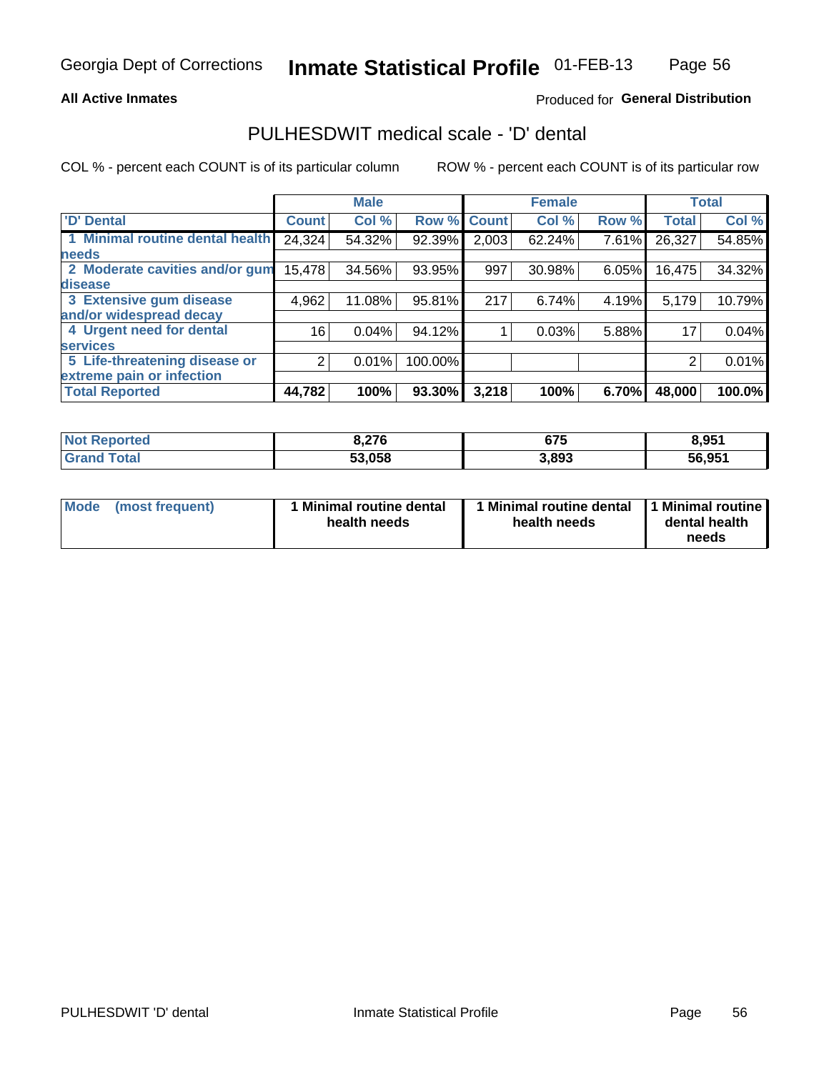Georgia Dept of Corrections **Inmate Statistical Profile** 01-FEB-13

**All Active Inmates**

Produced for **General Distribution**

## PULHESDWIT medical scale - 'D' dental

COL % - percent each COUNT is of its particular column ROW % - percent each COUNT is of its particular row

| | Male | | | Female | | | Total | |
|---|---|---|---|---|---|---|---|---|
| 'D' Dental | Count | Col % | Row % | Count | Col % | Row % | Total | Col % |
| 1 Minimal routine dental health needs | 24,324 | 54.32% | 92.39% | 2,003 | 62.24% | 7.61% | 26,327 | 54.85% |
| 2 Moderate cavities and/or gum disease | 15,478 | 34.56% | 93.95% | 997 | 30.98% | 6.05% | 16,475 | 34.32% |
| 3 Extensive gum disease and/or widespread decay | 4,962 | 11.08% | 95.81% | 217 | 6.74% | 4.19% | 5,179 | 10.79% |
| 4 Urgent need for dental services | 16 | 0.04% | 94.12% | 1 | 0.03% | 5.88% | 17 | 0.04% |
| 5 Life-threatening disease or extreme pain or infection | 2 | 0.01% | 100.00% | | | | 2 | 0.01% |
| **Total Reported** | **44,782** | **100%** | **93.30%** | **3,218** | **100%** | **6.70%** | **48,000** | **100.0%** |

| | Male | Female | Total |
|---|---|---|---|
| **Not Reported** | **8,276** | **675** | **8,951** |
| **Grand Total** | **53,058** | **3,893** | **56,951** |

| | Male | Female | Total |
|---|---|---|---|
| **Mode (most frequent)** | **1 Minimal routine dental health needs** | **1 Minimal routine dental health needs** | **1 Minimal routine dental health needs** |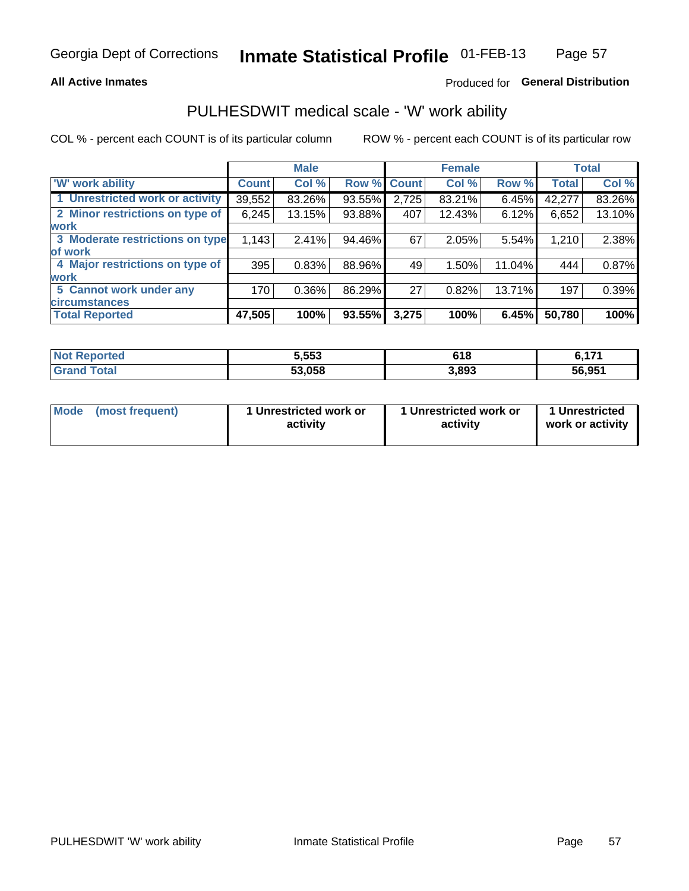Georgia Dept of Corrections **Inmate Statistical Profile** 01-FEB-13

**All Active Inmates**

Produced for **General Distribution**

## PULHESDWIT medical scale - 'W' work ability

COL % - percent each COUNT is of its particular column ROW % - percent each COUNT is of its particular row

| | Male | | | Female | | | Total | |
|---|---|---|---|---|---|---|---|---|
| 'W' work ability | Count | Col % | Row % | Count | Col % | Row % | Total | Col % |
| 1 Unrestricted work or activity | 39,552 | 83.26% | 93.55% | 2,725 | 83.21% | 6.45% | 42,277 | 83.26% |
| 2 Minor restrictions on type of work | 6,245 | 13.15% | 93.88% | 407 | 12.43% | 6.12% | 6,652 | 13.10% |
| 3 Moderate restrictions on type of work | 1,143 | 2.41% | 94.46% | 67 | 2.05% | 5.54% | 1,210 | 2.38% |
| 4 Major restrictions on type of work | 395 | 0.83% | 88.96% | 49 | 1.50% | 11.04% | 444 | 0.87% |
| 5 Cannot work under any circumstances | 170 | 0.36% | 86.29% | 27 | 0.82% | 13.71% | 197 | 0.39% |
| **Total Reported** | **47,505** | **100%** | **93.55%** | **3,275** | **100%** | **6.45%** | **50,780** | **100%** |

| | Male | Female | Total |
|---|---|---|---|
| Not Reported | 5,553 | 618 | 6,171 |
| Grand Total | 53,058 | 3,893 | 56,951 |

| | Male | Female | Total |
|---|---|---|---|
| Mode (most frequent) | 1 Unrestricted work or activity | 1 Unrestricted work or activity | 1 Unrestricted work or activity |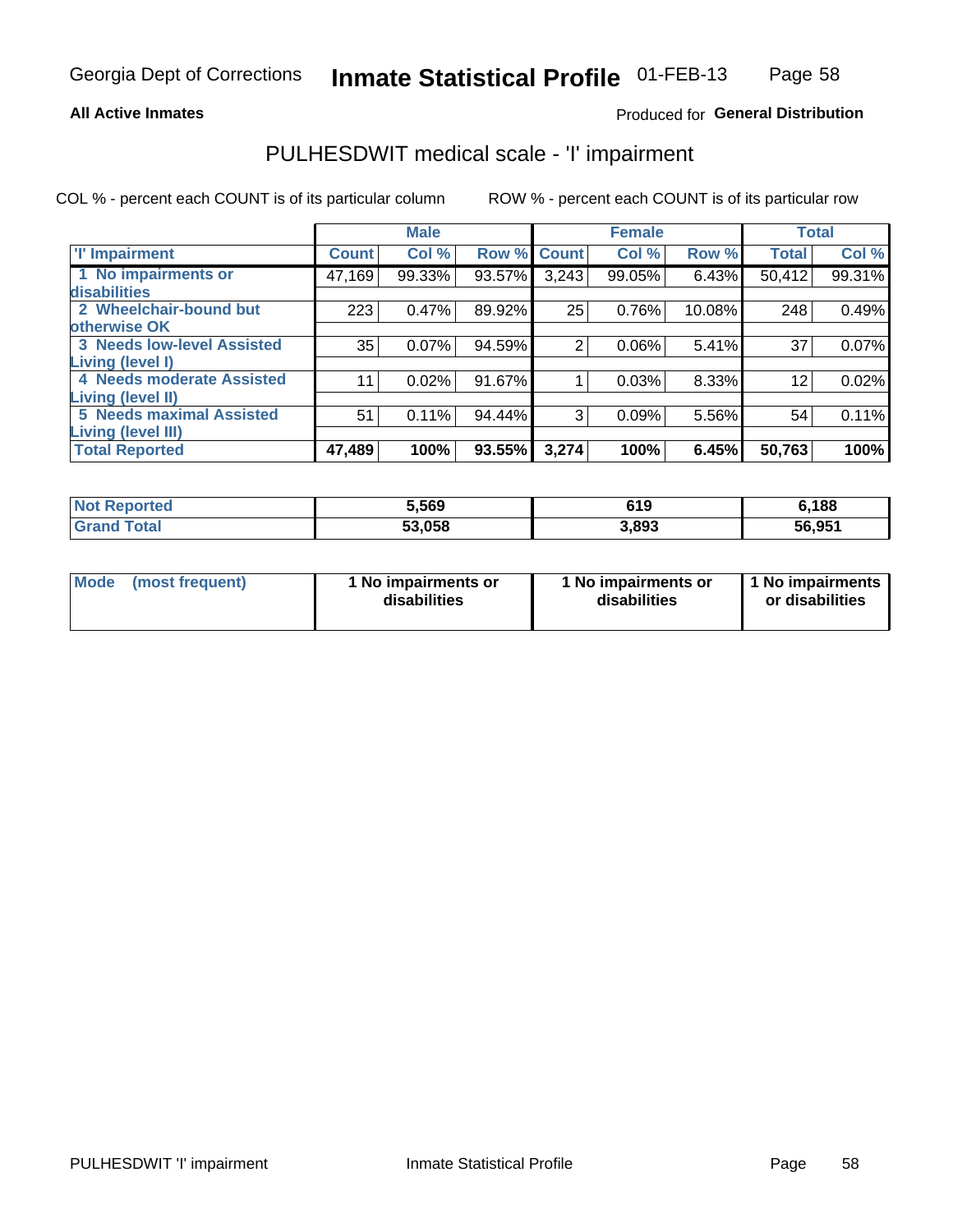Georgia Dept of Corrections **Inmate Statistical Profile** 01-FEB-13

**All Active Inmates**

Produced for **General Distribution**

## PULHESDWIT medical scale - 'I' impairment

COL % - percent each COUNT is of its particular column ROW % - percent each COUNT is of its particular row

| | Male | | | Female | | | Total | |
|---|---|---|---|---|---|---|---|---|
| 'I' Impairment | Count | Col % | Row % | Count | Col % | Row % | Total | Col % |
| 1 No impairments or disabilities | 47,169 | 99.33% | 93.57% | 3,243 | 99.05% | 6.43% | 50,412 | 99.31% |
| 2 Wheelchair-bound but otherwise OK | 223 | 0.47% | 89.92% | 25 | 0.76% | 10.08% | 248 | 0.49% |
| 3 Needs low-level Assisted Living (level I) | 35 | 0.07% | 94.59% | 2 | 0.06% | 5.41% | 37 | 0.07% |
| 4 Needs moderate Assisted Living (level II) | 11 | 0.02% | 91.67% | 1 | 0.03% | 8.33% | 12 | 0.02% |
| 5 Needs maximal Assisted Living (level III) | 51 | 0.11% | 94.44% | 3 | 0.09% | 5.56% | 54 | 0.11% |
| **Total Reported** | **47,489** | **100%** | **93.55%** | **3,274** | **100%** | **6.45%** | **50,763** | **100%** |

| | Male | Female | Total |
|---|---|---|---|
| **Not Reported** | 5,569 | 619 | 6,188 |
| **Grand Total** | 53,058 | 3,893 | 56,951 |

| | Male | Female | Total |
|---|---|---|---|
| **Mode (most frequent)** | 1 No impairments or disabilities | 1 No impairments or disabilities | 1 No impairments or disabilities |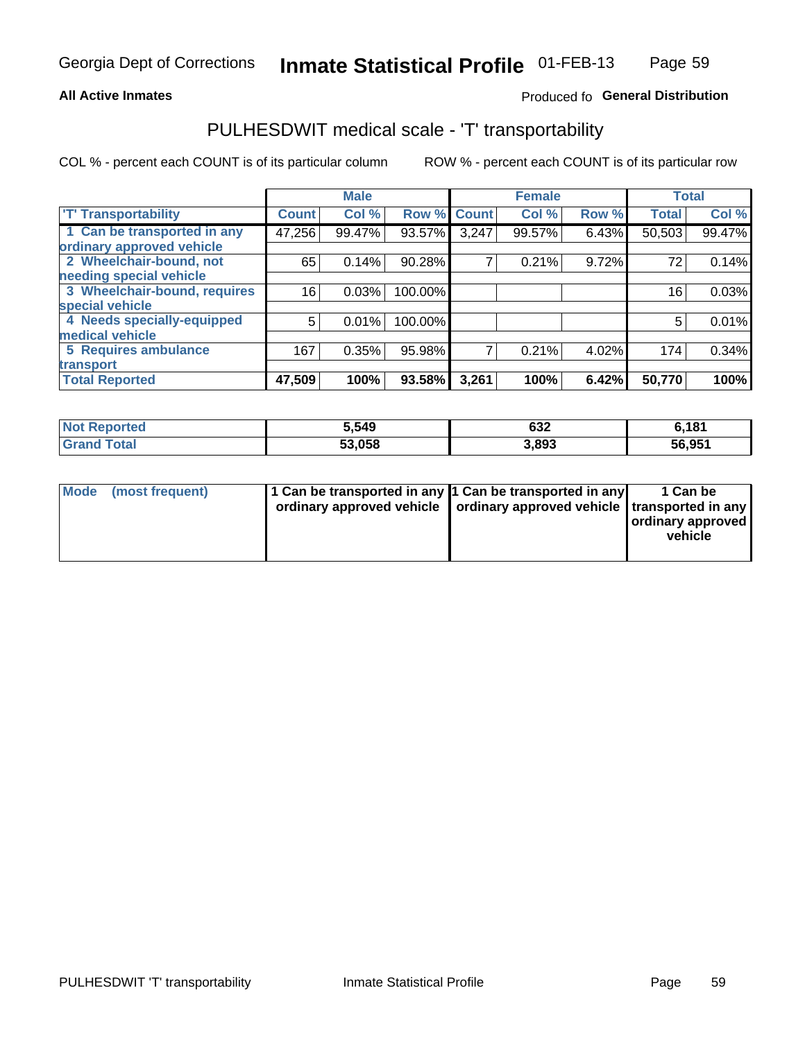Georgia Dept of Corrections **Inmate Statistical Profile** 01-FEB-13

**All Active Inmates**

Produced fo **General Distribution**

## PULHESDWIT medical scale - 'T' transportability

COL % - percent each COUNT is of its particular column        ROW % - percent each COUNT is of its particular row

| | Male | | | Female | | | Total | |
|---|---|---|---|---|---|---|---|---|
| 'T' Transportability | Count | Col % | Row % | Count | Col % | Row % | Total | Col % |
| 1 Can be transported in any ordinary approved vehicle | 47,256 | 99.47% | 93.57% | 3,247 | 99.57% | 6.43% | 50,503 | 99.47% |
| 2 Wheelchair-bound, not needing special vehicle | 65 | 0.14% | 90.28% | 7 | 0.21% | 9.72% | 72 | 0.14% |
| 3 Wheelchair-bound, requires special vehicle | 16 | 0.03% | 100.00% | | | | 16 | 0.03% |
| 4 Needs specially-equipped medical vehicle | 5 | 0.01% | 100.00% | | | | 5 | 0.01% |
| 5 Requires ambulance transport | 167 | 0.35% | 95.98% | 7 | 0.21% | 4.02% | 174 | 0.34% |
| **Total Reported** | **47,509** | **100%** | **93.58%** | **3,261** | **100%** | **6.42%** | **50,770** | **100%** |

| | Male | Female | Total |
|---|---|---|---|
| **Not Reported** | **5,549** | **632** | **6,181** |
| **Grand Total** | **53,058** | **3,893** | **56,951** |

| | Male | Female | Total |
|---|---|---|---|
| **Mode (most frequent)** | **1 Can be transported in any ordinary approved vehicle** | **1 Can be transported in any ordinary approved vehicle** | **1 Can be transported in any ordinary approved vehicle** |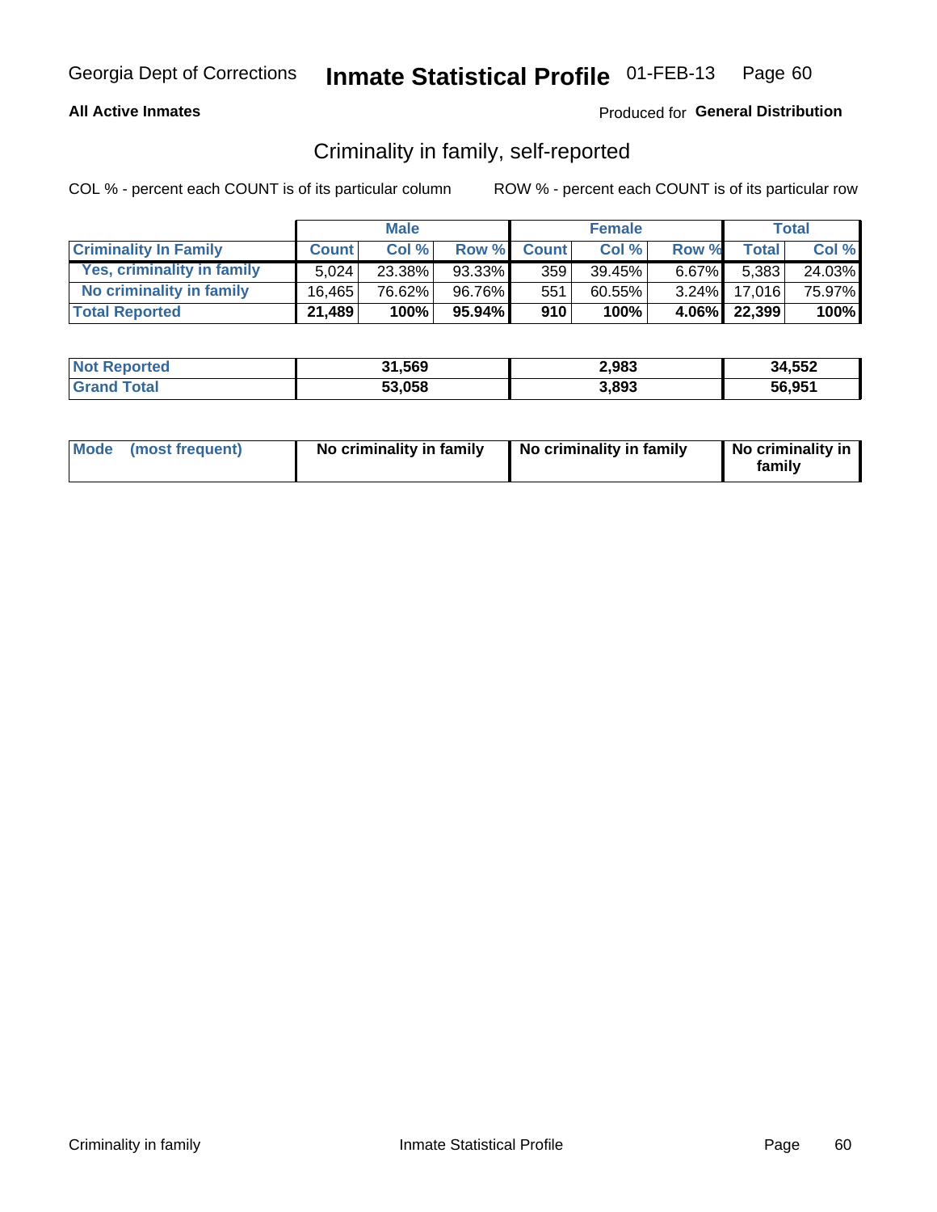Georgia Dept of Corrections **Inmate Statistical Profile** 01-FEB-13

**All Active Inmates**

Produced for **General Distribution**

## Criminality in family, self-reported

COL % - percent each COUNT is of its particular column

ROW % - percent each COUNT is of its particular row

| | Male | | | Female | | | Total | |
|---|---|---|---|---|---|---|---|---|
| **Criminality In Family** | **Count** | **Col %** | **Row %** | **Count** | **Col %** | **Row %** | **Total** | **Col %** |
| Yes, criminality in family | 5,024 | 23.38% | 93.33% | 359 | 39.45% | 6.67% | 5,383 | 24.03% |
| No criminality in family | 16,465 | 76.62% | 96.76% | 551 | 60.55% | 3.24% | 17,016 | 75.97% |
| **Total Reported** | **21,489** | **100%** | **95.94%** | **910** | **100%** | **4.06%** | **22,399** | **100%** |

| | Male | Female | Total |
|---|---|---|---|
| **Not Reported** | **31,569** | **2,983** | **34,552** |
| **Grand Total** | **53,058** | **3,893** | **56,951** |

| | Male | Female | Total |
|---|---|---|---|
| **Mode (most frequent)** | **No criminality in family** | **No criminality in family** | **No criminality in family** |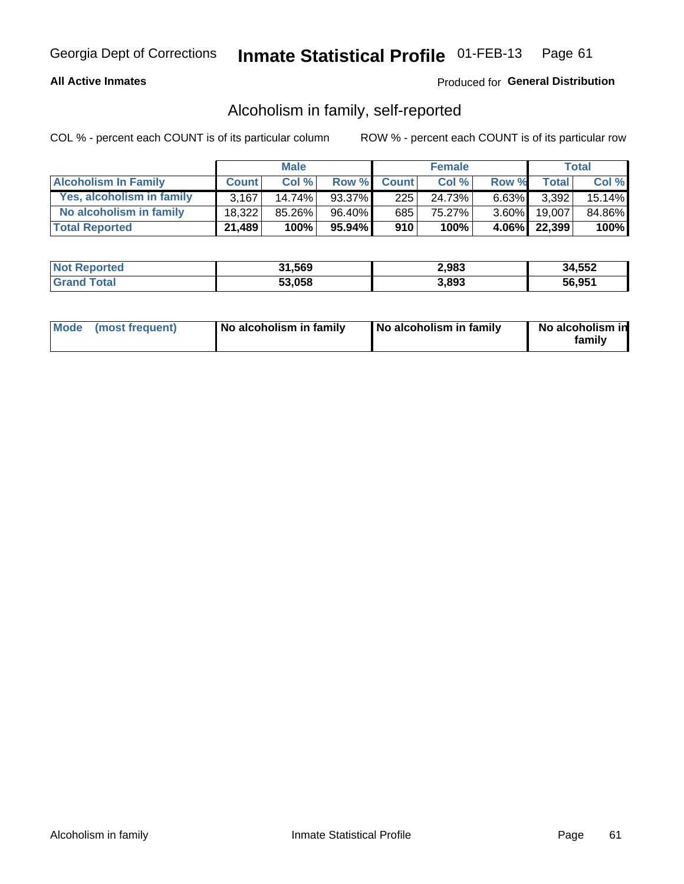Georgia Dept of Corrections **Inmate Statistical Profile** 01-FEB-13

**All Active Inmates**

Produced for **General Distribution**

## Alcoholism in family, self-reported

COL % - percent each COUNT is of its particular column

ROW % - percent each COUNT is of its particular row

| | Male | | | Female | | | Total | |
|---|---|---|---|---|---|---|---|---|
| **Alcoholism In Family** | **Count** | **Col %** | **Row %** | **Count** | **Col %** | **Row %** | **Total** | **Col %** |
| **Yes, alcoholism in family** | 3,167 | 14.74% | 93.37% | 225 | 24.73% | 6.63% | 3,392 | 15.14% |
| **No alcoholism in family** | 18,322 | 85.26% | 96.40% | 685 | 75.27% | 3.60% | 19,007 | 84.86% |
| **Total Reported** | **21,489** | **100%** | **95.94%** | **910** | **100%** | **4.06%** | **22,399** | **100%** |

| | Male | Female | Total |
|---|---|---|---|
| **Not Reported** | **31,569** | **2,983** | **34,552** |
| **Grand Total** | **53,058** | **3,893** | **56,951** |

| | Male | Female | Total |
|---|---|---|---|
| **Mode (most frequent)** | **No alcoholism in family** | **No alcoholism in family** | **No alcoholism in family** |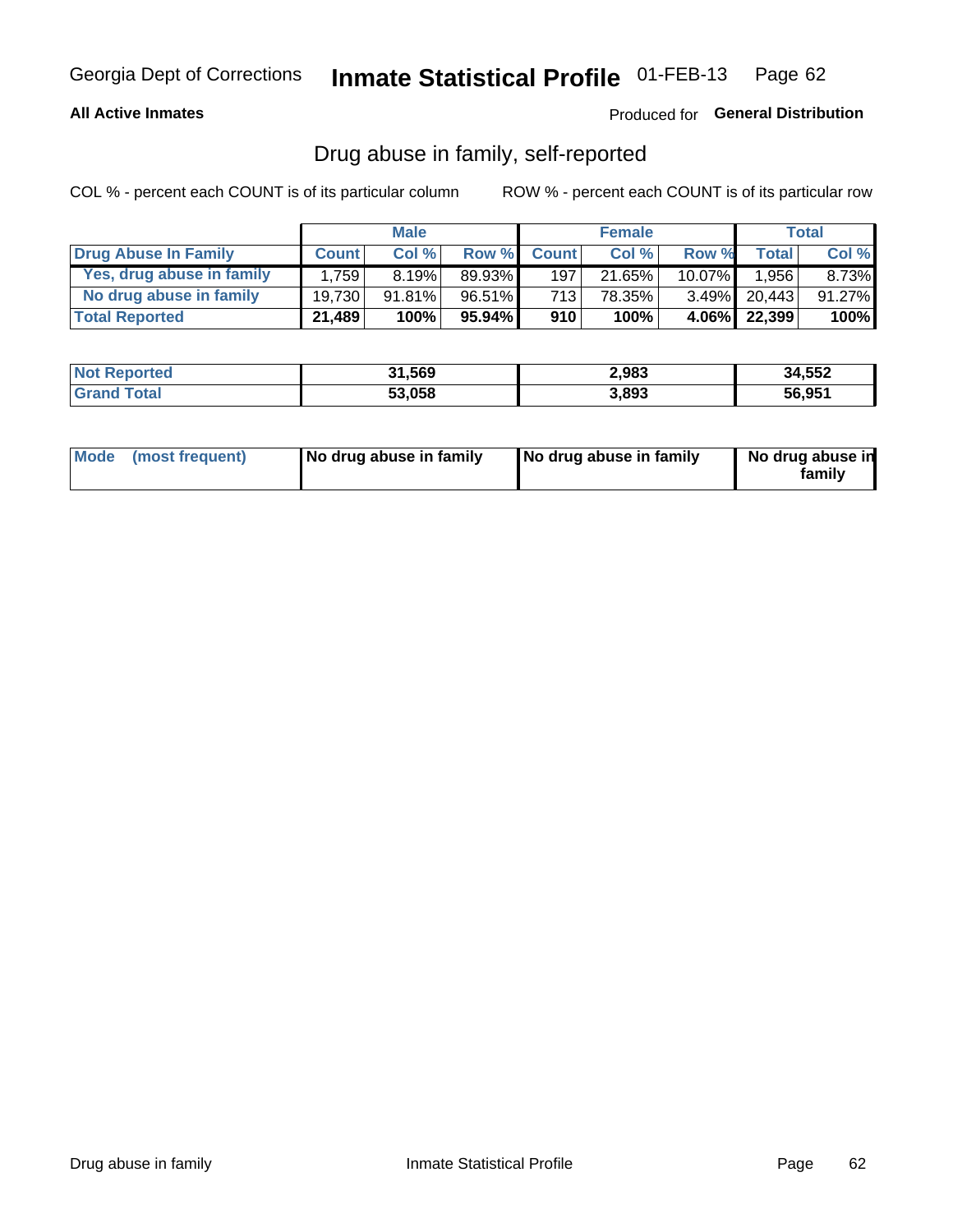Georgia Dept of Corrections **Inmate Statistical Profile** 01-FEB-13

**All Active Inmates**

Produced for **General Distribution**

## Drug abuse in family, self-reported

COL % - percent each COUNT is of its particular column

ROW % - percent each COUNT is of its particular row

| | Male | | | Female | | | Total | |
|---|---|---|---|---|---|---|---|---|
| **Drug Abuse In Family** | **Count** | **Col %** | **Row %** | **Count** | **Col %** | **Row %** | **Total** | **Col %** |
| **Yes, drug abuse in family** | 1,759 | 8.19% | 89.93% | 197 | 21.65% | 10.07% | 1,956 | 8.73% |
| **No drug abuse in family** | 19,730 | 91.81% | 96.51% | 713 | 78.35% | 3.49% | 20,443 | 91.27% |
| **Total Reported** | **21,489** | **100%** | **95.94%** | **910** | **100%** | **4.06%** | **22,399** | **100%** |

| | Male | Female | Total |
|---|---|---|---|
| **Not Reported** | **31,569** | **2,983** | **34,552** |
| **Grand Total** | **53,058** | **3,893** | **56,951** |

| | Male | Female | Total |
|---|---|---|---|
| **Mode (most frequent)** | **No drug abuse in family** | **No drug abuse in family** | **No drug abuse in family** |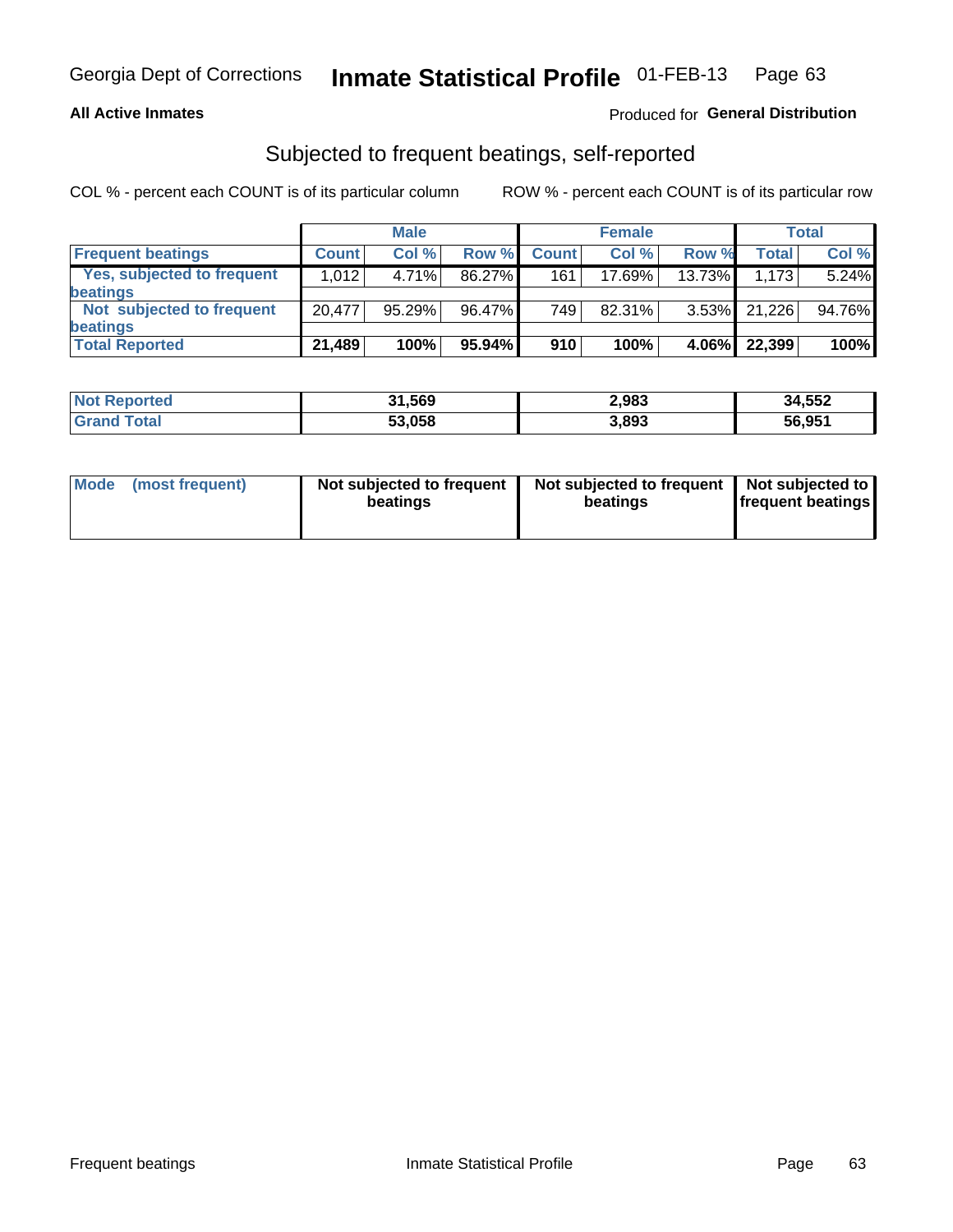**All Active Inmates**

Produced for **General Distribution**

## Subjected to frequent beatings, self-reported

COL % - percent each COUNT is of its particular column

ROW % - percent each COUNT is of its particular row

| | Male | | | Female | | | Total | |
|---|---|---|---|---|---|---|---|---|
| **Frequent beatings** | **Count** | **Col %** | **Row %** | **Count** | **Col %** | **Row %** | **Total** | **Col %** |
| **Yes, subjected to frequent beatings** | 1,012 | 4.71% | 86.27% | 161 | 17.69% | 13.73% | 1,173 | 5.24% |
| **Not subjected to frequent beatings** | 20,477 | 95.29% | 96.47% | 749 | 82.31% | 3.53% | 21,226 | 94.76% |
| **Total Reported** | **21,489** | **100%** | **95.94%** | **910** | **100%** | **4.06%** | **22,399** | **100%** |

| | Male | Female | Total |
|---|---|---|---|
| **Not Reported** | **31,569** | **2,983** | **34,552** |
| **Grand Total** | **53,058** | **3,893** | **56,951** |

| | Male | Female | Total |
|---|---|---|---|
| **Mode (most frequent)** | **Not subjected to frequent beatings** | **Not subjected to frequent beatings** | **Not subjected to frequent beatings** |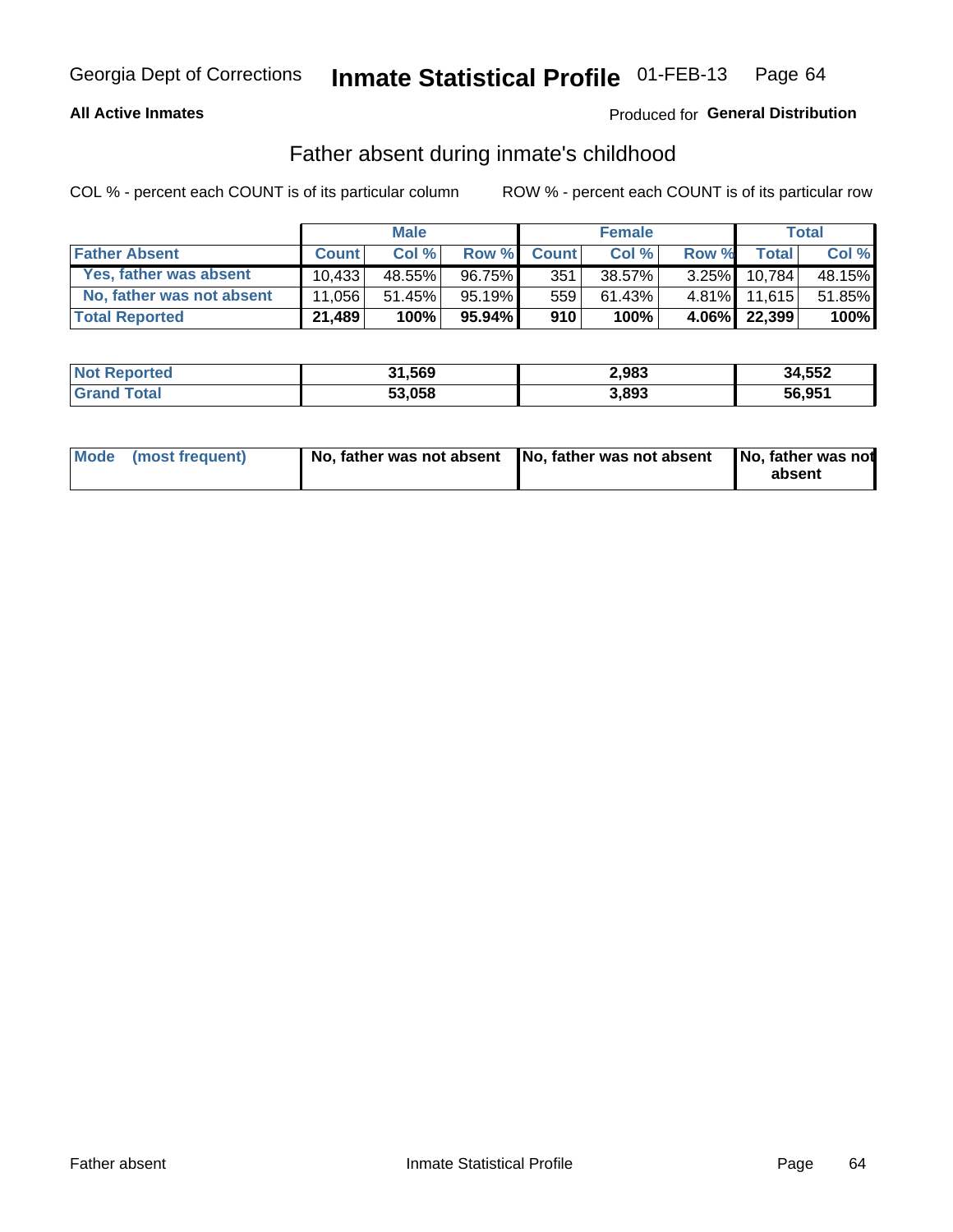Georgia Dept of Corrections **Inmate Statistical Profile** 01-FEB-13

**All Active Inmates**

Produced for **General Distribution**

## Father absent during inmate's childhood

COL % - percent each COUNT is of its particular column

ROW % - percent each COUNT is of its particular row

| | Male | | | Female | | | Total | |
|---|---|---|---|---|---|---|---|---|
| **Father Absent** | **Count** | **Col %** | **Row %** | **Count** | **Col %** | **Row %** | **Total** | **Col %** |
| **Yes, father was absent** | 10,433 | 48.55% | 96.75% | 351 | 38.57% | 3.25% | 10,784 | 48.15% |
| **No, father was not absent** | 11,056 | 51.45% | 95.19% | 559 | 61.43% | 4.81% | 11,615 | 51.85% |
| **Total Reported** | **21,489** | **100%** | **95.94%** | **910** | **100%** | **4.06%** | **22,399** | **100%** |

| | Male | Female | Total |
|---|---|---|---|
| **Not Reported** | **31,569** | **2,983** | **34,552** |
| **Grand Total** | **53,058** | **3,893** | **56,951** |

| | Male | Female | Total |
|---|---|---|---|
| **Mode (most frequent)** | **No, father was not absent** | **No, father was not absent** | **No, father was not absent** |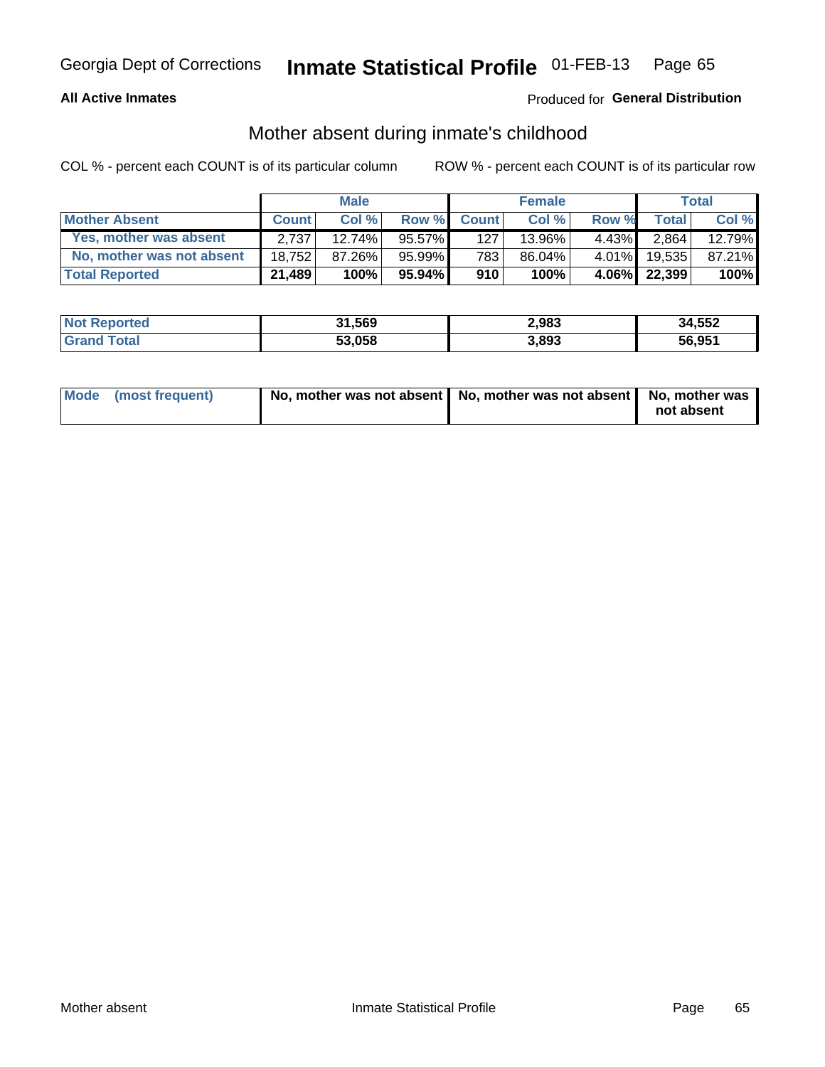Georgia Dept of Corrections **Inmate Statistical Profile** 01-FEB-13

**All Active Inmates**

Produced for **General Distribution**

## Mother absent during inmate's childhood

COL % - percent each COUNT is of its particular column

ROW % - percent each COUNT is of its particular row

| | Male | | | Female | | | Total | |
|---|---|---|---|---|---|---|---|---|
| **Mother Absent** | **Count** | **Col %** | **Row %** | **Count** | **Col %** | **Row %** | **Total** | **Col %** |
| **Yes, mother was absent** | 2,737 | 12.74% | 95.57% | 127 | 13.96% | 4.43% | 2,864 | 12.79% |
| **No, mother was not absent** | 18,752 | 87.26% | 95.99% | 783 | 86.04% | 4.01% | 19,535 | 87.21% |
| **Total Reported** | **21,489** | **100%** | **95.94%** | **910** | **100%** | **4.06%** | **22,399** | **100%** |

| | Male | Female | Total |
|---|---|---|---|
| **Not Reported** | **31,569** | **2,983** | **34,552** |
| **Grand Total** | **53,058** | **3,893** | **56,951** |

| | | | |
|---|---|---|---|
| **Mode (most frequent)** | **No, mother was not absent** | **No, mother was not absent** | **No, mother was not absent** |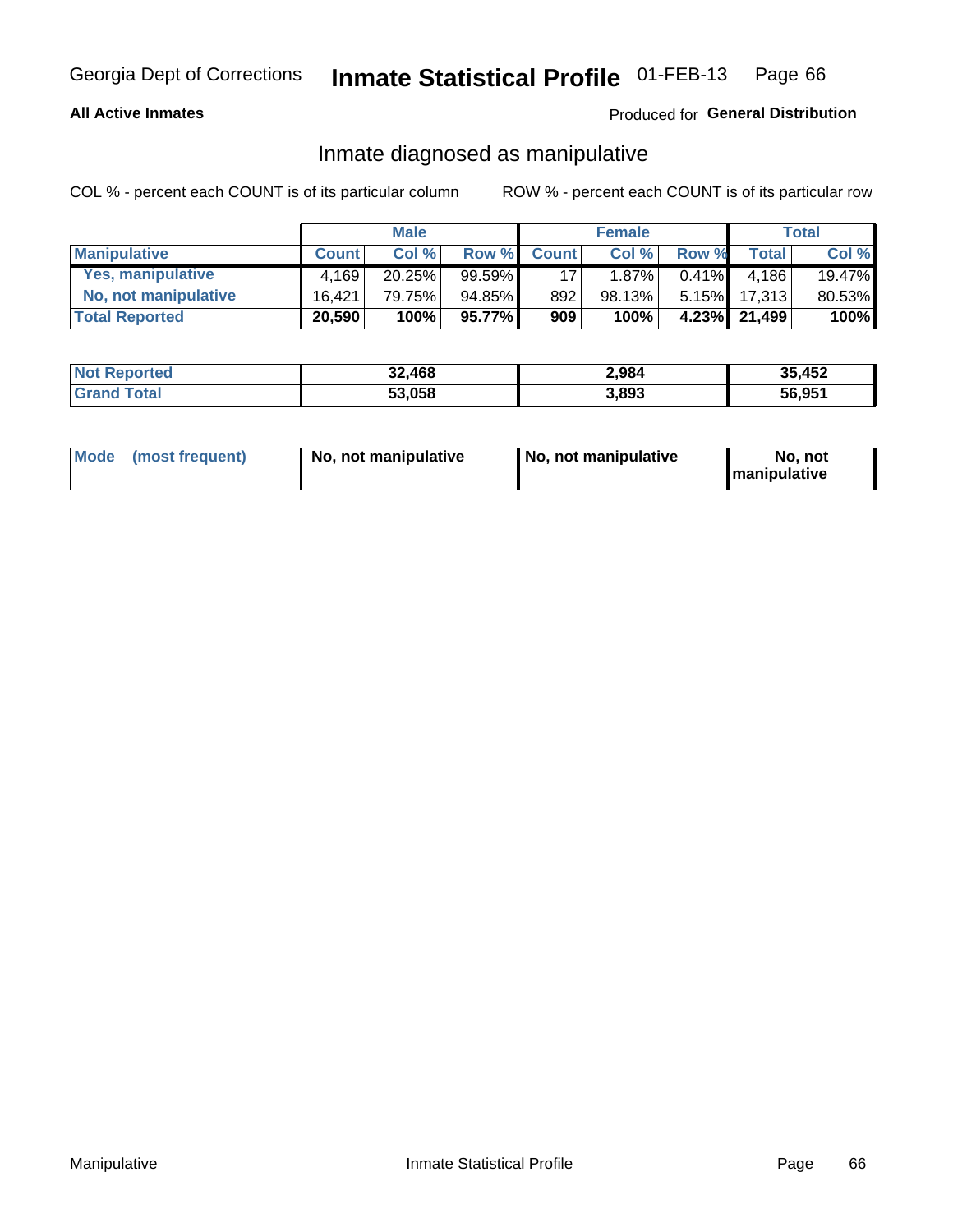Georgia Dept of Corrections **Inmate Statistical Profile** 01-FEB-13

**All Active Inmates**

Produced for **General Distribution**

## Inmate diagnosed as manipulative

COL % - percent each COUNT is of its particular column

ROW % - percent each COUNT is of its particular row

| | Male | | | Female | | | Total | |
|---|---|---|---|---|---|---|---|---|
| **Manipulative** | **Count** | **Col %** | **Row %** | **Count** | **Col %** | **Row %** | **Total** | **Col %** |
| **Yes, manipulative** | 4,169 | 20.25% | 99.59% | 17 | 1.87% | 0.41% | 4,186 | 19.47% |
| **No, not manipulative** | 16,421 | 79.75% | 94.85% | 892 | 98.13% | 5.15% | 17,313 | 80.53% |
| **Total Reported** | **20,590** | **100%** | **95.77%** | **909** | **100%** | **4.23%** | **21,499** | **100%** |

| | Male | Female | Total |
|---|---|---|---|
| **Not Reported** | **32,468** | **2,984** | **35,452** |
| **Grand Total** | **53,058** | **3,893** | **56,951** |

| | | | |
|---|---|---|---|
| **Mode (most frequent)** | **No, not manipulative** | **No, not manipulative** | **No, not manipulative** |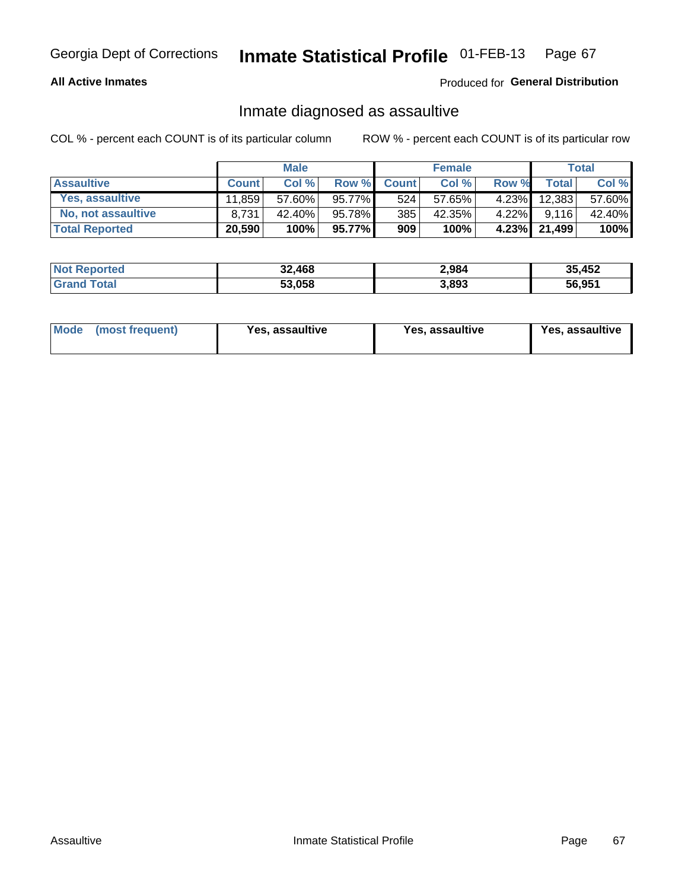Georgia Dept of Corrections **Inmate Statistical Profile** 01-FEB-13

**All Active Inmates**

Produced for **General Distribution**

## Inmate diagnosed as assaultive

COL % - percent each COUNT is of its particular column

ROW % - percent each COUNT is of its particular row

| | Male | | | Female | | | Total | |
|---|---|---|---|---|---|---|---|---|
| **Assaultive** | **Count** | **Col %** | **Row %** | **Count** | **Col %** | **Row %** | **Total** | **Col %** |
| Yes, assaultive | 11,859 | 57.60% | 95.77% | 524 | 57.65% | 4.23% | 12,383 | 57.60% |
| No, not assaultive | 8,731 | 42.40% | 95.78% | 385 | 42.35% | 4.22% | 9,116 | 42.40% |
| **Total Reported** | **20,590** | **100%** | **95.77%** | **909** | **100%** | **4.23%** | **21,499** | **100%** |

| | | | |
|---|---|---|---|
| **Not Reported** | **32,468** | **2,984** | **35,452** |
| **Grand Total** | **53,058** | **3,893** | **56,951** |

| | | | |
|---|---|---|---|
| **Mode (most frequent)** | **Yes, assaultive** | **Yes, assaultive** | **Yes, assaultive** |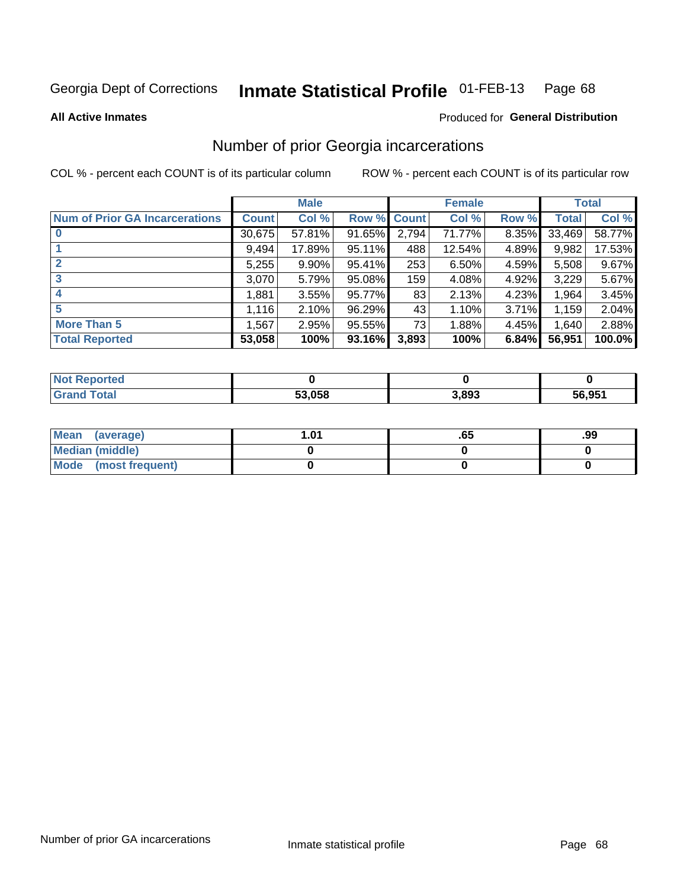Georgia Dept of Corrections **Inmate Statistical Profile** 01-FEB-13

**All Active Inmates**

Produced for **General Distribution**

## Number of prior Georgia incarcerations

COL % - percent each COUNT is of its particular column

ROW % - percent each COUNT is of its particular row

| | Male | | | Female | | | Total | |
|---|---|---|---|---|---|---|---|---|
| **Num of Prior GA Incarcerations** | **Count** | **Col %** | **Row %** | **Count** | **Col %** | **Row %** | **Total** | **Col %** |
| **0** | 30,675 | 57.81% | 91.65% | 2,794 | 71.77% | 8.35% | 33,469 | 58.77% |
| **1** | 9,494 | 17.89% | 95.11% | 488 | 12.54% | 4.89% | 9,982 | 17.53% |
| **2** | 5,255 | 9.90% | 95.41% | 253 | 6.50% | 4.59% | 5,508 | 9.67% |
| **3** | 3,070 | 5.79% | 95.08% | 159 | 4.08% | 4.92% | 3,229 | 5.67% |
| **4** | 1,881 | 3.55% | 95.77% | 83 | 2.13% | 4.23% | 1,964 | 3.45% |
| **5** | 1,116 | 2.10% | 96.29% | 43 | 1.10% | 3.71% | 1,159 | 2.04% |
| **More Than 5** | 1,567 | 2.95% | 95.55% | 73 | 1.88% | 4.45% | 1,640 | 2.88% |
| **Total Reported** | **53,058** | **100%** | **93.16%** | **3,893** | **100%** | **6.84%** | **56,951** | **100.0%** |

| | Male | Female | Total |
|---|---|---|---|
| **Not Reported** | **0** | **0** | **0** |
| **Grand Total** | **53,058** | **3,893** | **56,951** |

| | Male | Female | Total |
|---|---|---|---|
| **Mean (average)** | **1.01** | **.65** | **.99** |
| **Median (middle)** | **0** | **0** | **0** |
| **Mode (most frequent)** | **0** | **0** | **0** |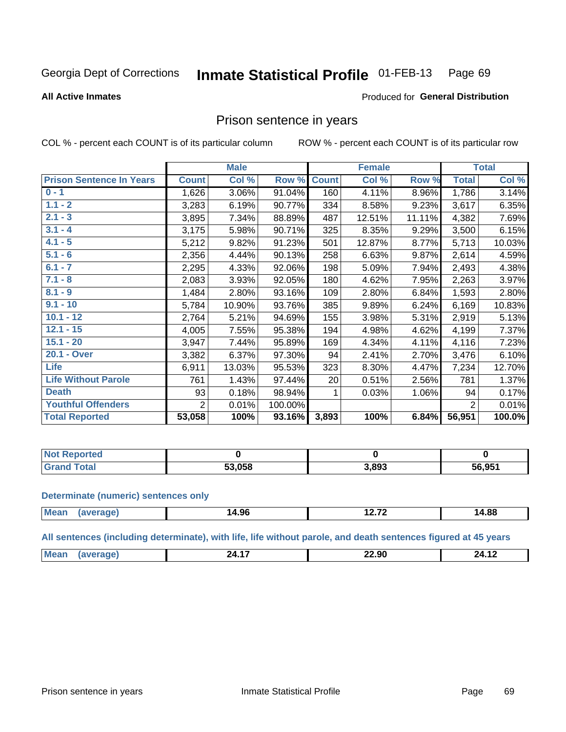Georgia Dept of Corrections **Inmate Statistical Profile** 01-FEB-13

**All Active Inmates**

Produced for **General Distribution**

## Prison sentence in years

COL % - percent each COUNT is of its particular column

ROW % - percent each COUNT is of its particular row

| | Male | | | Female | | | Total | |
|---|---|---|---|---|---|---|---|---|
| **Prison Sentence In Years** | **Count** | **Col %** | **Row %** | **Count** | **Col %** | **Row %** | **Total** | **Col %** |
| **0 - 1** | 1,626 | 3.06% | 91.04% | 160 | 4.11% | 8.96% | 1,786 | 3.14% |
| **1.1 - 2** | 3,283 | 6.19% | 90.77% | 334 | 8.58% | 9.23% | 3,617 | 6.35% |
| **2.1 - 3** | 3,895 | 7.34% | 88.89% | 487 | 12.51% | 11.11% | 4,382 | 7.69% |
| **3.1 - 4** | 3,175 | 5.98% | 90.71% | 325 | 8.35% | 9.29% | 3,500 | 6.15% |
| **4.1 - 5** | 5,212 | 9.82% | 91.23% | 501 | 12.87% | 8.77% | 5,713 | 10.03% |
| **5.1 - 6** | 2,356 | 4.44% | 90.13% | 258 | 6.63% | 9.87% | 2,614 | 4.59% |
| **6.1 - 7** | 2,295 | 4.33% | 92.06% | 198 | 5.09% | 7.94% | 2,493 | 4.38% |
| **7.1 - 8** | 2,083 | 3.93% | 92.05% | 180 | 4.62% | 7.95% | 2,263 | 3.97% |
| **8.1 - 9** | 1,484 | 2.80% | 93.16% | 109 | 2.80% | 6.84% | 1,593 | 2.80% |
| **9.1 - 10** | 5,784 | 10.90% | 93.76% | 385 | 9.89% | 6.24% | 6,169 | 10.83% |
| **10.1 - 12** | 2,764 | 5.21% | 94.69% | 155 | 3.98% | 5.31% | 2,919 | 5.13% |
| **12.1 - 15** | 4,005 | 7.55% | 95.38% | 194 | 4.98% | 4.62% | 4,199 | 7.37% |
| **15.1 - 20** | 3,947 | 7.44% | 95.89% | 169 | 4.34% | 4.11% | 4,116 | 7.23% |
| **20.1 - Over** | 3,382 | 6.37% | 97.30% | 94 | 2.41% | 2.70% | 3,476 | 6.10% |
| **Life** | 6,911 | 13.03% | 95.53% | 323 | 8.30% | 4.47% | 7,234 | 12.70% |
| **Life Without Parole** | 761 | 1.43% | 97.44% | 20 | 0.51% | 2.56% | 781 | 1.37% |
| **Death** | 93 | 0.18% | 98.94% | 1 | 0.03% | 1.06% | 94 | 0.17% |
| **Youthful Offenders** | 2 | 0.01% | 100.00% | | | | 2 | 0.01% |
| **Total Reported** | **53,058** | **100%** | **93.16%** | **3,893** | **100%** | **6.84%** | **56,951** | **100.0%** |

| | | | |
|---|---|---|---|
| **Not Reported** | **0** | **0** | **0** |
| **Grand Total** | **53,058** | **3,893** | **56,951** |

**Determinate (numeric) sentences only**

| | | | |
|---|---|---|---|
| **Mean (average)** | **14.96** | **12.72** | **14.88** |

**All sentences (including determinate), with life, life without parole, and death sentences figured at 45 years**

| | | | |
|---|---|---|---|
| **Mean (average)** | **24.17** | **22.90** | **24.12** |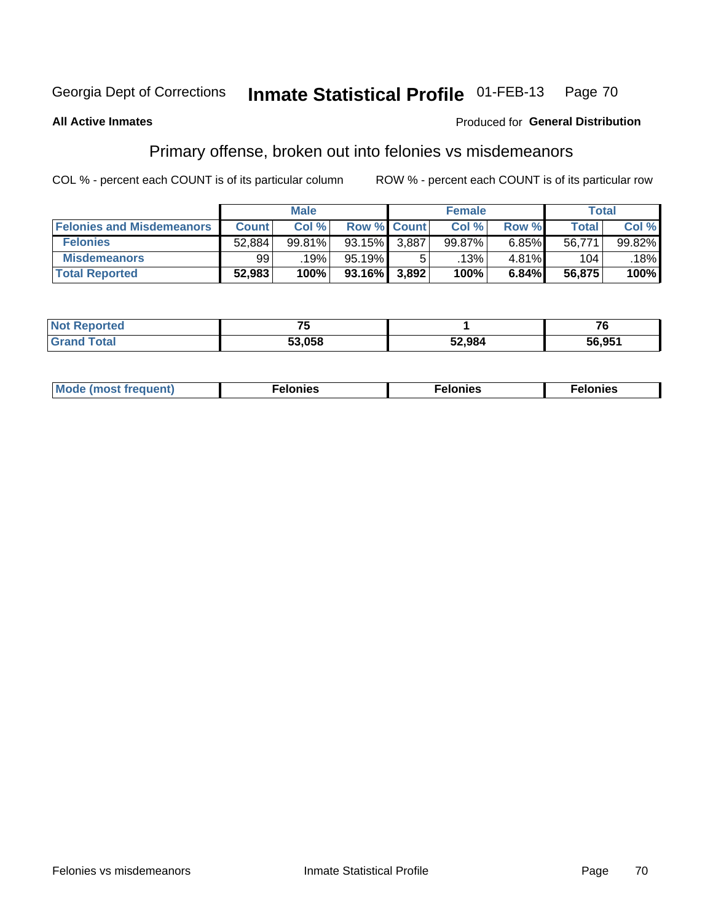Georgia Dept of Corrections **Inmate Statistical Profile** 01-FEB-13

**All Active Inmates**

Produced for **General Distribution**

## Primary offense, broken out into felonies vs misdemeanors

COL % - percent each COUNT is of its particular column ROW % - percent each COUNT is of its particular row

| | Male | | | Female | | | Total | |
|---|---|---|---|---|---|---|---|---|
| **Felonies and Misdemeanors** | **Count** | **Col %** | **Row %** | **Count** | **Col %** | **Row %** | **Total** | **Col %** |
| **Felonies** | 52,884 | 99.81% | 93.15% | 3,887 | 99.87% | 6.85% | 56,771 | 99.82% |
| **Misdemeanors** | 99 | .19% | 95.19% | 5 | .13% | 4.81% | 104 | .18% |
| **Total Reported** | **52,983** | **100%** | **93.16%** | **3,892** | **100%** | **6.84%** | **56,875** | **100%** |

| | Male | Female | Total |
|---|---|---|---|
| **Not Reported** | **75** | **1** | **76** |
| **Grand Total** | **53,058** | **52,984** | **56,951** |

| | Male | Female | Total |
|---|---|---|---|
| **Mode (most frequent)** | **Felonies** | **Felonies** | **Felonies** |

Felonies vs misdemeanors Inmate Statistical Profile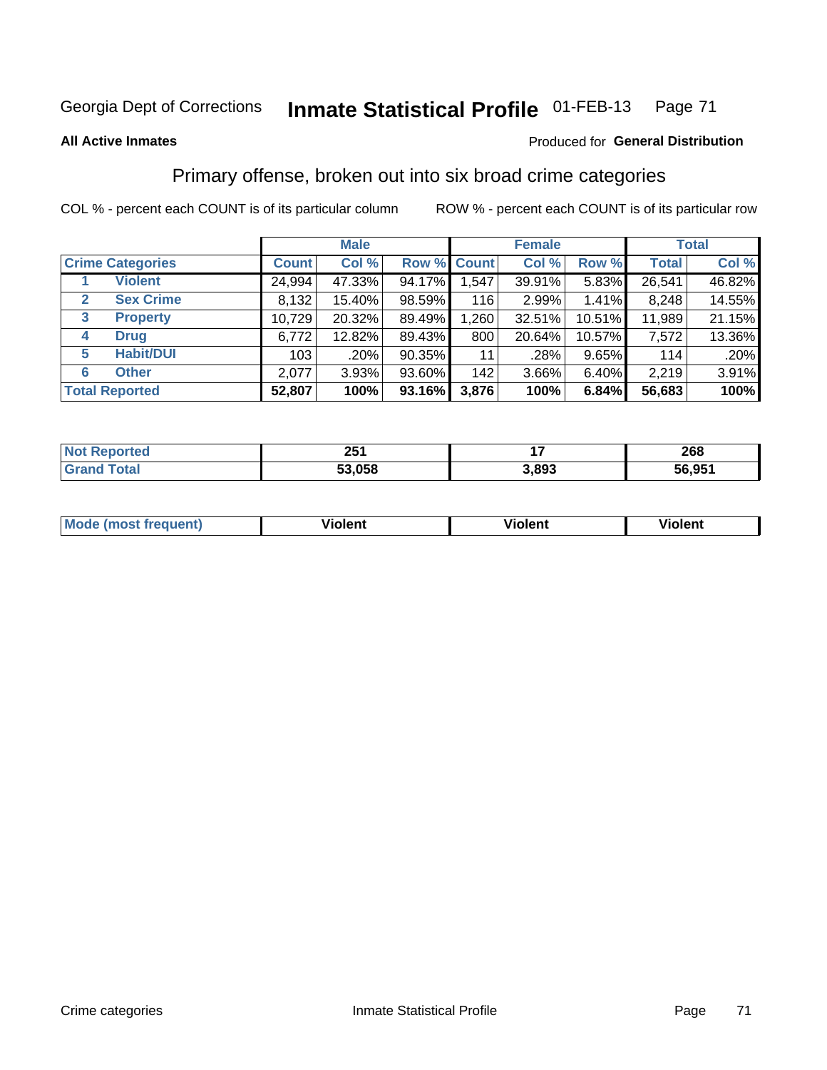Georgia Dept of Corrections **Inmate Statistical Profile** 01-FEB-13

**All Active Inmates**

Produced for **General Distribution**

## Primary offense, broken out into six broad crime categories

COL % - percent each COUNT is of its particular column

ROW % - percent each COUNT is of its particular row

| | | Male | | | Female | | | Total | |
|---|---|---|---|---|---|---|---|---|---|
| **Crime Categories** | | **Count** | **Col %** | **Row %** | **Count** | **Col %** | **Row %** | **Total** | **Col %** |
| 1 | **Violent** | 24,994 | 47.33% | 94.17% | 1,547 | 39.91% | 5.83% | 26,541 | 46.82% |
| 2 | **Sex Crime** | 8,132 | 15.40% | 98.59% | 116 | 2.99% | 1.41% | 8,248 | 14.55% |
| 3 | **Property** | 10,729 | 20.32% | 89.49% | 1,260 | 32.51% | 10.51% | 11,989 | 21.15% |
| 4 | **Drug** | 6,772 | 12.82% | 89.43% | 800 | 20.64% | 10.57% | 7,572 | 13.36% |
| 5 | **Habit/DUI** | 103 | .20% | 90.35% | 11 | .28% | 9.65% | 114 | .20% |
| 6 | **Other** | 2,077 | 3.93% | 93.60% | 142 | 3.66% | 6.40% | 2,219 | 3.91% |
| **Total Reported** | | **52,807** | **100%** | **93.16%** | **3,876** | **100%** | **6.84%** | **56,683** | **100%** |

| | Male | Female | Total |
|---|---|---|---|
| **Not Reported** | **251** | **17** | **268** |
| **Grand Total** | **53,058** | **3,893** | **56,951** |

| | Male | Female | Total |
|---|---|---|---|
| **Mode (most frequent)** | **Violent** | **Violent** | **Violent** |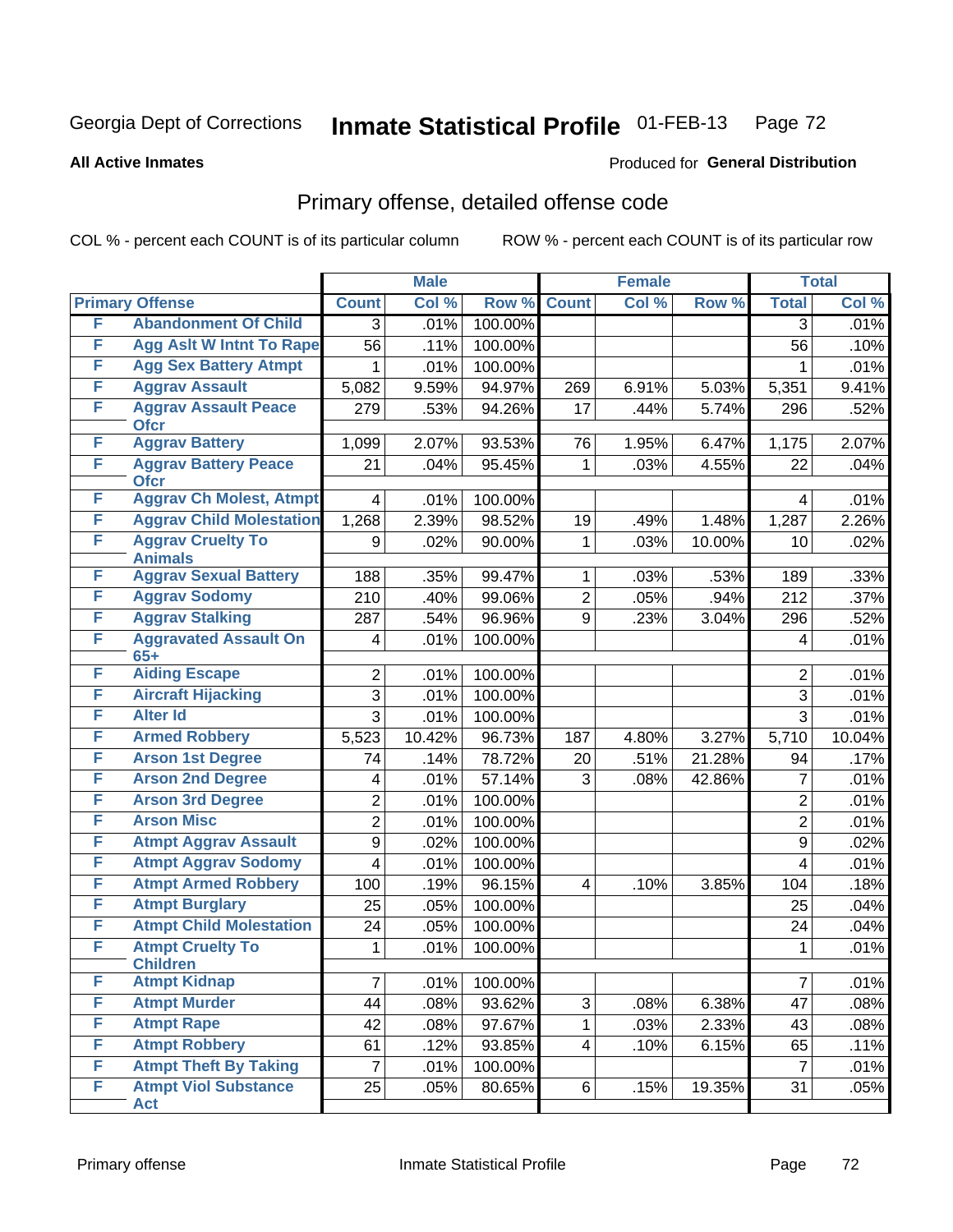Georgia Dept of Corrections **Inmate Statistical Profile** 01-FEB-13

**All Active Inmates**

Produced for **General Distribution**

## Primary offense, detailed offense code

COL % - percent each COUNT is of its particular column

ROW % - percent each COUNT is of its particular row

| | | Male | | | Female | | | Total | |
|---|---|---|---|---|---|---|---|---|---|
| **Primary Offense** | | **Count** | **Col %** | **Row %** | **Count** | **Col %** | **Row %** | **Total** | **Col %** |
| F | Abandonment Of Child | 3 | .01% | 100.00% | | | | 3 | .01% |
| F | Agg Aslt W Intnt To Rape | 56 | .11% | 100.00% | | | | 56 | .10% |
| F | Agg Sex Battery Atmpt | 1 | .01% | 100.00% | | | | 1 | .01% |
| F | Aggrav Assault | 5,082 | 9.59% | 94.97% | 269 | 6.91% | 5.03% | 5,351 | 9.41% |
| F | Aggrav Assault Peace Ofcr | 279 | .53% | 94.26% | 17 | .44% | 5.74% | 296 | .52% |
| F | Aggrav Battery | 1,099 | 2.07% | 93.53% | 76 | 1.95% | 6.47% | 1,175 | 2.07% |
| F | Aggrav Battery Peace Ofcr | 21 | .04% | 95.45% | 1 | .03% | 4.55% | 22 | .04% |
| F | Aggrav Ch Molest, Atmpt | 4 | .01% | 100.00% | | | | 4 | .01% |
| F | Aggrav Child Molestation | 1,268 | 2.39% | 98.52% | 19 | .49% | 1.48% | 1,287 | 2.26% |
| F | Aggrav Cruelty To Animals | 9 | .02% | 90.00% | 1 | .03% | 10.00% | 10 | .02% |
| F | Aggrav Sexual Battery | 188 | .35% | 99.47% | 1 | .03% | .53% | 189 | .33% |
| F | Aggrav Sodomy | 210 | .40% | 99.06% | 2 | .05% | .94% | 212 | .37% |
| F | Aggrav Stalking | 287 | .54% | 96.96% | 9 | .23% | 3.04% | 296 | .52% |
| F | Aggravated Assault On 65+ | 4 | .01% | 100.00% | | | | 4 | .01% |
| F | Aiding Escape | 2 | .01% | 100.00% | | | | 2 | .01% |
| F | Aircraft Hijacking | 3 | .01% | 100.00% | | | | 3 | .01% |
| F | Alter Id | 3 | .01% | 100.00% | | | | 3 | .01% |
| F | Armed Robbery | 5,523 | 10.42% | 96.73% | 187 | 4.80% | 3.27% | 5,710 | 10.04% |
| F | Arson 1st Degree | 74 | .14% | 78.72% | 20 | .51% | 21.28% | 94 | .17% |
| F | Arson 2nd Degree | 4 | .01% | 57.14% | 3 | .08% | 42.86% | 7 | .01% |
| F | Arson 3rd Degree | 2 | .01% | 100.00% | | | | 2 | .01% |
| F | Arson Misc | 2 | .01% | 100.00% | | | | 2 | .01% |
| F | Atmpt Aggrav Assault | 9 | .02% | 100.00% | | | | 9 | .02% |
| F | Atmpt Aggrav Sodomy | 4 | .01% | 100.00% | | | | 4 | .01% |
| F | Atmpt Armed Robbery | 100 | .19% | 96.15% | 4 | .10% | 3.85% | 104 | .18% |
| F | Atmpt Burglary | 25 | .05% | 100.00% | | | | 25 | .04% |
| F | Atmpt Child Molestation | 24 | .05% | 100.00% | | | | 24 | .04% |
| F | Atmpt Cruelty To Children | 1 | .01% | 100.00% | | | | 1 | .01% |
| F | Atmpt Kidnap | 7 | .01% | 100.00% | | | | 7 | .01% |
| F | Atmpt Murder | 44 | .08% | 93.62% | 3 | .08% | 6.38% | 47 | .08% |
| F | Atmpt Rape | 42 | .08% | 97.67% | 1 | .03% | 2.33% | 43 | .08% |
| F | Atmpt Robbery | 61 | .12% | 93.85% | 4 | .10% | 6.15% | 65 | .11% |
| F | Atmpt Theft By Taking | 7 | .01% | 100.00% | | | | 7 | .01% |
| F | Atmpt Viol Substance Act | 25 | .05% | 80.65% | 6 | .15% | 19.35% | 31 | .05% |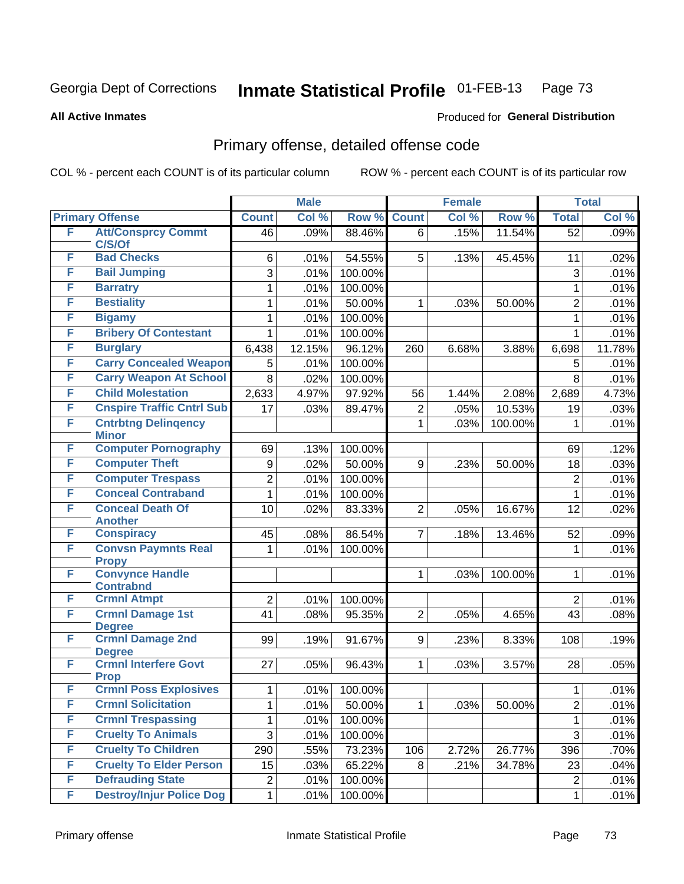Georgia Dept of Corrections **Inmate Statistical Profile** 01-FEB-13

**All Active Inmates**

Produced for **General Distribution**

## Primary offense, detailed offense code

COL % - percent each COUNT is of its particular column ROW % - percent each COUNT is of its particular row

| Primary Offense | | Male | | | Female | | | Total | |
|---|---|---|---|---|---|---|---|---|---|
| | | Count | Col % | Row % | Count | Col % | Row % | Total | Col % |
| F | Att/Consprcy Commt C/S/Of | 46 | .09% | 88.46% | 6 | .15% | 11.54% | 52 | .09% |
| F | Bad Checks | 6 | .01% | 54.55% | 5 | .13% | 45.45% | 11 | .02% |
| F | Bail Jumping | 3 | .01% | 100.00% | | | | 3 | .01% |
| F | Barratry | 1 | .01% | 100.00% | | | | 1 | .01% |
| F | Bestiality | 1 | .01% | 50.00% | 1 | .03% | 50.00% | 2 | .01% |
| F | Bigamy | 1 | .01% | 100.00% | | | | 1 | .01% |
| F | Bribery Of Contestant | 1 | .01% | 100.00% | | | | 1 | .01% |
| F | Burglary | 6,438 | 12.15% | 96.12% | 260 | 6.68% | 3.88% | 6,698 | 11.78% |
| F | Carry Concealed Weapon | 5 | .01% | 100.00% | | | | 5 | .01% |
| F | Carry Weapon At School | 8 | .02% | 100.00% | | | | 8 | .01% |
| F | Child Molestation | 2,633 | 4.97% | 97.92% | 56 | 1.44% | 2.08% | 2,689 | 4.73% |
| F | Cnspire Traffic Cntrl Sub | 17 | .03% | 89.47% | 2 | .05% | 10.53% | 19 | .03% |
| F | Cntrbtng Delinqency Minor | | | | 1 | .03% | 100.00% | 1 | .01% |
| F | Computer Pornography | 69 | .13% | 100.00% | | | | 69 | .12% |
| F | Computer Theft | 9 | .02% | 50.00% | 9 | .23% | 50.00% | 18 | .03% |
| F | Computer Trespass | 2 | .01% | 100.00% | | | | 2 | .01% |
| F | Conceal Contraband | 1 | .01% | 100.00% | | | | 1 | .01% |
| F | Conceal Death Of Another | 10 | .02% | 83.33% | 2 | .05% | 16.67% | 12 | .02% |
| F | Conspiracy | 45 | .08% | 86.54% | 7 | .18% | 13.46% | 52 | .09% |
| F | Convsn Paymnts Real Propy | 1 | .01% | 100.00% | | | | 1 | .01% |
| F | Convynce Handle Contrabnd | | | | 1 | .03% | 100.00% | 1 | .01% |
| F | Crmnl Atmpt | 2 | .01% | 100.00% | | | | 2 | .01% |
| F | Crmnl Damage 1st Degree | 41 | .08% | 95.35% | 2 | .05% | 4.65% | 43 | .08% |
| F | Crmnl Damage 2nd Degree | 99 | .19% | 91.67% | 9 | .23% | 8.33% | 108 | .19% |
| F | Crmnl Interfere Govt Prop | 27 | .05% | 96.43% | 1 | .03% | 3.57% | 28 | .05% |
| F | Crmnl Poss Explosives | 1 | .01% | 100.00% | | | | 1 | .01% |
| F | Crmnl Solicitation | 1 | .01% | 50.00% | 1 | .03% | 50.00% | 2 | .01% |
| F | Crmnl Trespassing | 1 | .01% | 100.00% | | | | 1 | .01% |
| F | Cruelty To Animals | 3 | .01% | 100.00% | | | | 3 | .01% |
| F | Cruelty To Children | 290 | .55% | 73.23% | 106 | 2.72% | 26.77% | 396 | .70% |
| F | Cruelty To Elder Person | 15 | .03% | 65.22% | 8 | .21% | 34.78% | 23 | .04% |
| F | Defrauding State | 2 | .01% | 100.00% | | | | 2 | .01% |
| F | Destroy/Injur Police Dog | 1 | .01% | 100.00% | | | | 1 | .01% |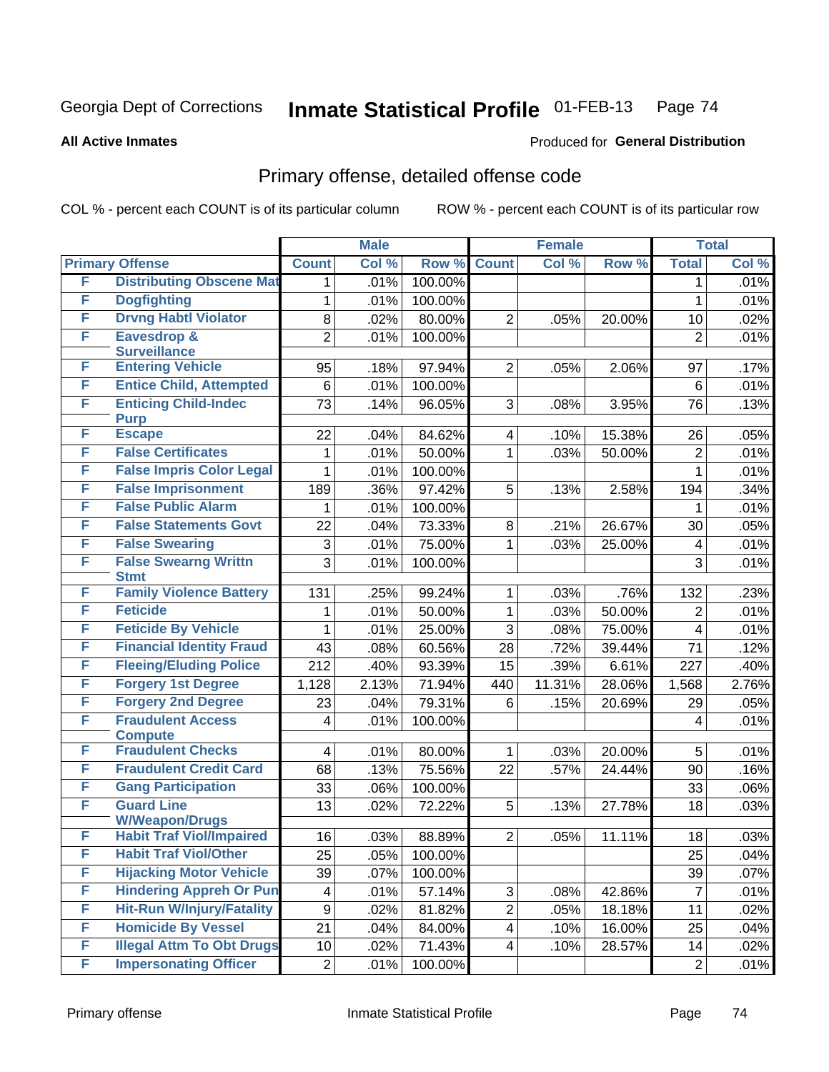Georgia Dept of Corrections **Inmate Statistical Profile** 01-FEB-13

**All Active Inmates**

Produced for **General Distribution**

## Primary offense, detailed offense code

COL % - percent each COUNT is of its particular column    ROW % - percent each COUNT is of its particular row

| | | Male | | | Female | | | Total | |
|---|---|---|---|---|---|---|---|---|---|
| **Primary Offense** | | **Count** | **Col %** | **Row %** | **Count** | **Col %** | **Row %** | **Total** | **Col %** |
| F | Distributing Obscene Mat | 1 | .01% | 100.00% | | | | 1 | .01% |
| F | Dogfighting | 1 | .01% | 100.00% | | | | 1 | .01% |
| F | Drvng Habtl Violator | 8 | .02% | 80.00% | 2 | .05% | 20.00% | 10 | .02% |
| F | Eavesdrop & Surveillance | 2 | .01% | 100.00% | | | | 2 | .01% |
| F | Entering Vehicle | 95 | .18% | 97.94% | 2 | .05% | 2.06% | 97 | .17% |
| F | Entice Child, Attempted | 6 | .01% | 100.00% | | | | 6 | .01% |
| F | Enticing Child-Indec Purp | 73 | .14% | 96.05% | 3 | .08% | 3.95% | 76 | .13% |
| F | Escape | 22 | .04% | 84.62% | 4 | .10% | 15.38% | 26 | .05% |
| F | False Certificates | 1 | .01% | 50.00% | 1 | .03% | 50.00% | 2 | .01% |
| F | False Impris Color Legal | 1 | .01% | 100.00% | | | | 1 | .01% |
| F | False Imprisonment | 189 | .36% | 97.42% | 5 | .13% | 2.58% | 194 | .34% |
| F | False Public Alarm | 1 | .01% | 100.00% | | | | 1 | .01% |
| F | False Statements Govt | 22 | .04% | 73.33% | 8 | .21% | 26.67% | 30 | .05% |
| F | False Swearing | 3 | .01% | 75.00% | 1 | .03% | 25.00% | 4 | .01% |
| F | False Swearng Writtn Stmt | 3 | .01% | 100.00% | | | | 3 | .01% |
| F | Family Violence Battery | 131 | .25% | 99.24% | 1 | .03% | .76% | 132 | .23% |
| F | Feticide | 1 | .01% | 50.00% | 1 | .03% | 50.00% | 2 | .01% |
| F | Feticide By Vehicle | 1 | .01% | 25.00% | 3 | .08% | 75.00% | 4 | .01% |
| F | Financial Identity Fraud | 43 | .08% | 60.56% | 28 | .72% | 39.44% | 71 | .12% |
| F | Fleeing/Eluding Police | 212 | .40% | 93.39% | 15 | .39% | 6.61% | 227 | .40% |
| F | Forgery 1st Degree | 1,128 | 2.13% | 71.94% | 440 | 11.31% | 28.06% | 1,568 | 2.76% |
| F | Forgery 2nd Degree | 23 | .04% | 79.31% | 6 | .15% | 20.69% | 29 | .05% |
| F | Fraudulent Access Compute | 4 | .01% | 100.00% | | | | 4 | .01% |
| F | Fraudulent Checks | 4 | .01% | 80.00% | 1 | .03% | 20.00% | 5 | .01% |
| F | Fraudulent Credit Card | 68 | .13% | 75.56% | 22 | .57% | 24.44% | 90 | .16% |
| F | Gang Participation | 33 | .06% | 100.00% | | | | 33 | .06% |
| F | Guard Line W/Weapon/Drugs | 13 | .02% | 72.22% | 5 | .13% | 27.78% | 18 | .03% |
| F | Habit Traf Viol/Impaired | 16 | .03% | 88.89% | 2 | .05% | 11.11% | 18 | .03% |
| F | Habit Traf Viol/Other | 25 | .05% | 100.00% | | | | 25 | .04% |
| F | Hijacking Motor Vehicle | 39 | .07% | 100.00% | | | | 39 | .07% |
| F | Hindering Appreh Or Pun | 4 | .01% | 57.14% | 3 | .08% | 42.86% | 7 | .01% |
| F | Hit-Run W/Injury/Fatality | 9 | .02% | 81.82% | 2 | .05% | 18.18% | 11 | .02% |
| F | Homicide By Vessel | 21 | .04% | 84.00% | 4 | .10% | 16.00% | 25 | .04% |
| F | Illegal Attm To Obt Drugs | 10 | .02% | 71.43% | 4 | .10% | 28.57% | 14 | .02% |
| F | Impersonating Officer | 2 | .01% | 100.00% | | | | 2 | .01% |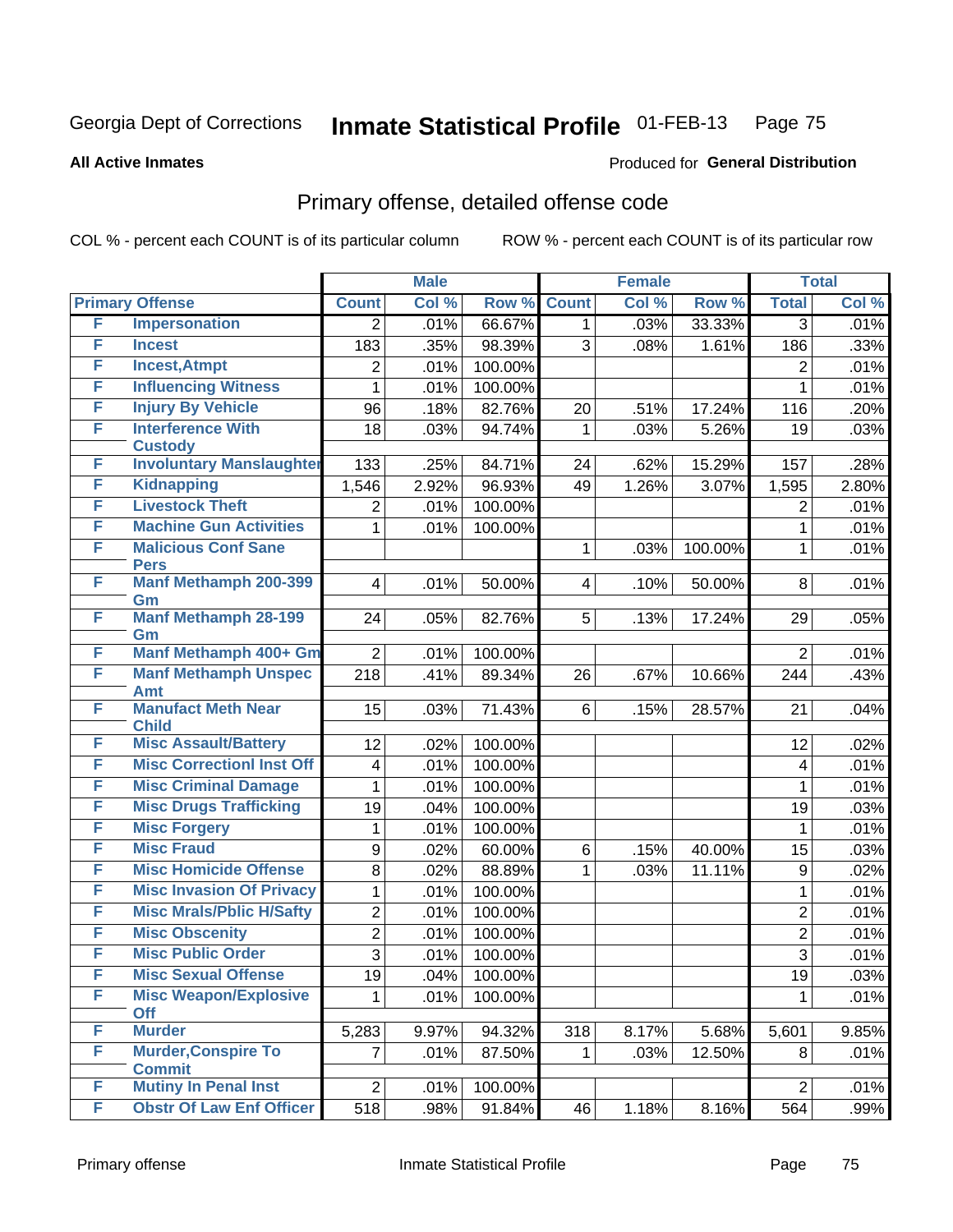Georgia Dept of Corrections **Inmate Statistical Profile** 01-FEB-13

**All Active Inmates**

Produced for **General Distribution**

## Primary offense, detailed offense code

COL % - percent each COUNT is of its particular column

ROW % - percent each COUNT is of its particular row

| Primary Offense | | Male | | | Female | | | Total | |
|---|---|---|---|---|---|---|---|---|---|
| | | Count | Col % | Row % | Count | Col % | Row % | Total | Col % |
| F | Impersonation | 2 | .01% | 66.67% | 1 | .03% | 33.33% | 3 | .01% |
| F | Incest | 183 | .35% | 98.39% | 3 | .08% | 1.61% | 186 | .33% |
| F | Incest,Atmpt | 2 | .01% | 100.00% | | | | 2 | .01% |
| F | Influencing Witness | 1 | .01% | 100.00% | | | | 1 | .01% |
| F | Injury By Vehicle | 96 | .18% | 82.76% | 20 | .51% | 17.24% | 116 | .20% |
| F | Interference With Custody | 18 | .03% | 94.74% | 1 | .03% | 5.26% | 19 | .03% |
| F | Involuntary Manslaughter | 133 | .25% | 84.71% | 24 | .62% | 15.29% | 157 | .28% |
| F | Kidnapping | 1,546 | 2.92% | 96.93% | 49 | 1.26% | 3.07% | 1,595 | 2.80% |
| F | Livestock Theft | 2 | .01% | 100.00% | | | | 2 | .01% |
| F | Machine Gun Activities | 1 | .01% | 100.00% | | | | 1 | .01% |
| F | Malicious Conf Sane Pers | | | | 1 | .03% | 100.00% | 1 | .01% |
| F | Manf Methamph 200-399 Gm | 4 | .01% | 50.00% | 4 | .10% | 50.00% | 8 | .01% |
| F | Manf Methamph 28-199 Gm | 24 | .05% | 82.76% | 5 | .13% | 17.24% | 29 | .05% |
| F | Manf Methamph 400+ Gm | 2 | .01% | 100.00% | | | | 2 | .01% |
| F | Manf Methamph Unspec Amt | 218 | .41% | 89.34% | 26 | .67% | 10.66% | 244 | .43% |
| F | Manufact Meth Near Child | 15 | .03% | 71.43% | 6 | .15% | 28.57% | 21 | .04% |
| F | Misc Assault/Battery | 12 | .02% | 100.00% | | | | 12 | .02% |
| F | Misc Correctionl Inst Off | 4 | .01% | 100.00% | | | | 4 | .01% |
| F | Misc Criminal Damage | 1 | .01% | 100.00% | | | | 1 | .01% |
| F | Misc Drugs Trafficking | 19 | .04% | 100.00% | | | | 19 | .03% |
| F | Misc Forgery | 1 | .01% | 100.00% | | | | 1 | .01% |
| F | Misc Fraud | 9 | .02% | 60.00% | 6 | .15% | 40.00% | 15 | .03% |
| F | Misc Homicide Offense | 8 | .02% | 88.89% | 1 | .03% | 11.11% | 9 | .02% |
| F | Misc Invasion Of Privacy | 1 | .01% | 100.00% | | | | 1 | .01% |
| F | Misc Mrals/Pblic H/Safty | 2 | .01% | 100.00% | | | | 2 | .01% |
| F | Misc Obscenity | 2 | .01% | 100.00% | | | | 2 | .01% |
| F | Misc Public Order | 3 | .01% | 100.00% | | | | 3 | .01% |
| F | Misc Sexual Offense | 19 | .04% | 100.00% | | | | 19 | .03% |
| F | Misc Weapon/Explosive Off | 1 | .01% | 100.00% | | | | 1 | .01% |
| F | Murder | 5,283 | 9.97% | 94.32% | 318 | 8.17% | 5.68% | 5,601 | 9.85% |
| F | Murder,Conspire To Commit | 7 | .01% | 87.50% | 1 | .03% | 12.50% | 8 | .01% |
| F | Mutiny In Penal Inst | 2 | .01% | 100.00% | | | | 2 | .01% |
| F | Obstr Of Law Enf Officer | 518 | .98% | 91.84% | 46 | 1.18% | 8.16% | 564 | .99% |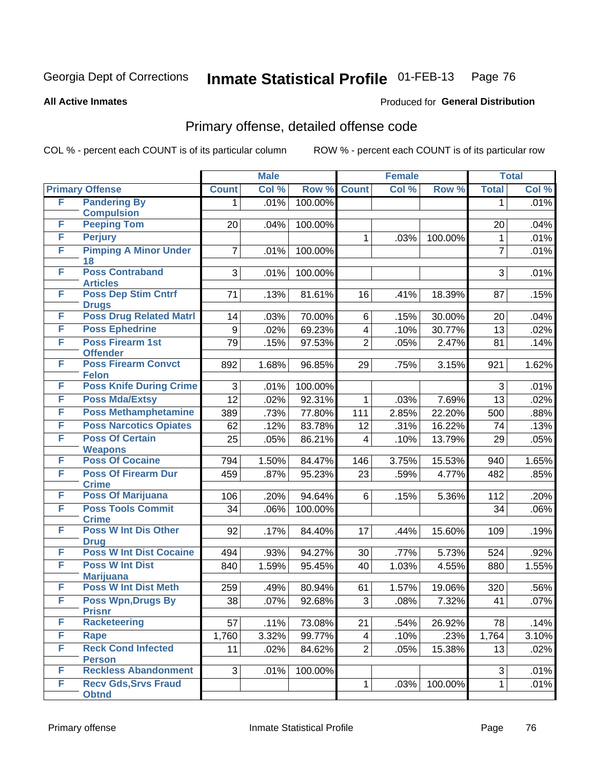Georgia Dept of Corrections **Inmate Statistical Profile** 01-FEB-13

**All Active Inmates**

Produced for **General Distribution**

## Primary offense, detailed offense code

COL % - percent each COUNT is of its particular column ROW % - percent each COUNT is of its particular row

| Primary Offense | | Male | | | Female | | | Total | |
|---|---|---|---|---|---|---|---|---|---|
| | | Count | Col % | Row % | Count | Col % | Row % | Total | Col % |
| F | Pandering By Compulsion | 1 | .01% | 100.00% | | | | 1 | .01% |
| F | Peeping Tom | 20 | .04% | 100.00% | | | | 20 | .04% |
| F | Perjury | | | | 1 | .03% | 100.00% | 1 | .01% |
| F | Pimping A Minor Under 18 | 7 | .01% | 100.00% | | | | 7 | .01% |
| F | Poss Contraband Articles | 3 | .01% | 100.00% | | | | 3 | .01% |
| F | Poss Dep Stim Cntrf Drugs | 71 | .13% | 81.61% | 16 | .41% | 18.39% | 87 | .15% |
| F | Poss Drug Related Matrl | 14 | .03% | 70.00% | 6 | .15% | 30.00% | 20 | .04% |
| F | Poss Ephedrine | 9 | .02% | 69.23% | 4 | .10% | 30.77% | 13 | .02% |
| F | Poss Firearm 1st Offender | 79 | .15% | 97.53% | 2 | .05% | 2.47% | 81 | .14% |
| F | Poss Firearm Convct Felon | 892 | 1.68% | 96.85% | 29 | .75% | 3.15% | 921 | 1.62% |
| F | Poss Knife During Crime | 3 | .01% | 100.00% | | | | 3 | .01% |
| F | Poss Mda/Extsy | 12 | .02% | 92.31% | 1 | .03% | 7.69% | 13 | .02% |
| F | Poss Methamphetamine | 389 | .73% | 77.80% | 111 | 2.85% | 22.20% | 500 | .88% |
| F | Poss Narcotics Opiates | 62 | .12% | 83.78% | 12 | .31% | 16.22% | 74 | .13% |
| F | Poss Of Certain Weapons | 25 | .05% | 86.21% | 4 | .10% | 13.79% | 29 | .05% |
| F | Poss Of Cocaine | 794 | 1.50% | 84.47% | 146 | 3.75% | 15.53% | 940 | 1.65% |
| F | Poss Of Firearm Dur Crime | 459 | .87% | 95.23% | 23 | .59% | 4.77% | 482 | .85% |
| F | Poss Of Marijuana | 106 | .20% | 94.64% | 6 | .15% | 5.36% | 112 | .20% |
| F | Poss Tools Commit Crime | 34 | .06% | 100.00% | | | | 34 | .06% |
| F | Poss W Int Dis Other Drug | 92 | .17% | 84.40% | 17 | .44% | 15.60% | 109 | .19% |
| F | Poss W Int Dist Cocaine | 494 | .93% | 94.27% | 30 | .77% | 5.73% | 524 | .92% |
| F | Poss W Int Dist Marijuana | 840 | 1.59% | 95.45% | 40 | 1.03% | 4.55% | 880 | 1.55% |
| F | Poss W Int Dist Meth | 259 | .49% | 80.94% | 61 | 1.57% | 19.06% | 320 | .56% |
| F | Poss Wpn,Drugs By Prisnr | 38 | .07% | 92.68% | 3 | .08% | 7.32% | 41 | .07% |
| F | Racketeering | 57 | .11% | 73.08% | 21 | .54% | 26.92% | 78 | .14% |
| F | Rape | 1,760 | 3.32% | 99.77% | 4 | .10% | .23% | 1,764 | 3.10% |
| F | Reck Cond Infected Person | 11 | .02% | 84.62% | 2 | .05% | 15.38% | 13 | .02% |
| F | Reckless Abandonment | 3 | .01% | 100.00% | | | | 3 | .01% |
| F | Recv Gds,Srvs Fraud Obtnd | | | | 1 | .03% | 100.00% | 1 | .01% |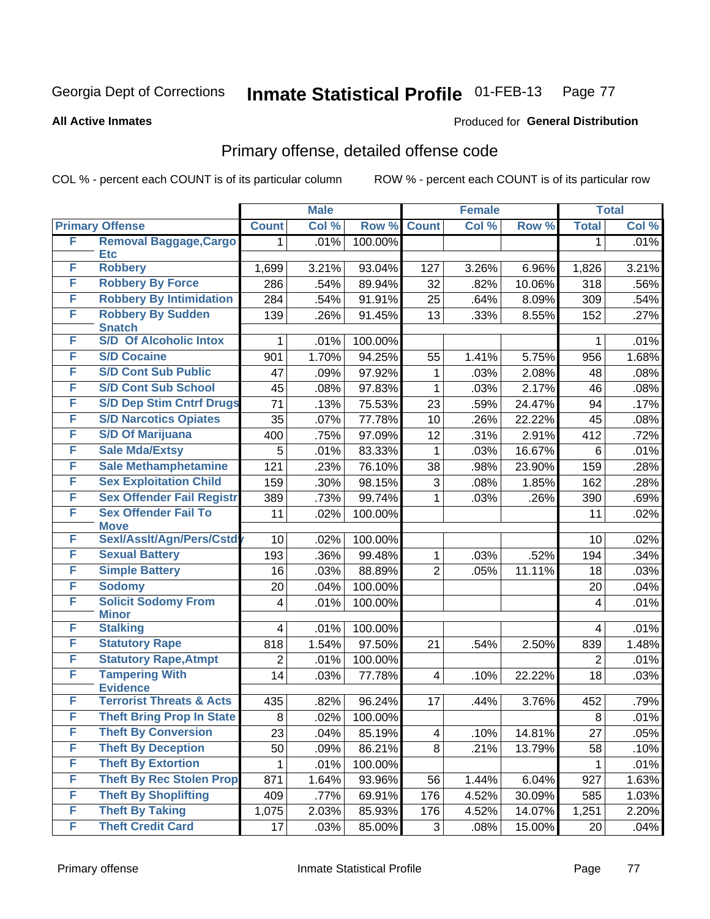Georgia Dept of Corrections **Inmate Statistical Profile** 01-FEB-13 Page 77

**All Active Inmates**

Produced for **General Distribution**

## Primary offense, detailed offense code

COL % - percent each COUNT is of its particular column ROW % - percent each COUNT is of its particular row

| | | Male | | | Female | | | Total | |
|---|---|---|---|---|---|---|---|---|---|
| Primary Offense | | Count | Col % | Row % | Count | Col % | Row % | Total | Col % |
| F | Removal Baggage,Cargo Etc | 1 | .01% | 100.00% | | | | 1 | .01% |
| F | Robbery | 1,699 | 3.21% | 93.04% | 127 | 3.26% | 6.96% | 1,826 | 3.21% |
| F | Robbery By Force | 286 | .54% | 89.94% | 32 | .82% | 10.06% | 318 | .56% |
| F | Robbery By Intimidation | 284 | .54% | 91.91% | 25 | .64% | 8.09% | 309 | .54% |
| F | Robbery By Sudden Snatch | 139 | .26% | 91.45% | 13 | .33% | 8.55% | 152 | .27% |
| F | S/D Of Alcoholic Intox | 1 | .01% | 100.00% | | | | 1 | .01% |
| F | S/D Cocaine | 901 | 1.70% | 94.25% | 55 | 1.41% | 5.75% | 956 | 1.68% |
| F | S/D Cont Sub Public | 47 | .09% | 97.92% | 1 | .03% | 2.08% | 48 | .08% |
| F | S/D Cont Sub School | 45 | .08% | 97.83% | 1 | .03% | 2.17% | 46 | .08% |
| F | S/D Dep Stim Cntrf Drugs | 71 | .13% | 75.53% | 23 | .59% | 24.47% | 94 | .17% |
| F | S/D Narcotics Opiates | 35 | .07% | 77.78% | 10 | .26% | 22.22% | 45 | .08% |
| F | S/D Of Marijuana | 400 | .75% | 97.09% | 12 | .31% | 2.91% | 412 | .72% |
| F | Sale Mda/Extsy | 5 | .01% | 83.33% | 1 | .03% | 16.67% | 6 | .01% |
| F | Sale Methamphetamine | 121 | .23% | 76.10% | 38 | .98% | 23.90% | 159 | .28% |
| F | Sex Exploitation Child | 159 | .30% | 98.15% | 3 | .08% | 1.85% | 162 | .28% |
| F | Sex Offender Fail Registr | 389 | .73% | 99.74% | 1 | .03% | .26% | 390 | .69% |
| F | Sex Offender Fail To Move | 11 | .02% | 100.00% | | | | 11 | .02% |
| F | Sexl/Asslt/Agn/Pers/Cstdy | 10 | .02% | 100.00% | | | | 10 | .02% |
| F | Sexual Battery | 193 | .36% | 99.48% | 1 | .03% | .52% | 194 | .34% |
| F | Simple Battery | 16 | .03% | 88.89% | 2 | .05% | 11.11% | 18 | .03% |
| F | Sodomy | 20 | .04% | 100.00% | | | | 20 | .04% |
| F | Solicit Sodomy From Minor | 4 | .01% | 100.00% | | | | 4 | .01% |
| F | Stalking | 4 | .01% | 100.00% | | | | 4 | .01% |
| F | Statutory Rape | 818 | 1.54% | 97.50% | 21 | .54% | 2.50% | 839 | 1.48% |
| F | Statutory Rape,Atmpt | 2 | .01% | 100.00% | | | | 2 | .01% |
| F | Tampering With Evidence | 14 | .03% | 77.78% | 4 | .10% | 22.22% | 18 | .03% |
| F | Terrorist Threats & Acts | 435 | .82% | 96.24% | 17 | .44% | 3.76% | 452 | .79% |
| F | Theft Bring Prop In State | 8 | .02% | 100.00% | | | | 8 | .01% |
| F | Theft By Conversion | 23 | .04% | 85.19% | 4 | .10% | 14.81% | 27 | .05% |
| F | Theft By Deception | 50 | .09% | 86.21% | 8 | .21% | 13.79% | 58 | .10% |
| F | Theft By Extortion | 1 | .01% | 100.00% | | | | 1 | .01% |
| F | Theft By Rec Stolen Prop | 871 | 1.64% | 93.96% | 56 | 1.44% | 6.04% | 927 | 1.63% |
| F | Theft By Shoplifting | 409 | .77% | 69.91% | 176 | 4.52% | 30.09% | 585 | 1.03% |
| F | Theft By Taking | 1,075 | 2.03% | 85.93% | 176 | 4.52% | 14.07% | 1,251 | 2.20% |
| F | Theft Credit Card | 17 | .03% | 85.00% | 3 | .08% | 15.00% | 20 | .04% |

Primary offense Inmate Statistical Profile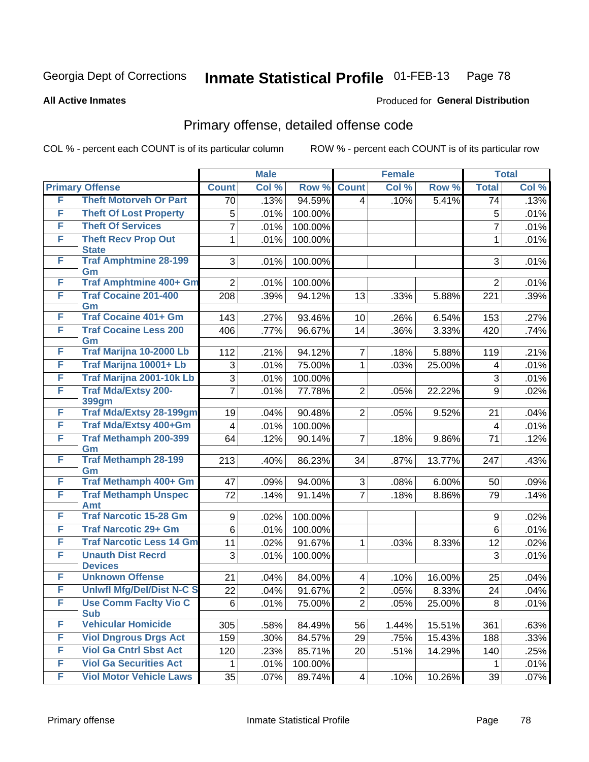Georgia Dept of Corrections **Inmate Statistical Profile** 01-FEB-13

**All Active Inmates**

Produced for **General Distribution**

## Primary offense, detailed offense code

COL % - percent each COUNT is of its particular column

ROW % - percent each COUNT is of its particular row

| Primary Offense | | Male | | | Female | | | Total | |
|---|---|---|---|---|---|---|---|---|---|
| | | Count | Col % | Row % | Count | Col % | Row % | Total | Col % |
| F | Theft Motorveh Or Part | 70 | .13% | 94.59% | 4 | .10% | 5.41% | 74 | .13% |
| F | Theft Of Lost Property | 5 | .01% | 100.00% | | | | 5 | .01% |
| F | Theft Of Services | 7 | .01% | 100.00% | | | | 7 | .01% |
| F | Theft Recv Prop Out State | 1 | .01% | 100.00% | | | | 1 | .01% |
| F | Traf Amphtmine 28-199 Gm | 3 | .01% | 100.00% | | | | 3 | .01% |
| F | Traf Amphtmine 400+ Gm | 2 | .01% | 100.00% | | | | 2 | .01% |
| F | Traf Cocaine 201-400 Gm | 208 | .39% | 94.12% | 13 | .33% | 5.88% | 221 | .39% |
| F | Traf Cocaine 401+ Gm | 143 | .27% | 93.46% | 10 | .26% | 6.54% | 153 | .27% |
| F | Traf Cocaine Less 200 Gm | 406 | .77% | 96.67% | 14 | .36% | 3.33% | 420 | .74% |
| F | Traf Marijna 10-2000 Lb | 112 | .21% | 94.12% | 7 | .18% | 5.88% | 119 | .21% |
| F | Traf Marijna 10001+ Lb | 3 | .01% | 75.00% | 1 | .03% | 25.00% | 4 | .01% |
| F | Traf Marijna 2001-10k Lb | 3 | .01% | 100.00% | | | | 3 | .01% |
| F | Traf Mda/Extsy 200-399gm | 7 | .01% | 77.78% | 2 | .05% | 22.22% | 9 | .02% |
| F | Traf Mda/Extsy 28-199gm | 19 | .04% | 90.48% | 2 | .05% | 9.52% | 21 | .04% |
| F | Traf Mda/Extsy 400+Gm | 4 | .01% | 100.00% | | | | 4 | .01% |
| F | Traf Methamph 200-399 Gm | 64 | .12% | 90.14% | 7 | .18% | 9.86% | 71 | .12% |
| F | Traf Methamph 28-199 Gm | 213 | .40% | 86.23% | 34 | .87% | 13.77% | 247 | .43% |
| F | Traf Methamph 400+ Gm | 47 | .09% | 94.00% | 3 | .08% | 6.00% | 50 | .09% |
| F | Traf Methamph Unspec Amt | 72 | .14% | 91.14% | 7 | .18% | 8.86% | 79 | .14% |
| F | Traf Narcotic 15-28 Gm | 9 | .02% | 100.00% | | | | 9 | .02% |
| F | Traf Narcotic 29+ Gm | 6 | .01% | 100.00% | | | | 6 | .01% |
| F | Traf Narcotic Less 14 Gm | 11 | .02% | 91.67% | 1 | .03% | 8.33% | 12 | .02% |
| F | Unauth Dist Recrd Devices | 3 | .01% | 100.00% | | | | 3 | .01% |
| F | Unknown Offense | 21 | .04% | 84.00% | 4 | .10% | 16.00% | 25 | .04% |
| F | Unlwfl Mfg/Del/Dist N-C S | 22 | .04% | 91.67% | 2 | .05% | 8.33% | 24 | .04% |
| F | Use Comm Faclty Vio C Sub | 6 | .01% | 75.00% | 2 | .05% | 25.00% | 8 | .01% |
| F | Vehicular Homicide | 305 | .58% | 84.49% | 56 | 1.44% | 15.51% | 361 | .63% |
| F | Viol Dngrous Drgs Act | 159 | .30% | 84.57% | 29 | .75% | 15.43% | 188 | .33% |
| F | Viol Ga Cntrl Sbst Act | 120 | .23% | 85.71% | 20 | .51% | 14.29% | 140 | .25% |
| F | Viol Ga Securities Act | 1 | .01% | 100.00% | | | | 1 | .01% |
| F | Viol Motor Vehicle Laws | 35 | .07% | 89.74% | 4 | .10% | 10.26% | 39 | .07% |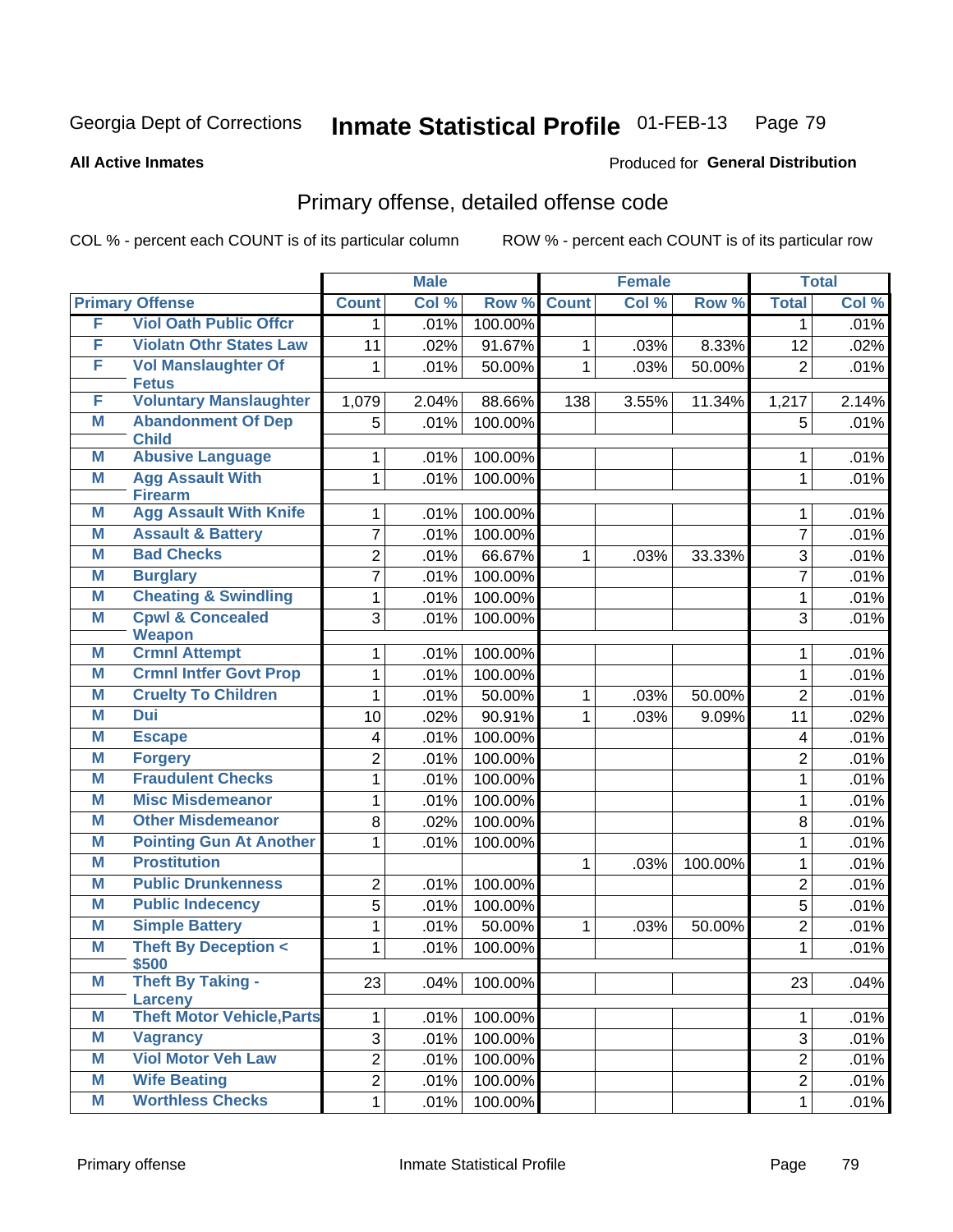Georgia Dept of Corrections **Inmate Statistical Profile** 01-FEB-13

**All Active Inmates**

Produced for **General Distribution**

## Primary offense, detailed offense code

COL % - percent each COUNT is of its particular column ROW % - percent each COUNT is of its particular row

| Primary Offense | | Male | | | Female | | | Total | |
|---|---|---|---|---|---|---|---|---|---|
| | | Count | Col % | Row % | Count | Col % | Row % | Total | Col % |
| F | Viol Oath Public Offcr | 1 | .01% | 100.00% | | | | 1 | .01% |
| F | Violatn Othr States Law | 11 | .02% | 91.67% | 1 | .03% | 8.33% | 12 | .02% |
| F | Vol Manslaughter Of Fetus | 1 | .01% | 50.00% | 1 | .03% | 50.00% | 2 | .01% |
| F | Voluntary Manslaughter | 1,079 | 2.04% | 88.66% | 138 | 3.55% | 11.34% | 1,217 | 2.14% |
| M | Abandonment Of Dep Child | 5 | .01% | 100.00% | | | | 5 | .01% |
| M | Abusive Language | 1 | .01% | 100.00% | | | | 1 | .01% |
| M | Agg Assault With Firearm | 1 | .01% | 100.00% | | | | 1 | .01% |
| M | Agg Assault With Knife | 1 | .01% | 100.00% | | | | 1 | .01% |
| M | Assault & Battery | 7 | .01% | 100.00% | | | | 7 | .01% |
| M | Bad Checks | 2 | .01% | 66.67% | 1 | .03% | 33.33% | 3 | .01% |
| M | Burglary | 7 | .01% | 100.00% | | | | 7 | .01% |
| M | Cheating & Swindling | 1 | .01% | 100.00% | | | | 1 | .01% |
| M | Cpwl & Concealed Weapon | 3 | .01% | 100.00% | | | | 3 | .01% |
| M | Crmnl Attempt | 1 | .01% | 100.00% | | | | 1 | .01% |
| M | Crmnl Intfer Govt Prop | 1 | .01% | 100.00% | | | | 1 | .01% |
| M | Cruelty To Children | 1 | .01% | 50.00% | 1 | .03% | 50.00% | 2 | .01% |
| M | Dui | 10 | .02% | 90.91% | 1 | .03% | 9.09% | 11 | .02% |
| M | Escape | 4 | .01% | 100.00% | | | | 4 | .01% |
| M | Forgery | 2 | .01% | 100.00% | | | | 2 | .01% |
| M | Fraudulent Checks | 1 | .01% | 100.00% | | | | 1 | .01% |
| M | Misc Misdemeanor | 1 | .01% | 100.00% | | | | 1 | .01% |
| M | Other Misdemeanor | 8 | .02% | 100.00% | | | | 8 | .01% |
| M | Pointing Gun At Another | 1 | .01% | 100.00% | | | | 1 | .01% |
| M | Prostitution | | | | 1 | .03% | 100.00% | 1 | .01% |
| M | Public Drunkenness | 2 | .01% | 100.00% | | | | 2 | .01% |
| M | Public Indecency | 5 | .01% | 100.00% | | | | 5 | .01% |
| M | Simple Battery | 1 | .01% | 50.00% | 1 | .03% | 50.00% | 2 | .01% |
| M | Theft By Deception < $500 | 1 | .01% | 100.00% | | | | 1 | .01% |
| M | Theft By Taking - Larceny | 23 | .04% | 100.00% | | | | 23 | .04% |
| M | Theft Motor Vehicle,Parts | 1 | .01% | 100.00% | | | | 1 | .01% |
| M | Vagrancy | 3 | .01% | 100.00% | | | | 3 | .01% |
| M | Viol Motor Veh Law | 2 | .01% | 100.00% | | | | 2 | .01% |
| M | Wife Beating | 2 | .01% | 100.00% | | | | 2 | .01% |
| M | Worthless Checks | 1 | .01% | 100.00% | | | | 1 | .01% |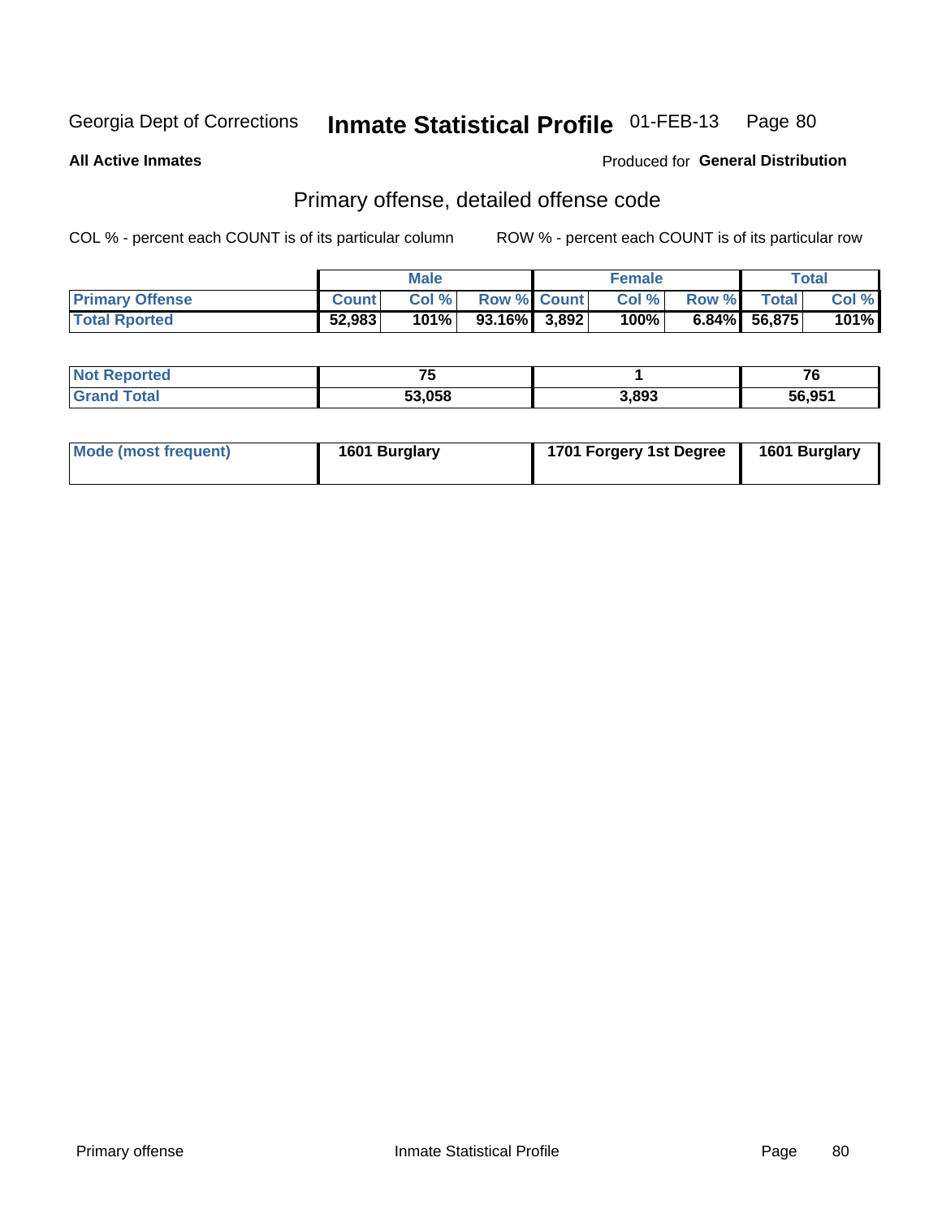Georgia Dept of Corrections **Inspector Statistical Profile** 01-FEB-13

**All Active Inmates**

Produced for **General Distribution**

## Primary offense, detailed offense code

COL % - percent each COUNT is of its particular column

ROW % - percent each COUNT is of its particular row

| | Male | | | Female | | | Total | |
|---|---|---|---|---|---|---|---|---|
| **Primary Offense** | **Count** | **Col %** | **Row %** | **Count** | **Col %** | **Row %** | **Total** | **Col %** |
| **Total Rported** | **52,983** | **101%** | **93.16%** | **3,892** | **100%** | **6.84%** | **56,875** | **101%** |

| | Male | Female | Total |
|---|---|---|---|
| **Not Reported** | **75** | **1** | **76** |
| **Grand Total** | **53,058** | **3,893** | **56,951** |

| | Male | Female | Total |
|---|---|---|---|
| **Mode (most frequent)** | **1601 Burglary** | **1701 Forgery 1st Degree** | **1601 Burglary** |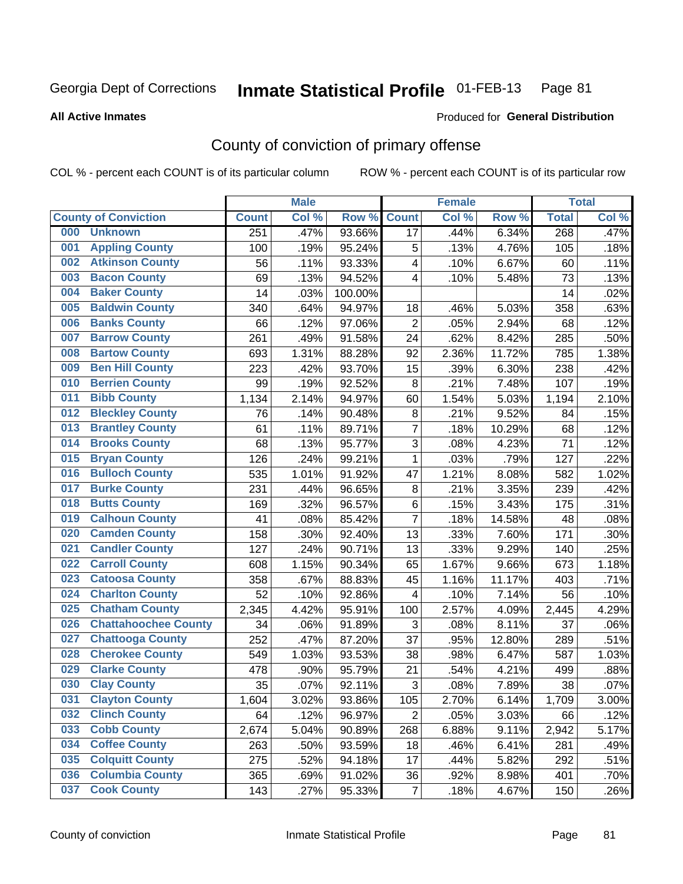Georgia Dept of Corrections **Inmate Statistical Profile** 01-FEB-13

**All Active Inmates**

Produced for **General Distribution**

## County of conviction of primary offense

COL % - percent each COUNT is of its particular column ROW % - percent each COUNT is of its particular row

| | Male | | | Female | | | Total | |
|---|---|---|---|---|---|---|---|---|
| **County of Conviction** | **Count** | **Col %** | **Row %** | **Count** | **Col %** | **Row %** | **Total** | **Col %** |
| 000 Unknown | 251 | .47% | 93.66% | 17 | .44% | 6.34% | 268 | .47% |
| 001 Appling County | 100 | .19% | 95.24% | 5 | .13% | 4.76% | 105 | .18% |
| 002 Atkinson County | 56 | .11% | 93.33% | 4 | .10% | 6.67% | 60 | .11% |
| 003 Bacon County | 69 | .13% | 94.52% | 4 | .10% | 5.48% | 73 | .13% |
| 004 Baker County | 14 | .03% | 100.00% | | | | 14 | .02% |
| 005 Baldwin County | 340 | .64% | 94.97% | 18 | .46% | 5.03% | 358 | .63% |
| 006 Banks County | 66 | .12% | 97.06% | 2 | .05% | 2.94% | 68 | .12% |
| 007 Barrow County | 261 | .49% | 91.58% | 24 | .62% | 8.42% | 285 | .50% |
| 008 Bartow County | 693 | 1.31% | 88.28% | 92 | 2.36% | 11.72% | 785 | 1.38% |
| 009 Ben Hill County | 223 | .42% | 93.70% | 15 | .39% | 6.30% | 238 | .42% |
| 010 Berrien County | 99 | .19% | 92.52% | 8 | .21% | 7.48% | 107 | .19% |
| 011 Bibb County | 1,134 | 2.14% | 94.97% | 60 | 1.54% | 5.03% | 1,194 | 2.10% |
| 012 Bleckley County | 76 | .14% | 90.48% | 8 | .21% | 9.52% | 84 | .15% |
| 013 Brantley County | 61 | .11% | 89.71% | 7 | .18% | 10.29% | 68 | .12% |
| 014 Brooks County | 68 | .13% | 95.77% | 3 | .08% | 4.23% | 71 | .12% |
| 015 Bryan County | 126 | .24% | 99.21% | 1 | .03% | .79% | 127 | .22% |
| 016 Bulloch County | 535 | 1.01% | 91.92% | 47 | 1.21% | 8.08% | 582 | 1.02% |
| 017 Burke County | 231 | .44% | 96.65% | 8 | .21% | 3.35% | 239 | .42% |
| 018 Butts County | 169 | .32% | 96.57% | 6 | .15% | 3.43% | 175 | .31% |
| 019 Calhoun County | 41 | .08% | 85.42% | 7 | .18% | 14.58% | 48 | .08% |
| 020 Camden County | 158 | .30% | 92.40% | 13 | .33% | 7.60% | 171 | .30% |
| 021 Candler County | 127 | .24% | 90.71% | 13 | .33% | 9.29% | 140 | .25% |
| 022 Carroll County | 608 | 1.15% | 90.34% | 65 | 1.67% | 9.66% | 673 | 1.18% |
| 023 Catoosa County | 358 | .67% | 88.83% | 45 | 1.16% | 11.17% | 403 | .71% |
| 024 Charlton County | 52 | .10% | 92.86% | 4 | .10% | 7.14% | 56 | .10% |
| 025 Chatham County | 2,345 | 4.42% | 95.91% | 100 | 2.57% | 4.09% | 2,445 | 4.29% |
| 026 Chattahoochee County | 34 | .06% | 91.89% | 3 | .08% | 8.11% | 37 | .06% |
| 027 Chattooga County | 252 | .47% | 87.20% | 37 | .95% | 12.80% | 289 | .51% |
| 028 Cherokee County | 549 | 1.03% | 93.53% | 38 | .98% | 6.47% | 587 | 1.03% |
| 029 Clarke County | 478 | .90% | 95.79% | 21 | .54% | 4.21% | 499 | .88% |
| 030 Clay County | 35 | .07% | 92.11% | 3 | .08% | 7.89% | 38 | .07% |
| 031 Clayton County | 1,604 | 3.02% | 93.86% | 105 | 2.70% | 6.14% | 1,709 | 3.00% |
| 032 Clinch County | 64 | .12% | 96.97% | 2 | .05% | 3.03% | 66 | .12% |
| 033 Cobb County | 2,674 | 5.04% | 90.89% | 268 | 6.88% | 9.11% | 2,942 | 5.17% |
| 034 Coffee County | 263 | .50% | 93.59% | 18 | .46% | 6.41% | 281 | .49% |
| 035 Colquitt County | 275 | .52% | 94.18% | 17 | .44% | 5.82% | 292 | .51% |
| 036 Columbia County | 365 | .69% | 91.02% | 36 | .92% | 8.98% | 401 | .70% |
| 037 Cook County | 143 | .27% | 95.33% | 7 | .18% | 4.67% | 150 | .26% |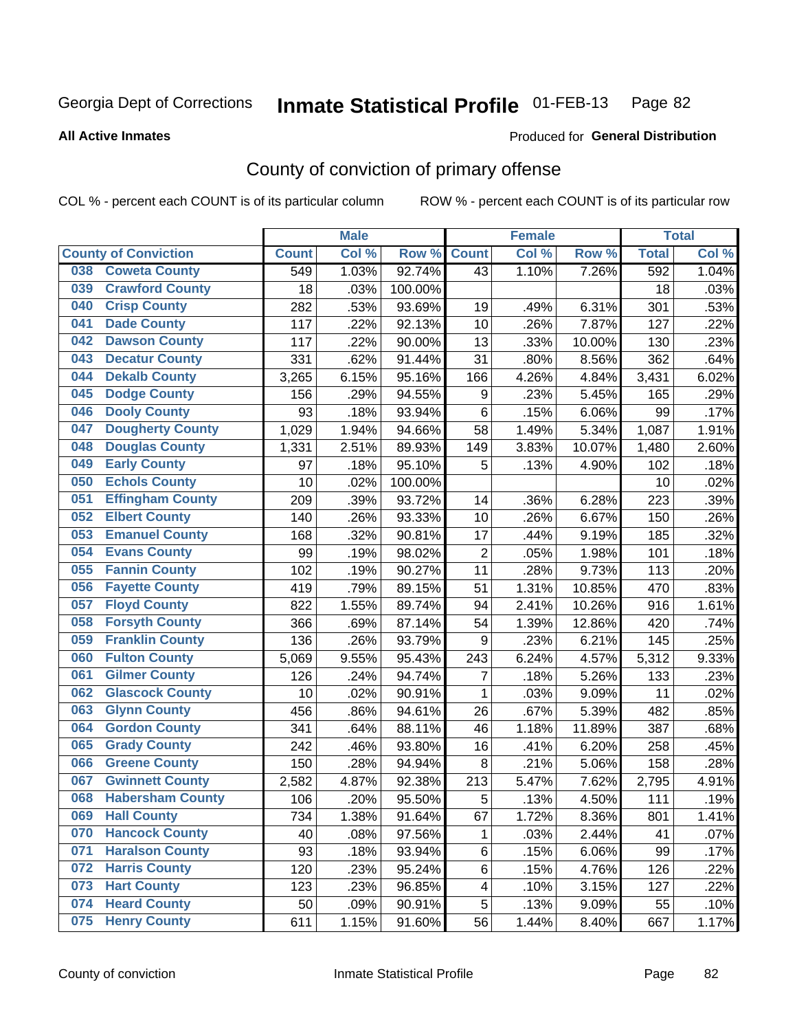Georgia Dept of Corrections **Inmate Statistical Profile** 01-FEB-13 Page 82

**All Active Inmates**

Produced for **General Distribution**

## County of conviction of primary offense

COL % - percent each COUNT is of its particular column ROW % - percent each COUNT is of its particular row

| | | Male | | | Female | | | Total | |
|---|---|---|---|---|---|---|---|---|---|
| County of Conviction | | Count | Col % | Row % | Count | Col % | Row % | Total | Col % |
| 038 | Coweta County | 549 | 1.03% | 92.74% | 43 | 1.10% | 7.26% | 592 | 1.04% |
| 039 | Crawford County | 18 | .03% | 100.00% | | | | 18 | .03% |
| 040 | Crisp County | 282 | .53% | 93.69% | 19 | .49% | 6.31% | 301 | .53% |
| 041 | Dade County | 117 | .22% | 92.13% | 10 | .26% | 7.87% | 127 | .22% |
| 042 | Dawson County | 117 | .22% | 90.00% | 13 | .33% | 10.00% | 130 | .23% |
| 043 | Decatur County | 331 | .62% | 91.44% | 31 | .80% | 8.56% | 362 | .64% |
| 044 | Dekalb County | 3,265 | 6.15% | 95.16% | 166 | 4.26% | 4.84% | 3,431 | 6.02% |
| 045 | Dodge County | 156 | .29% | 94.55% | 9 | .23% | 5.45% | 165 | .29% |
| 046 | Dooly County | 93 | .18% | 93.94% | 6 | .15% | 6.06% | 99 | .17% |
| 047 | Dougherty County | 1,029 | 1.94% | 94.66% | 58 | 1.49% | 5.34% | 1,087 | 1.91% |
| 048 | Douglas County | 1,331 | 2.51% | 89.93% | 149 | 3.83% | 10.07% | 1,480 | 2.60% |
| 049 | Early County | 97 | .18% | 95.10% | 5 | .13% | 4.90% | 102 | .18% |
| 050 | Echols County | 10 | .02% | 100.00% | | | | 10 | .02% |
| 051 | Effingham County | 209 | .39% | 93.72% | 14 | .36% | 6.28% | 223 | .39% |
| 052 | Elbert County | 140 | .26% | 93.33% | 10 | .26% | 6.67% | 150 | .26% |
| 053 | Emanuel County | 168 | .32% | 90.81% | 17 | .44% | 9.19% | 185 | .32% |
| 054 | Evans County | 99 | .19% | 98.02% | 2 | .05% | 1.98% | 101 | .18% |
| 055 | Fannin County | 102 | .19% | 90.27% | 11 | .28% | 9.73% | 113 | .20% |
| 056 | Fayette County | 419 | .79% | 89.15% | 51 | 1.31% | 10.85% | 470 | .83% |
| 057 | Floyd County | 822 | 1.55% | 89.74% | 94 | 2.41% | 10.26% | 916 | 1.61% |
| 058 | Forsyth County | 366 | .69% | 87.14% | 54 | 1.39% | 12.86% | 420 | .74% |
| 059 | Franklin County | 136 | .26% | 93.79% | 9 | .23% | 6.21% | 145 | .25% |
| 060 | Fulton County | 5,069 | 9.55% | 95.43% | 243 | 6.24% | 4.57% | 5,312 | 9.33% |
| 061 | Gilmer County | 126 | .24% | 94.74% | 7 | .18% | 5.26% | 133 | .23% |
| 062 | Glascock County | 10 | .02% | 90.91% | 1 | .03% | 9.09% | 11 | .02% |
| 063 | Glynn County | 456 | .86% | 94.61% | 26 | .67% | 5.39% | 482 | .85% |
| 064 | Gordon County | 341 | .64% | 88.11% | 46 | 1.18% | 11.89% | 387 | .68% |
| 065 | Grady County | 242 | .46% | 93.80% | 16 | .41% | 6.20% | 258 | .45% |
| 066 | Greene County | 150 | .28% | 94.94% | 8 | .21% | 5.06% | 158 | .28% |
| 067 | Gwinnett County | 2,582 | 4.87% | 92.38% | 213 | 5.47% | 7.62% | 2,795 | 4.91% |
| 068 | Habersham County | 106 | .20% | 95.50% | 5 | .13% | 4.50% | 111 | .19% |
| 069 | Hall County | 734 | 1.38% | 91.64% | 67 | 1.72% | 8.36% | 801 | 1.41% |
| 070 | Hancock County | 40 | .08% | 97.56% | 1 | .03% | 2.44% | 41 | .07% |
| 071 | Haralson County | 93 | .18% | 93.94% | 6 | .15% | 6.06% | 99 | .17% |
| 072 | Harris County | 120 | .23% | 95.24% | 6 | .15% | 4.76% | 126 | .22% |
| 073 | Hart County | 123 | .23% | 96.85% | 4 | .10% | 3.15% | 127 | .22% |
| 074 | Heard County | 50 | .09% | 90.91% | 5 | .13% | 9.09% | 55 | .10% |
| 075 | Henry County | 611 | 1.15% | 91.60% | 56 | 1.44% | 8.40% | 667 | 1.17% |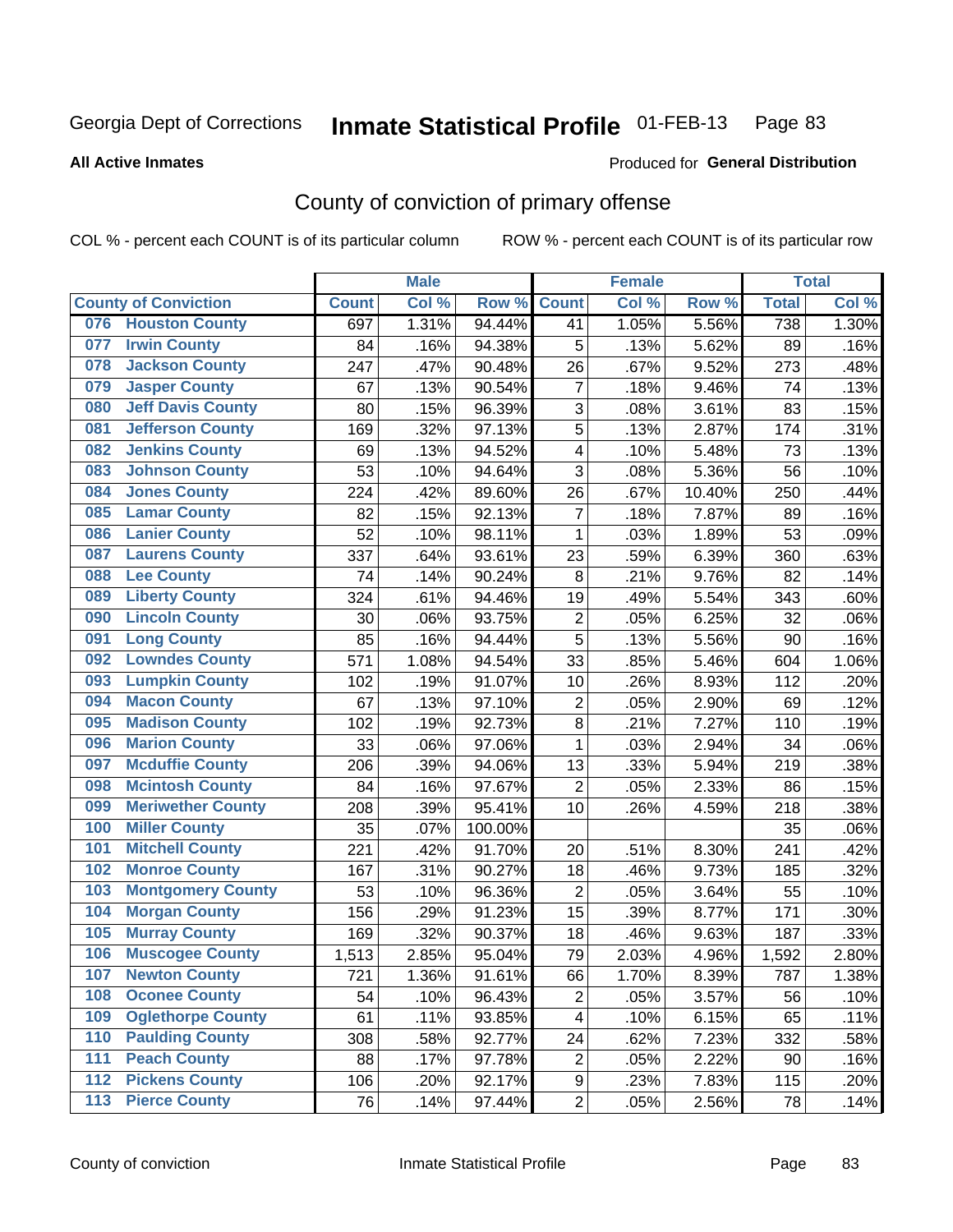Georgia Dept of Corrections **Inmate Statistical Profile** 01-FEB-13

**All Active Inmates**

Produced for **General Distribution**

## County of conviction of primary offense

COL % - percent each COUNT is of its particular column ROW % - percent each COUNT is of its particular row

| | | Male | | | Female | | | Total | |
|---|---|---|---|---|---|---|---|---|---|
| **County of Conviction** | | **Count** | **Col %** | **Row %** | **Count** | **Col %** | **Row %** | **Total** | **Col %** |
| 076 | Houston County | 697 | 1.31% | 94.44% | 41 | 1.05% | 5.56% | 738 | 1.30% |
| 077 | Irwin County | 84 | .16% | 94.38% | 5 | .13% | 5.62% | 89 | .16% |
| 078 | Jackson County | 247 | .47% | 90.48% | 26 | .67% | 9.52% | 273 | .48% |
| 079 | Jasper County | 67 | .13% | 90.54% | 7 | .18% | 9.46% | 74 | .13% |
| 080 | Jeff Davis County | 80 | .15% | 96.39% | 3 | .08% | 3.61% | 83 | .15% |
| 081 | Jefferson County | 169 | .32% | 97.13% | 5 | .13% | 2.87% | 174 | .31% |
| 082 | Jenkins County | 69 | .13% | 94.52% | 4 | .10% | 5.48% | 73 | .13% |
| 083 | Johnson County | 53 | .10% | 94.64% | 3 | .08% | 5.36% | 56 | .10% |
| 084 | Jones County | 224 | .42% | 89.60% | 26 | .67% | 10.40% | 250 | .44% |
| 085 | Lamar County | 82 | .15% | 92.13% | 7 | .18% | 7.87% | 89 | .16% |
| 086 | Lanier County | 52 | .10% | 98.11% | 1 | .03% | 1.89% | 53 | .09% |
| 087 | Laurens County | 337 | .64% | 93.61% | 23 | .59% | 6.39% | 360 | .63% |
| 088 | Lee County | 74 | .14% | 90.24% | 8 | .21% | 9.76% | 82 | .14% |
| 089 | Liberty County | 324 | .61% | 94.46% | 19 | .49% | 5.54% | 343 | .60% |
| 090 | Lincoln County | 30 | .06% | 93.75% | 2 | .05% | 6.25% | 32 | .06% |
| 091 | Long County | 85 | .16% | 94.44% | 5 | .13% | 5.56% | 90 | .16% |
| 092 | Lowndes County | 571 | 1.08% | 94.54% | 33 | .85% | 5.46% | 604 | 1.06% |
| 093 | Lumpkin County | 102 | .19% | 91.07% | 10 | .26% | 8.93% | 112 | .20% |
| 094 | Macon County | 67 | .13% | 97.10% | 2 | .05% | 2.90% | 69 | .12% |
| 095 | Madison County | 102 | .19% | 92.73% | 8 | .21% | 7.27% | 110 | .19% |
| 096 | Marion County | 33 | .06% | 97.06% | 1 | .03% | 2.94% | 34 | .06% |
| 097 | Mcduffie County | 206 | .39% | 94.06% | 13 | .33% | 5.94% | 219 | .38% |
| 098 | Mcintosh County | 84 | .16% | 97.67% | 2 | .05% | 2.33% | 86 | .15% |
| 099 | Meriwether County | 208 | .39% | 95.41% | 10 | .26% | 4.59% | 218 | .38% |
| 100 | Miller County | 35 | .07% | 100.00% | | | | 35 | .06% |
| 101 | Mitchell County | 221 | .42% | 91.70% | 20 | .51% | 8.30% | 241 | .42% |
| 102 | Monroe County | 167 | .31% | 90.27% | 18 | .46% | 9.73% | 185 | .32% |
| 103 | Montgomery County | 53 | .10% | 96.36% | 2 | .05% | 3.64% | 55 | .10% |
| 104 | Morgan County | 156 | .29% | 91.23% | 15 | .39% | 8.77% | 171 | .30% |
| 105 | Murray County | 169 | .32% | 90.37% | 18 | .46% | 9.63% | 187 | .33% |
| 106 | Muscogee County | 1,513 | 2.85% | 95.04% | 79 | 2.03% | 4.96% | 1,592 | 2.80% |
| 107 | Newton County | 721 | 1.36% | 91.61% | 66 | 1.70% | 8.39% | 787 | 1.38% |
| 108 | Oconee County | 54 | .10% | 96.43% | 2 | .05% | 3.57% | 56 | .10% |
| 109 | Oglethorpe County | 61 | .11% | 93.85% | 4 | .10% | 6.15% | 65 | .11% |
| 110 | Paulding County | 308 | .58% | 92.77% | 24 | .62% | 7.23% | 332 | .58% |
| 111 | Peach County | 88 | .17% | 97.78% | 2 | .05% | 2.22% | 90 | .16% |
| 112 | Pickens County | 106 | .20% | 92.17% | 9 | .23% | 7.83% | 115 | .20% |
| 113 | Pierce County | 76 | .14% | 97.44% | 2 | .05% | 2.56% | 78 | .14% |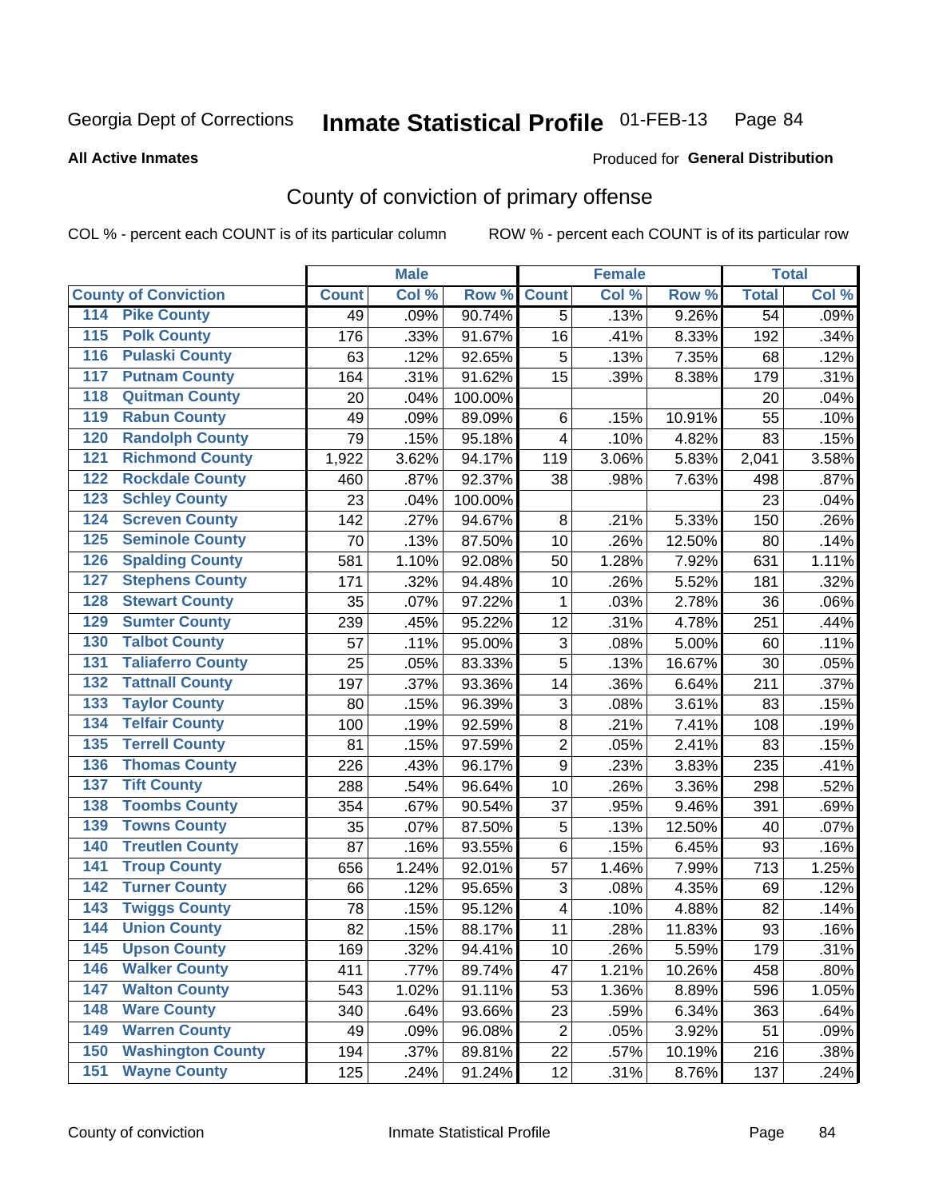Georgia Dept of Corrections **Inmate Statistical Profile** 01-FEB-13

**All Active Inmates**

Produced for **General Distribution**

## County of conviction of primary offense

COL % - percent each COUNT is of its particular column ROW % - percent each COUNT is of its particular row

| County of Conviction | Male | | | Female | | | Total | |
|---|---|---|---|---|---|---|---|---|
| | Count | Col % | Row % | Count | Col % | Row % | Total | Col % |
| 114 Pike County | 49 | .09% | 90.74% | 5 | .13% | 9.26% | 54 | .09% |
| 115 Polk County | 176 | .33% | 91.67% | 16 | .41% | 8.33% | 192 | .34% |
| 116 Pulaski County | 63 | .12% | 92.65% | 5 | .13% | 7.35% | 68 | .12% |
| 117 Putnam County | 164 | .31% | 91.62% | 15 | .39% | 8.38% | 179 | .31% |
| 118 Quitman County | 20 | .04% | 100.00% | | | | 20 | .04% |
| 119 Rabun County | 49 | .09% | 89.09% | 6 | .15% | 10.91% | 55 | .10% |
| 120 Randolph County | 79 | .15% | 95.18% | 4 | .10% | 4.82% | 83 | .15% |
| 121 Richmond County | 1,922 | 3.62% | 94.17% | 119 | 3.06% | 5.83% | 2,041 | 3.58% |
| 122 Rockdale County | 460 | .87% | 92.37% | 38 | .98% | 7.63% | 498 | .87% |
| 123 Schley County | 23 | .04% | 100.00% | | | | 23 | .04% |
| 124 Screven County | 142 | .27% | 94.67% | 8 | .21% | 5.33% | 150 | .26% |
| 125 Seminole County | 70 | .13% | 87.50% | 10 | .26% | 12.50% | 80 | .14% |
| 126 Spalding County | 581 | 1.10% | 92.08% | 50 | 1.28% | 7.92% | 631 | 1.11% |
| 127 Stephens County | 171 | .32% | 94.48% | 10 | .26% | 5.52% | 181 | .32% |
| 128 Stewart County | 35 | .07% | 97.22% | 1 | .03% | 2.78% | 36 | .06% |
| 129 Sumter County | 239 | .45% | 95.22% | 12 | .31% | 4.78% | 251 | .44% |
| 130 Talbot County | 57 | .11% | 95.00% | 3 | .08% | 5.00% | 60 | .11% |
| 131 Taliaferro County | 25 | .05% | 83.33% | 5 | .13% | 16.67% | 30 | .05% |
| 132 Tattnall County | 197 | .37% | 93.36% | 14 | .36% | 6.64% | 211 | .37% |
| 133 Taylor County | 80 | .15% | 96.39% | 3 | .08% | 3.61% | 83 | .15% |
| 134 Telfair County | 100 | .19% | 92.59% | 8 | .21% | 7.41% | 108 | .19% |
| 135 Terrell County | 81 | .15% | 97.59% | 2 | .05% | 2.41% | 83 | .15% |
| 136 Thomas County | 226 | .43% | 96.17% | 9 | .23% | 3.83% | 235 | .41% |
| 137 Tift County | 288 | .54% | 96.64% | 10 | .26% | 3.36% | 298 | .52% |
| 138 Toombs County | 354 | .67% | 90.54% | 37 | .95% | 9.46% | 391 | .69% |
| 139 Towns County | 35 | .07% | 87.50% | 5 | .13% | 12.50% | 40 | .07% |
| 140 Treutlen County | 87 | .16% | 93.55% | 6 | .15% | 6.45% | 93 | .16% |
| 141 Troup County | 656 | 1.24% | 92.01% | 57 | 1.46% | 7.99% | 713 | 1.25% |
| 142 Turner County | 66 | .12% | 95.65% | 3 | .08% | 4.35% | 69 | .12% |
| 143 Twiggs County | 78 | .15% | 95.12% | 4 | .10% | 4.88% | 82 | .14% |
| 144 Union County | 82 | .15% | 88.17% | 11 | .28% | 11.83% | 93 | .16% |
| 145 Upson County | 169 | .32% | 94.41% | 10 | .26% | 5.59% | 179 | .31% |
| 146 Walker County | 411 | .77% | 89.74% | 47 | 1.21% | 10.26% | 458 | .80% |
| 147 Walton County | 543 | 1.02% | 91.11% | 53 | 1.36% | 8.89% | 596 | 1.05% |
| 148 Ware County | 340 | .64% | 93.66% | 23 | .59% | 6.34% | 363 | .64% |
| 149 Warren County | 49 | .09% | 96.08% | 2 | .05% | 3.92% | 51 | .09% |
| 150 Washington County | 194 | .37% | 89.81% | 22 | .57% | 10.19% | 216 | .38% |
| 151 Wayne County | 125 | .24% | 91.24% | 12 | .31% | 8.76% | 137 | .24% |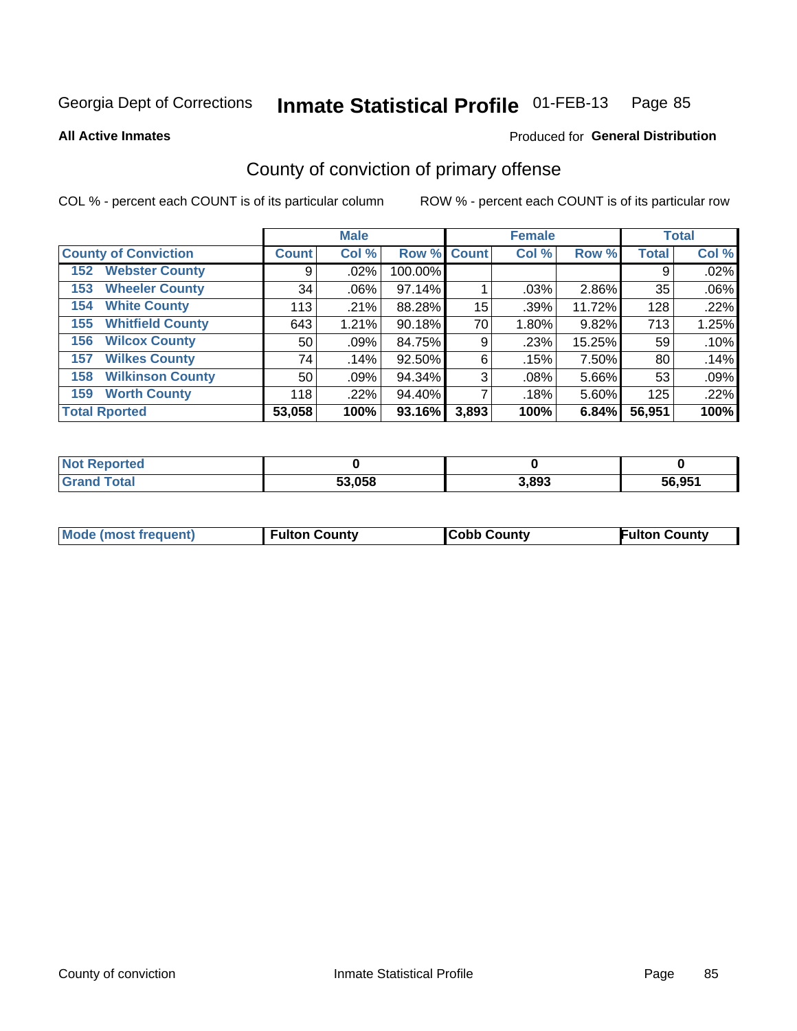Georgia Dept of Corrections **Inmate Statistical Profile** 01-FEB-13

**All Active Inmates**

Produced for **General Distribution**

## County of conviction of primary offense

COL % - percent each COUNT is of its particular column

ROW % - percent each COUNT is of its particular row

| | Male | | | Female | | | Total | |
|---|---|---|---|---|---|---|---|---|
| **County of Conviction** | **Count** | **Col %** | **Row %** | **Count** | **Col %** | **Row %** | **Total** | **Col %** |
| 152 Webster County | 9 | .02% | 100.00% | | | | 9 | .02% |
| 153 Wheeler County | 34 | .06% | 97.14% | 1 | .03% | 2.86% | 35 | .06% |
| 154 White County | 113 | .21% | 88.28% | 15 | .39% | 11.72% | 128 | .22% |
| 155 Whitfield County | 643 | 1.21% | 90.18% | 70 | 1.80% | 9.82% | 713 | 1.25% |
| 156 Wilcox County | 50 | .09% | 84.75% | 9 | .23% | 15.25% | 59 | .10% |
| 157 Wilkes County | 74 | .14% | 92.50% | 6 | .15% | 7.50% | 80 | .14% |
| 158 Wilkinson County | 50 | .09% | 94.34% | 3 | .08% | 5.66% | 53 | .09% |
| 159 Worth County | 118 | .22% | 94.40% | 7 | .18% | 5.60% | 125 | .22% |
| **Total Rported** | **53,058** | **100%** | **93.16%** | **3,893** | **100%** | **6.84%** | **56,951** | **100%** |

| | | | |
|---|---|---|---|
| Not Reported | **0** | **0** | **0** |
| Grand Total | **53,058** | **3,893** | **56,951** |

| | | | |
|---|---|---|---|
| Mode (most frequent) | **Fulton County** | **Cobb County** | **Fulton County** |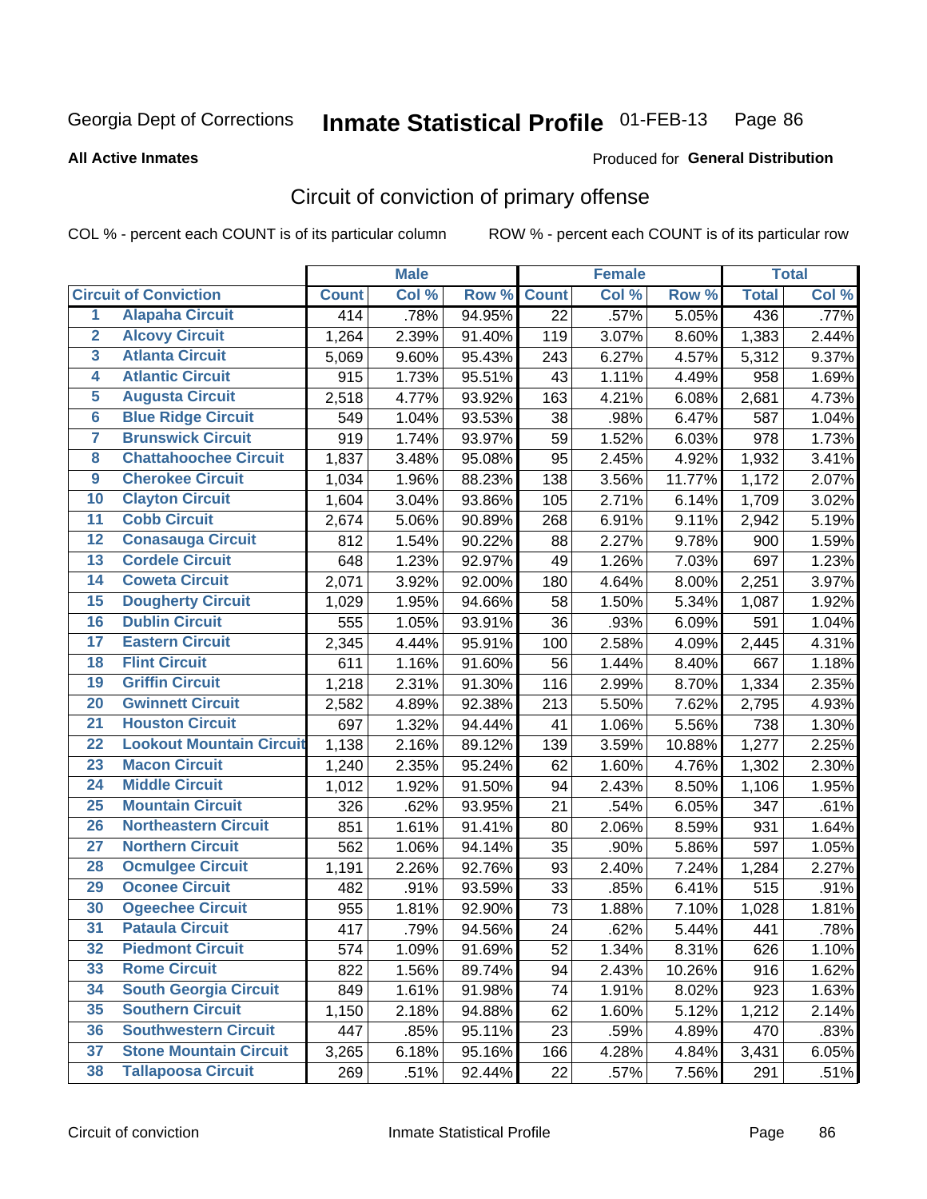Georgia Dept of Corrections **Inmate Statistical Profile** 01-FEB-13

**All Active Inmates**

Produced for **General Distribution**

## Circuit of conviction of primary offense

COL % - percent each COUNT is of its particular column    ROW % - percent each COUNT is of its particular row

| | | Male | | | Female | | | Total | |
|---|---|---|---|---|---|---|---|---|---|
| **Circuit of Conviction** | | **Count** | **Col %** | **Row %** | **Count** | **Col %** | **Row %** | **Total** | **Col %** |
| 1 | Alapaha Circuit | 414 | .78% | 94.95% | 22 | .57% | 5.05% | 436 | .77% |
| 2 | Alcovy Circuit | 1,264 | 2.39% | 91.40% | 119 | 3.07% | 8.60% | 1,383 | 2.44% |
| 3 | Atlanta Circuit | 5,069 | 9.60% | 95.43% | 243 | 6.27% | 4.57% | 5,312 | 9.37% |
| 4 | Atlantic Circuit | 915 | 1.73% | 95.51% | 43 | 1.11% | 4.49% | 958 | 1.69% |
| 5 | Augusta Circuit | 2,518 | 4.77% | 93.92% | 163 | 4.21% | 6.08% | 2,681 | 4.73% |
| 6 | Blue Ridge Circuit | 549 | 1.04% | 93.53% | 38 | .98% | 6.47% | 587 | 1.04% |
| 7 | Brunswick Circuit | 919 | 1.74% | 93.97% | 59 | 1.52% | 6.03% | 978 | 1.73% |
| 8 | Chattahoochee Circuit | 1,837 | 3.48% | 95.08% | 95 | 2.45% | 4.92% | 1,932 | 3.41% |
| 9 | Cherokee Circuit | 1,034 | 1.96% | 88.23% | 138 | 3.56% | 11.77% | 1,172 | 2.07% |
| 10 | Clayton Circuit | 1,604 | 3.04% | 93.86% | 105 | 2.71% | 6.14% | 1,709 | 3.02% |
| 11 | Cobb Circuit | 2,674 | 5.06% | 90.89% | 268 | 6.91% | 9.11% | 2,942 | 5.19% |
| 12 | Conasauga Circuit | 812 | 1.54% | 90.22% | 88 | 2.27% | 9.78% | 900 | 1.59% |
| 13 | Cordele Circuit | 648 | 1.23% | 92.97% | 49 | 1.26% | 7.03% | 697 | 1.23% |
| 14 | Coweta Circuit | 2,071 | 3.92% | 92.00% | 180 | 4.64% | 8.00% | 2,251 | 3.97% |
| 15 | Dougherty Circuit | 1,029 | 1.95% | 94.66% | 58 | 1.50% | 5.34% | 1,087 | 1.92% |
| 16 | Dublin Circuit | 555 | 1.05% | 93.91% | 36 | .93% | 6.09% | 591 | 1.04% |
| 17 | Eastern Circuit | 2,345 | 4.44% | 95.91% | 100 | 2.58% | 4.09% | 2,445 | 4.31% |
| 18 | Flint Circuit | 611 | 1.16% | 91.60% | 56 | 1.44% | 8.40% | 667 | 1.18% |
| 19 | Griffin Circuit | 1,218 | 2.31% | 91.30% | 116 | 2.99% | 8.70% | 1,334 | 2.35% |
| 20 | Gwinnett Circuit | 2,582 | 4.89% | 92.38% | 213 | 5.50% | 7.62% | 2,795 | 4.93% |
| 21 | Houston Circuit | 697 | 1.32% | 94.44% | 41 | 1.06% | 5.56% | 738 | 1.30% |
| 22 | Lookout Mountain Circuit | 1,138 | 2.16% | 89.12% | 139 | 3.59% | 10.88% | 1,277 | 2.25% |
| 23 | Macon Circuit | 1,240 | 2.35% | 95.24% | 62 | 1.60% | 4.76% | 1,302 | 2.30% |
| 24 | Middle Circuit | 1,012 | 1.92% | 91.50% | 94 | 2.43% | 8.50% | 1,106 | 1.95% |
| 25 | Mountain Circuit | 326 | .62% | 93.95% | 21 | .54% | 6.05% | 347 | .61% |
| 26 | Northeastern Circuit | 851 | 1.61% | 91.41% | 80 | 2.06% | 8.59% | 931 | 1.64% |
| 27 | Northern Circuit | 562 | 1.06% | 94.14% | 35 | .90% | 5.86% | 597 | 1.05% |
| 28 | Ocmulgee Circuit | 1,191 | 2.26% | 92.76% | 93 | 2.40% | 7.24% | 1,284 | 2.27% |
| 29 | Oconee Circuit | 482 | .91% | 93.59% | 33 | .85% | 6.41% | 515 | .91% |
| 30 | Ogeechee Circuit | 955 | 1.81% | 92.90% | 73 | 1.88% | 7.10% | 1,028 | 1.81% |
| 31 | Pataula Circuit | 417 | .79% | 94.56% | 24 | .62% | 5.44% | 441 | .78% |
| 32 | Piedmont Circuit | 574 | 1.09% | 91.69% | 52 | 1.34% | 8.31% | 626 | 1.10% |
| 33 | Rome Circuit | 822 | 1.56% | 89.74% | 94 | 2.43% | 10.26% | 916 | 1.62% |
| 34 | South Georgia Circuit | 849 | 1.61% | 91.98% | 74 | 1.91% | 8.02% | 923 | 1.63% |
| 35 | Southern Circuit | 1,150 | 2.18% | 94.88% | 62 | 1.60% | 5.12% | 1,212 | 2.14% |
| 36 | Southwestern Circuit | 447 | .85% | 95.11% | 23 | .59% | 4.89% | 470 | .83% |
| 37 | Stone Mountain Circuit | 3,265 | 6.18% | 95.16% | 166 | 4.28% | 4.84% | 3,431 | 6.05% |
| 38 | Tallapoosa Circuit | 269 | .51% | 92.44% | 22 | .57% | 7.56% | 291 | .51% |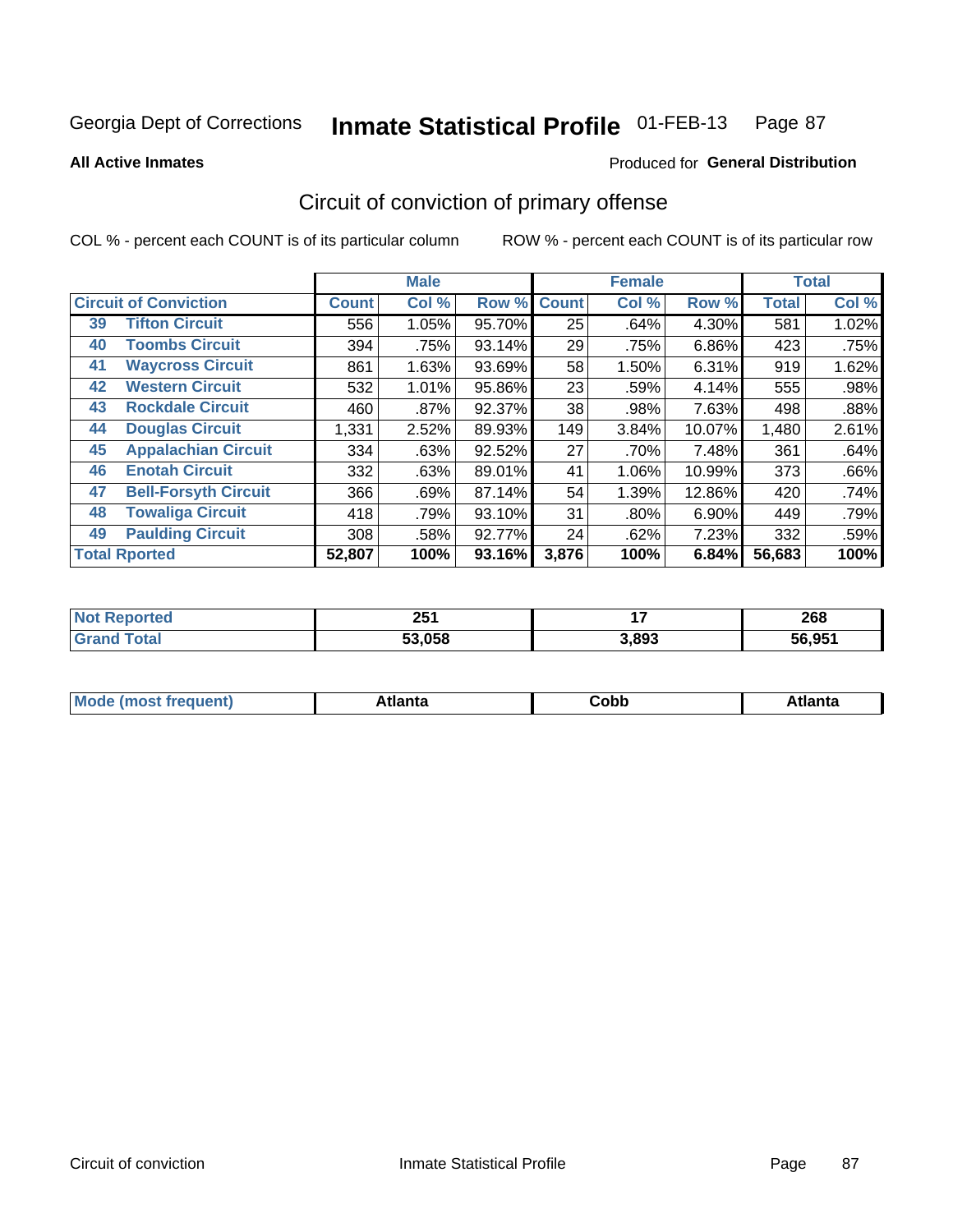Georgia Dept of Corrections **Inmate Statistical Profile** 01-FEB-13

**All Active Inmates**

Produced for **General Distribution**

## Circuit of conviction of primary offense

COL % - percent each COUNT is of its particular column

ROW % - percent each COUNT is of its particular row

| | | Male | | | Female | | | Total | |
|---|---|---|---|---|---|---|---|---|---|
| Circuit of Conviction | | Count | Col % | Row % | Count | Col % | Row % | Total | Col % |
| 39 | Tifton Circuit | 556 | 1.05% | 95.70% | 25 | .64% | 4.30% | 581 | 1.02% |
| 40 | Toombs Circuit | 394 | .75% | 93.14% | 29 | .75% | 6.86% | 423 | .75% |
| 41 | Waycross Circuit | 861 | 1.63% | 93.69% | 58 | 1.50% | 6.31% | 919 | 1.62% |
| 42 | Western Circuit | 532 | 1.01% | 95.86% | 23 | .59% | 4.14% | 555 | .98% |
| 43 | Rockdale Circuit | 460 | .87% | 92.37% | 38 | .98% | 7.63% | 498 | .88% |
| 44 | Douglas Circuit | 1,331 | 2.52% | 89.93% | 149 | 3.84% | 10.07% | 1,480 | 2.61% |
| 45 | Appalachian Circuit | 334 | .63% | 92.52% | 27 | .70% | 7.48% | 361 | .64% |
| 46 | Enotah Circuit | 332 | .63% | 89.01% | 41 | 1.06% | 10.99% | 373 | .66% |
| 47 | Bell-Forsyth Circuit | 366 | .69% | 87.14% | 54 | 1.39% | 12.86% | 420 | .74% |
| 48 | Towaliga Circuit | 418 | .79% | 93.10% | 31 | .80% | 6.90% | 449 | .79% |
| 49 | Paulding Circuit | 308 | .58% | 92.77% | 24 | .62% | 7.23% | 332 | .59% |
| Total Rported | | **52,807** | **100%** | **93.16%** | **3,876** | **100%** | **6.84%** | **56,683** | **100%** |

| | | | |
|---|---|---|---|
| Not Reported | **251** | **17** | **268** |
| Grand Total | **53,058** | **3,893** | **56,951** |

| | | | |
|---|---|---|---|
| Mode (most frequent) | **Atlanta** | **Cobb** | **Atlanta** |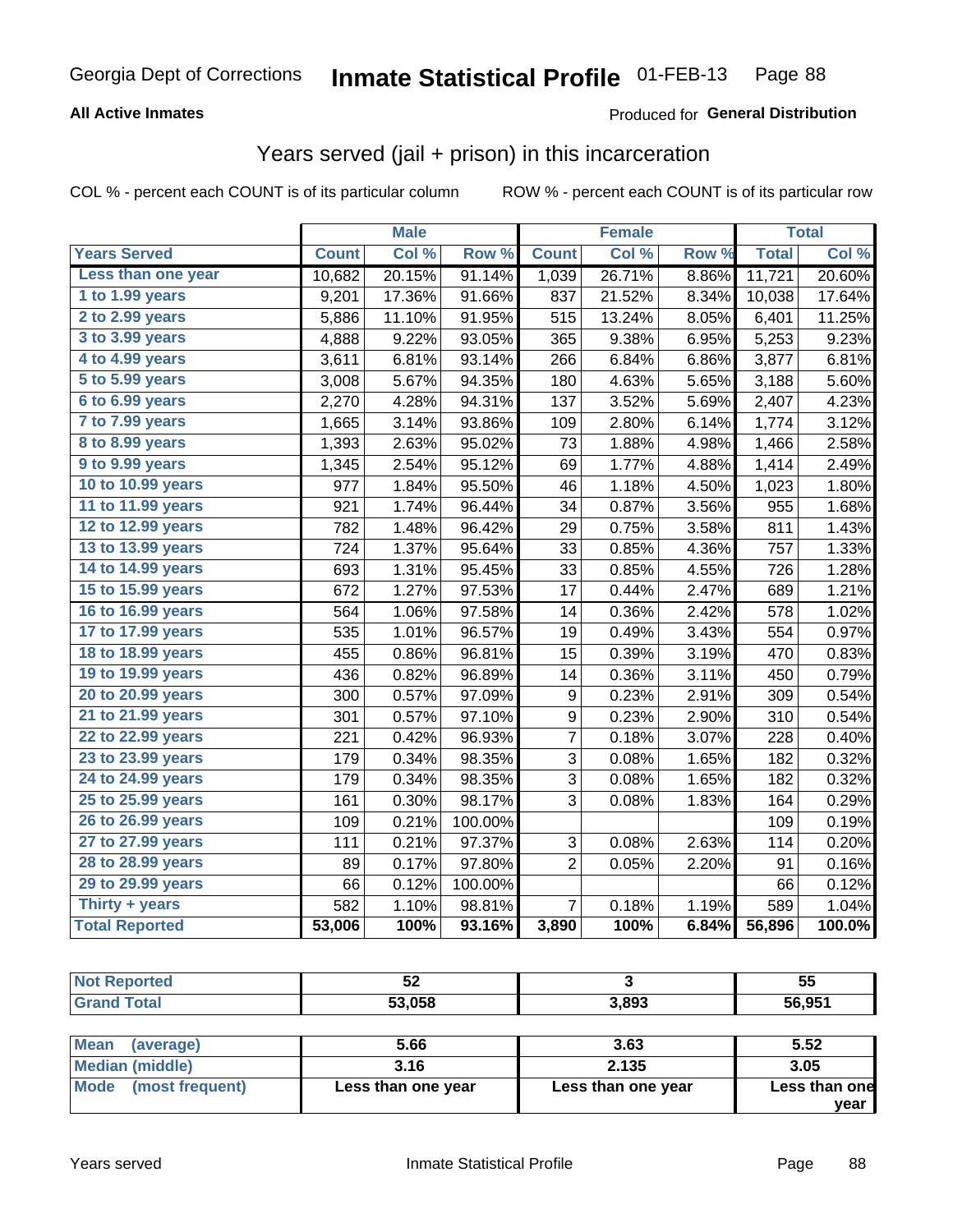Georgia Dept of Corrections **Inmate Statistical Profile** 01-FEB-13

**All Active Inmates**

Produced for **General Distribution**

## Years served (jail + prison) in this incarceration

COL % - percent each COUNT is of its particular column    ROW % - percent each COUNT is of its particular row

| | Male | | | Female | | | Total | |
|---|---|---|---|---|---|---|---|---|
| **Years Served** | **Count** | **Col %** | **Row %** | **Count** | **Col %** | **Row %** | **Total** | **Col %** |
| Less than one year | 10,682 | 20.15% | 91.14% | 1,039 | 26.71% | 8.86% | 11,721 | 20.60% |
| 1 to 1.99 years | 9,201 | 17.36% | 91.66% | 837 | 21.52% | 8.34% | 10,038 | 17.64% |
| 2 to 2.99 years | 5,886 | 11.10% | 91.95% | 515 | 13.24% | 8.05% | 6,401 | 11.25% |
| 3 to 3.99 years | 4,888 | 9.22% | 93.05% | 365 | 9.38% | 6.95% | 5,253 | 9.23% |
| 4 to 4.99 years | 3,611 | 6.81% | 93.14% | 266 | 6.84% | 6.86% | 3,877 | 6.81% |
| 5 to 5.99 years | 3,008 | 5.67% | 94.35% | 180 | 4.63% | 5.65% | 3,188 | 5.60% |
| 6 to 6.99 years | 2,270 | 4.28% | 94.31% | 137 | 3.52% | 5.69% | 2,407 | 4.23% |
| 7 to 7.99 years | 1,665 | 3.14% | 93.86% | 109 | 2.80% | 6.14% | 1,774 | 3.12% |
| 8 to 8.99 years | 1,393 | 2.63% | 95.02% | 73 | 1.88% | 4.98% | 1,466 | 2.58% |
| 9 to 9.99 years | 1,345 | 2.54% | 95.12% | 69 | 1.77% | 4.88% | 1,414 | 2.49% |
| 10 to 10.99 years | 977 | 1.84% | 95.50% | 46 | 1.18% | 4.50% | 1,023 | 1.80% |
| 11 to 11.99 years | 921 | 1.74% | 96.44% | 34 | 0.87% | 3.56% | 955 | 1.68% |
| 12 to 12.99 years | 782 | 1.48% | 96.42% | 29 | 0.75% | 3.58% | 811 | 1.43% |
| 13 to 13.99 years | 724 | 1.37% | 95.64% | 33 | 0.85% | 4.36% | 757 | 1.33% |
| 14 to 14.99 years | 693 | 1.31% | 95.45% | 33 | 0.85% | 4.55% | 726 | 1.28% |
| 15 to 15.99 years | 672 | 1.27% | 97.53% | 17 | 0.44% | 2.47% | 689 | 1.21% |
| 16 to 16.99 years | 564 | 1.06% | 97.58% | 14 | 0.36% | 2.42% | 578 | 1.02% |
| 17 to 17.99 years | 535 | 1.01% | 96.57% | 19 | 0.49% | 3.43% | 554 | 0.97% |
| 18 to 18.99 years | 455 | 0.86% | 96.81% | 15 | 0.39% | 3.19% | 470 | 0.83% |
| 19 to 19.99 years | 436 | 0.82% | 96.89% | 14 | 0.36% | 3.11% | 450 | 0.79% |
| 20 to 20.99 years | 300 | 0.57% | 97.09% | 9 | 0.23% | 2.91% | 309 | 0.54% |
| 21 to 21.99 years | 301 | 0.57% | 97.10% | 9 | 0.23% | 2.90% | 310 | 0.54% |
| 22 to 22.99 years | 221 | 0.42% | 96.93% | 7 | 0.18% | 3.07% | 228 | 0.40% |
| 23 to 23.99 years | 179 | 0.34% | 98.35% | 3 | 0.08% | 1.65% | 182 | 0.32% |
| 24 to 24.99 years | 179 | 0.34% | 98.35% | 3 | 0.08% | 1.65% | 182 | 0.32% |
| 25 to 25.99 years | 161 | 0.30% | 98.17% | 3 | 0.08% | 1.83% | 164 | 0.29% |
| 26 to 26.99 years | 109 | 0.21% | 100.00% | | | | 109 | 0.19% |
| 27 to 27.99 years | 111 | 0.21% | 97.37% | 3 | 0.08% | 2.63% | 114 | 0.20% |
| 28 to 28.99 years | 89 | 0.17% | 97.80% | 2 | 0.05% | 2.20% | 91 | 0.16% |
| 29 to 29.99 years | 66 | 0.12% | 100.00% | | | | 66 | 0.12% |
| Thirty + years | 582 | 1.10% | 98.81% | 7 | 0.18% | 1.19% | 589 | 1.04% |
| **Total Reported** | **53,006** | **100%** | **93.16%** | **3,890** | **100%** | **6.84%** | **56,896** | **100.0%** |

| | Male | Female | Total |
|---|---|---|---|
| Not Reported | 52 | 3 | 55 |
| Grand Total | 53,058 | 3,893 | 56,951 |

| | Male | Female | Total |
|---|---|---|---|
| Mean (average) | 5.66 | 3.63 | 5.52 |
| Median (middle) | 3.16 | 2.135 | 3.05 |
| Mode (most frequent) | Less than one year | Less than one year | Less than one year |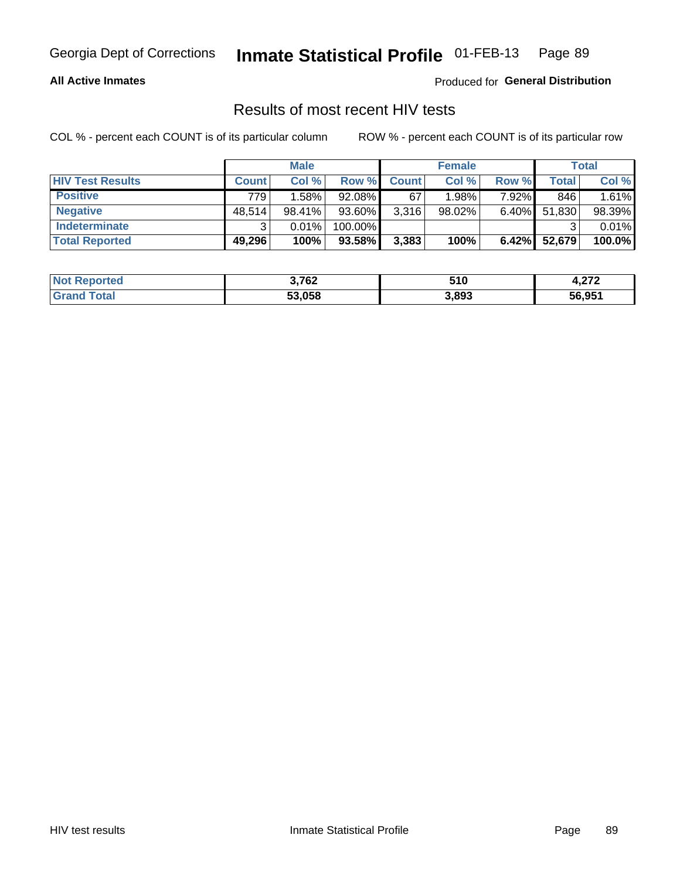Georgia Dept of Corrections **Inmate Statistical Profile** 01-FEB-13

**All Active Inmates**

Produced for **General Distribution**

## Results of most recent HIV tests

COL % - percent each COUNT is of its particular column

ROW % - percent each COUNT is of its particular row

| | Male | | | Female | | | Total | |
|---|---|---|---|---|---|---|---|---|
| **HIV Test Results** | **Count** | **Col %** | **Row %** | **Count** | **Col %** | **Row %** | **Total** | **Col %** |
| **Positive** | 779 | 1.58% | 92.08% | 67 | 1.98% | 7.92% | 846 | 1.61% |
| **Negative** | 48,514 | 98.41% | 93.60% | 3,316 | 98.02% | 6.40% | 51,830 | 98.39% |
| **Indeterminate** | 3 | 0.01% | 100.00% | | | | 3 | 0.01% |
| **Total Reported** | **49,296** | **100%** | **93.58%** | **3,383** | **100%** | **6.42%** | **52,679** | **100.0%** |

| | Male | Female | Total |
|---|---|---|---|
| **Not Reported** | **3,762** | **510** | **4,272** |
| **Grand Total** | **53,058** | **3,893** | **56,951** |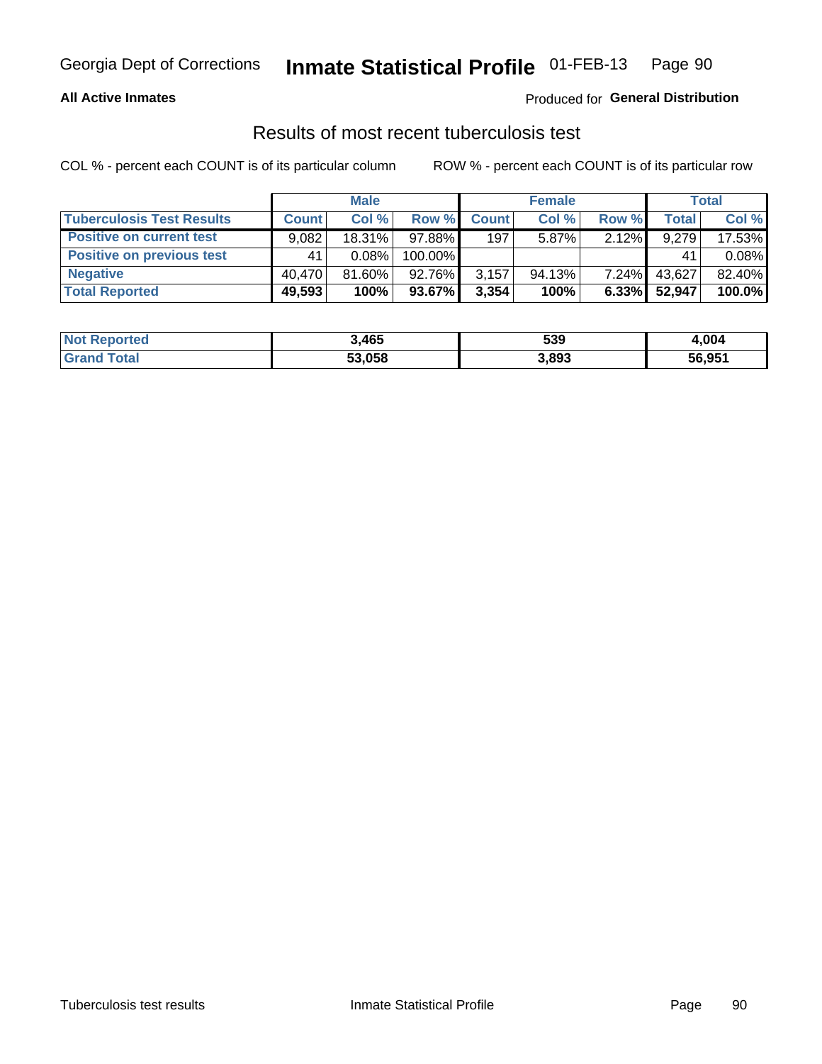**All Active Inmates**

Produced for **General Distribution**

## Results of most recent tuberculosis test

COL % - percent each COUNT is of its particular column

ROW % - percent each COUNT is of its particular row

| | Male | | | Female | | | Total | |
|---|---|---|---|---|---|---|---|---|
| **Tuberculosis Test Results** | **Count** | **Col %** | **Row %** | **Count** | **Col %** | **Row %** | **Total** | **Col %** |
| Positive on current test | 9,082 | 18.31% | 97.88% | 197 | 5.87% | 2.12% | 9,279 | 17.53% |
| Positive on previous test | 41 | 0.08% | 100.00% | | | | 41 | 0.08% |
| Negative | 40,470 | 81.60% | 92.76% | 3,157 | 94.13% | 7.24% | 43,627 | 82.40% |
| **Total Reported** | **49,593** | **100%** | **93.67%** | **3,354** | **100%** | **6.33%** | **52,947** | **100.0%** |

| | Male | Female | Total |
|---|---|---|---|
| **Not Reported** | **3,465** | **539** | **4,004** |
| **Grand Total** | **53,058** | **3,893** | **56,951** |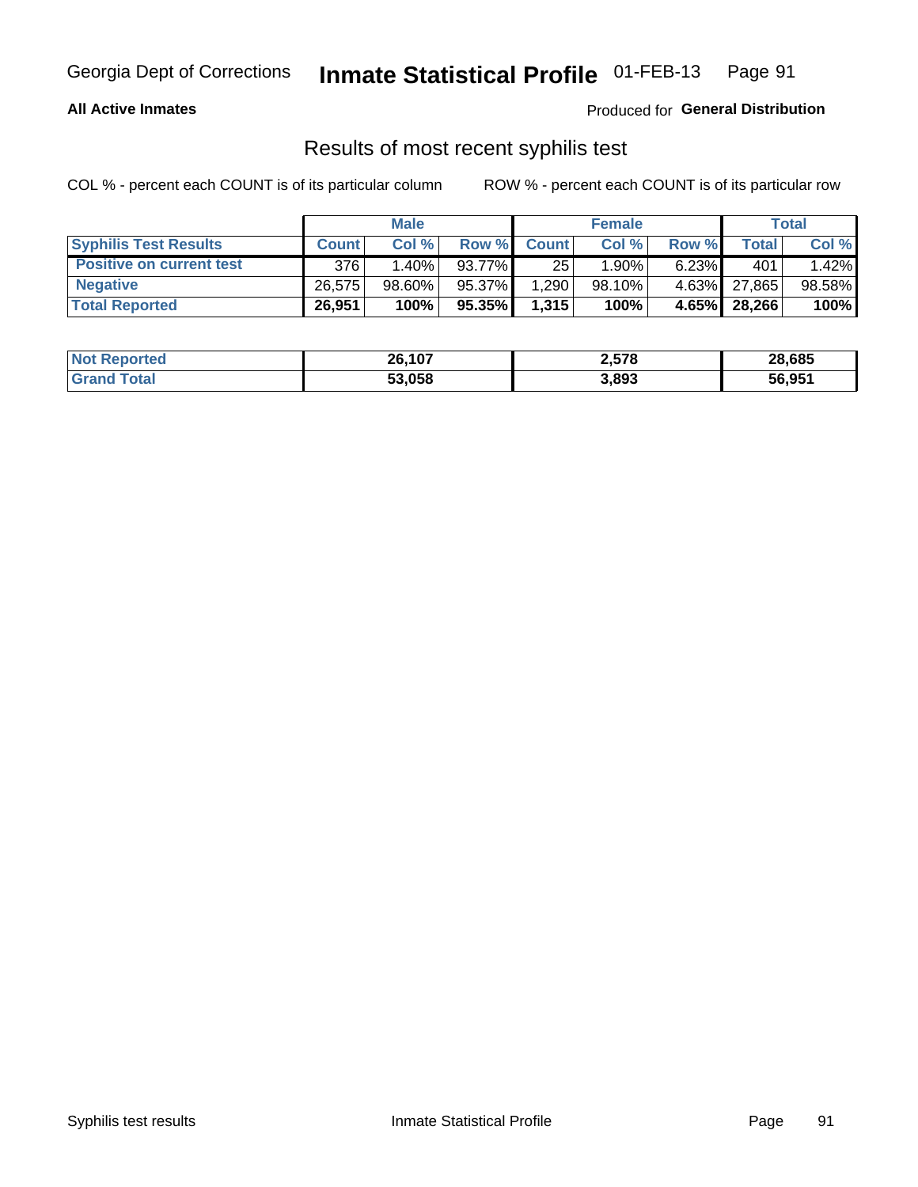Georgia Dept of Corrections **Inmate Statistical Profile** 01-FEB-13

**All Active Inmates**

Produced for **General Distribution**

## Results of most recent syphilis test

COL % - percent each COUNT is of its particular column ROW % - percent each COUNT is of its particular row

| | Male | | | Female | | | Total | |
|---|---|---|---|---|---|---|---|---|
| **Syphilis Test Results** | **Count** | **Col %** | **Row %** | **Count** | **Col %** | **Row %** | **Total** | **Col %** |
| **Positive on current test** | 376 | 1.40% | 93.77% | 25 | 1.90% | 6.23% | 401 | 1.42% |
| **Negative** | 26,575 | 98.60% | 95.37% | 1,290 | 98.10% | 4.63% | 27,865 | 98.58% |
| **Total Reported** | **26,951** | **100%** | **95.35%** | **1,315** | **100%** | **4.65%** | **28,266** | **100%** |

| | Male | Female | Total |
|---|---|---|---|
| **Not Reported** | **26,107** | **2,578** | **28,685** |
| **Grand Total** | **53,058** | **3,893** | **56,951** |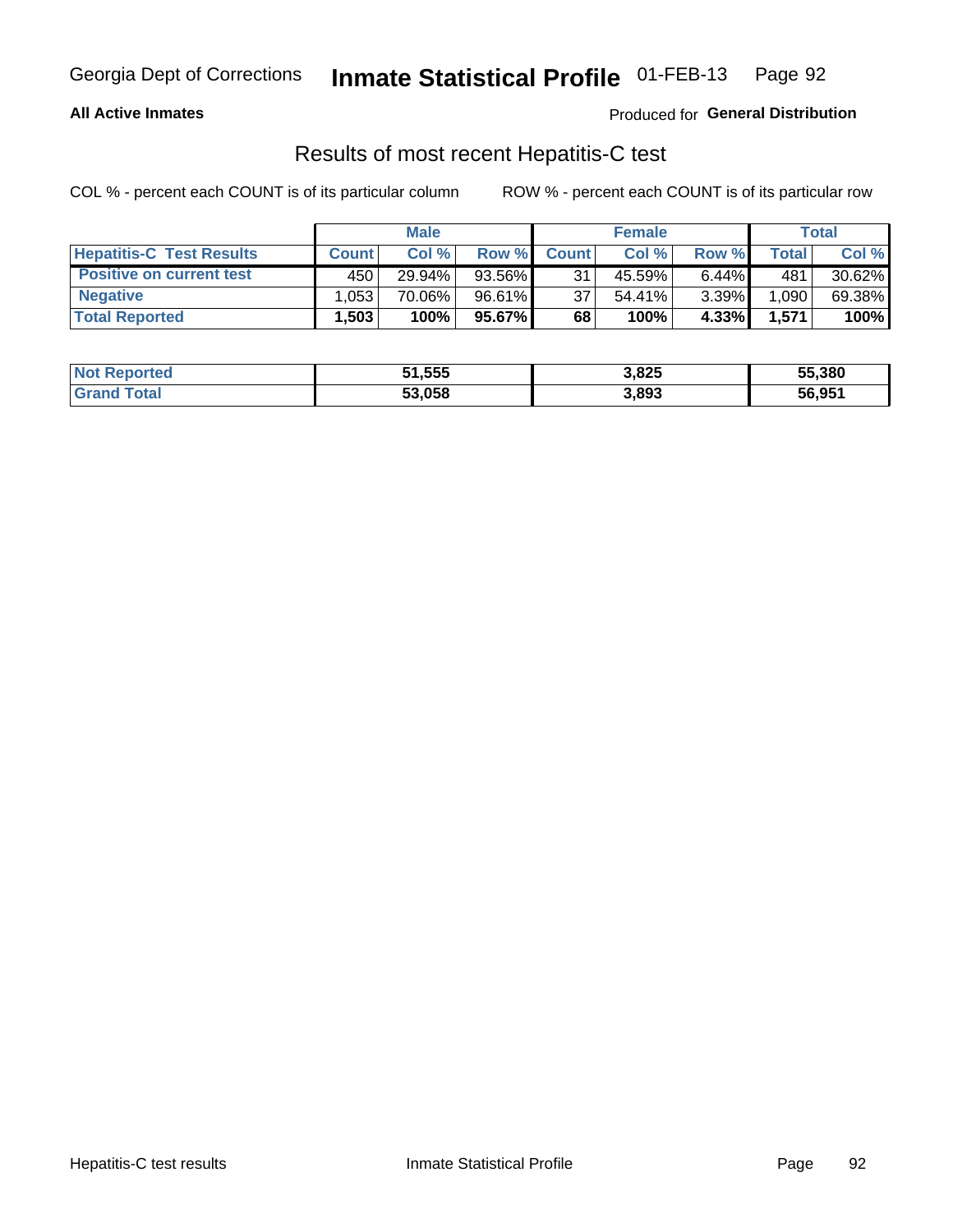Georgia Dept of Corrections **Inmate Statistical Profile** 01-FEB-13

**All Active Inmates**

Produced for **General Distribution**

## Results of most recent Hepatitis-C test

COL % - percent each COUNT is of its particular column ROW % - percent each COUNT is of its particular row

| | Male | | | Female | | | Total | |
|---|---|---|---|---|---|---|---|---|
| **Hepatitis-C Test Results** | **Count** | **Col %** | **Row %** | **Count** | **Col %** | **Row %** | **Total** | **Col %** |
| **Positive on current test** | 450 | 29.94% | 93.56% | 31 | 45.59% | 6.44% | 481 | 30.62% |
| **Negative** | 1,053 | 70.06% | 96.61% | 37 | 54.41% | 3.39% | 1,090 | 69.38% |
| **Total Reported** | **1,503** | **100%** | **95.67%** | **68** | **100%** | **4.33%** | **1,571** | **100%** |

| | Male | Female | Total |
|---|---|---|---|
| **Not Reported** | **51,555** | **3,825** | **55,380** |
| **Grand Total** | **53,058** | **3,893** | **56,951** |